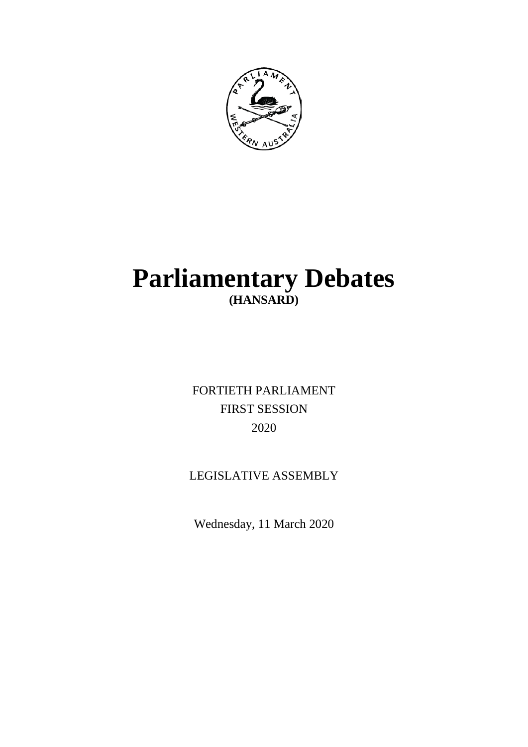# Parliamentary Debates

**(HANSARD)**

FORTIETH PARLIAMENT

FIRST SESSION

2020

LEGISLATIVE ASSEMBLY

Wednesday, 11 March 2020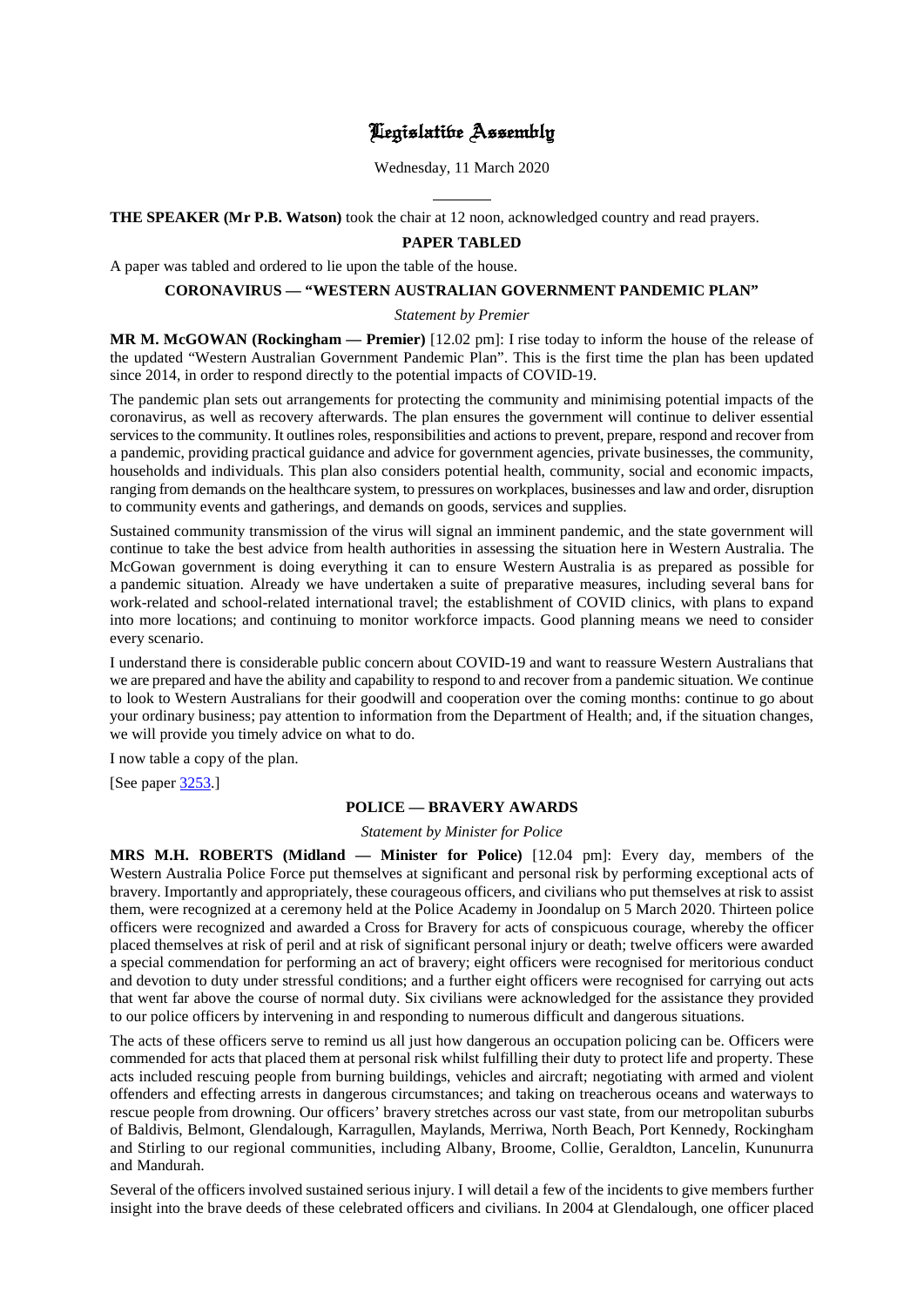# Legislative Assembly

Wednesday, 11 March 2020

---

**THE SPEAKER (Mr P.B. Watson)** took the chair at 12 noon, acknowledged country and read prayers.

## PAPER TABLED

A paper was tabled and ordered to lie upon the table of the house.

## CORONAVIRUS — "WESTERN AUSTRALIAN GOVERNMENT PANDEMIC PLAN"

*Statement by Premier*

**MR M. McGOWAN (Rockingham — Premier)** [12.02 pm]: I rise today to inform the house of the release of the updated "Western Australian Government Pandemic Plan". This is the first time the plan has been updated since 2014, in order to respond directly to the potential impacts of COVID-19.

The pandemic plan sets out arrangements for protecting the community and minimising potential impacts of the coronavirus, as well as recovery afterwards. The plan ensures the government will continue to deliver essential services to the community. It outlines roles, responsibilities and actions to prevent, prepare, respond and recover from a pandemic, providing practical guidance and advice for government agencies, private businesses, the community, households and individuals. This plan also considers potential health, community, social and economic impacts, ranging from demands on the healthcare system, to pressures on workplaces, businesses and law and order, disruption to community events and gatherings, and demands on goods, services and supplies.

Sustained community transmission of the virus will signal an imminent pandemic, and the state government will continue to take the best advice from health authorities in assessing the situation here in Western Australia. The McGowan government is doing everything it can to ensure Western Australia is as prepared as possible for a pandemic situation. Already we have undertaken a suite of preparative measures, including several bans for work-related and school-related international travel; the establishment of COVID clinics, with plans to expand into more locations; and continuing to monitor workforce impacts. Good planning means we need to consider every scenario.

I understand there is considerable public concern about COVID-19 and want to reassure Western Australians that we are prepared and have the ability and capability to respond to and recover from a pandemic situation. We continue to look to Western Australians for their goodwill and cooperation over the coming months: continue to go about your ordinary business; pay attention to information from the Department of Health; and, if the situation changes, we will provide you timely advice on what to do.

I now table a copy of the plan.

[See paper 3253.]

## POLICE — BRAVERY AWARDS

*Statement by Minister for Police*

**MRS M.H. ROBERTS (Midland — Minister for Police)** [12.04 pm]: Every day, members of the Western Australia Police Force put themselves at significant and personal risk by performing exceptional acts of bravery. Importantly and appropriately, these courageous officers, and civilians who put themselves at risk to assist them, were recognized at a ceremony held at the Police Academy in Joondalup on 5 March 2020. Thirteen police officers were recognized and awarded a Cross for Bravery for acts of conspicuous courage, whereby the officer placed themselves at risk of peril and at risk of significant personal injury or death; twelve officers were awarded a special commendation for performing an act of bravery; eight officers were recognised for meritorious conduct and devotion to duty under stressful conditions; and a further eight officers were recognised for carrying out acts that went far above the course of normal duty. Six civilians were acknowledged for the assistance they provided to our police officers by intervening in and responding to numerous difficult and dangerous situations.

The acts of these officers serve to remind us all just how dangerous an occupation policing can be. Officers were commended for acts that placed them at personal risk whilst fulfilling their duty to protect life and property. These acts included rescuing people from burning buildings, vehicles and aircraft; negotiating with armed and violent offenders and effecting arrests in dangerous circumstances; and taking on treacherous oceans and waterways to rescue people from drowning. Our officers' bravery stretches across our vast state, from our metropolitan suburbs of Baldivis, Belmont, Glendalough, Karragullen, Maylands, Merriwa, North Beach, Port Kennedy, Rockingham and Stirling to our regional communities, including Albany, Broome, Collie, Geraldton, Lancelin, Kununurra and Mandurah.

Several of the officers involved sustained serious injury. I will detail a few of the incidents to give members further insight into the brave deeds of these celebrated officers and civilians. In 2004 at Glendalough, one officer placed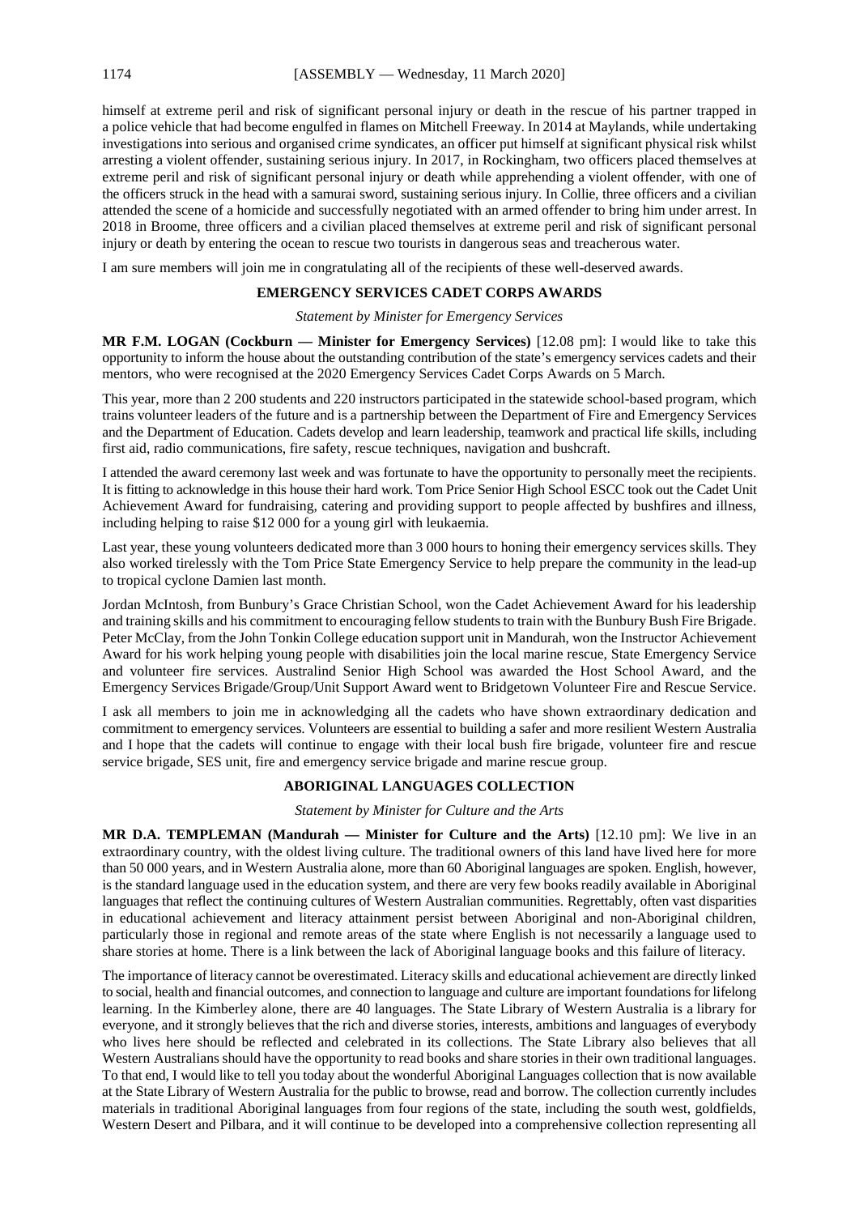himself at extreme peril and risk of significant personal injury or death in the rescue of his partner trapped in a police vehicle that had become engulfed in flames on Mitchell Freeway. In 2014 at Maylands, while undertaking investigations into serious and organised crime syndicates, an officer put himself at significant physical risk whilst arresting a violent offender, sustaining serious injury. In 2017, in Rockingham, two officers placed themselves at extreme peril and risk of significant personal injury or death while apprehending a violent offender, with one of the officers struck in the head with a samurai sword, sustaining serious injury. In Collie, three officers and a civilian attended the scene of a homicide and successfully negotiated with an armed offender to bring him under arrest. In 2018 in Broome, three officers and a civilian placed themselves at extreme peril and risk of significant personal injury or death by entering the ocean to rescue two tourists in dangerous seas and treacherous water.

I am sure members will join me in congratulating all of the recipients of these well-deserved awards.

## EMERGENCY SERVICES CADET CORPS AWARDS

*Statement by Minister for Emergency Services*

**MR F.M. LOGAN (Cockburn — Minister for Emergency Services)** [12.08 pm]: I would like to take this opportunity to inform the house about the outstanding contribution of the state's emergency services cadets and their mentors, who were recognised at the 2020 Emergency Services Cadet Corps Awards on 5 March.

This year, more than 2 200 students and 220 instructors participated in the statewide school-based program, which trains volunteer leaders of the future and is a partnership between the Department of Fire and Emergency Services and the Department of Education. Cadets develop and learn leadership, teamwork and practical life skills, including first aid, radio communications, fire safety, rescue techniques, navigation and bushcraft.

I attended the award ceremony last week and was fortunate to have the opportunity to personally meet the recipients. It is fitting to acknowledge in this house their hard work. Tom Price Senior High School ESCC took out the Cadet Unit Achievement Award for fundraising, catering and providing support to people affected by bushfires and illness, including helping to raise $12 000 for a young girl with leukaemia.

Last year, these young volunteers dedicated more than 3 000 hours to honing their emergency services skills. They also worked tirelessly with the Tom Price State Emergency Service to help prepare the community in the lead-up to tropical cyclone Damien last month.

Jordan McIntosh, from Bunbury's Grace Christian School, won the Cadet Achievement Award for his leadership and training skills and his commitment to encouraging fellow students to train with the Bunbury Bush Fire Brigade. Peter McClay, from the John Tonkin College education support unit in Mandurah, won the Instructor Achievement Award for his work helping young people with disabilities join the local marine rescue, State Emergency Service and volunteer fire services. Australind Senior High School was awarded the Host School Award, and the Emergency Services Brigade/Group/Unit Support Award went to Bridgetown Volunteer Fire and Rescue Service.

I ask all members to join me in acknowledging all the cadets who have shown extraordinary dedication and commitment to emergency services. Volunteers are essential to building a safer and more resilient Western Australia and I hope that the cadets will continue to engage with their local bush fire brigade, volunteer fire and rescue service brigade, SES unit, fire and emergency service brigade and marine rescue group.

## ABORIGINAL LANGUAGES COLLECTION

*Statement by Minister for Culture and the Arts*

**MR D.A. TEMPLEMAN (Mandurah — Minister for Culture and the Arts)** [12.10 pm]: We live in an extraordinary country, with the oldest living culture. The traditional owners of this land have lived here for more than 50 000 years, and in Western Australia alone, more than 60 Aboriginal languages are spoken. English, however, is the standard language used in the education system, and there are very few books readily available in Aboriginal languages that reflect the continuing cultures of Western Australian communities. Regrettably, often vast disparities in educational achievement and literacy attainment persist between Aboriginal and non-Aboriginal children, particularly those in regional and remote areas of the state where English is not necessarily a language used to share stories at home. There is a link between the lack of Aboriginal language books and this failure of literacy.

The importance of literacy cannot be overestimated. Literacy skills and educational achievement are directly linked to social, health and financial outcomes, and connection to language and culture are important foundations for lifelong learning. In the Kimberley alone, there are 40 languages. The State Library of Western Australia is a library for everyone, and it strongly believes that the rich and diverse stories, interests, ambitions and languages of everybody who lives here should be reflected and celebrated in its collections. The State Library also believes that all Western Australians should have the opportunity to read books and share stories in their own traditional languages. To that end, I would like to tell you today about the wonderful Aboriginal Languages collection that is now available at the State Library of Western Australia for the public to browse, read and borrow. The collection currently includes materials in traditional Aboriginal languages from four regions of the state, including the south west, goldfields, Western Desert and Pilbara, and it will continue to be developed into a comprehensive collection representing all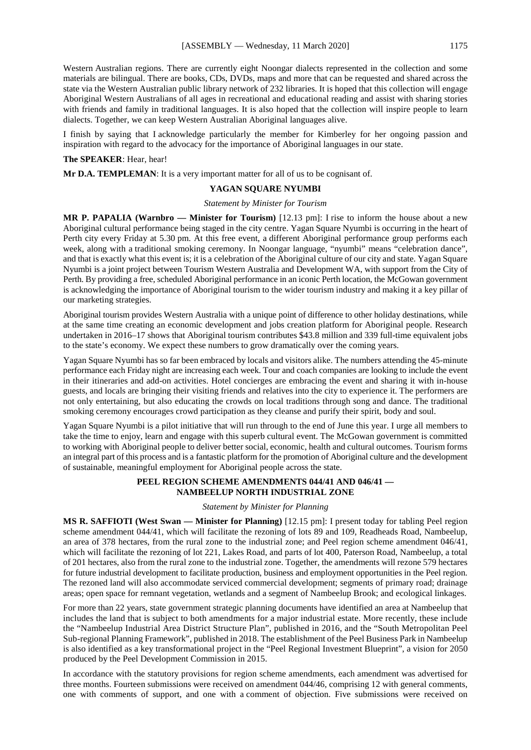Western Australian regions. There are currently eight Noongar dialects represented in the collection and some materials are bilingual. There are books, CDs, DVDs, maps and more that can be requested and shared across the state via the Western Australian public library network of 232 libraries. It is hoped that this collection will engage Aboriginal Western Australians of all ages in recreational and educational reading and assist with sharing stories with friends and family in traditional languages. It is also hoped that the collection will inspire people to learn dialects. Together, we can keep Western Australian Aboriginal languages alive.

I finish by saying that I acknowledge particularly the member for Kimberley for her ongoing passion and inspiration with regard to the advocacy for the importance of Aboriginal languages in our state.

**The SPEAKER**: Hear, hear!

**Mr D.A. TEMPLEMAN**: It is a very important matter for all of us to be cognisant of.

## YAGAN SQUARE NYUMBI

*Statement by Minister for Tourism*

**MR P. PAPALIA (Warnbro — Minister for Tourism)** [12.13 pm]: I rise to inform the house about a new Aboriginal cultural performance being staged in the city centre. Yagan Square Nyumbi is occurring in the heart of Perth city every Friday at 5.30 pm. At this free event, a different Aboriginal performance group performs each week, along with a traditional smoking ceremony. In Noongar language, "nyumbi" means "celebration dance", and that is exactly what this event is; it is a celebration of the Aboriginal culture of our city and state. Yagan Square Nyumbi is a joint project between Tourism Western Australia and Development WA, with support from the City of Perth. By providing a free, scheduled Aboriginal performance in an iconic Perth location, the McGowan government is acknowledging the importance of Aboriginal tourism to the wider tourism industry and making it a key pillar of our marketing strategies.

Aboriginal tourism provides Western Australia with a unique point of difference to other holiday destinations, while at the same time creating an economic development and jobs creation platform for Aboriginal people. Research undertaken in 2016–17 shows that Aboriginal tourism contributes $43.8 million and 339 full-time equivalent jobs to the state's economy. We expect these numbers to grow dramatically over the coming years.

Yagan Square Nyumbi has so far been embraced by locals and visitors alike. The numbers attending the 45-minute performance each Friday night are increasing each week. Tour and coach companies are looking to include the event in their itineraries and add-on activities. Hotel concierges are embracing the event and sharing it with in-house guests, and locals are bringing their visiting friends and relatives into the city to experience it. The performers are not only entertaining, but also educating the crowds on local traditions through song and dance. The traditional smoking ceremony encourages crowd participation as they cleanse and purify their spirit, body and soul.

Yagan Square Nyumbi is a pilot initiative that will run through to the end of June this year. I urge all members to take the time to enjoy, learn and engage with this superb cultural event. The McGowan government is committed to working with Aboriginal people to deliver better social, economic, health and cultural outcomes. Tourism forms an integral part of this process and is a fantastic platform for the promotion of Aboriginal culture and the development of sustainable, meaningful employment for Aboriginal people across the state.

## PEEL REGION SCHEME AMENDMENTS 044/41 AND 046/41 — NAMBEELUP NORTH INDUSTRIAL ZONE

*Statement by Minister for Planning*

**MS R. SAFFIOTI (West Swan — Minister for Planning)** [12.15 pm]: I present today for tabling Peel region scheme amendment 044/41, which will facilitate the rezoning of lots 89 and 109, Readheads Road, Nambeelup, an area of 378 hectares, from the rural zone to the industrial zone; and Peel region scheme amendment 046/41, which will facilitate the rezoning of lot 221, Lakes Road, and parts of lot 400, Paterson Road, Nambeelup, a total of 201 hectares, also from the rural zone to the industrial zone. Together, the amendments will rezone 579 hectares for future industrial development to facilitate production, business and employment opportunities in the Peel region. The rezoned land will also accommodate serviced commercial development; segments of primary road; drainage areas; open space for remnant vegetation, wetlands and a segment of Nambeelup Brook; and ecological linkages.

For more than 22 years, state government strategic planning documents have identified an area at Nambeelup that includes the land that is subject to both amendments for a major industrial estate. More recently, these include the "Nambeelup Industrial Area District Structure Plan", published in 2016, and the "South Metropolitan Peel Sub-regional Planning Framework", published in 2018. The establishment of the Peel Business Park in Nambeelup is also identified as a key transformational project in the "Peel Regional Investment Blueprint", a vision for 2050 produced by the Peel Development Commission in 2015.

In accordance with the statutory provisions for region scheme amendments, each amendment was advertised for three months. Fourteen submissions were received on amendment 044/46, comprising 12 with general comments, one with comments of support, and one with a comment of objection. Five submissions were received on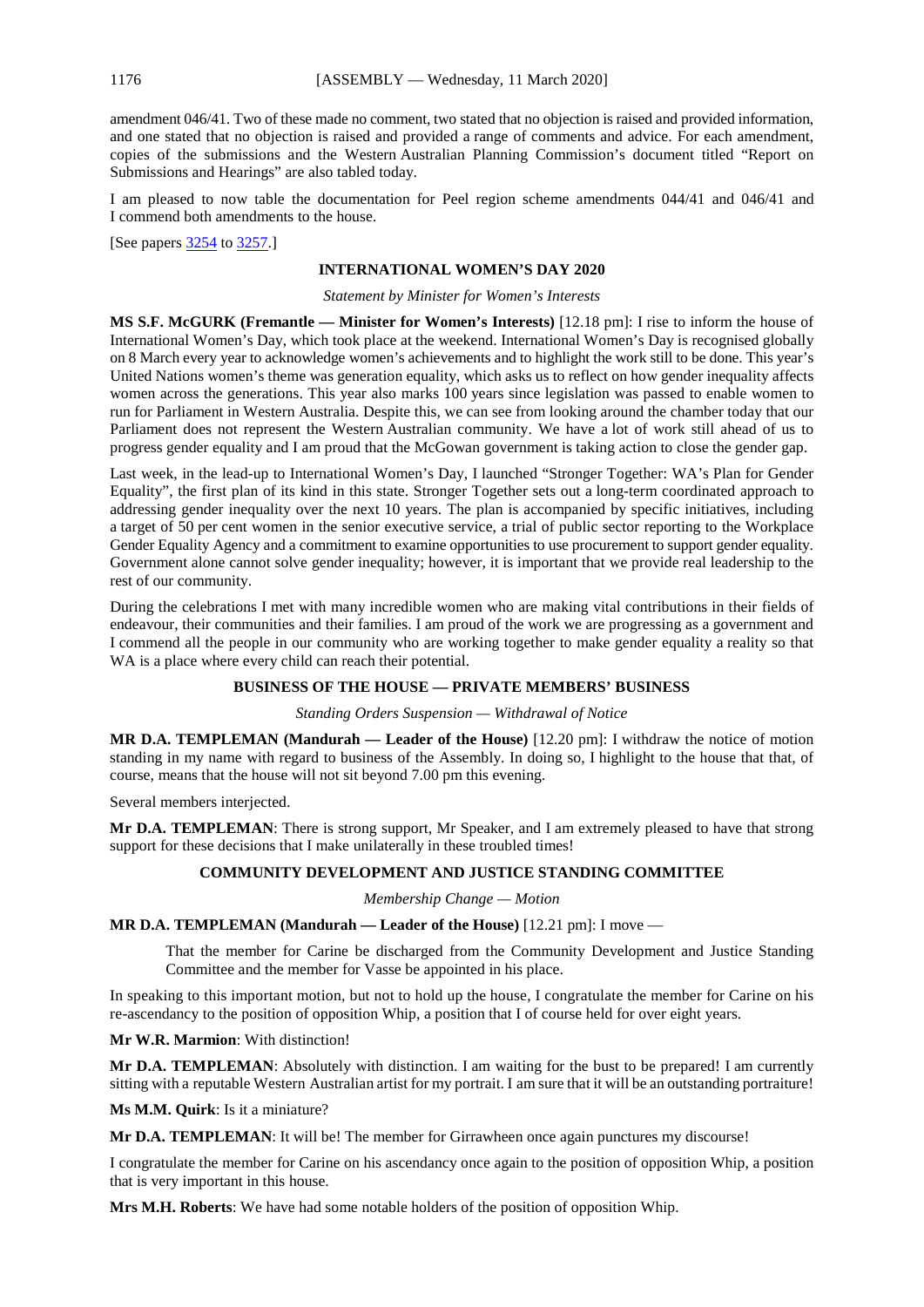amendment 046/41. Two of these made no comment, two stated that no objection is raised and provided information, and one stated that no objection is raised and provided a range of comments and advice. For each amendment, copies of the submissions and the Western Australian Planning Commission's document titled "Report on Submissions and Hearings" are also tabled today.

I am pleased to now table the documentation for Peel region scheme amendments 044/41 and 046/41 and I commend both amendments to the house.

[See papers 3254 to 3257.]

## INTERNATIONAL WOMEN'S DAY 2020

*Statement by Minister for Women's Interests*

**MS S.F. McGURK (Fremantle — Minister for Women's Interests)** [12.18 pm]: I rise to inform the house of International Women's Day, which took place at the weekend. International Women's Day is recognised globally on 8 March every year to acknowledge women's achievements and to highlight the work still to be done. This year's United Nations women's theme was generation equality, which asks us to reflect on how gender inequality affects women across the generations. This year also marks 100 years since legislation was passed to enable women to run for Parliament in Western Australia. Despite this, we can see from looking around the chamber today that our Parliament does not represent the Western Australian community. We have a lot of work still ahead of us to progress gender equality and I am proud that the McGowan government is taking action to close the gender gap.

Last week, in the lead-up to International Women's Day, I launched "Stronger Together: WA's Plan for Gender Equality", the first plan of its kind in this state. Stronger Together sets out a long-term coordinated approach to addressing gender inequality over the next 10 years. The plan is accompanied by specific initiatives, including a target of 50 per cent women in the senior executive service, a trial of public sector reporting to the Workplace Gender Equality Agency and a commitment to examine opportunities to use procurement to support gender equality. Government alone cannot solve gender inequality; however, it is important that we provide real leadership to the rest of our community.

During the celebrations I met with many incredible women who are making vital contributions in their fields of endeavour, their communities and their families. I am proud of the work we are progressing as a government and I commend all the people in our community who are working together to make gender equality a reality so that WA is a place where every child can reach their potential.

## BUSINESS OF THE HOUSE — PRIVATE MEMBERS' BUSINESS

*Standing Orders Suspension — Withdrawal of Notice*

**MR D.A. TEMPLEMAN (Mandurah — Leader of the House)** [12.20 pm]: I withdraw the notice of motion standing in my name with regard to business of the Assembly. In doing so, I highlight to the house that that, of course, means that the house will not sit beyond 7.00 pm this evening.

Several members interjected.

**Mr D.A. TEMPLEMAN**: There is strong support, Mr Speaker, and I am extremely pleased to have that strong support for these decisions that I make unilaterally in these troubled times!

## COMMUNITY DEVELOPMENT AND JUSTICE STANDING COMMITTEE

*Membership Change — Motion*

**MR D.A. TEMPLEMAN (Mandurah — Leader of the House)** [12.21 pm]: I move —

> That the member for Carine be discharged from the Community Development and Justice Standing Committee and the member for Vasse be appointed in his place.

In speaking to this important motion, but not to hold up the house, I congratulate the member for Carine on his re-ascendancy to the position of opposition Whip, a position that I of course held for over eight years.

**Mr W.R. Marmion**: With distinction!

**Mr D.A. TEMPLEMAN**: Absolutely with distinction. I am waiting for the bust to be prepared! I am currently sitting with a reputable Western Australian artist for my portrait. I am sure that it will be an outstanding portraiture!

**Ms M.M. Quirk**: Is it a miniature?

**Mr D.A. TEMPLEMAN**: It will be! The member for Girrawheen once again punctures my discourse!

I congratulate the member for Carine on his ascendancy once again to the position of opposition Whip, a position that is very important in this house.

**Mrs M.H. Roberts**: We have had some notable holders of the position of opposition Whip.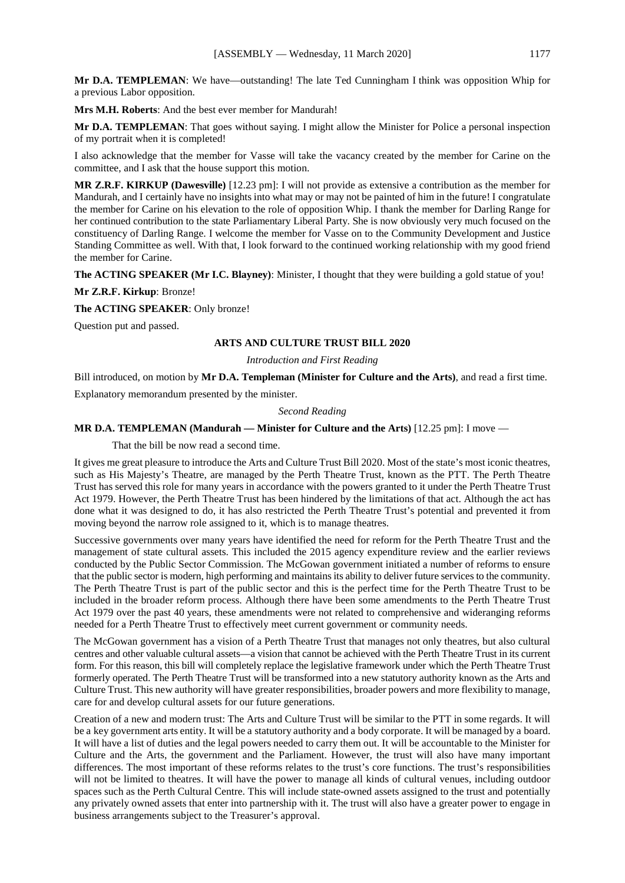**Mr D.A. TEMPLEMAN**: We have—outstanding! The late Ted Cunningham I think was opposition Whip for a previous Labor opposition.

**Mrs M.H. Roberts**: And the best ever member for Mandurah!

**Mr D.A. TEMPLEMAN**: That goes without saying. I might allow the Minister for Police a personal inspection of my portrait when it is completed!

I also acknowledge that the member for Vasse will take the vacancy created by the member for Carine on the committee, and I ask that the house support this motion.

**MR Z.R.F. KIRKUP (Dawesville)** [12.23 pm]: I will not provide as extensive a contribution as the member for Mandurah, and I certainly have no insights into what may or may not be painted of him in the future! I congratulate the member for Carine on his elevation to the role of opposition Whip. I thank the member for Darling Range for her continued contribution to the state Parliamentary Liberal Party. She is now obviously very much focused on the constituency of Darling Range. I welcome the member for Vasse on to the Community Development and Justice Standing Committee as well. With that, I look forward to the continued working relationship with my good friend the member for Carine.

**The ACTING SPEAKER (Mr I.C. Blayney)**: Minister, I thought that they were building a gold statue of you!

**Mr Z.R.F. Kirkup**: Bronze!

**The ACTING SPEAKER**: Only bronze!

Question put and passed.

## ARTS AND CULTURE TRUST BILL 2020

*Introduction and First Reading*

Bill introduced, on motion by **Mr D.A. Templeman (Minister for Culture and the Arts)**, and read a first time.

Explanatory memorandum presented by the minister.

*Second Reading*

**MR D.A. TEMPLEMAN (Mandurah — Minister for Culture and the Arts)** [12.25 pm]: I move —

> That the bill be now read a second time.

It gives me great pleasure to introduce the Arts and Culture Trust Bill 2020. Most of the state's most iconic theatres, such as His Majesty's Theatre, are managed by the Perth Theatre Trust, known as the PTT. The Perth Theatre Trust has served this role for many years in accordance with the powers granted to it under the Perth Theatre Trust Act 1979. However, the Perth Theatre Trust has been hindered by the limitations of that act. Although the act has done what it was designed to do, it has also restricted the Perth Theatre Trust's potential and prevented it from moving beyond the narrow role assigned to it, which is to manage theatres.

Successive governments over many years have identified the need for reform for the Perth Theatre Trust and the management of state cultural assets. This included the 2015 agency expenditure review and the earlier reviews conducted by the Public Sector Commission. The McGowan government initiated a number of reforms to ensure that the public sector is modern, high performing and maintains its ability to deliver future services to the community. The Perth Theatre Trust is part of the public sector and this is the perfect time for the Perth Theatre Trust to be included in the broader reform process. Although there have been some amendments to the Perth Theatre Trust Act 1979 over the past 40 years, these amendments were not related to comprehensive and wideranging reforms needed for a Perth Theatre Trust to effectively meet current government or community needs.

The McGowan government has a vision of a Perth Theatre Trust that manages not only theatres, but also cultural centres and other valuable cultural assets—a vision that cannot be achieved with the Perth Theatre Trust in its current form. For this reason, this bill will completely replace the legislative framework under which the Perth Theatre Trust formerly operated. The Perth Theatre Trust will be transformed into a new statutory authority known as the Arts and Culture Trust. This new authority will have greater responsibilities, broader powers and more flexibility to manage, care for and develop cultural assets for our future generations.

Creation of a new and modern trust: The Arts and Culture Trust will be similar to the PTT in some regards. It will be a key government arts entity. It will be a statutory authority and a body corporate. It will be managed by a board. It will have a list of duties and the legal powers needed to carry them out. It will be accountable to the Minister for Culture and the Arts, the government and the Parliament. However, the trust will also have many important differences. The most important of these reforms relates to the trust's core functions. The trust's responsibilities will not be limited to theatres. It will have the power to manage all kinds of cultural venues, including outdoor spaces such as the Perth Cultural Centre. This will include state-owned assets assigned to the trust and potentially any privately owned assets that enter into partnership with it. The trust will also have a greater power to engage in business arrangements subject to the Treasurer's approval.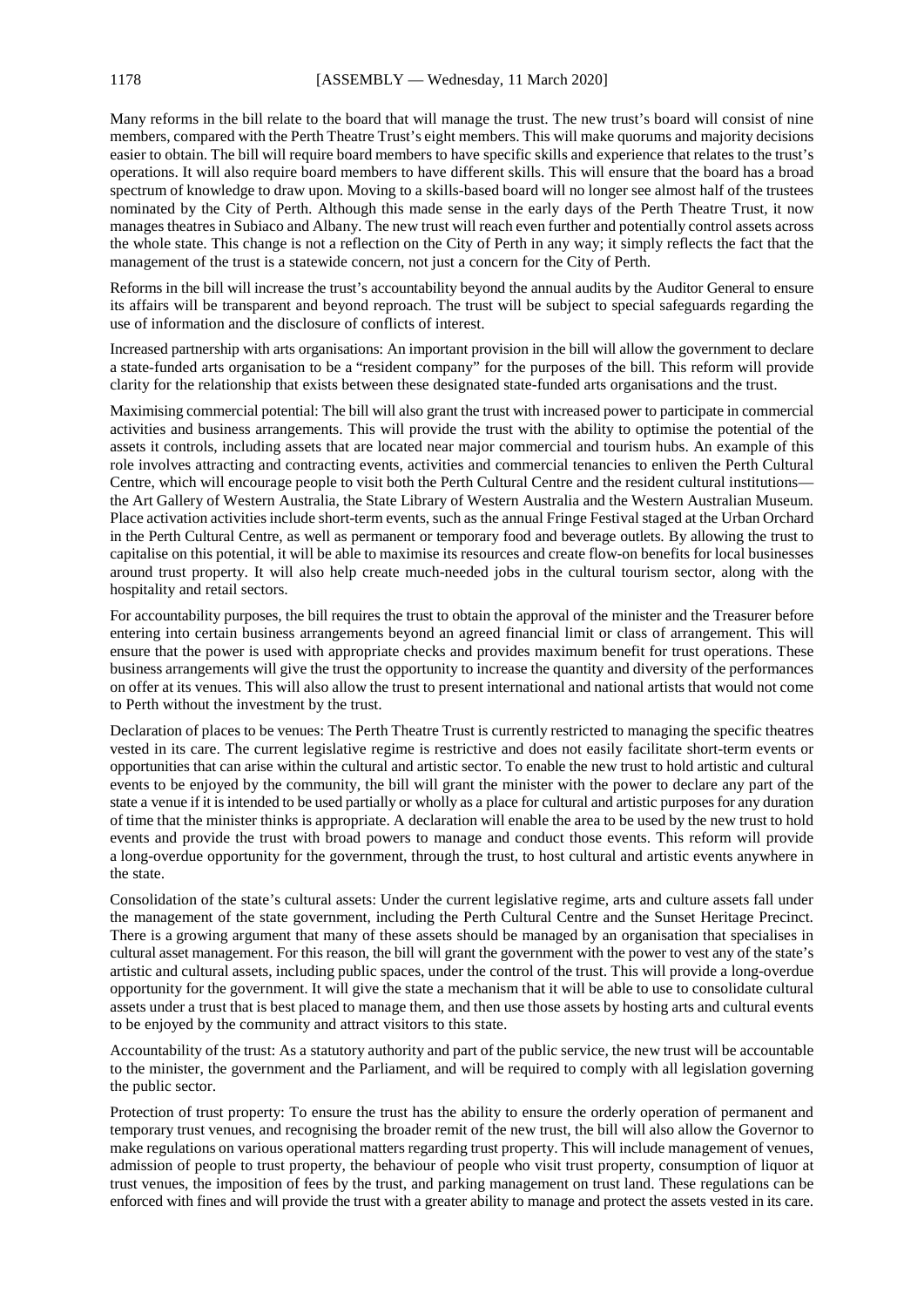Many reforms in the bill relate to the board that will manage the trust. The new trust's board will consist of nine members, compared with the Perth Theatre Trust's eight members. This will make quorums and majority decisions easier to obtain. The bill will require board members to have specific skills and experience that relates to the trust's operations. It will also require board members to have different skills. This will ensure that the board has a broad spectrum of knowledge to draw upon. Moving to a skills-based board will no longer see almost half of the trustees nominated by the City of Perth. Although this made sense in the early days of the Perth Theatre Trust, it now manages theatres in Subiaco and Albany. The new trust will reach even further and potentially control assets across the whole state. This change is not a reflection on the City of Perth in any way; it simply reflects the fact that the management of the trust is a statewide concern, not just a concern for the City of Perth.

Reforms in the bill will increase the trust's accountability beyond the annual audits by the Auditor General to ensure its affairs will be transparent and beyond reproach. The trust will be subject to special safeguards regarding the use of information and the disclosure of conflicts of interest.

Increased partnership with arts organisations: An important provision in the bill will allow the government to declare a state-funded arts organisation to be a "resident company" for the purposes of the bill. This reform will provide clarity for the relationship that exists between these designated state-funded arts organisations and the trust.

Maximising commercial potential: The bill will also grant the trust with increased power to participate in commercial activities and business arrangements. This will provide the trust with the ability to optimise the potential of the assets it controls, including assets that are located near major commercial and tourism hubs. An example of this role involves attracting and contracting events, activities and commercial tenancies to enliven the Perth Cultural Centre, which will encourage people to visit both the Perth Cultural Centre and the resident cultural institutions—the Art Gallery of Western Australia, the State Library of Western Australia and the Western Australian Museum. Place activation activities include short-term events, such as the annual Fringe Festival staged at the Urban Orchard in the Perth Cultural Centre, as well as permanent or temporary food and beverage outlets. By allowing the trust to capitalise on this potential, it will be able to maximise its resources and create flow-on benefits for local businesses around trust property. It will also help create much-needed jobs in the cultural tourism sector, along with the hospitality and retail sectors.

For accountability purposes, the bill requires the trust to obtain the approval of the minister and the Treasurer before entering into certain business arrangements beyond an agreed financial limit or class of arrangement. This will ensure that the power is used with appropriate checks and provides maximum benefit for trust operations. These business arrangements will give the trust the opportunity to increase the quantity and diversity of the performances on offer at its venues. This will also allow the trust to present international and national artists that would not come to Perth without the investment by the trust.

Declaration of places to be venues: The Perth Theatre Trust is currently restricted to managing the specific theatres vested in its care. The current legislative regime is restrictive and does not easily facilitate short-term events or opportunities that can arise within the cultural and artistic sector. To enable the new trust to hold artistic and cultural events to be enjoyed by the community, the bill will grant the minister with the power to declare any part of the state a venue if it is intended to be used partially or wholly as a place for cultural and artistic purposes for any duration of time that the minister thinks is appropriate. A declaration will enable the area to be used by the new trust to hold events and provide the trust with broad powers to manage and conduct those events. This reform will provide a long-overdue opportunity for the government, through the trust, to host cultural and artistic events anywhere in the state.

Consolidation of the state's cultural assets: Under the current legislative regime, arts and culture assets fall under the management of the state government, including the Perth Cultural Centre and the Sunset Heritage Precinct. There is a growing argument that many of these assets should be managed by an organisation that specialises in cultural asset management. For this reason, the bill will grant the government with the power to vest any of the state's artistic and cultural assets, including public spaces, under the control of the trust. This will provide a long-overdue opportunity for the government. It will give the state a mechanism that it will be able to use to consolidate cultural assets under a trust that is best placed to manage them, and then use those assets by hosting arts and cultural events to be enjoyed by the community and attract visitors to this state.

Accountability of the trust: As a statutory authority and part of the public service, the new trust will be accountable to the minister, the government and the Parliament, and will be required to comply with all legislation governing the public sector.

Protection of trust property: To ensure the trust has the ability to ensure the orderly operation of permanent and temporary trust venues, and recognising the broader remit of the new trust, the bill will also allow the Governor to make regulations on various operational matters regarding trust property. This will include management of venues, admission of people to trust property, the behaviour of people who visit trust property, consumption of liquor at trust venues, the imposition of fees by the trust, and parking management on trust land. These regulations can be enforced with fines and will provide the trust with a greater ability to manage and protect the assets vested in its care.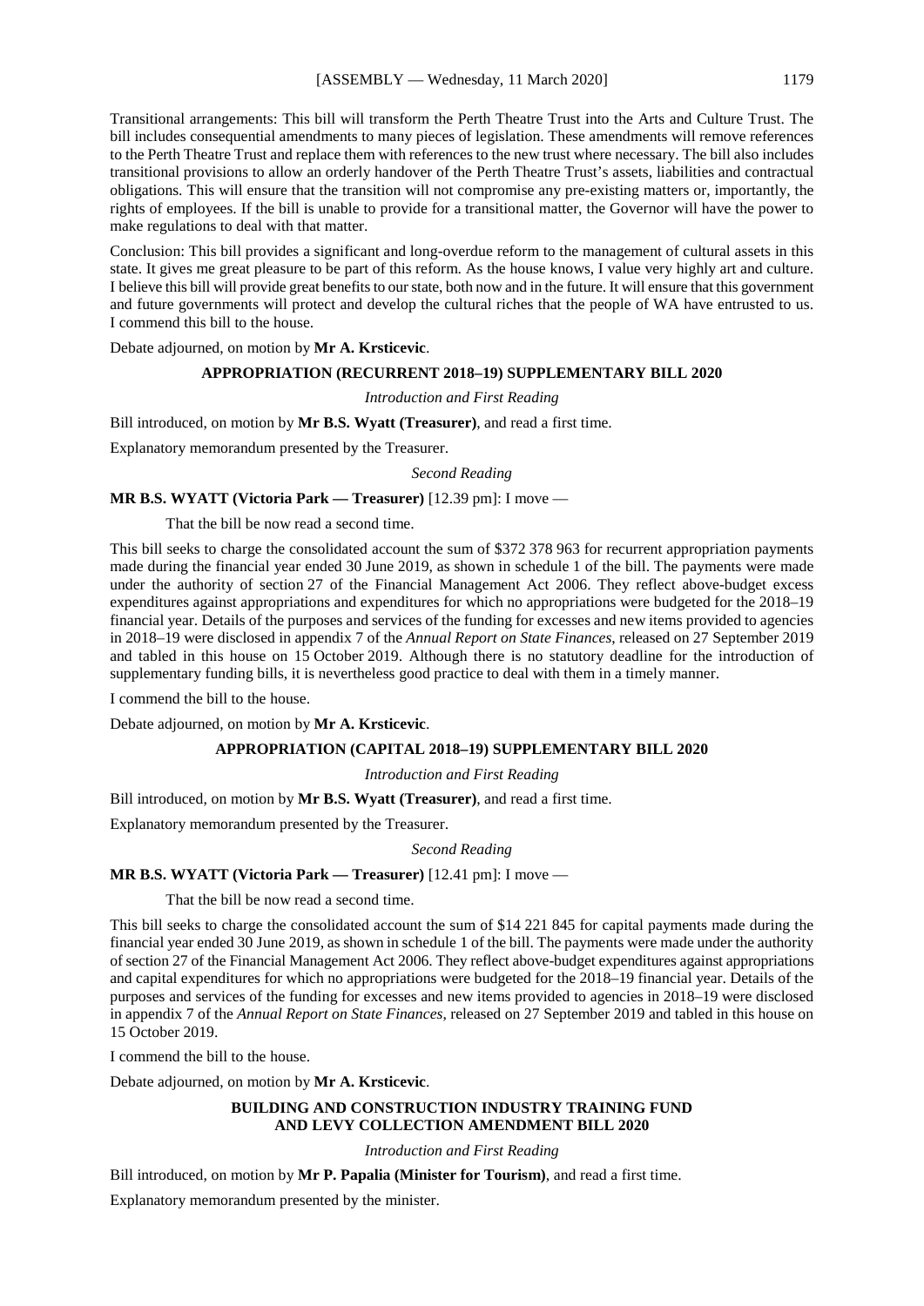Transitional arrangements: This bill will transform the Perth Theatre Trust into the Arts and Culture Trust. The bill includes consequential amendments to many pieces of legislation. These amendments will remove references to the Perth Theatre Trust and replace them with references to the new trust where necessary. The bill also includes transitional provisions to allow an orderly handover of the Perth Theatre Trust's assets, liabilities and contractual obligations. This will ensure that the transition will not compromise any pre-existing matters or, importantly, the rights of employees. If the bill is unable to provide for a transitional matter, the Governor will have the power to make regulations to deal with that matter.

Conclusion: This bill provides a significant and long-overdue reform to the management of cultural assets in this state. It gives me great pleasure to be part of this reform. As the house knows, I value very highly art and culture. I believe this bill will provide great benefits to our state, both now and in the future. It will ensure that this government and future governments will protect and develop the cultural riches that the people of WA have entrusted to us. I commend this bill to the house.

Debate adjourned, on motion by **Mr A. Krsticevic**.

## APPROPRIATION (RECURRENT 2018–19) SUPPLEMENTARY BILL 2020

*Introduction and First Reading*

Bill introduced, on motion by **Mr B.S. Wyatt (Treasurer)**, and read a first time.

Explanatory memorandum presented by the Treasurer.

*Second Reading*

**MR B.S. WYATT (Victoria Park — Treasurer)** [12.39 pm]: I move —

> That the bill be now read a second time.

This bill seeks to charge the consolidated account the sum of $372 378 963 for recurrent appropriation payments made during the financial year ended 30 June 2019, as shown in schedule 1 of the bill. The payments were made under the authority of section 27 of the Financial Management Act 2006. They reflect above-budget excess expenditures against appropriations and expenditures for which no appropriations were budgeted for the 2018–19 financial year. Details of the purposes and services of the funding for excesses and new items provided to agencies in 2018–19 were disclosed in appendix 7 of the *Annual Report on State Finances*, released on 27 September 2019 and tabled in this house on 15 October 2019. Although there is no statutory deadline for the introduction of supplementary funding bills, it is nevertheless good practice to deal with them in a timely manner.

I commend the bill to the house.

Debate adjourned, on motion by **Mr A. Krsticevic**.

## APPROPRIATION (CAPITAL 2018–19) SUPPLEMENTARY BILL 2020

*Introduction and First Reading*

Bill introduced, on motion by **Mr B.S. Wyatt (Treasurer)**, and read a first time.

Explanatory memorandum presented by the Treasurer.

*Second Reading*

**MR B.S. WYATT (Victoria Park — Treasurer)** [12.41 pm]: I move —

> That the bill be now read a second time.

This bill seeks to charge the consolidated account the sum of $14 221 845 for capital payments made during the financial year ended 30 June 2019, as shown in schedule 1 of the bill. The payments were made under the authority of section 27 of the Financial Management Act 2006. They reflect above-budget expenditures against appropriations and capital expenditures for which no appropriations were budgeted for the 2018–19 financial year. Details of the purposes and services of the funding for excesses and new items provided to agencies in 2018–19 were disclosed in appendix 7 of the *Annual Report on State Finances*, released on 27 September 2019 and tabled in this house on 15 October 2019.

I commend the bill to the house.

Debate adjourned, on motion by **Mr A. Krsticevic**.

## BUILDING AND CONSTRUCTION INDUSTRY TRAINING FUND AND LEVY COLLECTION AMENDMENT BILL 2020

*Introduction and First Reading*

Bill introduced, on motion by **Mr P. Papalia (Minister for Tourism)**, and read a first time.

Explanatory memorandum presented by the minister.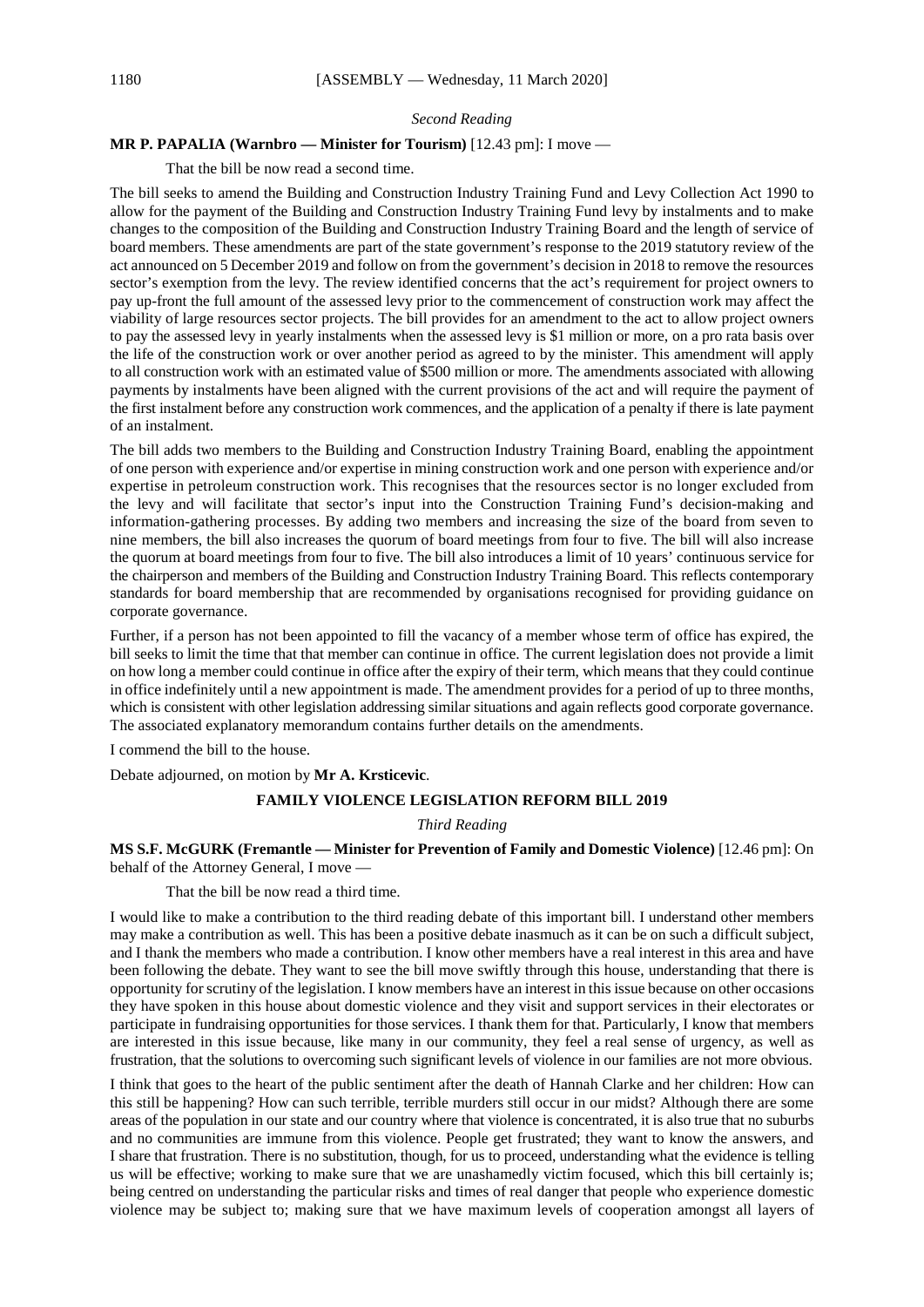*Second Reading*

**MR P. PAPALIA (Warnbro — Minister for Tourism)** [12.43 pm]: I move —

That the bill be now read a second time.

The bill seeks to amend the Building and Construction Industry Training Fund and Levy Collection Act 1990 to allow for the payment of the Building and Construction Industry Training Fund levy by instalments and to make changes to the composition of the Building and Construction Industry Training Board and the length of service of board members. These amendments are part of the state government's response to the 2019 statutory review of the act announced on 5 December 2019 and follow on from the government's decision in 2018 to remove the resources sector's exemption from the levy. The review identified concerns that the act's requirement for project owners to pay up-front the full amount of the assessed levy prior to the commencement of construction work may affect the viability of large resources sector projects. The bill provides for an amendment to the act to allow project owners to pay the assessed levy in yearly instalments when the assessed levy is $1 million or more, on a pro rata basis over the life of the construction work or over another period as agreed to by the minister. This amendment will apply to all construction work with an estimated value of $500 million or more. The amendments associated with allowing payments by instalments have been aligned with the current provisions of the act and will require the payment of the first instalment before any construction work commences, and the application of a penalty if there is late payment of an instalment.

The bill adds two members to the Building and Construction Industry Training Board, enabling the appointment of one person with experience and/or expertise in mining construction work and one person with experience and/or expertise in petroleum construction work. This recognises that the resources sector is no longer excluded from the levy and will facilitate that sector's input into the Construction Training Fund's decision-making and information-gathering processes. By adding two members and increasing the size of the board from seven to nine members, the bill also increases the quorum of board meetings from four to five. The bill will also increase the quorum at board meetings from four to five. The bill also introduces a limit of 10 years' continuous service for the chairperson and members of the Building and Construction Industry Training Board. This reflects contemporary standards for board membership that are recommended by organisations recognised for providing guidance on corporate governance.

Further, if a person has not been appointed to fill the vacancy of a member whose term of office has expired, the bill seeks to limit the time that that member can continue in office. The current legislation does not provide a limit on how long a member could continue in office after the expiry of their term, which means that they could continue in office indefinitely until a new appointment is made. The amendment provides for a period of up to three months, which is consistent with other legislation addressing similar situations and again reflects good corporate governance. The associated explanatory memorandum contains further details on the amendments.

I commend the bill to the house.

Debate adjourned, on motion by **Mr A. Krsticevic**.

## FAMILY VIOLENCE LEGISLATION REFORM BILL 2019

*Third Reading*

**MS S.F. McGURK (Fremantle — Minister for Prevention of Family and Domestic Violence)** [12.46 pm]: On behalf of the Attorney General, I move —

That the bill be now read a third time.

I would like to make a contribution to the third reading debate of this important bill. I understand other members may make a contribution as well. This has been a positive debate inasmuch as it can be on such a difficult subject, and I thank the members who made a contribution. I know other members have a real interest in this area and have been following the debate. They want to see the bill move swiftly through this house, understanding that there is opportunity for scrutiny of the legislation. I know members have an interest in this issue because on other occasions they have spoken in this house about domestic violence and they visit and support services in their electorates or participate in fundraising opportunities for those services. I thank them for that. Particularly, I know that members are interested in this issue because, like many in our community, they feel a real sense of urgency, as well as frustration, that the solutions to overcoming such significant levels of violence in our families are not more obvious.

I think that goes to the heart of the public sentiment after the death of Hannah Clarke and her children: How can this still be happening? How can such terrible, terrible murders still occur in our midst? Although there are some areas of the population in our state and our country where that violence is concentrated, it is also true that no suburbs and no communities are immune from this violence. People get frustrated; they want to know the answers, and I share that frustration. There is no substitution, though, for us to proceed, understanding what the evidence is telling us will be effective; working to make sure that we are unashamedly victim focused, which this bill certainly is; being centred on understanding the particular risks and times of real danger that people who experience domestic violence may be subject to; making sure that we have maximum levels of cooperation amongst all layers of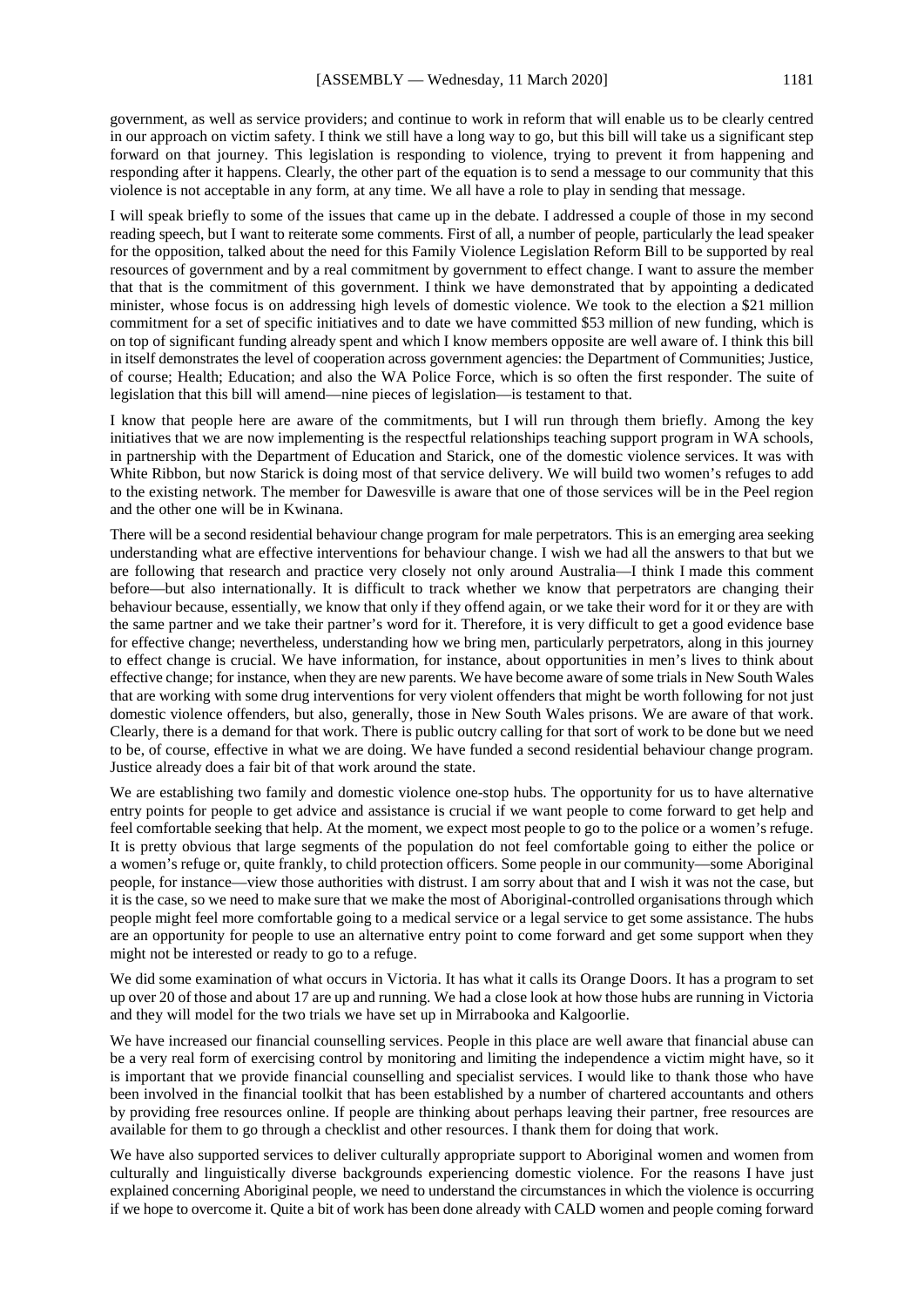government, as well as service providers; and continue to work in reform that will enable us to be clearly centred in our approach on victim safety. I think we still have a long way to go, but this bill will take us a significant step forward on that journey. This legislation is responding to violence, trying to prevent it from happening and responding after it happens. Clearly, the other part of the equation is to send a message to our community that this violence is not acceptable in any form, at any time. We all have a role to play in sending that message.

I will speak briefly to some of the issues that came up in the debate. I addressed a couple of those in my second reading speech, but I want to reiterate some comments. First of all, a number of people, particularly the lead speaker for the opposition, talked about the need for this Family Violence Legislation Reform Bill to be supported by real resources of government and by a real commitment by government to effect change. I want to assure the member that that is the commitment of this government. I think we have demonstrated that by appointing a dedicated minister, whose focus is on addressing high levels of domestic violence. We took to the election a $21 million commitment for a set of specific initiatives and to date we have committed $53 million of new funding, which is on top of significant funding already spent and which I know members opposite are well aware of. I think this bill in itself demonstrates the level of cooperation across government agencies: the Department of Communities; Justice, of course; Health; Education; and also the WA Police Force, which is so often the first responder. The suite of legislation that this bill will amend—nine pieces of legislation—is testament to that.

I know that people here are aware of the commitments, but I will run through them briefly. Among the key initiatives that we are now implementing is the respectful relationships teaching support program in WA schools, in partnership with the Department of Education and Starick, one of the domestic violence services. It was with White Ribbon, but now Starick is doing most of that service delivery. We will build two women's refuges to add to the existing network. The member for Dawesville is aware that one of those services will be in the Peel region and the other one will be in Kwinana.

There will be a second residential behaviour change program for male perpetrators. This is an emerging area seeking understanding what are effective interventions for behaviour change. I wish we had all the answers to that but we are following that research and practice very closely not only around Australia—I think I made this comment before—but also internationally. It is difficult to track whether we know that perpetrators are changing their behaviour because, essentially, we know that only if they offend again, or we take their word for it or they are with the same partner and we take their partner's word for it. Therefore, it is very difficult to get a good evidence base for effective change; nevertheless, understanding how we bring men, particularly perpetrators, along in this journey to effect change is crucial. We have information, for instance, about opportunities in men's lives to think about effective change; for instance, when they are new parents. We have become aware of some trials in New South Wales that are working with some drug interventions for very violent offenders that might be worth following for not just domestic violence offenders, but also, generally, those in New South Wales prisons. We are aware of that work. Clearly, there is a demand for that work. There is public outcry calling for that sort of work to be done but we need to be, of course, effective in what we are doing. We have funded a second residential behaviour change program. Justice already does a fair bit of that work around the state.

We are establishing two family and domestic violence one-stop hubs. The opportunity for us to have alternative entry points for people to get advice and assistance is crucial if we want people to come forward to get help and feel comfortable seeking that help. At the moment, we expect most people to go to the police or a women's refuge. It is pretty obvious that large segments of the population do not feel comfortable going to either the police or a women's refuge or, quite frankly, to child protection officers. Some people in our community—some Aboriginal people, for instance—view those authorities with distrust. I am sorry about that and I wish it was not the case, but it is the case, so we need to make sure that we make the most of Aboriginal-controlled organisations through which people might feel more comfortable going to a medical service or a legal service to get some assistance. The hubs are an opportunity for people to use an alternative entry point to come forward and get some support when they might not be interested or ready to go to a refuge.

We did some examination of what occurs in Victoria. It has what it calls its Orange Doors. It has a program to set up over 20 of those and about 17 are up and running. We had a close look at how those hubs are running in Victoria and they will model for the two trials we have set up in Mirrabooka and Kalgoorlie.

We have increased our financial counselling services. People in this place are well aware that financial abuse can be a very real form of exercising control by monitoring and limiting the independence a victim might have, so it is important that we provide financial counselling and specialist services. I would like to thank those who have been involved in the financial toolkit that has been established by a number of chartered accountants and others by providing free resources online. If people are thinking about perhaps leaving their partner, free resources are available for them to go through a checklist and other resources. I thank them for doing that work.

We have also supported services to deliver culturally appropriate support to Aboriginal women and women from culturally and linguistically diverse backgrounds experiencing domestic violence. For the reasons I have just explained concerning Aboriginal people, we need to understand the circumstances in which the violence is occurring if we hope to overcome it. Quite a bit of work has been done already with CALD women and people coming forward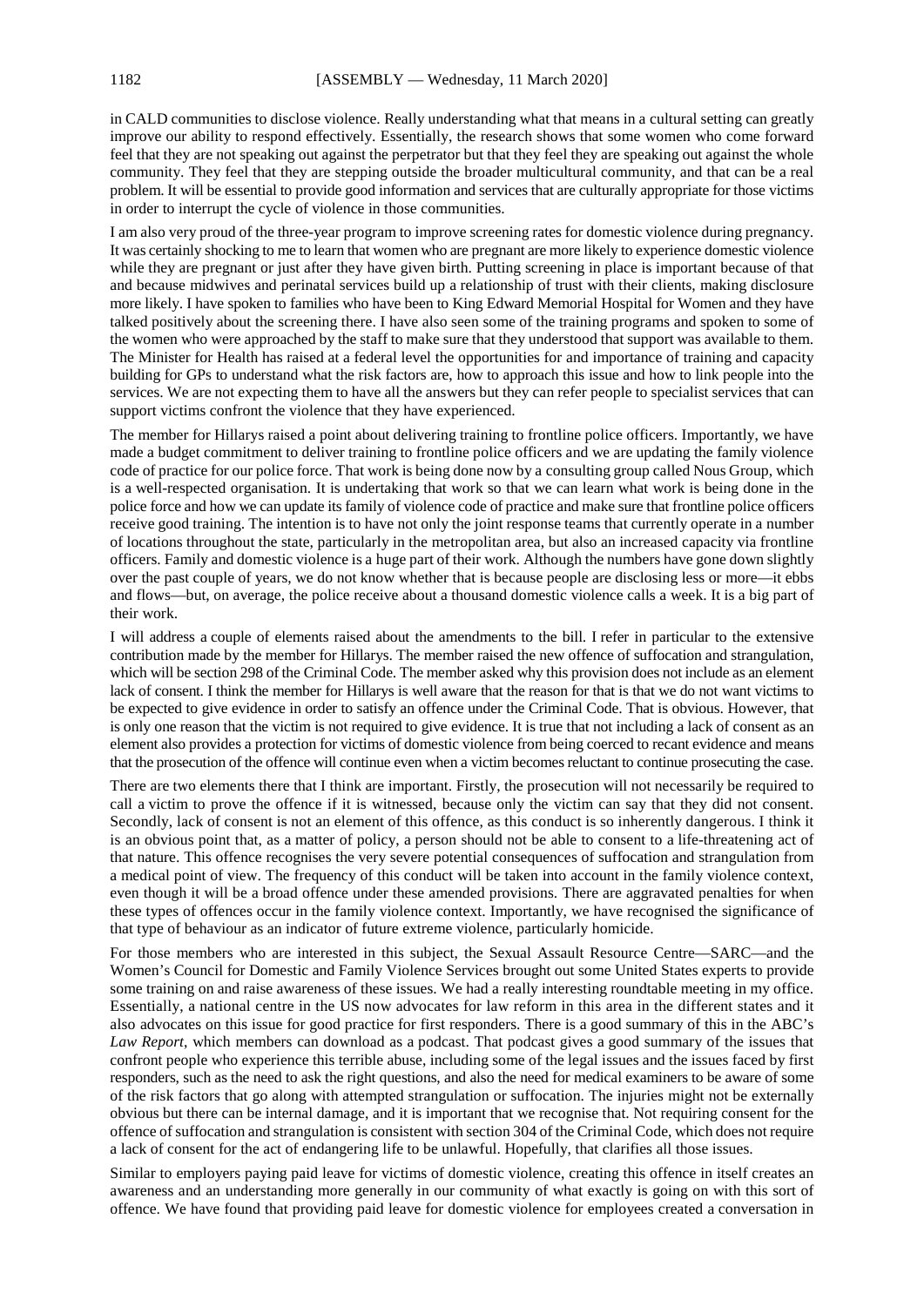in CALD communities to disclose violence. Really understanding what that means in a cultural setting can greatly improve our ability to respond effectively. Essentially, the research shows that some women who come forward feel that they are not speaking out against the perpetrator but that they feel they are speaking out against the whole community. They feel that they are stepping outside the broader multicultural community, and that can be a real problem. It will be essential to provide good information and services that are culturally appropriate for those victims in order to interrupt the cycle of violence in those communities.

I am also very proud of the three-year program to improve screening rates for domestic violence during pregnancy. It was certainly shocking to me to learn that women who are pregnant are more likely to experience domestic violence while they are pregnant or just after they have given birth. Putting screening in place is important because of that and because midwives and perinatal services build up a relationship of trust with their clients, making disclosure more likely. I have spoken to families who have been to King Edward Memorial Hospital for Women and they have talked positively about the screening there. I have also seen some of the training programs and spoken to some of the women who were approached by the staff to make sure that they understood that support was available to them. The Minister for Health has raised at a federal level the opportunities for and importance of training and capacity building for GPs to understand what the risk factors are, how to approach this issue and how to link people into the services. We are not expecting them to have all the answers but they can refer people to specialist services that can support victims confront the violence that they have experienced.

The member for Hillarys raised a point about delivering training to frontline police officers. Importantly, we have made a budget commitment to deliver training to frontline police officers and we are updating the family violence code of practice for our police force. That work is being done now by a consulting group called Nous Group, which is a well-respected organisation. It is undertaking that work so that we can learn what work is being done in the police force and how we can update its family of violence code of practice and make sure that frontline police officers receive good training. The intention is to have not only the joint response teams that currently operate in a number of locations throughout the state, particularly in the metropolitan area, but also an increased capacity via frontline officers. Family and domestic violence is a huge part of their work. Although the numbers have gone down slightly over the past couple of years, we do not know whether that is because people are disclosing less or more—it ebbs and flows—but, on average, the police receive about a thousand domestic violence calls a week. It is a big part of their work.

I will address a couple of elements raised about the amendments to the bill. I refer in particular to the extensive contribution made by the member for Hillarys. The member raised the new offence of suffocation and strangulation, which will be section 298 of the Criminal Code. The member asked why this provision does not include as an element lack of consent. I think the member for Hillarys is well aware that the reason for that is that we do not want victims to be expected to give evidence in order to satisfy an offence under the Criminal Code. That is obvious. However, that is only one reason that the victim is not required to give evidence. It is true that not including a lack of consent as an element also provides a protection for victims of domestic violence from being coerced to recant evidence and means that the prosecution of the offence will continue even when a victim becomes reluctant to continue prosecuting the case.

There are two elements there that I think are important. Firstly, the prosecution will not necessarily be required to call a victim to prove the offence if it is witnessed, because only the victim can say that they did not consent. Secondly, lack of consent is not an element of this offence, as this conduct is so inherently dangerous. I think it is an obvious point that, as a matter of policy, a person should not be able to consent to a life-threatening act of that nature. This offence recognises the very severe potential consequences of suffocation and strangulation from a medical point of view. The frequency of this conduct will be taken into account in the family violence context, even though it will be a broad offence under these amended provisions. There are aggravated penalties for when these types of offences occur in the family violence context. Importantly, we have recognised the significance of that type of behaviour as an indicator of future extreme violence, particularly homicide.

For those members who are interested in this subject, the Sexual Assault Resource Centre—SARC—and the Women's Council for Domestic and Family Violence Services brought out some United States experts to provide some training on and raise awareness of these issues. We had a really interesting roundtable meeting in my office. Essentially, a national centre in the US now advocates for law reform in this area in the different states and it also advocates on this issue for good practice for first responders. There is a good summary of this in the ABC's *Law Report*, which members can download as a podcast. That podcast gives a good summary of the issues that confront people who experience this terrible abuse, including some of the legal issues and the issues faced by first responders, such as the need to ask the right questions, and also the need for medical examiners to be aware of some of the risk factors that go along with attempted strangulation or suffocation. The injuries might not be externally obvious but there can be internal damage, and it is important that we recognise that. Not requiring consent for the offence of suffocation and strangulation is consistent with section 304 of the Criminal Code, which does not require a lack of consent for the act of endangering life to be unlawful. Hopefully, that clarifies all those issues.

Similar to employers paying paid leave for victims of domestic violence, creating this offence in itself creates an awareness and an understanding more generally in our community of what exactly is going on with this sort of offence. We have found that providing paid leave for domestic violence for employees created a conversation in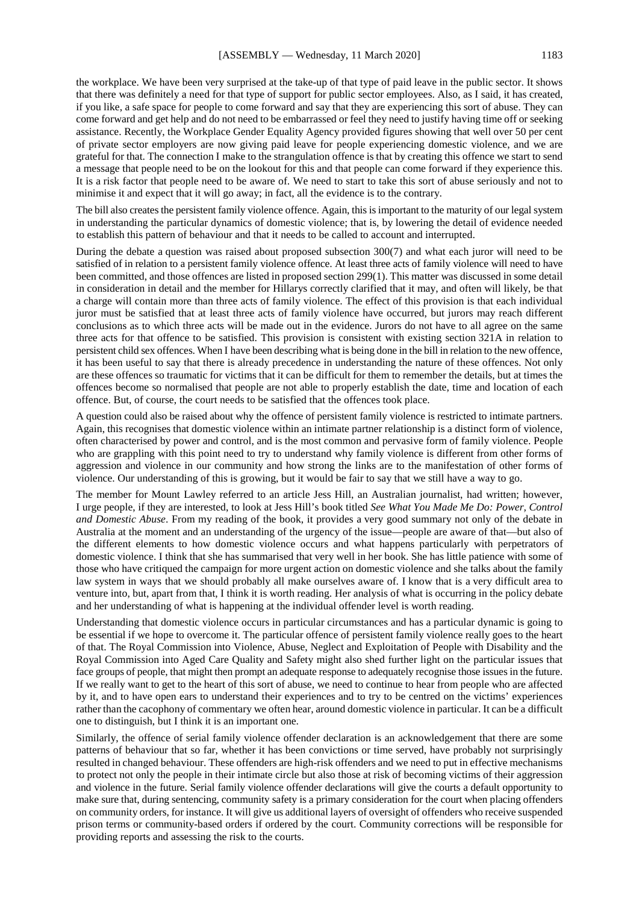the workplace. We have been very surprised at the take-up of that type of paid leave in the public sector. It shows that there was definitely a need for that type of support for public sector employees. Also, as I said, it has created, if you like, a safe space for people to come forward and say that they are experiencing this sort of abuse. They can come forward and get help and do not need to be embarrassed or feel they need to justify having time off or seeking assistance. Recently, the Workplace Gender Equality Agency provided figures showing that well over 50 per cent of private sector employers are now giving paid leave for people experiencing domestic violence, and we are grateful for that. The connection I make to the strangulation offence is that by creating this offence we start to send a message that people need to be on the lookout for this and that people can come forward if they experience this. It is a risk factor that people need to be aware of. We need to start to take this sort of abuse seriously and not to minimise it and expect that it will go away; in fact, all the evidence is to the contrary.

The bill also creates the persistent family violence offence. Again, this is important to the maturity of our legal system in understanding the particular dynamics of domestic violence; that is, by lowering the detail of evidence needed to establish this pattern of behaviour and that it needs to be called to account and interrupted.

During the debate a question was raised about proposed subsection 300(7) and what each juror will need to be satisfied of in relation to a persistent family violence offence. At least three acts of family violence will need to have been committed, and those offences are listed in proposed section 299(1). This matter was discussed in some detail in consideration in detail and the member for Hillarys correctly clarified that it may, and often will likely, be that a charge will contain more than three acts of family violence. The effect of this provision is that each individual juror must be satisfied that at least three acts of family violence have occurred, but jurors may reach different conclusions as to which three acts will be made out in the evidence. Jurors do not have to all agree on the same three acts for that offence to be satisfied. This provision is consistent with existing section 321A in relation to persistent child sex offences. When I have been describing what is being done in the bill in relation to the new offence, it has been useful to say that there is already precedence in understanding the nature of these offences. Not only are these offences so traumatic for victims that it can be difficult for them to remember the details, but at times the offences become so normalised that people are not able to properly establish the date, time and location of each offence. But, of course, the court needs to be satisfied that the offences took place.

A question could also be raised about why the offence of persistent family violence is restricted to intimate partners. Again, this recognises that domestic violence within an intimate partner relationship is a distinct form of violence, often characterised by power and control, and is the most common and pervasive form of family violence. People who are grappling with this point need to try to understand why family violence is different from other forms of aggression and violence in our community and how strong the links are to the manifestation of other forms of violence. Our understanding of this is growing, but it would be fair to say that we still have a way to go.

The member for Mount Lawley referred to an article Jess Hill, an Australian journalist, had written; however, I urge people, if they are interested, to look at Jess Hill's book titled *See What You Made Me Do: Power, Control and Domestic Abuse*. From my reading of the book, it provides a very good summary not only of the debate in Australia at the moment and an understanding of the urgency of the issue—people are aware of that—but also of the different elements to how domestic violence occurs and what happens particularly with perpetrators of domestic violence. I think that she has summarised that very well in her book. She has little patience with some of those who have critiqued the campaign for more urgent action on domestic violence and she talks about the family law system in ways that we should probably all make ourselves aware of. I know that is a very difficult area to venture into, but, apart from that, I think it is worth reading. Her analysis of what is occurring in the policy debate and her understanding of what is happening at the individual offender level is worth reading.

Understanding that domestic violence occurs in particular circumstances and has a particular dynamic is going to be essential if we hope to overcome it. The particular offence of persistent family violence really goes to the heart of that. The Royal Commission into Violence, Abuse, Neglect and Exploitation of People with Disability and the Royal Commission into Aged Care Quality and Safety might also shed further light on the particular issues that face groups of people, that might then prompt an adequate response to adequately recognise those issues in the future. If we really want to get to the heart of this sort of abuse, we need to continue to hear from people who are affected by it, and to have open ears to understand their experiences and to try to be centred on the victims' experiences rather than the cacophony of commentary we often hear, around domestic violence in particular. It can be a difficult one to distinguish, but I think it is an important one.

Similarly, the offence of serial family violence offender declaration is an acknowledgement that there are some patterns of behaviour that so far, whether it has been convictions or time served, have probably not surprisingly resulted in changed behaviour. These offenders are high-risk offenders and we need to put in effective mechanisms to protect not only the people in their intimate circle but also those at risk of becoming victims of their aggression and violence in the future. Serial family violence offender declarations will give the courts a default opportunity to make sure that, during sentencing, community safety is a primary consideration for the court when placing offenders on community orders, for instance. It will give us additional layers of oversight of offenders who receive suspended prison terms or community-based orders if ordered by the court. Community corrections will be responsible for providing reports and assessing the risk to the courts.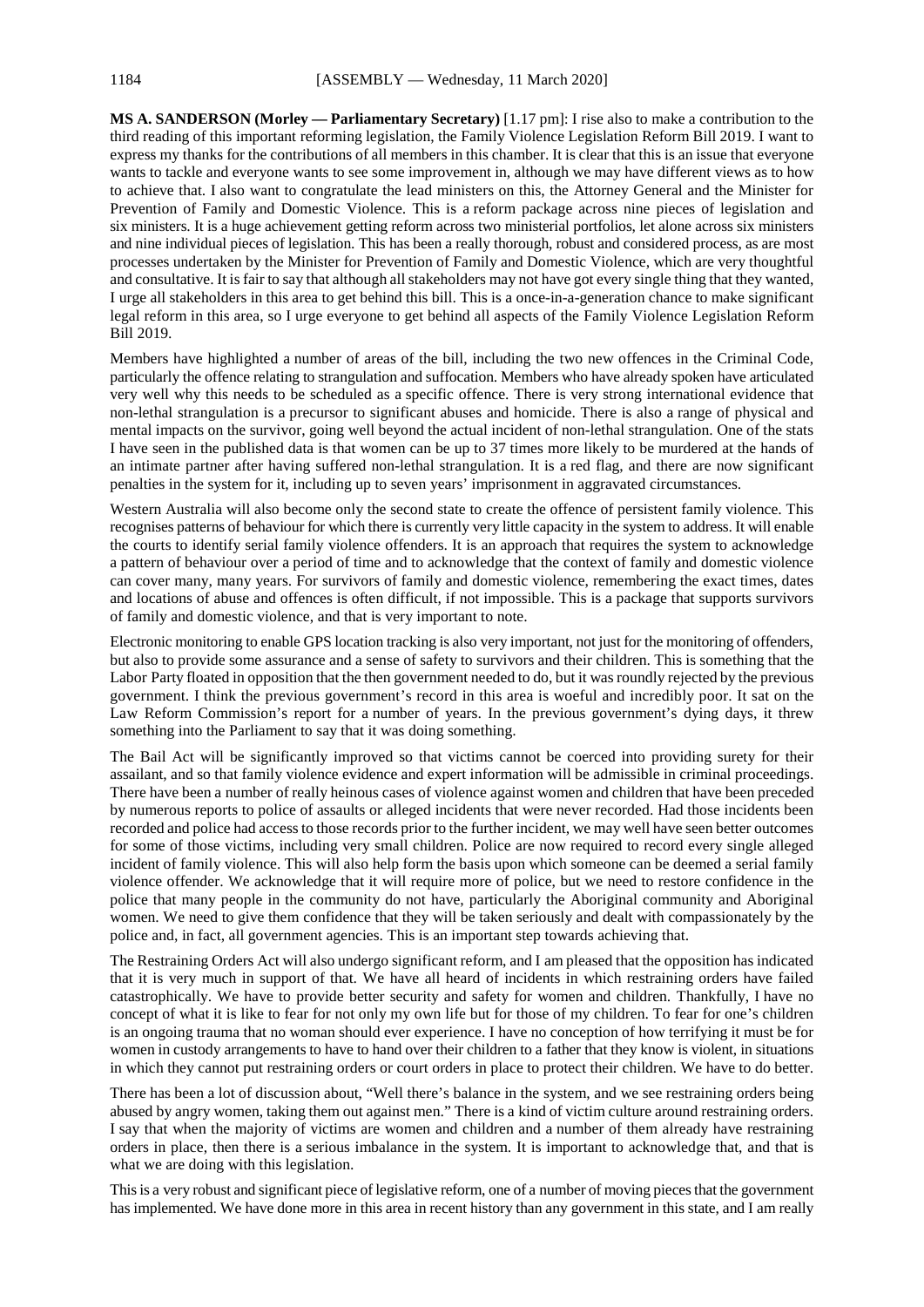**MS A. SANDERSON (Morley — Parliamentary Secretary)** [1.17 pm]: I rise also to make a contribution to the third reading of this important reforming legislation, the Family Violence Legislation Reform Bill 2019. I want to express my thanks for the contributions of all members in this chamber. It is clear that this is an issue that everyone wants to tackle and everyone wants to see some improvement in, although we may have different views as to how to achieve that. I also want to congratulate the lead ministers on this, the Attorney General and the Minister for Prevention of Family and Domestic Violence. This is a reform package across nine pieces of legislation and six ministers. It is a huge achievement getting reform across two ministerial portfolios, let alone across six ministers and nine individual pieces of legislation. This has been a really thorough, robust and considered process, as are most processes undertaken by the Minister for Prevention of Family and Domestic Violence, which are very thoughtful and consultative. It is fair to say that although all stakeholders may not have got every single thing that they wanted, I urge all stakeholders in this area to get behind this bill. This is a once-in-a-generation chance to make significant legal reform in this area, so I urge everyone to get behind all aspects of the Family Violence Legislation Reform Bill 2019.

Members have highlighted a number of areas of the bill, including the two new offences in the Criminal Code, particularly the offence relating to strangulation and suffocation. Members who have already spoken have articulated very well why this needs to be scheduled as a specific offence. There is very strong international evidence that non-lethal strangulation is a precursor to significant abuses and homicide. There is also a range of physical and mental impacts on the survivor, going well beyond the actual incident of non-lethal strangulation. One of the stats I have seen in the published data is that women can be up to 37 times more likely to be murdered at the hands of an intimate partner after having suffered non-lethal strangulation. It is a red flag, and there are now significant penalties in the system for it, including up to seven years' imprisonment in aggravated circumstances.

Western Australia will also become only the second state to create the offence of persistent family violence. This recognises patterns of behaviour for which there is currently very little capacity in the system to address. It will enable the courts to identify serial family violence offenders. It is an approach that requires the system to acknowledge a pattern of behaviour over a period of time and to acknowledge that the context of family and domestic violence can cover many, many years. For survivors of family and domestic violence, remembering the exact times, dates and locations of abuse and offences is often difficult, if not impossible. This is a package that supports survivors of family and domestic violence, and that is very important to note.

Electronic monitoring to enable GPS location tracking is also very important, not just for the monitoring of offenders, but also to provide some assurance and a sense of safety to survivors and their children. This is something that the Labor Party floated in opposition that the then government needed to do, but it was roundly rejected by the previous government. I think the previous government's record in this area is woeful and incredibly poor. It sat on the Law Reform Commission's report for a number of years. In the previous government's dying days, it threw something into the Parliament to say that it was doing something.

The Bail Act will be significantly improved so that victims cannot be coerced into providing surety for their assailant, and so that family violence evidence and expert information will be admissible in criminal proceedings. There have been a number of really heinous cases of violence against women and children that have been preceded by numerous reports to police of assaults or alleged incidents that were never recorded. Had those incidents been recorded and police had access to those records prior to the further incident, we may well have seen better outcomes for some of those victims, including very small children. Police are now required to record every single alleged incident of family violence. This will also help form the basis upon which someone can be deemed a serial family violence offender. We acknowledge that it will require more of police, but we need to restore confidence in the police that many people in the community do not have, particularly the Aboriginal community and Aboriginal women. We need to give them confidence that they will be taken seriously and dealt with compassionately by the police and, in fact, all government agencies. This is an important step towards achieving that.

The Restraining Orders Act will also undergo significant reform, and I am pleased that the opposition has indicated that it is very much in support of that. We have all heard of incidents in which restraining orders have failed catastrophically. We have to provide better security and safety for women and children. Thankfully, I have no concept of what it is like to fear for not only my own life but for those of my children. To fear for one's children is an ongoing trauma that no woman should ever experience. I have no conception of how terrifying it must be for women in custody arrangements to have to hand over their children to a father that they know is violent, in situations in which they cannot put restraining orders or court orders in place to protect their children. We have to do better.

There has been a lot of discussion about, "Well there's balance in the system, and we see restraining orders being abused by angry women, taking them out against men." There is a kind of victim culture around restraining orders. I say that when the majority of victims are women and children and a number of them already have restraining orders in place, then there is a serious imbalance in the system. It is important to acknowledge that, and that is what we are doing with this legislation.

This is a very robust and significant piece of legislative reform, one of a number of moving pieces that the government has implemented. We have done more in this area in recent history than any government in this state, and I am really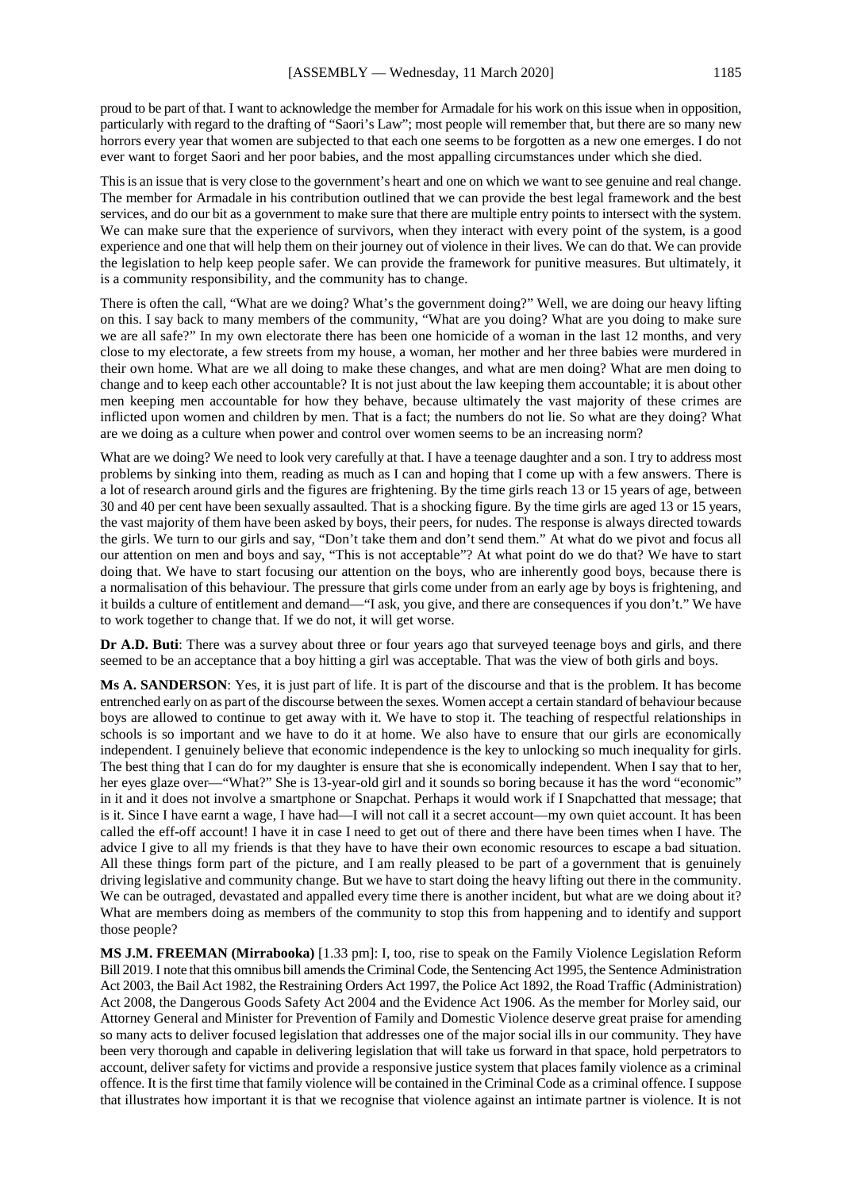proud to be part of that. I want to acknowledge the member for Armadale for his work on this issue when in opposition, particularly with regard to the drafting of "Saori's Law"; most people will remember that, but there are so many new horrors every year that women are subjected to that each one seems to be forgotten as a new one emerges. I do not ever want to forget Saori and her poor babies, and the most appalling circumstances under which she died.

This is an issue that is very close to the government's heart and one on which we want to see genuine and real change. The member for Armadale in his contribution outlined that we can provide the best legal framework and the best services, and do our bit as a government to make sure that there are multiple entry points to intersect with the system. We can make sure that the experience of survivors, when they interact with every point of the system, is a good experience and one that will help them on their journey out of violence in their lives. We can do that. We can provide the legislation to help keep people safer. We can provide the framework for punitive measures. But ultimately, it is a community responsibility, and the community has to change.

There is often the call, "What are we doing? What's the government doing?" Well, we are doing our heavy lifting on this. I say back to many members of the community, "What are you doing? What are you doing to make sure we are all safe?" In my own electorate there has been one homicide of a woman in the last 12 months, and very close to my electorate, a few streets from my house, a woman, her mother and her three babies were murdered in their own home. What are we all doing to make these changes, and what are men doing? What are men doing to change and to keep each other accountable? It is not just about the law keeping them accountable; it is about other men keeping men accountable for how they behave, because ultimately the vast majority of these crimes are inflicted upon women and children by men. That is a fact; the numbers do not lie. So what are they doing? What are we doing as a culture when power and control over women seems to be an increasing norm?

What are we doing? We need to look very carefully at that. I have a teenage daughter and a son. I try to address most problems by sinking into them, reading as much as I can and hoping that I come up with a few answers. There is a lot of research around girls and the figures are frightening. By the time girls reach 13 or 15 years of age, between 30 and 40 per cent have been sexually assaulted. That is a shocking figure. By the time girls are aged 13 or 15 years, the vast majority of them have been asked by boys, their peers, for nudes. The response is always directed towards the girls. We turn to our girls and say, "Don't take them and don't send them." At what do we pivot and focus all our attention on men and boys and say, "This is not acceptable"? At what point do we do that? We have to start doing that. We have to start focusing our attention on the boys, who are inherently good boys, because there is a normalisation of this behaviour. The pressure that girls come under from an early age by boys is frightening, and it builds a culture of entitlement and demand—"I ask, you give, and there are consequences if you don't." We have to work together to change that. If we do not, it will get worse.

**Dr A.D. Buti**: There was a survey about three or four years ago that surveyed teenage boys and girls, and there seemed to be an acceptance that a boy hitting a girl was acceptable. That was the view of both girls and boys.

**Ms A. SANDERSON**: Yes, it is just part of life. It is part of the discourse and that is the problem. It has become entrenched early on as part of the discourse between the sexes. Women accept a certain standard of behaviour because boys are allowed to continue to get away with it. We have to stop it. The teaching of respectful relationships in schools is so important and we have to do it at home. We also have to ensure that our girls are economically independent. I genuinely believe that economic independence is the key to unlocking so much inequality for girls. The best thing that I can do for my daughter is ensure that she is economically independent. When I say that to her, her eyes glaze over—"What?" She is 13-year-old girl and it sounds so boring because it has the word "economic" in it and it does not involve a smartphone or Snapchat. Perhaps it would work if I Snapchatted that message; that is it. Since I have earnt a wage, I have had—I will not call it a secret account—my own quiet account. It has been called the eff-off account! I have it in case I need to get out of there and there have been times when I have. The advice I give to all my friends is that they have to have their own economic resources to escape a bad situation. All these things form part of the picture, and I am really pleased to be part of a government that is genuinely driving legislative and community change. But we have to start doing the heavy lifting out there in the community. We can be outraged, devastated and appalled every time there is another incident, but what are we doing about it? What are members doing as members of the community to stop this from happening and to identify and support those people?

**MS J.M. FREEMAN (Mirrabooka)** [1.33 pm]: I, too, rise to speak on the Family Violence Legislation Reform Bill 2019. I note that this omnibus bill amends the Criminal Code, the Sentencing Act 1995, the Sentence Administration Act 2003, the Bail Act 1982, the Restraining Orders Act 1997, the Police Act 1892, the Road Traffic (Administration) Act 2008, the Dangerous Goods Safety Act 2004 and the Evidence Act 1906. As the member for Morley said, our Attorney General and Minister for Prevention of Family and Domestic Violence deserve great praise for amending so many acts to deliver focused legislation that addresses one of the major social ills in our community. They have been very thorough and capable in delivering legislation that will take us forward in that space, hold perpetrators to account, deliver safety for victims and provide a responsive justice system that places family violence as a criminal offence. It is the first time that family violence will be contained in the Criminal Code as a criminal offence. I suppose that illustrates how important it is that we recognise that violence against an intimate partner is violence. It is not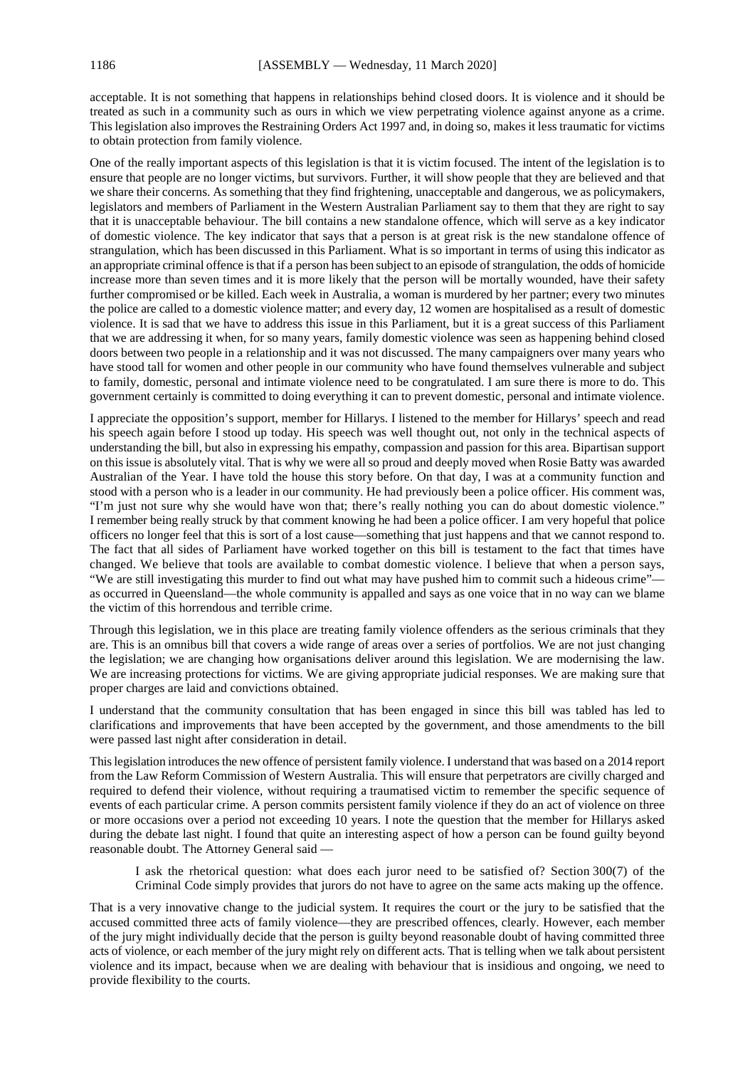acceptable. It is not something that happens in relationships behind closed doors. It is violence and it should be treated as such in a community such as ours in which we view perpetrating violence against anyone as a crime. This legislation also improves the Restraining Orders Act 1997 and, in doing so, makes it less traumatic for victims to obtain protection from family violence.

One of the really important aspects of this legislation is that it is victim focused. The intent of the legislation is to ensure that people are no longer victims, but survivors. Further, it will show people that they are believed and that we share their concerns. As something that they find frightening, unacceptable and dangerous, we as policymakers, legislators and members of Parliament in the Western Australian Parliament say to them that they are right to say that it is unacceptable behaviour. The bill contains a new standalone offence, which will serve as a key indicator of domestic violence. The key indicator that says that a person is at great risk is the new standalone offence of strangulation, which has been discussed in this Parliament. What is so important in terms of using this indicator as an appropriate criminal offence is that if a person has been subject to an episode of strangulation, the odds of homicide increase more than seven times and it is more likely that the person will be mortally wounded, have their safety further compromised or be killed. Each week in Australia, a woman is murdered by her partner; every two minutes the police are called to a domestic violence matter; and every day, 12 women are hospitalised as a result of domestic violence. It is sad that we have to address this issue in this Parliament, but it is a great success of this Parliament that we are addressing it when, for so many years, family domestic violence was seen as happening behind closed doors between two people in a relationship and it was not discussed. The many campaigners over many years who have stood tall for women and other people in our community who have found themselves vulnerable and subject to family, domestic, personal and intimate violence need to be congratulated. I am sure there is more to do. This government certainly is committed to doing everything it can to prevent domestic, personal and intimate violence.

I appreciate the opposition's support, member for Hillarys. I listened to the member for Hillarys' speech and read his speech again before I stood up today. His speech was well thought out, not only in the technical aspects of understanding the bill, but also in expressing his empathy, compassion and passion for this area. Bipartisan support on this issue is absolutely vital. That is why we were all so proud and deeply moved when Rosie Batty was awarded Australian of the Year. I have told the house this story before. On that day, I was at a community function and stood with a person who is a leader in our community. He had previously been a police officer. His comment was, "I'm just not sure why she would have won that; there's really nothing you can do about domestic violence." I remember being really struck by that comment knowing he had been a police officer. I am very hopeful that police officers no longer feel that this is sort of a lost cause—something that just happens and that we cannot respond to. The fact that all sides of Parliament have worked together on this bill is testament to the fact that times have changed. We believe that tools are available to combat domestic violence. I believe that when a person says, "We are still investigating this murder to find out what may have pushed him to commit such a hideous crime"—as occurred in Queensland—the whole community is appalled and says as one voice that in no way can we blame the victim of this horrendous and terrible crime.

Through this legislation, we in this place are treating family violence offenders as the serious criminals that they are. This is an omnibus bill that covers a wide range of areas over a series of portfolios. We are not just changing the legislation; we are changing how organisations deliver around this legislation. We are modernising the law. We are increasing protections for victims. We are giving appropriate judicial responses. We are making sure that proper charges are laid and convictions obtained.

I understand that the community consultation that has been engaged in since this bill was tabled has led to clarifications and improvements that have been accepted by the government, and those amendments to the bill were passed last night after consideration in detail.

This legislation introduces the new offence of persistent family violence. I understand that was based on a 2014 report from the Law Reform Commission of Western Australia. This will ensure that perpetrators are civilly charged and required to defend their violence, without requiring a traumatised victim to remember the specific sequence of events of each particular crime. A person commits persistent family violence if they do an act of violence on three or more occasions over a period not exceeding 10 years. I note the question that the member for Hillarys asked during the debate last night. I found that quite an interesting aspect of how a person can be found guilty beyond reasonable doubt. The Attorney General said —

> I ask the rhetorical question: what does each juror need to be satisfied of? Section 300(7) of the Criminal Code simply provides that jurors do not have to agree on the same acts making up the offence.

That is a very innovative change to the judicial system. It requires the court or the jury to be satisfied that the accused committed three acts of family violence—they are prescribed offences, clearly. However, each member of the jury might individually decide that the person is guilty beyond reasonable doubt of having committed three acts of violence, or each member of the jury might rely on different acts. That is telling when we talk about persistent violence and its impact, because when we are dealing with behaviour that is insidious and ongoing, we need to provide flexibility to the courts.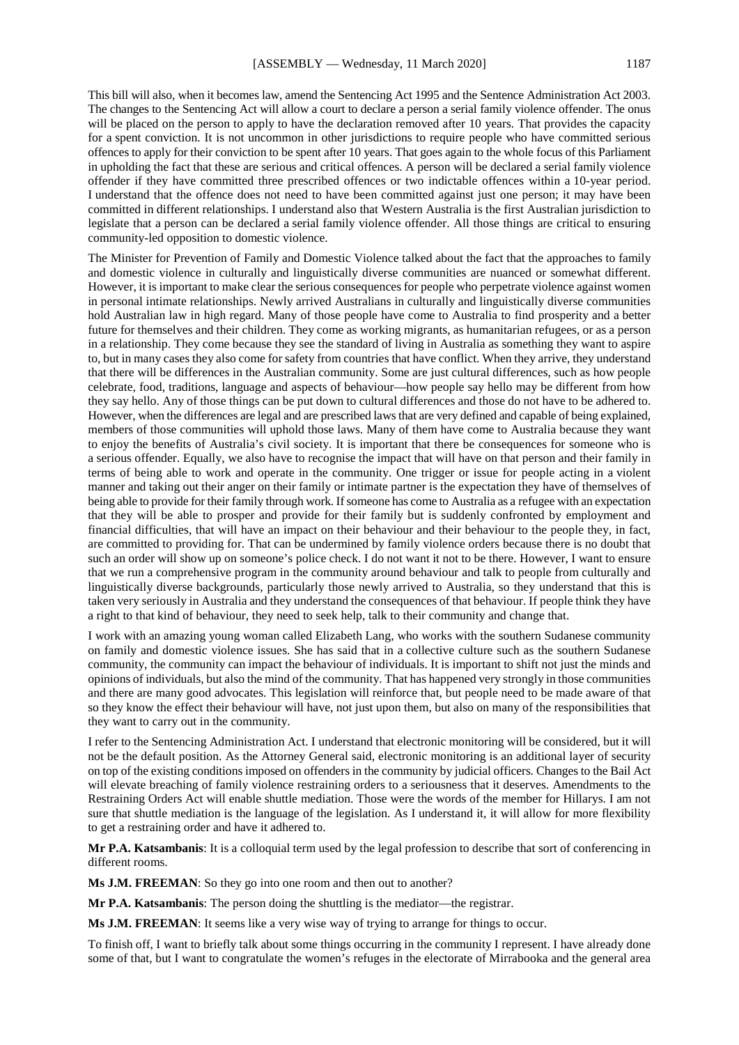This bill will also, when it becomes law, amend the Sentencing Act 1995 and the Sentence Administration Act 2003. The changes to the Sentencing Act will allow a court to declare a person a serial family violence offender. The onus will be placed on the person to apply to have the declaration removed after 10 years. That provides the capacity for a spent conviction. It is not uncommon in other jurisdictions to require people who have committed serious offences to apply for their conviction to be spent after 10 years. That goes again to the whole focus of this Parliament in upholding the fact that these are serious and critical offences. A person will be declared a serial family violence offender if they have committed three prescribed offences or two indictable offences within a 10-year period. I understand that the offence does not need to have been committed against just one person; it may have been committed in different relationships. I understand also that Western Australia is the first Australian jurisdiction to legislate that a person can be declared a serial family violence offender. All those things are critical to ensuring community-led opposition to domestic violence.

The Minister for Prevention of Family and Domestic Violence talked about the fact that the approaches to family and domestic violence in culturally and linguistically diverse communities are nuanced or somewhat different. However, it is important to make clear the serious consequences for people who perpetrate violence against women in personal intimate relationships. Newly arrived Australians in culturally and linguistically diverse communities hold Australian law in high regard. Many of those people have come to Australia to find prosperity and a better future for themselves and their children. They come as working migrants, as humanitarian refugees, or as a person in a relationship. They come because they see the standard of living in Australia as something they want to aspire to, but in many cases they also come for safety from countries that have conflict. When they arrive, they understand that there will be differences in the Australian community. Some are just cultural differences, such as how people celebrate, food, traditions, language and aspects of behaviour—how people say hello may be different from how they say hello. Any of those things can be put down to cultural differences and those do not have to be adhered to. However, when the differences are legal and are prescribed laws that are very defined and capable of being explained, members of those communities will uphold those laws. Many of them have come to Australia because they want to enjoy the benefits of Australia's civil society. It is important that there be consequences for someone who is a serious offender. Equally, we also have to recognise the impact that will have on that person and their family in terms of being able to work and operate in the community. One trigger or issue for people acting in a violent manner and taking out their anger on their family or intimate partner is the expectation they have of themselves of being able to provide for their family through work. If someone has come to Australia as a refugee with an expectation that they will be able to prosper and provide for their family but is suddenly confronted by employment and financial difficulties, that will have an impact on their behaviour and their behaviour to the people they, in fact, are committed to providing for. That can be undermined by family violence orders because there is no doubt that such an order will show up on someone's police check. I do not want it not to be there. However, I want to ensure that we run a comprehensive program in the community around behaviour and talk to people from culturally and linguistically diverse backgrounds, particularly those newly arrived to Australia, so they understand that this is taken very seriously in Australia and they understand the consequences of that behaviour. If people think they have a right to that kind of behaviour, they need to seek help, talk to their community and change that.

I work with an amazing young woman called Elizabeth Lang, who works with the southern Sudanese community on family and domestic violence issues. She has said that in a collective culture such as the southern Sudanese community, the community can impact the behaviour of individuals. It is important to shift not just the minds and opinions of individuals, but also the mind of the community. That has happened very strongly in those communities and there are many good advocates. This legislation will reinforce that, but people need to be made aware of that so they know the effect their behaviour will have, not just upon them, but also on many of the responsibilities that they want to carry out in the community.

I refer to the Sentencing Administration Act. I understand that electronic monitoring will be considered, but it will not be the default position. As the Attorney General said, electronic monitoring is an additional layer of security on top of the existing conditions imposed on offenders in the community by judicial officers. Changes to the Bail Act will elevate breaching of family violence restraining orders to a seriousness that it deserves. Amendments to the Restraining Orders Act will enable shuttle mediation. Those were the words of the member for Hillarys. I am not sure that shuttle mediation is the language of the legislation. As I understand it, it will allow for more flexibility to get a restraining order and have it adhered to.

**Mr P.A. Katsambanis**: It is a colloquial term used by the legal profession to describe that sort of conferencing in different rooms.

**Ms J.M. FREEMAN**: So they go into one room and then out to another?

**Mr P.A. Katsambanis**: The person doing the shuttling is the mediator—the registrar.

**Ms J.M. FREEMAN**: It seems like a very wise way of trying to arrange for things to occur.

To finish off, I want to briefly talk about some things occurring in the community I represent. I have already done some of that, but I want to congratulate the women's refuges in the electorate of Mirrabooka and the general area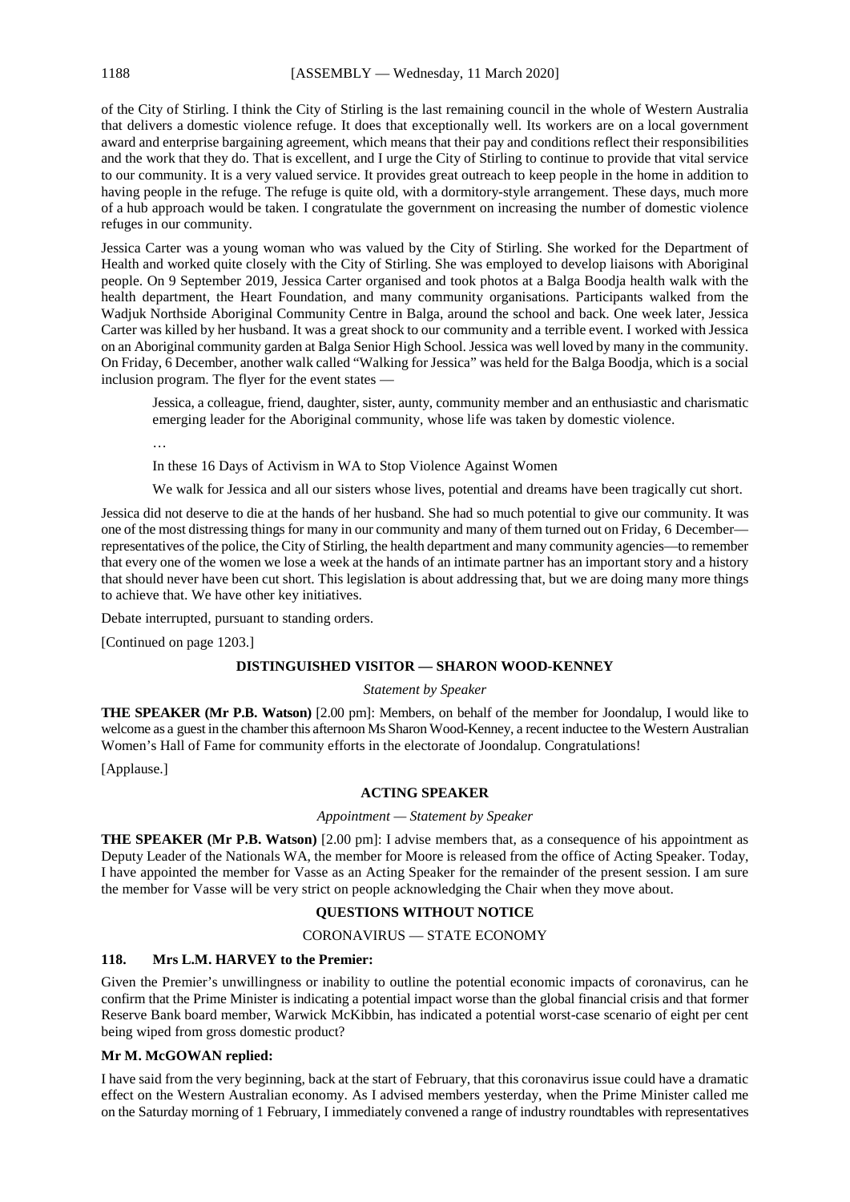of the City of Stirling. I think the City of Stirling is the last remaining council in the whole of Western Australia that delivers a domestic violence refuge. It does that exceptionally well. Its workers are on a local government award and enterprise bargaining agreement, which means that their pay and conditions reflect their responsibilities and the work that they do. That is excellent, and I urge the City of Stirling to continue to provide that vital service to our community. It is a very valued service. It provides great outreach to keep people in the home in addition to having people in the refuge. The refuge is quite old, with a dormitory-style arrangement. These days, much more of a hub approach would be taken. I congratulate the government on increasing the number of domestic violence refuges in our community.

Jessica Carter was a young woman who was valued by the City of Stirling. She worked for the Department of Health and worked quite closely with the City of Stirling. She was employed to develop liaisons with Aboriginal people. On 9 September 2019, Jessica Carter organised and took photos at a Balga Boodja health walk with the health department, the Heart Foundation, and many community organisations. Participants walked from the Wadjuk Northside Aboriginal Community Centre in Balga, around the school and back. One week later, Jessica Carter was killed by her husband. It was a great shock to our community and a terrible event. I worked with Jessica on an Aboriginal community garden at Balga Senior High School. Jessica was well loved by many in the community. On Friday, 6 December, another walk called "Walking for Jessica" was held for the Balga Boodja, which is a social inclusion program. The flyer for the event states —

> Jessica, a colleague, friend, daughter, sister, aunty, community member and an enthusiastic and charismatic emerging leader for the Aboriginal community, whose life was taken by domestic violence.
>
> …
>
> In these 16 Days of Activism in WA to Stop Violence Against Women
>
> We walk for Jessica and all our sisters whose lives, potential and dreams have been tragically cut short.

Jessica did not deserve to die at the hands of her husband. She had so much potential to give our community. It was one of the most distressing things for many in our community and many of them turned out on Friday, 6 December—representatives of the police, the City of Stirling, the health department and many community agencies—to remember that every one of the women we lose a week at the hands of an intimate partner has an important story and a history that should never have been cut short. This legislation is about addressing that, but we are doing many more things to achieve that. We have other key initiatives.

Debate interrupted, pursuant to standing orders.

[Continued on page 1203.]

## DISTINGUISHED VISITOR — SHARON WOOD-KENNEY

*Statement by Speaker*

**THE SPEAKER (Mr P.B. Watson)** [2.00 pm]: Members, on behalf of the member for Joondalup, I would like to welcome as a guest in the chamber this afternoon Ms Sharon Wood-Kenney, a recent inductee to the Western Australian Women's Hall of Fame for community efforts in the electorate of Joondalup. Congratulations!

[Applause.]

## ACTING SPEAKER

*Appointment — Statement by Speaker*

**THE SPEAKER (Mr P.B. Watson)** [2.00 pm]: I advise members that, as a consequence of his appointment as Deputy Leader of the Nationals WA, the member for Moore is released from the office of Acting Speaker. Today, I have appointed the member for Vasse as an Acting Speaker for the remainder of the present session. I am sure the member for Vasse will be very strict on people acknowledging the Chair when they move about.

## QUESTIONS WITHOUT NOTICE

### CORONAVIRUS — STATE ECONOMY

**118. Mrs L.M. HARVEY to the Premier:**

Given the Premier's unwillingness or inability to outline the potential economic impacts of coronavirus, can he confirm that the Prime Minister is indicating a potential impact worse than the global financial crisis and that former Reserve Bank board member, Warwick McKibbin, has indicated a potential worst-case scenario of eight per cent being wiped from gross domestic product?

**Mr M. McGOWAN replied:**

I have said from the very beginning, back at the start of February, that this coronavirus issue could have a dramatic effect on the Western Australian economy. As I advised members yesterday, when the Prime Minister called me on the Saturday morning of 1 February, I immediately convened a range of industry roundtables with representatives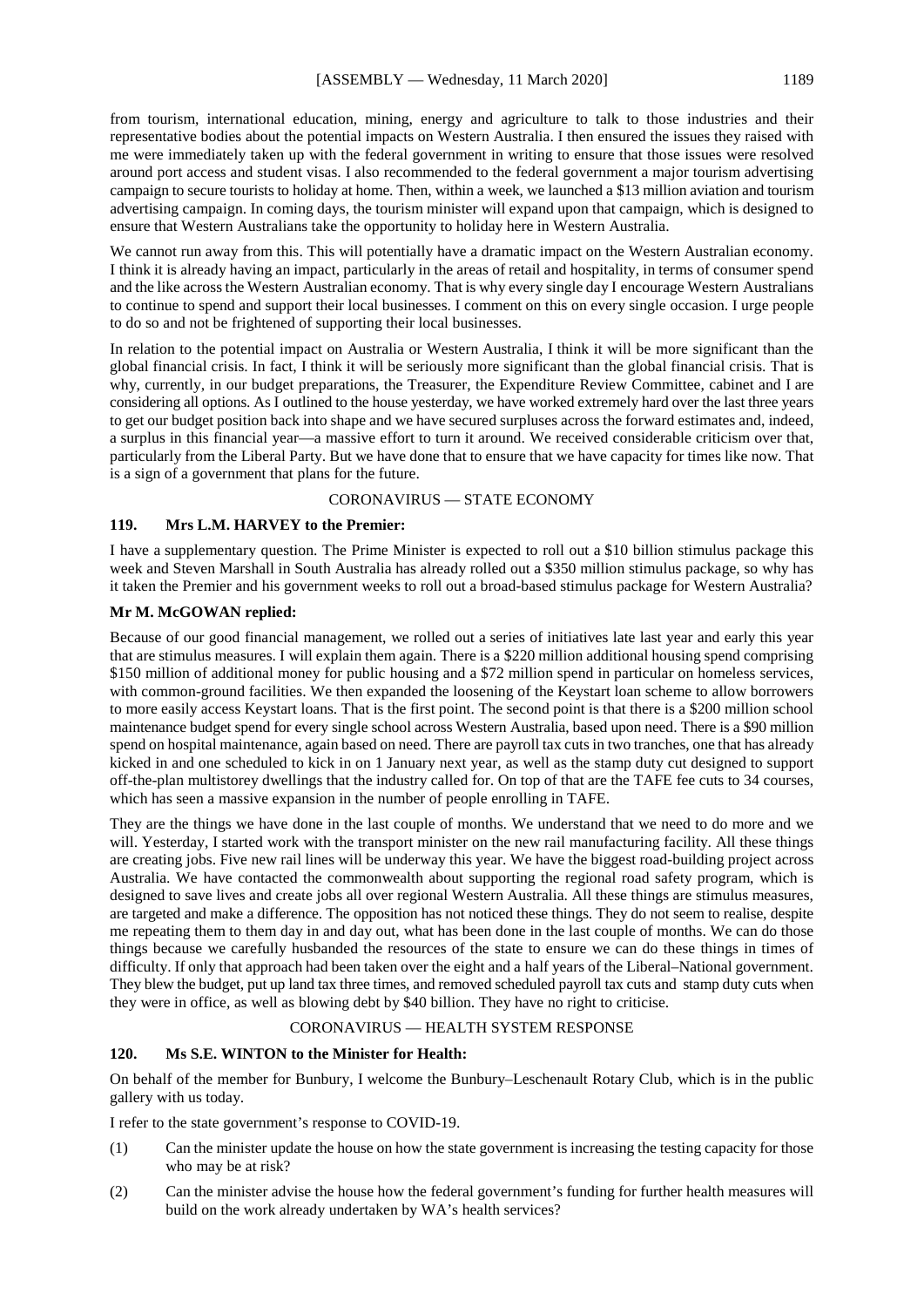from tourism, international education, mining, energy and agriculture to talk to those industries and their representative bodies about the potential impacts on Western Australia. I then ensured the issues they raised with me were immediately taken up with the federal government in writing to ensure that those issues were resolved around port access and student visas. I also recommended to the federal government a major tourism advertising campaign to secure tourists to holiday at home. Then, within a week, we launched a $13 million aviation and tourism advertising campaign. In coming days, the tourism minister will expand upon that campaign, which is designed to ensure that Western Australians take the opportunity to holiday here in Western Australia.

We cannot run away from this. This will potentially have a dramatic impact on the Western Australian economy. I think it is already having an impact, particularly in the areas of retail and hospitality, in terms of consumer spend and the like across the Western Australian economy. That is why every single day I encourage Western Australians to continue to spend and support their local businesses. I comment on this on every single occasion. I urge people to do so and not be frightened of supporting their local businesses.

In relation to the potential impact on Australia or Western Australia, I think it will be more significant than the global financial crisis. In fact, I think it will be seriously more significant than the global financial crisis. That is why, currently, in our budget preparations, the Treasurer, the Expenditure Review Committee, cabinet and I are considering all options. As I outlined to the house yesterday, we have worked extremely hard over the last three years to get our budget position back into shape and we have secured surpluses across the forward estimates and, indeed, a surplus in this financial year—a massive effort to turn it around. We received considerable criticism over that, particularly from the Liberal Party. But we have done that to ensure that we have capacity for times like now. That is a sign of a government that plans for the future.

## CORONAVIRUS — STATE ECONOMY

### 119. Mrs L.M. HARVEY to the Premier:

I have a supplementary question. The Prime Minister is expected to roll out a $10 billion stimulus package this week and Steven Marshall in South Australia has already rolled out a $350 million stimulus package, so why has it taken the Premier and his government weeks to roll out a broad-based stimulus package for Western Australia?

**Mr M. McGOWAN replied:**

Because of our good financial management, we rolled out a series of initiatives late last year and early this year that are stimulus measures. I will explain them again. There is a $220 million additional housing spend comprising $150 million of additional money for public housing and a $72 million spend in particular on homeless services, with common-ground facilities. We then expanded the loosening of the Keystart loan scheme to allow borrowers to more easily access Keystart loans. That is the first point. The second point is that there is a $200 million school maintenance budget spend for every single school across Western Australia, based upon need. There is a $90 million spend on hospital maintenance, again based on need. There are payroll tax cuts in two tranches, one that has already kicked in and one scheduled to kick in on 1 January next year, as well as the stamp duty cut designed to support off-the-plan multistorey dwellings that the industry called for. On top of that are the TAFE fee cuts to 34 courses, which has seen a massive expansion in the number of people enrolling in TAFE.

They are the things we have done in the last couple of months. We understand that we need to do more and we will. Yesterday, I started work with the transport minister on the new rail manufacturing facility. All these things are creating jobs. Five new rail lines will be underway this year. We have the biggest road-building project across Australia. We have contacted the commonwealth about supporting the regional road safety program, which is designed to save lives and create jobs all over regional Western Australia. All these things are stimulus measures, are targeted and make a difference. The opposition has not noticed these things. They do not seem to realise, despite me repeating them to them day in and day out, what has been done in the last couple of months. We can do those things because we carefully husbanded the resources of the state to ensure we can do these things in times of difficulty. If only that approach had been taken over the eight and a half years of the Liberal–National government. They blew the budget, put up land tax three times, and removed scheduled payroll tax cuts and stamp duty cuts when they were in office, as well as blowing debt by $40 billion. They have no right to criticise.

## CORONAVIRUS — HEALTH SYSTEM RESPONSE

### 120. Ms S.E. WINTON to the Minister for Health:

On behalf of the member for Bunbury, I welcome the Bunbury–Leschenault Rotary Club, which is in the public gallery with us today.

I refer to the state government's response to COVID-19.

(1) Can the minister update the house on how the state government is increasing the testing capacity for those who may be at risk?

(2) Can the minister advise the house how the federal government's funding for further health measures will build on the work already undertaken by WA's health services?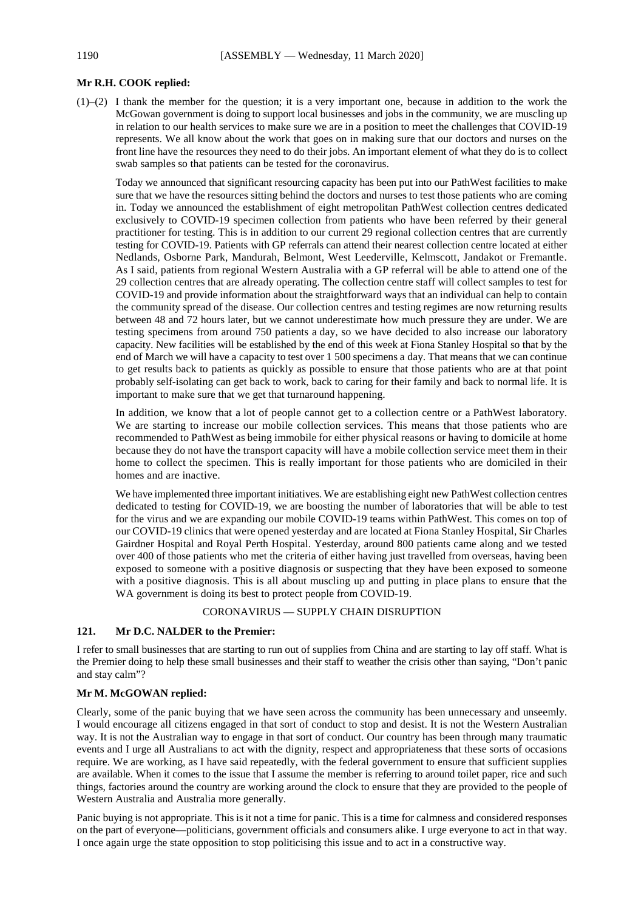**Mr R.H. COOK replied:**

(1)–(2) I thank the member for the question; it is a very important one, because in addition to the work the McGowan government is doing to support local businesses and jobs in the community, we are muscling up in relation to our health services to make sure we are in a position to meet the challenges that COVID-19 represents. We all know about the work that goes on in making sure that our doctors and nurses on the front line have the resources they need to do their jobs. An important element of what they do is to collect swab samples so that patients can be tested for the coronavirus.

Today we announced that significant resourcing capacity has been put into our PathWest facilities to make sure that we have the resources sitting behind the doctors and nurses to test those patients who are coming in. Today we announced the establishment of eight metropolitan PathWest collection centres dedicated exclusively to COVID-19 specimen collection from patients who have been referred by their general practitioner for testing. This is in addition to our current 29 regional collection centres that are currently testing for COVID-19. Patients with GP referrals can attend their nearest collection centre located at either Nedlands, Osborne Park, Mandurah, Belmont, West Leederville, Kelmscott, Jandakot or Fremantle. As I said, patients from regional Western Australia with a GP referral will be able to attend one of the 29 collection centres that are already operating. The collection centre staff will collect samples to test for COVID-19 and provide information about the straightforward ways that an individual can help to contain the community spread of the disease. Our collection centres and testing regimes are now returning results between 48 and 72 hours later, but we cannot underestimate how much pressure they are under. We are testing specimens from around 750 patients a day, so we have decided to also increase our laboratory capacity. New facilities will be established by the end of this week at Fiona Stanley Hospital so that by the end of March we will have a capacity to test over 1 500 specimens a day. That means that we can continue to get results back to patients as quickly as possible to ensure that those patients who are at that point probably self-isolating can get back to work, back to caring for their family and back to normal life. It is important to make sure that we get that turnaround happening.

In addition, we know that a lot of people cannot get to a collection centre or a PathWest laboratory. We are starting to increase our mobile collection services. This means that those patients who are recommended to PathWest as being immobile for either physical reasons or having to domicile at home because they do not have the transport capacity will have a mobile collection service meet them in their home to collect the specimen. This is really important for those patients who are domiciled in their homes and are inactive.

We have implemented three important initiatives. We are establishing eight new PathWest collection centres dedicated to testing for COVID-19, we are boosting the number of laboratories that will be able to test for the virus and we are expanding our mobile COVID-19 teams within PathWest. This comes on top of our COVID-19 clinics that were opened yesterday and are located at Fiona Stanley Hospital, Sir Charles Gairdner Hospital and Royal Perth Hospital. Yesterday, around 800 patients came along and we tested over 400 of those patients who met the criteria of either having just travelled from overseas, having been exposed to someone with a positive diagnosis or suspecting that they have been exposed to someone with a positive diagnosis. This is all about muscling up and putting in place plans to ensure that the WA government is doing its best to protect people from COVID-19.

## CORONAVIRUS — SUPPLY CHAIN DISRUPTION

### 121. Mr D.C. NALDER to the Premier:

I refer to small businesses that are starting to run out of supplies from China and are starting to lay off staff. What is the Premier doing to help these small businesses and their staff to weather the crisis other than saying, "Don't panic and stay calm"?

**Mr M. McGOWAN replied:**

Clearly, some of the panic buying that we have seen across the community has been unnecessary and unseemly. I would encourage all citizens engaged in that sort of conduct to stop and desist. It is not the Western Australian way. It is not the Australian way to engage in that sort of conduct. Our country has been through many traumatic events and I urge all Australians to act with the dignity, respect and appropriateness that these sorts of occasions require. We are working, as I have said repeatedly, with the federal government to ensure that sufficient supplies are available. When it comes to the issue that I assume the member is referring to around toilet paper, rice and such things, factories around the country are working around the clock to ensure that they are provided to the people of Western Australia and Australia more generally.

Panic buying is not appropriate. This is it not a time for panic. This is a time for calmness and considered responses on the part of everyone—politicians, government officials and consumers alike. I urge everyone to act in that way. I once again urge the state opposition to stop politicising this issue and to act in a constructive way.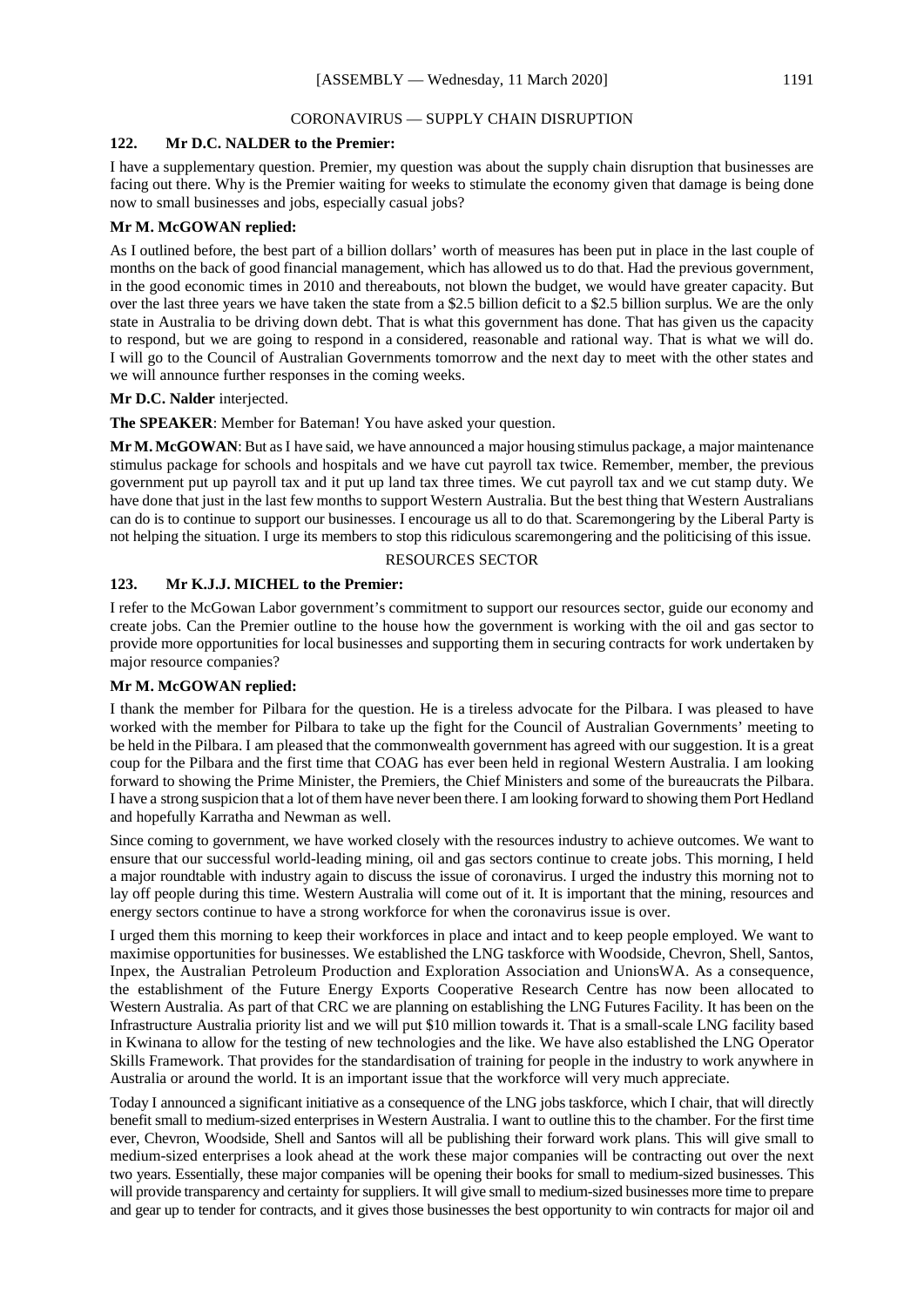## CORONAVIRUS — SUPPLY CHAIN DISRUPTION

### 122. Mr D.C. NALDER to the Premier:

I have a supplementary question. Premier, my question was about the supply chain disruption that businesses are facing out there. Why is the Premier waiting for weeks to stimulate the economy given that damage is being done now to small businesses and jobs, especially casual jobs?

**Mr M. McGOWAN replied:**

As I outlined before, the best part of a billion dollars' worth of measures has been put in place in the last couple of months on the back of good financial management, which has allowed us to do that. Had the previous government, in the good economic times in 2010 and thereabouts, not blown the budget, we would have greater capacity. But over the last three years we have taken the state from a $2.5 billion deficit to a $2.5 billion surplus. We are the only state in Australia to be driving down debt. That is what this government has done. That has given us the capacity to respond, but we are going to respond in a considered, reasonable and rational way. That is what we will do. I will go to the Council of Australian Governments tomorrow and the next day to meet with the other states and we will announce further responses in the coming weeks.

**Mr D.C. Nalder** interjected.

**The SPEAKER**: Member for Bateman! You have asked your question.

**Mr M. McGOWAN**: But as I have said, we have announced a major housing stimulus package, a major maintenance stimulus package for schools and hospitals and we have cut payroll tax twice. Remember, member, the previous government put up payroll tax and it put up land tax three times. We cut payroll tax and we cut stamp duty. We have done that just in the last few months to support Western Australia. But the best thing that Western Australians can do is to continue to support our businesses. I encourage us all to do that. Scaremongering by the Liberal Party is not helping the situation. I urge its members to stop this ridiculous scaremongering and the politicising of this issue.

## RESOURCES SECTOR

### 123. Mr K.J.J. MICHEL to the Premier:

I refer to the McGowan Labor government's commitment to support our resources sector, guide our economy and create jobs. Can the Premier outline to the house how the government is working with the oil and gas sector to provide more opportunities for local businesses and supporting them in securing contracts for work undertaken by major resource companies?

**Mr M. McGOWAN replied:**

I thank the member for Pilbara for the question. He is a tireless advocate for the Pilbara. I was pleased to have worked with the member for Pilbara to take up the fight for the Council of Australian Governments' meeting to be held in the Pilbara. I am pleased that the commonwealth government has agreed with our suggestion. It is a great coup for the Pilbara and the first time that COAG has ever been held in regional Western Australia. I am looking forward to showing the Prime Minister, the Premiers, the Chief Ministers and some of the bureaucrats the Pilbara. I have a strong suspicion that a lot of them have never been there. I am looking forward to showing them Port Hedland and hopefully Karratha and Newman as well.

Since coming to government, we have worked closely with the resources industry to achieve outcomes. We want to ensure that our successful world-leading mining, oil and gas sectors continue to create jobs. This morning, I held a major roundtable with industry again to discuss the issue of coronavirus. I urged the industry this morning not to lay off people during this time. Western Australia will come out of it. It is important that the mining, resources and energy sectors continue to have a strong workforce for when the coronavirus issue is over.

I urged them this morning to keep their workforces in place and intact and to keep people employed. We want to maximise opportunities for businesses. We established the LNG taskforce with Woodside, Chevron, Shell, Santos, Inpex, the Australian Petroleum Production and Exploration Association and UnionsWA. As a consequence, the establishment of the Future Energy Exports Cooperative Research Centre has now been allocated to Western Australia. As part of that CRC we are planning on establishing the LNG Futures Facility. It has been on the Infrastructure Australia priority list and we will put $10 million towards it. That is a small-scale LNG facility based in Kwinana to allow for the testing of new technologies and the like. We have also established the LNG Operator Skills Framework. That provides for the standardisation of training for people in the industry to work anywhere in Australia or around the world. It is an important issue that the workforce will very much appreciate.

Today I announced a significant initiative as a consequence of the LNG jobs taskforce, which I chair, that will directly benefit small to medium-sized enterprises in Western Australia. I want to outline this to the chamber. For the first time ever, Chevron, Woodside, Shell and Santos will all be publishing their forward work plans. This will give small to medium-sized enterprises a look ahead at the work these major companies will be contracting out over the next two years. Essentially, these major companies will be opening their books for small to medium-sized businesses. This will provide transparency and certainty for suppliers. It will give small to medium-sized businesses more time to prepare and gear up to tender for contracts, and it gives those businesses the best opportunity to win contracts for major oil and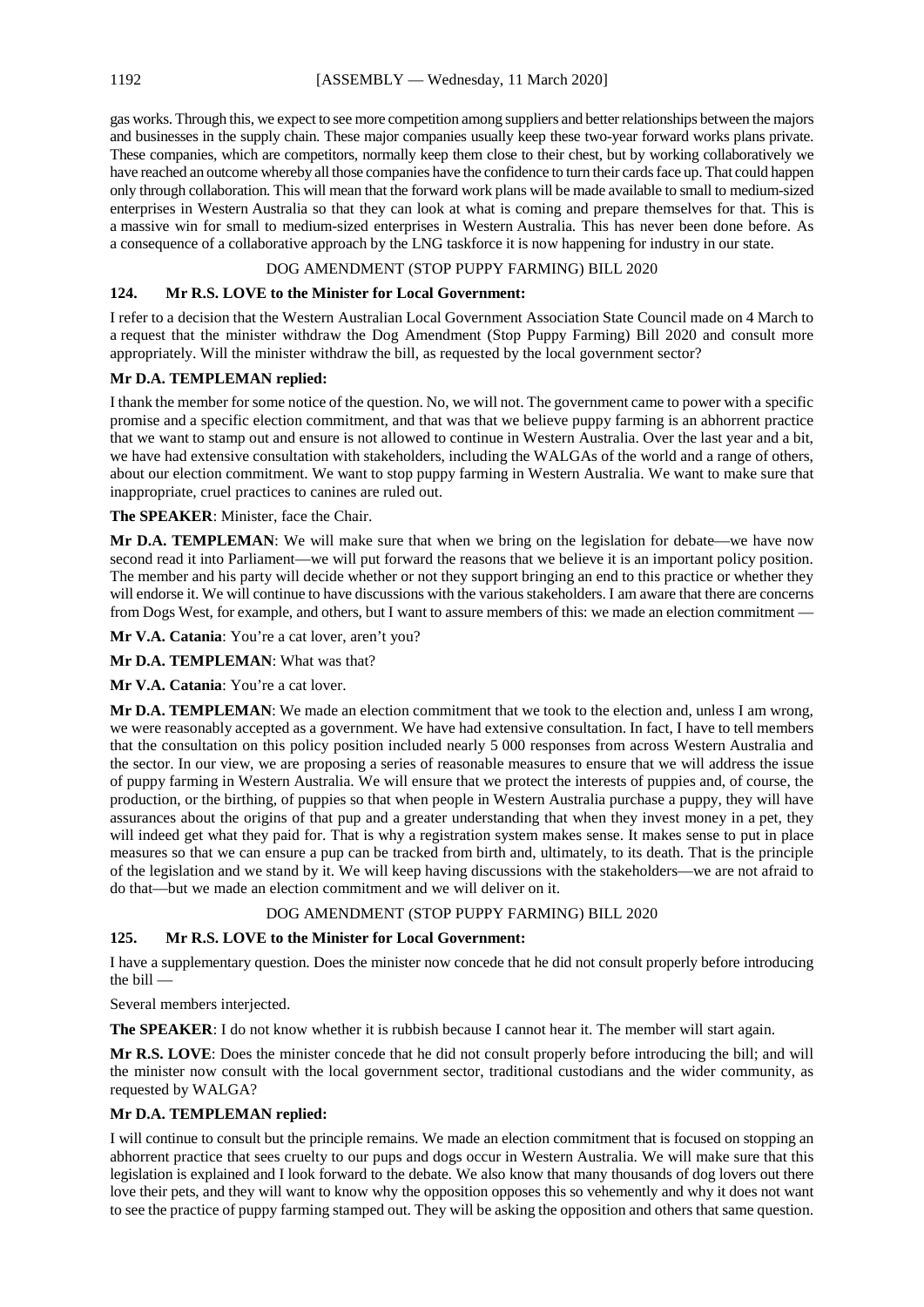gas works. Through this, we expect to see more competition among suppliers and better relationships between the majors and businesses in the supply chain. These major companies usually keep these two-year forward works plans private. These companies, which are competitors, normally keep them close to their chest, but by working collaboratively we have reached an outcome whereby all those companies have the confidence to turn their cards face up. That could happen only through collaboration. This will mean that the forward work plans will be made available to small to medium-sized enterprises in Western Australia so that they can look at what is coming and prepare themselves for that. This is a massive win for small to medium-sized enterprises in Western Australia. This has never been done before. As a consequence of a collaborative approach by the LNG taskforce it is now happening for industry in our state.

### DOG AMENDMENT (STOP PUPPY FARMING) BILL 2020

**124. Mr R.S. LOVE to the Minister for Local Government:**

I refer to a decision that the Western Australian Local Government Association State Council made on 4 March to a request that the minister withdraw the Dog Amendment (Stop Puppy Farming) Bill 2020 and consult more appropriately. Will the minister withdraw the bill, as requested by the local government sector?

**Mr D.A. TEMPLEMAN replied:**

I thank the member for some notice of the question. No, we will not. The government came to power with a specific promise and a specific election commitment, and that was that we believe puppy farming is an abhorrent practice that we want to stamp out and ensure is not allowed to continue in Western Australia. Over the last year and a bit, we have had extensive consultation with stakeholders, including the WALGAs of the world and a range of others, about our election commitment. We want to stop puppy farming in Western Australia. We want to make sure that inappropriate, cruel practices to canines are ruled out.

**The SPEAKER**: Minister, face the Chair.

**Mr D.A. TEMPLEMAN**: We will make sure that when we bring on the legislation for debate—we have now second read it into Parliament—we will put forward the reasons that we believe it is an important policy position. The member and his party will decide whether or not they support bringing an end to this practice or whether they will endorse it. We will continue to have discussions with the various stakeholders. I am aware that there are concerns from Dogs West, for example, and others, but I want to assure members of this: we made an election commitment —

**Mr V.A. Catania**: You're a cat lover, aren't you?

**Mr D.A. TEMPLEMAN**: What was that?

**Mr V.A. Catania**: You're a cat lover.

**Mr D.A. TEMPLEMAN**: We made an election commitment that we took to the election and, unless I am wrong, we were reasonably accepted as a government. We have had extensive consultation. In fact, I have to tell members that the consultation on this policy position included nearly 5 000 responses from across Western Australia and the sector. In our view, we are proposing a series of reasonable measures to ensure that we will address the issue of puppy farming in Western Australia. We will ensure that we protect the interests of puppies and, of course, the production, or the birthing, of puppies so that when people in Western Australia purchase a puppy, they will have assurances about the origins of that pup and a greater understanding that when they invest money in a pet, they will indeed get what they paid for. That is why a registration system makes sense. It makes sense to put in place measures so that we can ensure a pup can be tracked from birth and, ultimately, to its death. That is the principle of the legislation and we stand by it. We will keep having discussions with the stakeholders—we are not afraid to do that—but we made an election commitment and we will deliver on it.

### DOG AMENDMENT (STOP PUPPY FARMING) BILL 2020

**125. Mr R.S. LOVE to the Minister for Local Government:**

I have a supplementary question. Does the minister now concede that he did not consult properly before introducing the bill —

Several members interjected.

**The SPEAKER**: I do not know whether it is rubbish because I cannot hear it. The member will start again.

**Mr R.S. LOVE**: Does the minister concede that he did not consult properly before introducing the bill; and will the minister now consult with the local government sector, traditional custodians and the wider community, as requested by WALGA?

**Mr D.A. TEMPLEMAN replied:**

I will continue to consult but the principle remains. We made an election commitment that is focused on stopping an abhorrent practice that sees cruelty to our pups and dogs occur in Western Australia. We will make sure that this legislation is explained and I look forward to the debate. We also know that many thousands of dog lovers out there love their pets, and they will want to know why the opposition opposes this so vehemently and why it does not want to see the practice of puppy farming stamped out. They will be asking the opposition and others that same question.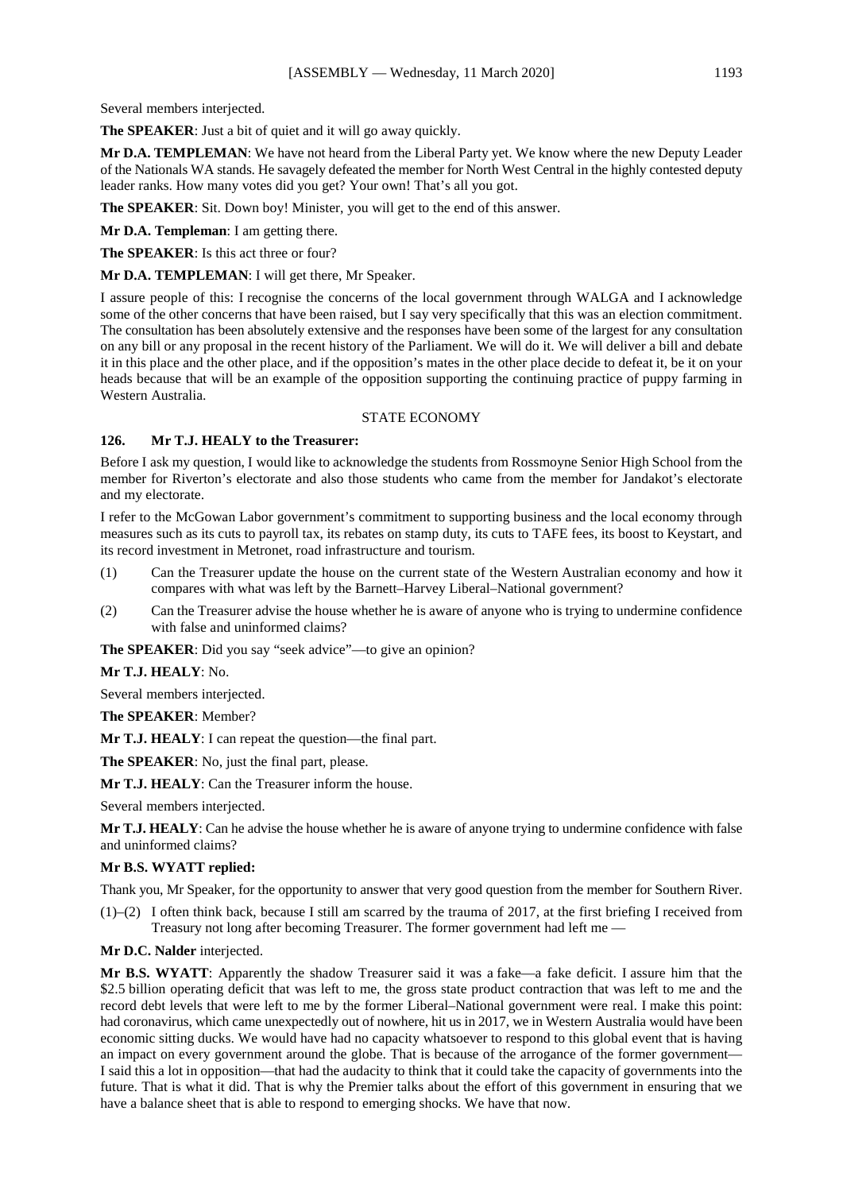Several members interjected.

**The SPEAKER**: Just a bit of quiet and it will go away quickly.

**Mr D.A. TEMPLEMAN**: We have not heard from the Liberal Party yet. We know where the new Deputy Leader of the Nationals WA stands. He savagely defeated the member for North West Central in the highly contested deputy leader ranks. How many votes did you get? Your own! That's all you got.

**The SPEAKER**: Sit. Down boy! Minister, you will get to the end of this answer.

**Mr D.A. Templeman**: I am getting there.

**The SPEAKER**: Is this act three or four?

**Mr D.A. TEMPLEMAN**: I will get there, Mr Speaker.

I assure people of this: I recognise the concerns of the local government through WALGA and I acknowledge some of the other concerns that have been raised, but I say very specifically that this was an election commitment. The consultation has been absolutely extensive and the responses have been some of the largest for any consultation on any bill or any proposal in the recent history of the Parliament. We will do it. We will deliver a bill and debate it in this place and the other place, and if the opposition's mates in the other place decide to defeat it, be it on your heads because that will be an example of the opposition supporting the continuing practice of puppy farming in Western Australia.

## STATE ECONOMY

### 126. Mr T.J. HEALY to the Treasurer:

Before I ask my question, I would like to acknowledge the students from Rossmoyne Senior High School from the member for Riverton's electorate and also those students who came from the member for Jandakot's electorate and my electorate.

I refer to the McGowan Labor government's commitment to supporting business and the local economy through measures such as its cuts to payroll tax, its rebates on stamp duty, its cuts to TAFE fees, its boost to Keystart, and its record investment in Metronet, road infrastructure and tourism.

(1) Can the Treasurer update the house on the current state of the Western Australian economy and how it compares with what was left by the Barnett–Harvey Liberal–National government?

(2) Can the Treasurer advise the house whether he is aware of anyone who is trying to undermine confidence with false and uninformed claims?

**The SPEAKER**: Did you say "seek advice"—to give an opinion?

**Mr T.J. HEALY**: No.

Several members interjected.

**The SPEAKER**: Member?

**Mr T.J. HEALY**: I can repeat the question—the final part.

**The SPEAKER**: No, just the final part, please.

**Mr T.J. HEALY**: Can the Treasurer inform the house.

Several members interjected.

**Mr T.J. HEALY**: Can he advise the house whether he is aware of anyone trying to undermine confidence with false and uninformed claims?

**Mr B.S. WYATT replied:**

Thank you, Mr Speaker, for the opportunity to answer that very good question from the member for Southern River.

(1)–(2) I often think back, because I still am scarred by the trauma of 2017, at the first briefing I received from Treasury not long after becoming Treasurer. The former government had left me —

**Mr D.C. Nalder** interjected.

**Mr B.S. WYATT**: Apparently the shadow Treasurer said it was a fake—a fake deficit. I assure him that the $2.5 billion operating deficit that was left to me, the gross state product contraction that was left to me and the record debt levels that were left to me by the former Liberal–National government were real. I make this point: had coronavirus, which came unexpectedly out of nowhere, hit us in 2017, we in Western Australia would have been economic sitting ducks. We would have had no capacity whatsoever to respond to this global event that is having an impact on every government around the globe. That is because of the arrogance of the former government—I said this a lot in opposition—that had the audacity to think that it could take the capacity of governments into the future. That is what it did. That is why the Premier talks about the effort of this government in ensuring that we have a balance sheet that is able to respond to emerging shocks. We have that now.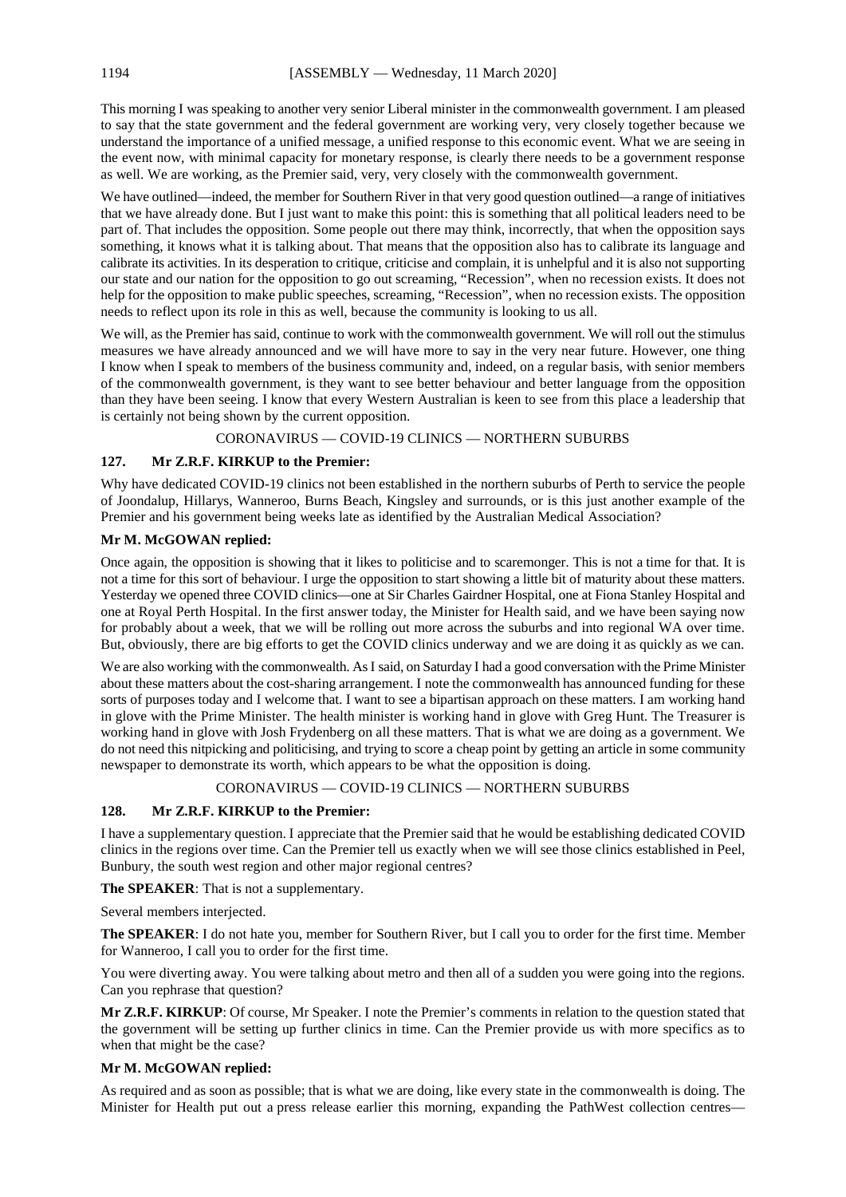This morning I was speaking to another very senior Liberal minister in the commonwealth government. I am pleased to say that the state government and the federal government are working very, very closely together because we understand the importance of a unified message, a unified response to this economic event. What we are seeing in the event now, with minimal capacity for monetary response, is clearly there needs to be a government response as well. We are working, as the Premier said, very, very closely with the commonwealth government.

We have outlined—indeed, the member for Southern River in that very good question outlined—a range of initiatives that we have already done. But I just want to make this point: this is something that all political leaders need to be part of. That includes the opposition. Some people out there may think, incorrectly, that when the opposition says something, it knows what it is talking about. That means that the opposition also has to calibrate its language and calibrate its activities. In its desperation to critique, criticise and complain, it is unhelpful and it is also not supporting our state and our nation for the opposition to go out screaming, "Recession", when no recession exists. It does not help for the opposition to make public speeches, screaming, "Recession", when no recession exists. The opposition needs to reflect upon its role in this as well, because the community is looking to us all.

We will, as the Premier has said, continue to work with the commonwealth government. We will roll out the stimulus measures we have already announced and we will have more to say in the very near future. However, one thing I know when I speak to members of the business community and, indeed, on a regular basis, with senior members of the commonwealth government, is they want to see better behaviour and better language from the opposition than they have been seeing. I know that every Western Australian is keen to see from this place a leadership that is certainly not being shown by the current opposition.

## CORONAVIRUS — COVID-19 CLINICS — NORTHERN SUBURBS

### 127. Mr Z.R.F. KIRKUP to the Premier:

Why have dedicated COVID-19 clinics not been established in the northern suburbs of Perth to service the people of Joondalup, Hillarys, Wanneroo, Burns Beach, Kingsley and surrounds, or is this just another example of the Premier and his government being weeks late as identified by the Australian Medical Association?

**Mr M. McGOWAN replied:**

Once again, the opposition is showing that it likes to politicise and to scaremonger. This is not a time for that. It is not a time for this sort of behaviour. I urge the opposition to start showing a little bit of maturity about these matters. Yesterday we opened three COVID clinics—one at Sir Charles Gairdner Hospital, one at Fiona Stanley Hospital and one at Royal Perth Hospital. In the first answer today, the Minister for Health said, and we have been saying now for probably about a week, that we will be rolling out more across the suburbs and into regional WA over time. But, obviously, there are big efforts to get the COVID clinics underway and we are doing it as quickly as we can.

We are also working with the commonwealth. As I said, on Saturday I had a good conversation with the Prime Minister about these matters about the cost-sharing arrangement. I note the commonwealth has announced funding for these sorts of purposes today and I welcome that. I want to see a bipartisan approach on these matters. I am working hand in glove with the Prime Minister. The health minister is working hand in glove with Greg Hunt. The Treasurer is working hand in glove with Josh Frydenberg on all these matters. That is what we are doing as a government. We do not need this nitpicking and politicising, and trying to score a cheap point by getting an article in some community newspaper to demonstrate its worth, which appears to be what the opposition is doing.

## CORONAVIRUS — COVID-19 CLINICS — NORTHERN SUBURBS

### 128. Mr Z.R.F. KIRKUP to the Premier:

I have a supplementary question. I appreciate that the Premier said that he would be establishing dedicated COVID clinics in the regions over time. Can the Premier tell us exactly when we will see those clinics established in Peel, Bunbury, the south west region and other major regional centres?

**The SPEAKER**: That is not a supplementary.

Several members interjected.

**The SPEAKER**: I do not hate you, member for Southern River, but I call you to order for the first time. Member for Wanneroo, I call you to order for the first time.

You were diverting away. You were talking about metro and then all of a sudden you were going into the regions. Can you rephrase that question?

**Mr Z.R.F. KIRKUP**: Of course, Mr Speaker. I note the Premier's comments in relation to the question stated that the government will be setting up further clinics in time. Can the Premier provide us with more specifics as to when that might be the case?

**Mr M. McGOWAN replied:**

As required and as soon as possible; that is what we are doing, like every state in the commonwealth is doing. The Minister for Health put out a press release earlier this morning, expanding the PathWest collection centres—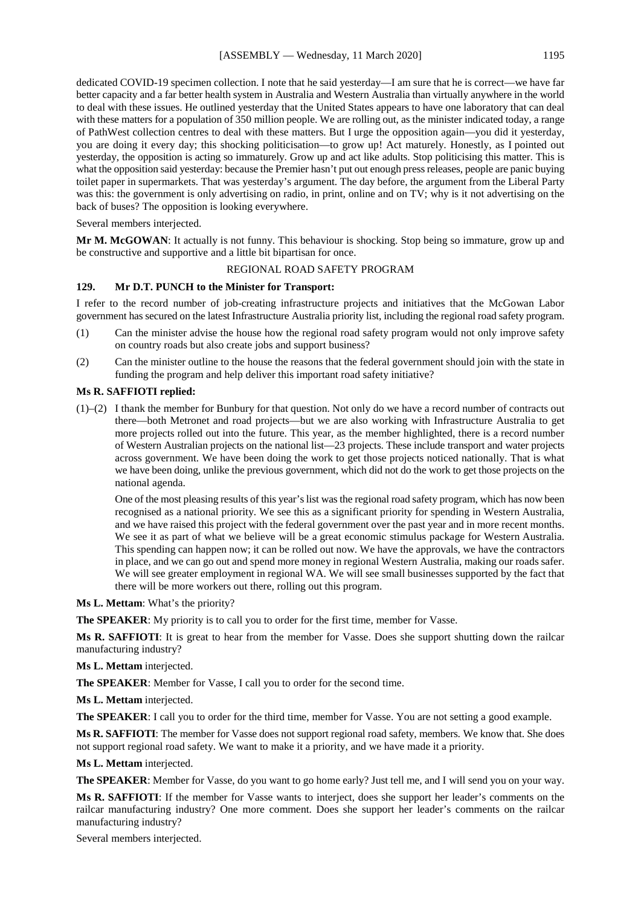dedicated COVID-19 specimen collection. I note that he said yesterday—I am sure that he is correct—we have far better capacity and a far better health system in Australia and Western Australia than virtually anywhere in the world to deal with these issues. He outlined yesterday that the United States appears to have one laboratory that can deal with these matters for a population of 350 million people. We are rolling out, as the minister indicated today, a range of PathWest collection centres to deal with these matters. But I urge the opposition again—you did it yesterday, you are doing it every day; this shocking politicisation—to grow up! Act maturely. Honestly, as I pointed out yesterday, the opposition is acting so immaturely. Grow up and act like adults. Stop politicising this matter. This is what the opposition said yesterday: because the Premier hasn't put out enough press releases, people are panic buying toilet paper in supermarkets. That was yesterday's argument. The day before, the argument from the Liberal Party was this: the government is only advertising on radio, in print, online and on TV; why is it not advertising on the back of buses? The opposition is looking everywhere.

Several members interjected.

**Mr M. McGOWAN**: It actually is not funny. This behaviour is shocking. Stop being so immature, grow up and be constructive and supportive and a little bit bipartisan for once.

## REGIONAL ROAD SAFETY PROGRAM

**129. Mr D.T. PUNCH to the Minister for Transport:**

I refer to the record number of job-creating infrastructure projects and initiatives that the McGowan Labor government has secured on the latest Infrastructure Australia priority list, including the regional road safety program.

(1) Can the minister advise the house how the regional road safety program would not only improve safety on country roads but also create jobs and support business?

(2) Can the minister outline to the house the reasons that the federal government should join with the state in funding the program and help deliver this important road safety initiative?

**Ms R. SAFFIOTI replied:**

(1)–(2) I thank the member for Bunbury for that question. Not only do we have a record number of contracts out there—both Metronet and road projects—but we are also working with Infrastructure Australia to get more projects rolled out into the future. This year, as the member highlighted, there is a record number of Western Australian projects on the national list—23 projects. These include transport and water projects across government. We have been doing the work to get those projects noticed nationally. That is what we have been doing, unlike the previous government, which did not do the work to get those projects on the national agenda.

One of the most pleasing results of this year's list was the regional road safety program, which has now been recognised as a national priority. We see this as a significant priority for spending in Western Australia, and we have raised this project with the federal government over the past year and in more recent months. We see it as part of what we believe will be a great economic stimulus package for Western Australia. This spending can happen now; it can be rolled out now. We have the approvals, we have the contractors in place, and we can go out and spend more money in regional Western Australia, making our roads safer. We will see greater employment in regional WA. We will see small businesses supported by the fact that there will be more workers out there, rolling out this program.

**Ms L. Mettam**: What's the priority?

**The SPEAKER**: My priority is to call you to order for the first time, member for Vasse.

**Ms R. SAFFIOTI**: It is great to hear from the member for Vasse. Does she support shutting down the railcar manufacturing industry?

**Ms L. Mettam** interjected.

**The SPEAKER**: Member for Vasse, I call you to order for the second time.

**Ms L. Mettam** interjected.

**The SPEAKER**: I call you to order for the third time, member for Vasse. You are not setting a good example.

**Ms R. SAFFIOTI**: The member for Vasse does not support regional road safety, members. We know that. She does not support regional road safety. We want to make it a priority, and we have made it a priority.

**Ms L. Mettam** interjected.

**The SPEAKER**: Member for Vasse, do you want to go home early? Just tell me, and I will send you on your way.

**Ms R. SAFFIOTI**: If the member for Vasse wants to interject, does she support her leader's comments on the railcar manufacturing industry? One more comment. Does she support her leader's comments on the railcar manufacturing industry?

Several members interjected.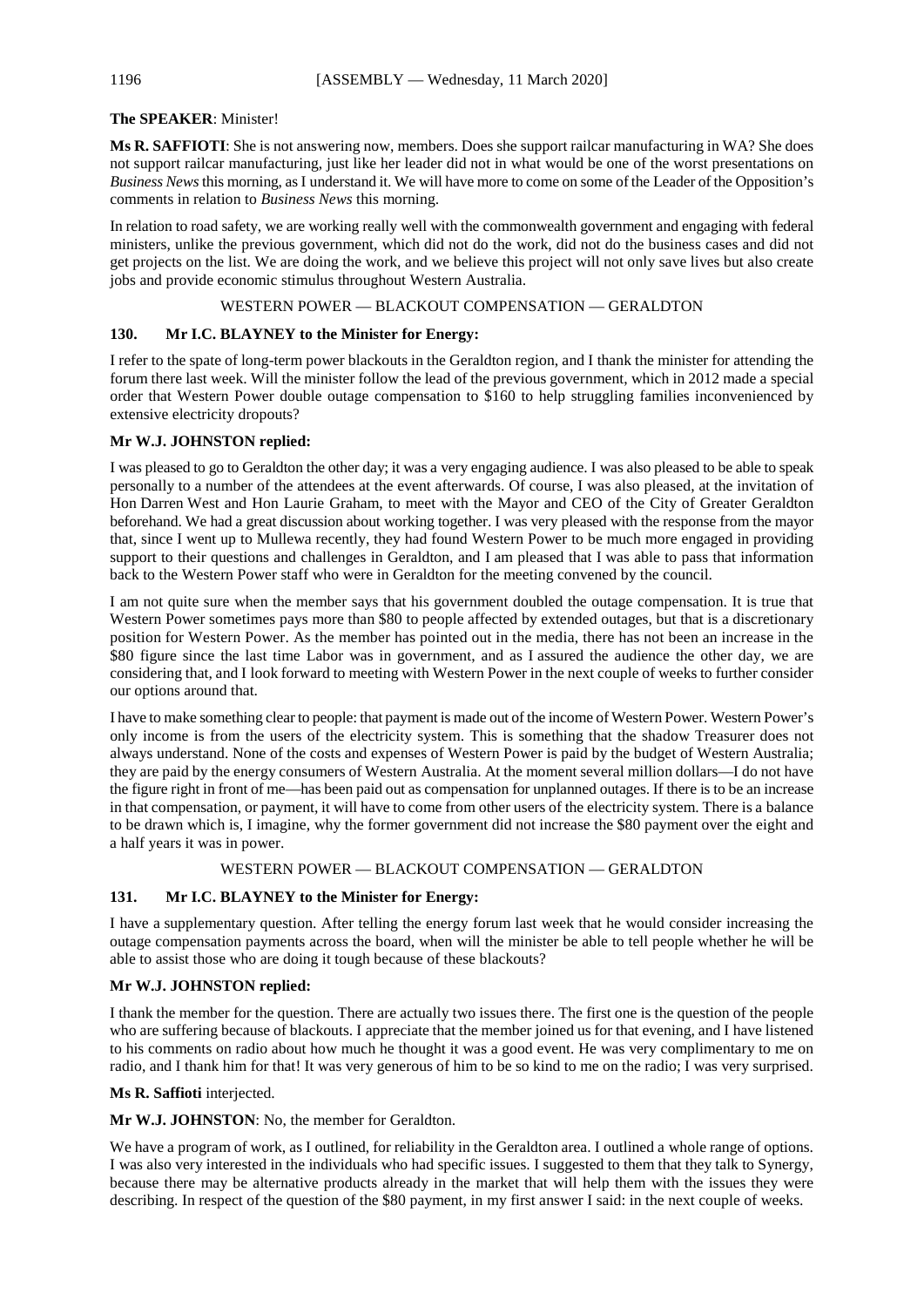**The SPEAKER**: Minister!

**Ms R. SAFFIOTI**: She is not answering now, members. Does she support railcar manufacturing in WA? She does not support railcar manufacturing, just like her leader did not in what would be one of the worst presentations on *Business News* this morning, as I understand it. We will have more to come on some of the Leader of the Opposition's comments in relation to *Business News* this morning.

In relation to road safety, we are working really well with the commonwealth government and engaging with federal ministers, unlike the previous government, which did not do the work, did not do the business cases and did not get projects on the list. We are doing the work, and we believe this project will not only save lives but also create jobs and provide economic stimulus throughout Western Australia.

## WESTERN POWER — BLACKOUT COMPENSATION — GERALDTON

### 130. Mr I.C. BLAYNEY to the Minister for Energy:

I refer to the spate of long-term power blackouts in the Geraldton region, and I thank the minister for attending the forum there last week. Will the minister follow the lead of the previous government, which in 2012 made a special order that Western Power double outage compensation to $160 to help struggling families inconvenienced by extensive electricity dropouts?

**Mr W.J. JOHNSTON replied:**

I was pleased to go to Geraldton the other day; it was a very engaging audience. I was also pleased to be able to speak personally to a number of the attendees at the event afterwards. Of course, I was also pleased, at the invitation of Hon Darren West and Hon Laurie Graham, to meet with the Mayor and CEO of the City of Greater Geraldton beforehand. We had a great discussion about working together. I was very pleased with the response from the mayor that, since I went up to Mullewa recently, they had found Western Power to be much more engaged in providing support to their questions and challenges in Geraldton, and I am pleased that I was able to pass that information back to the Western Power staff who were in Geraldton for the meeting convened by the council.

I am not quite sure when the member says that his government doubled the outage compensation. It is true that Western Power sometimes pays more than $80 to people affected by extended outages, but that is a discretionary position for Western Power. As the member has pointed out in the media, there has not been an increase in the $80 figure since the last time Labor was in government, and as I assured the audience the other day, we are considering that, and I look forward to meeting with Western Power in the next couple of weeks to further consider our options around that.

I have to make something clear to people: that payment is made out of the income of Western Power. Western Power's only income is from the users of the electricity system. This is something that the shadow Treasurer does not always understand. None of the costs and expenses of Western Power is paid by the budget of Western Australia; they are paid by the energy consumers of Western Australia. At the moment several million dollars—I do not have the figure right in front of me—has been paid out as compensation for unplanned outages. If there is to be an increase in that compensation, or payment, it will have to come from other users of the electricity system. There is a balance to be drawn which is, I imagine, why the former government did not increase the $80 payment over the eight and a half years it was in power.

## WESTERN POWER — BLACKOUT COMPENSATION — GERALDTON

### 131. Mr I.C. BLAYNEY to the Minister for Energy:

I have a supplementary question. After telling the energy forum last week that he would consider increasing the outage compensation payments across the board, when will the minister be able to tell people whether he will be able to assist those who are doing it tough because of these blackouts?

**Mr W.J. JOHNSTON replied:**

I thank the member for the question. There are actually two issues there. The first one is the question of the people who are suffering because of blackouts. I appreciate that the member joined us for that evening, and I have listened to his comments on radio about how much he thought it was a good event. He was very complimentary to me on radio, and I thank him for that! It was very generous of him to be so kind to me on the radio; I was very surprised.

**Ms R. Saffioti** interjected.

**Mr W.J. JOHNSTON**: No, the member for Geraldton.

We have a program of work, as I outlined, for reliability in the Geraldton area. I outlined a whole range of options. I was also very interested in the individuals who had specific issues. I suggested to them that they talk to Synergy, because there may be alternative products already in the market that will help them with the issues they were describing. In respect of the question of the $80 payment, in my first answer I said: in the next couple of weeks.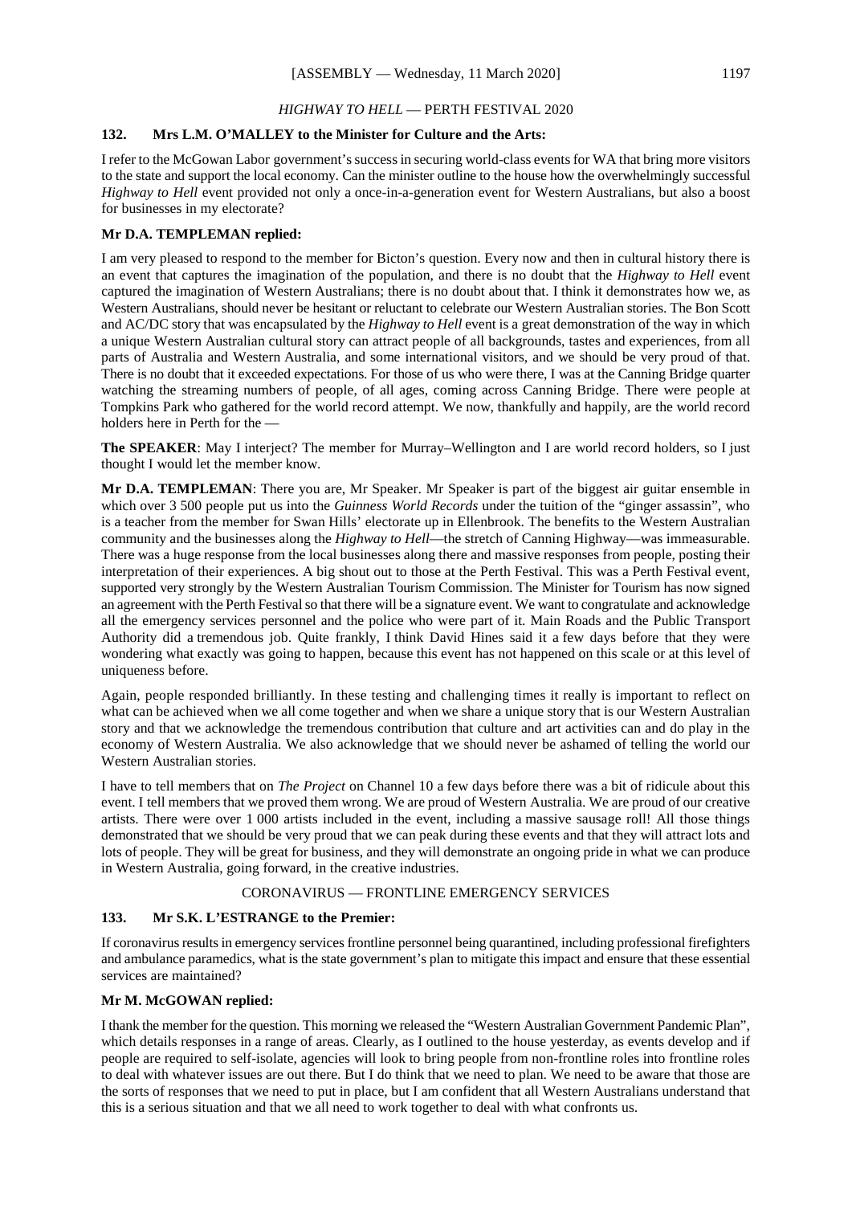## *HIGHWAY TO HELL* — PERTH FESTIVAL 2020

**132. Mrs L.M. O'MALLEY to the Minister for Culture and the Arts:**

I refer to the McGowan Labor government's success in securing world-class events for WA that bring more visitors to the state and support the local economy. Can the minister outline to the house how the overwhelmingly successful *Highway to Hell* event provided not only a once-in-a-generation event for Western Australians, but also a boost for businesses in my electorate?

**Mr D.A. TEMPLEMAN replied:**

I am very pleased to respond to the member for Bicton's question. Every now and then in cultural history there is an event that captures the imagination of the population, and there is no doubt that the *Highway to Hell* event captured the imagination of Western Australians; there is no doubt about that. I think it demonstrates how we, as Western Australians, should never be hesitant or reluctant to celebrate our Western Australian stories. The Bon Scott and AC/DC story that was encapsulated by the *Highway to Hell* event is a great demonstration of the way in which a unique Western Australian cultural story can attract people of all backgrounds, tastes and experiences, from all parts of Australia and Western Australia, and some international visitors, and we should be very proud of that. There is no doubt that it exceeded expectations. For those of us who were there, I was at the Canning Bridge quarter watching the streaming numbers of people, of all ages, coming across Canning Bridge. There were people at Tompkins Park who gathered for the world record attempt. We now, thankfully and happily, are the world record holders here in Perth for the —

**The SPEAKER**: May I interject? The member for Murray–Wellington and I are world record holders, so I just thought I would let the member know.

**Mr D.A. TEMPLEMAN**: There you are, Mr Speaker. Mr Speaker is part of the biggest air guitar ensemble in which over 3 500 people put us into the *Guinness World Records* under the tuition of the "ginger assassin", who is a teacher from the member for Swan Hills' electorate up in Ellenbrook. The benefits to the Western Australian community and the businesses along the *Highway to Hell*—the stretch of Canning Highway—was immeasurable. There was a huge response from the local businesses along there and massive responses from people, posting their interpretation of their experiences. A big shout out to those at the Perth Festival. This was a Perth Festival event, supported very strongly by the Western Australian Tourism Commission. The Minister for Tourism has now signed an agreement with the Perth Festival so that there will be a signature event. We want to congratulate and acknowledge all the emergency services personnel and the police who were part of it. Main Roads and the Public Transport Authority did a tremendous job. Quite frankly, I think David Hines said it a few days before that they were wondering what exactly was going to happen, because this event has not happened on this scale or at this level of uniqueness before.

Again, people responded brilliantly. In these testing and challenging times it really is important to reflect on what can be achieved when we all come together and when we share a unique story that is our Western Australian story and that we acknowledge the tremendous contribution that culture and art activities can and do play in the economy of Western Australia. We also acknowledge that we should never be ashamed of telling the world our Western Australian stories.

I have to tell members that on *The Project* on Channel 10 a few days before there was a bit of ridicule about this event. I tell members that we proved them wrong. We are proud of Western Australia. We are proud of our creative artists. There were over 1 000 artists included in the event, including a massive sausage roll! All those things demonstrated that we should be very proud that we can peak during these events and that they will attract lots and lots of people. They will be great for business, and they will demonstrate an ongoing pride in what we can produce in Western Australia, going forward, in the creative industries.

## CORONAVIRUS — FRONTLINE EMERGENCY SERVICES

**133. Mr S.K. L'ESTRANGE to the Premier:**

If coronavirus results in emergency services frontline personnel being quarantined, including professional firefighters and ambulance paramedics, what is the state government's plan to mitigate this impact and ensure that these essential services are maintained?

**Mr M. McGOWAN replied:**

I thank the member for the question. This morning we released the "Western Australian Government Pandemic Plan", which details responses in a range of areas. Clearly, as I outlined to the house yesterday, as events develop and if people are required to self-isolate, agencies will look to bring people from non-frontline roles into frontline roles to deal with whatever issues are out there. But I do think that we need to plan. We need to be aware that those are the sorts of responses that we need to put in place, but I am confident that all Western Australians understand that this is a serious situation and that we all need to work together to deal with what confronts us.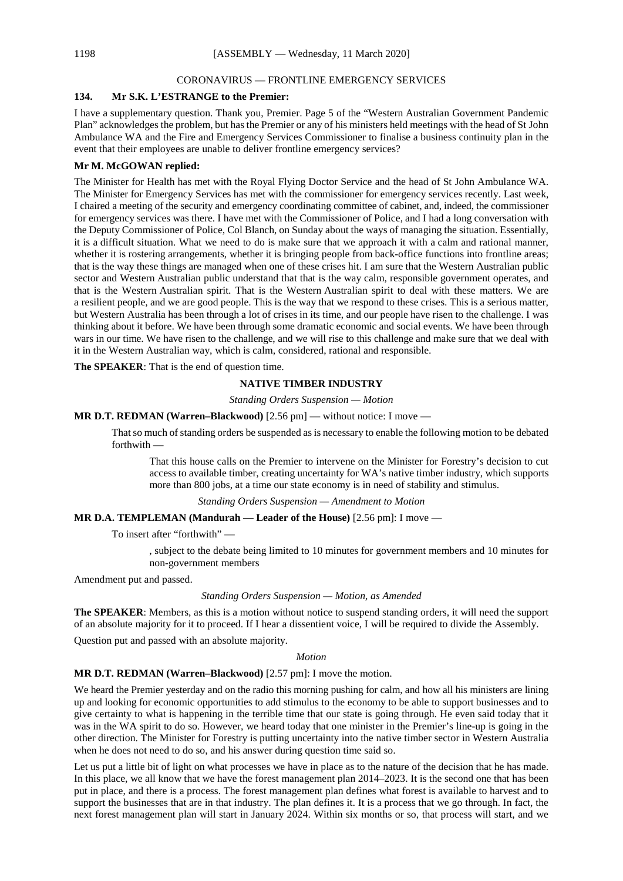## CORONAVIRUS — FRONTLINE EMERGENCY SERVICES

**134. Mr S.K. L'ESTRANGE to the Premier:**

I have a supplementary question. Thank you, Premier. Page 5 of the "Western Australian Government Pandemic Plan" acknowledges the problem, but has the Premier or any of his ministers held meetings with the head of St John Ambulance WA and the Fire and Emergency Services Commissioner to finalise a business continuity plan in the event that their employees are unable to deliver frontline emergency services?

**Mr M. McGOWAN replied:**

The Minister for Health has met with the Royal Flying Doctor Service and the head of St John Ambulance WA. The Minister for Emergency Services has met with the commissioner for emergency services recently. Last week, I chaired a meeting of the security and emergency coordinating committee of cabinet, and, indeed, the commissioner for emergency services was there. I have met with the Commissioner of Police, and I had a long conversation with the Deputy Commissioner of Police, Col Blanch, on Sunday about the ways of managing the situation. Essentially, it is a difficult situation. What we need to do is make sure that we approach it with a calm and rational manner, whether it is rostering arrangements, whether it is bringing people from back-office functions into frontline areas; that is the way these things are managed when one of these crises hit. I am sure that the Western Australian public sector and Western Australian public understand that that is the way calm, responsible government operates, and that is the Western Australian spirit. That is the Western Australian spirit to deal with these matters. We are a resilient people, and we are good people. This is the way that we respond to these crises. This is a serious matter, but Western Australia has been through a lot of crises in its time, and our people have risen to the challenge. I was thinking about it before. We have been through some dramatic economic and social events. We have been through wars in our time. We have risen to the challenge, and we will rise to this challenge and make sure that we deal with it in the Western Australian way, which is calm, considered, rational and responsible.

**The SPEAKER**: That is the end of question time.

## NATIVE TIMBER INDUSTRY

*Standing Orders Suspension — Motion*

**MR D.T. REDMAN (Warren–Blackwood)** [2.56 pm] — without notice: I move —

> That so much of standing orders be suspended as is necessary to enable the following motion to be debated forthwith —
>
> > That this house calls on the Premier to intervene on the Minister for Forestry's decision to cut access to available timber, creating uncertainty for WA's native timber industry, which supports more than 800 jobs, at a time our state economy is in need of stability and stimulus.

*Standing Orders Suspension — Amendment to Motion*

**MR D.A. TEMPLEMAN (Mandurah — Leader of the House)** [2.56 pm]: I move —

> To insert after "forthwith" —
>
> > , subject to the debate being limited to 10 minutes for government members and 10 minutes for non-government members

Amendment put and passed.

*Standing Orders Suspension — Motion, as Amended*

**The SPEAKER**: Members, as this is a motion without notice to suspend standing orders, it will need the support of an absolute majority for it to proceed. If I hear a dissentient voice, I will be required to divide the Assembly.

Question put and passed with an absolute majority.

*Motion*

**MR D.T. REDMAN (Warren–Blackwood)** [2.57 pm]: I move the motion.

We heard the Premier yesterday and on the radio this morning pushing for calm, and how all his ministers are lining up and looking for economic opportunities to add stimulus to the economy to be able to support businesses and to give certainty to what is happening in the terrible time that our state is going through. He even said today that it was in the WA spirit to do so. However, we heard today that one minister in the Premier's line-up is going in the other direction. The Minister for Forestry is putting uncertainty into the native timber sector in Western Australia when he does not need to do so, and his answer during question time said so.

Let us put a little bit of light on what processes we have in place as to the nature of the decision that he has made. In this place, we all know that we have the forest management plan 2014–2023. It is the second one that has been put in place, and there is a process. The forest management plan defines what forest is available to harvest and to support the businesses that are in that industry. The plan defines it. It is a process that we go through. In fact, the next forest management plan will start in January 2024. Within six months or so, that process will start, and we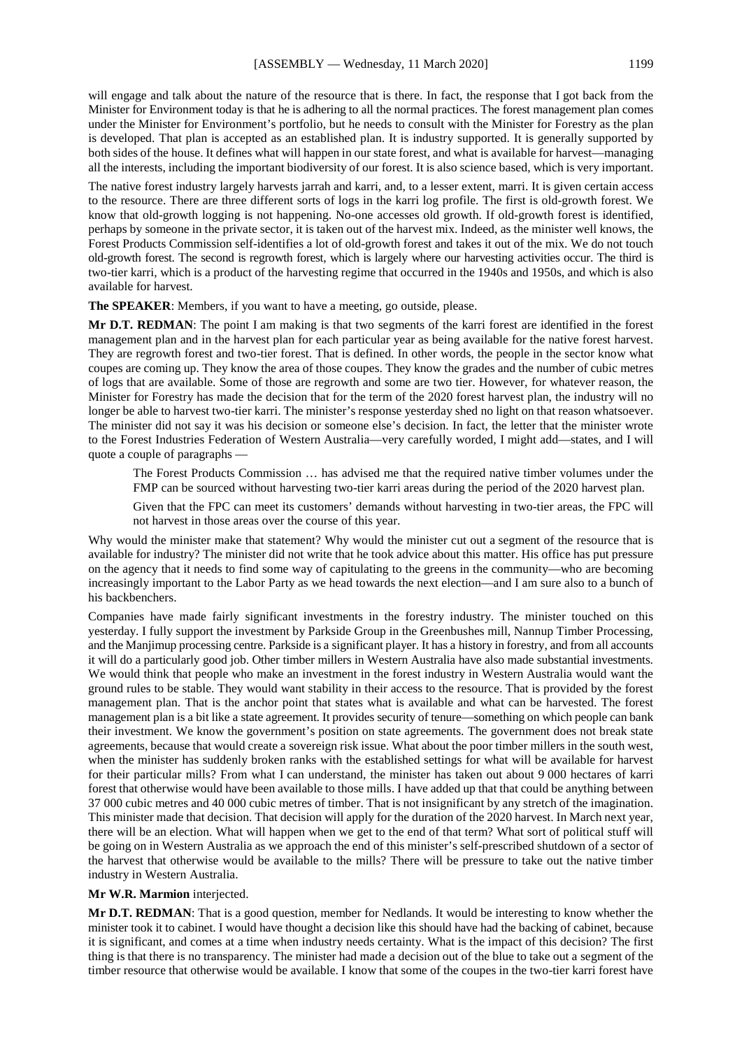will engage and talk about the nature of the resource that is there. In fact, the response that I got back from the Minister for Environment today is that he is adhering to all the normal practices. The forest management plan comes under the Minister for Environment's portfolio, but he needs to consult with the Minister for Forestry as the plan is developed. That plan is accepted as an established plan. It is industry supported. It is generally supported by both sides of the house. It defines what will happen in our state forest, and what is available for harvest—managing all the interests, including the important biodiversity of our forest. It is also science based, which is very important.

The native forest industry largely harvests jarrah and karri, and, to a lesser extent, marri. It is given certain access to the resource. There are three different sorts of logs in the karri log profile. The first is old-growth forest. We know that old-growth logging is not happening. No-one accesses old growth. If old-growth forest is identified, perhaps by someone in the private sector, it is taken out of the harvest mix. Indeed, as the minister well knows, the Forest Products Commission self-identifies a lot of old-growth forest and takes it out of the mix. We do not touch old-growth forest. The second is regrowth forest, which is largely where our harvesting activities occur. The third is two-tier karri, which is a product of the harvesting regime that occurred in the 1940s and 1950s, and which is also available for harvest.

**The SPEAKER**: Members, if you want to have a meeting, go outside, please.

**Mr D.T. REDMAN**: The point I am making is that two segments of the karri forest are identified in the forest management plan and in the harvest plan for each particular year as being available for the native forest harvest. They are regrowth forest and two-tier forest. That is defined. In other words, the people in the sector know what coupes are coming up. They know the area of those coupes. They know the grades and the number of cubic metres of logs that are available. Some of those are regrowth and some are two tier. However, for whatever reason, the Minister for Forestry has made the decision that for the term of the 2020 forest harvest plan, the industry will no longer be able to harvest two-tier karri. The minister's response yesterday shed no light on that reason whatsoever. The minister did not say it was his decision or someone else's decision. In fact, the letter that the minister wrote to the Forest Industries Federation of Western Australia—very carefully worded, I might add—states, and I will quote a couple of paragraphs —

> The Forest Products Commission … has advised me that the required native timber volumes under the FMP can be sourced without harvesting two-tier karri areas during the period of the 2020 harvest plan.
>
> Given that the FPC can meet its customers' demands without harvesting in two-tier areas, the FPC will not harvest in those areas over the course of this year.

Why would the minister make that statement? Why would the minister cut out a segment of the resource that is available for industry? The minister did not write that he took advice about this matter. His office has put pressure on the agency that it needs to find some way of capitulating to the greens in the community—who are becoming increasingly important to the Labor Party as we head towards the next election—and I am sure also to a bunch of his backbenchers.

Companies have made fairly significant investments in the forestry industry. The minister touched on this yesterday. I fully support the investment by Parkside Group in the Greenbushes mill, Nannup Timber Processing, and the Manjimup processing centre. Parkside is a significant player. It has a history in forestry, and from all accounts it will do a particularly good job. Other timber millers in Western Australia have also made substantial investments. We would think that people who make an investment in the forest industry in Western Australia would want the ground rules to be stable. They would want stability in their access to the resource. That is provided by the forest management plan. That is the anchor point that states what is available and what can be harvested. The forest management plan is a bit like a state agreement. It provides security of tenure—something on which people can bank their investment. We know the government's position on state agreements. The government does not break state agreements, because that would create a sovereign risk issue. What about the poor timber millers in the south west, when the minister has suddenly broken ranks with the established settings for what will be available for harvest for their particular mills? From what I can understand, the minister has taken out about 9 000 hectares of karri forest that otherwise would have been available to those mills. I have added up that that could be anything between 37 000 cubic metres and 40 000 cubic metres of timber. That is not insignificant by any stretch of the imagination. This minister made that decision. That decision will apply for the duration of the 2020 harvest. In March next year, there will be an election. What will happen when we get to the end of that term? What sort of political stuff will be going on in Western Australia as we approach the end of this minister's self-prescribed shutdown of a sector of the harvest that otherwise would be available to the mills? There will be pressure to take out the native timber industry in Western Australia.

**Mr W.R. Marmion** interjected.

**Mr D.T. REDMAN**: That is a good question, member for Nedlands. It would be interesting to know whether the minister took it to cabinet. I would have thought a decision like this should have had the backing of cabinet, because it is significant, and comes at a time when industry needs certainty. What is the impact of this decision? The first thing is that there is no transparency. The minister had made a decision out of the blue to take out a segment of the timber resource that otherwise would be available. I know that some of the coupes in the two-tier karri forest have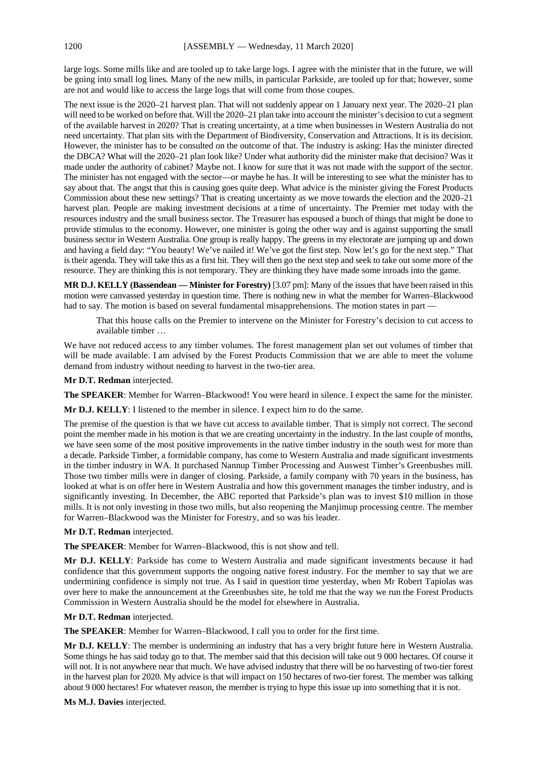large logs. Some mills like and are tooled up to take large logs. I agree with the minister that in the future, we will be going into small log lines. Many of the new mills, in particular Parkside, are tooled up for that; however, some are not and would like to access the large logs that will come from those coupes.

The next issue is the 2020–21 harvest plan. That will not suddenly appear on 1 January next year. The 2020–21 plan will need to be worked on before that. Will the 2020–21 plan take into account the minister's decision to cut a segment of the available harvest in 2020? That is creating uncertainty, at a time when businesses in Western Australia do not need uncertainty. That plan sits with the Department of Biodiversity, Conservation and Attractions. It is its decision. However, the minister has to be consulted on the outcome of that. The industry is asking: Has the minister directed the DBCA? What will the 2020–21 plan look like? Under what authority did the minister make that decision? Was it made under the authority of cabinet? Maybe not. I know for sure that it was not made with the support of the sector. The minister has not engaged with the sector—or maybe he has. It will be interesting to see what the minister has to say about that. The angst that this is causing goes quite deep. What advice is the minister giving the Forest Products Commission about these new settings? That is creating uncertainty as we move towards the election and the 2020–21 harvest plan. People are making investment decisions at a time of uncertainty. The Premier met today with the resources industry and the small business sector. The Treasurer has espoused a bunch of things that might be done to provide stimulus to the economy. However, one minister is going the other way and is against supporting the small business sector in Western Australia. One group is really happy. The greens in my electorate are jumping up and down and having a field day: "You beauty! We've nailed it! We've got the first step. Now let's go for the next step." That is their agenda. They will take this as a first hit. They will then go the next step and seek to take out some more of the resource. They are thinking this is not temporary. They are thinking they have made some inroads into the game.

**MR D.J. KELLY (Bassendean — Minister for Forestry)** [3.07 pm]: Many of the issues that have been raised in this motion were canvassed yesterday in question time. There is nothing new in what the member for Warren–Blackwood had to say. The motion is based on several fundamental misapprehensions. The motion states in part —

> That this house calls on the Premier to intervene on the Minister for Forestry's decision to cut access to available timber …

We have not reduced access to any timber volumes. The forest management plan set out volumes of timber that will be made available. I am advised by the Forest Products Commission that we are able to meet the volume demand from industry without needing to harvest in the two-tier area.

**Mr D.T. Redman** interjected.

**The SPEAKER**: Member for Warren–Blackwood! You were heard in silence. I expect the same for the minister.

**Mr D.J. KELLY**: I listened to the member in silence. I expect him to do the same.

The premise of the question is that we have cut access to available timber. That is simply not correct. The second point the member made in his motion is that we are creating uncertainty in the industry. In the last couple of months, we have seen some of the most positive improvements in the native timber industry in the south west for more than a decade. Parkside Timber, a formidable company, has come to Western Australia and made significant investments in the timber industry in WA. It purchased Nannup Timber Processing and Auswest Timber's Greenbushes mill. Those two timber mills were in danger of closing. Parkside, a family company with 70 years in the business, has looked at what is on offer here in Western Australia and how this government manages the timber industry, and is significantly investing. In December, the ABC reported that Parkside's plan was to invest $10 million in those mills. It is not only investing in those two mills, but also reopening the Manjimup processing centre. The member for Warren–Blackwood was the Minister for Forestry, and so was his leader.

**Mr D.T. Redman** interjected.

**The SPEAKER**: Member for Warren–Blackwood, this is not show and tell.

**Mr D.J. KELLY**: Parkside has come to Western Australia and made significant investments because it had confidence that this government supports the ongoing native forest industry. For the member to say that we are undermining confidence is simply not true. As I said in question time yesterday, when Mr Robert Tapiolas was over here to make the announcement at the Greenbushes site, he told me that the way we run the Forest Products Commission in Western Australia should be the model for elsewhere in Australia.

**Mr D.T. Redman** interjected.

**The SPEAKER**: Member for Warren–Blackwood, I call you to order for the first time.

**Mr D.J. KELLY**: The member is undermining an industry that has a very bright future here in Western Australia. Some things he has said today go to that. The member said that this decision will take out 9 000 hectares. Of course it will not. It is not anywhere near that much. We have advised industry that there will be no harvesting of two-tier forest in the harvest plan for 2020. My advice is that will impact on 150 hectares of two-tier forest. The member was talking about 9 000 hectares! For whatever reason, the member is trying to hype this issue up into something that it is not.

**Ms M.J. Davies** interjected.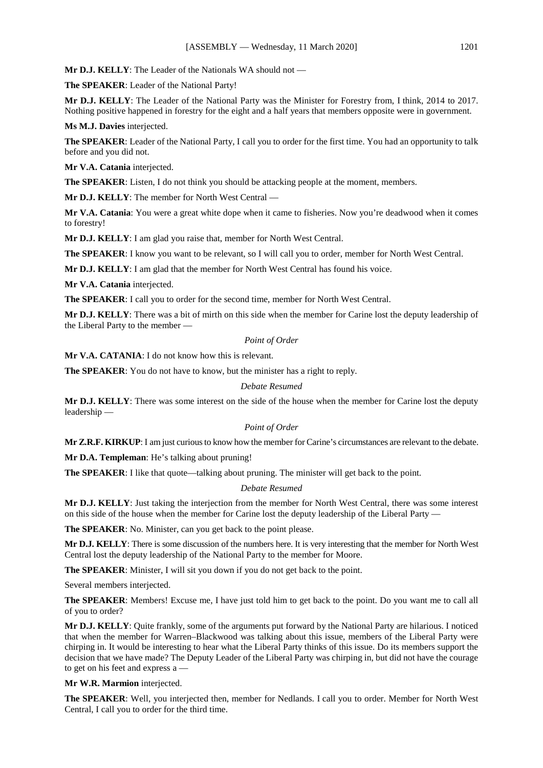**Mr D.J. KELLY**: The Leader of the Nationals WA should not —

**The SPEAKER**: Leader of the National Party!

**Mr D.J. KELLY**: The Leader of the National Party was the Minister for Forestry from, I think, 2014 to 2017. Nothing positive happened in forestry for the eight and a half years that members opposite were in government.

**Ms M.J. Davies** interjected.

**The SPEAKER**: Leader of the National Party, I call you to order for the first time. You had an opportunity to talk before and you did not.

**Mr V.A. Catania** interjected.

**The SPEAKER**: Listen, I do not think you should be attacking people at the moment, members.

**Mr D.J. KELLY**: The member for North West Central —

**Mr V.A. Catania**: You were a great white dope when it came to fisheries. Now you're deadwood when it comes to forestry!

**Mr D.J. KELLY**: I am glad you raise that, member for North West Central.

**The SPEAKER**: I know you want to be relevant, so I will call you to order, member for North West Central.

**Mr D.J. KELLY**: I am glad that the member for North West Central has found his voice.

**Mr V.A. Catania** interjected.

**The SPEAKER**: I call you to order for the second time, member for North West Central.

**Mr D.J. KELLY**: There was a bit of mirth on this side when the member for Carine lost the deputy leadership of the Liberal Party to the member —

*Point of Order*

**Mr V.A. CATANIA**: I do not know how this is relevant.

**The SPEAKER**: You do not have to know, but the minister has a right to reply.

*Debate Resumed*

**Mr D.J. KELLY**: There was some interest on the side of the house when the member for Carine lost the deputy leadership —

*Point of Order*

**Mr Z.R.F. KIRKUP**: I am just curious to know how the member for Carine's circumstances are relevant to the debate.

**Mr D.A. Templeman**: He's talking about pruning!

**The SPEAKER**: I like that quote—talking about pruning. The minister will get back to the point.

*Debate Resumed*

**Mr D.J. KELLY**: Just taking the interjection from the member for North West Central, there was some interest on this side of the house when the member for Carine lost the deputy leadership of the Liberal Party —

**The SPEAKER**: No. Minister, can you get back to the point please.

**Mr D.J. KELLY**: There is some discussion of the numbers here. It is very interesting that the member for North West Central lost the deputy leadership of the National Party to the member for Moore.

**The SPEAKER**: Minister, I will sit you down if you do not get back to the point.

Several members interjected.

**The SPEAKER**: Members! Excuse me, I have just told him to get back to the point. Do you want me to call all of you to order?

**Mr D.J. KELLY**: Quite frankly, some of the arguments put forward by the National Party are hilarious. I noticed that when the member for Warren–Blackwood was talking about this issue, members of the Liberal Party were chirping in. It would be interesting to hear what the Liberal Party thinks of this issue. Do its members support the decision that we have made? The Deputy Leader of the Liberal Party was chirping in, but did not have the courage to get on his feet and express a —

**Mr W.R. Marmion** interjected.

**The SPEAKER**: Well, you interjected then, member for Nedlands. I call you to order. Member for North West Central, I call you to order for the third time.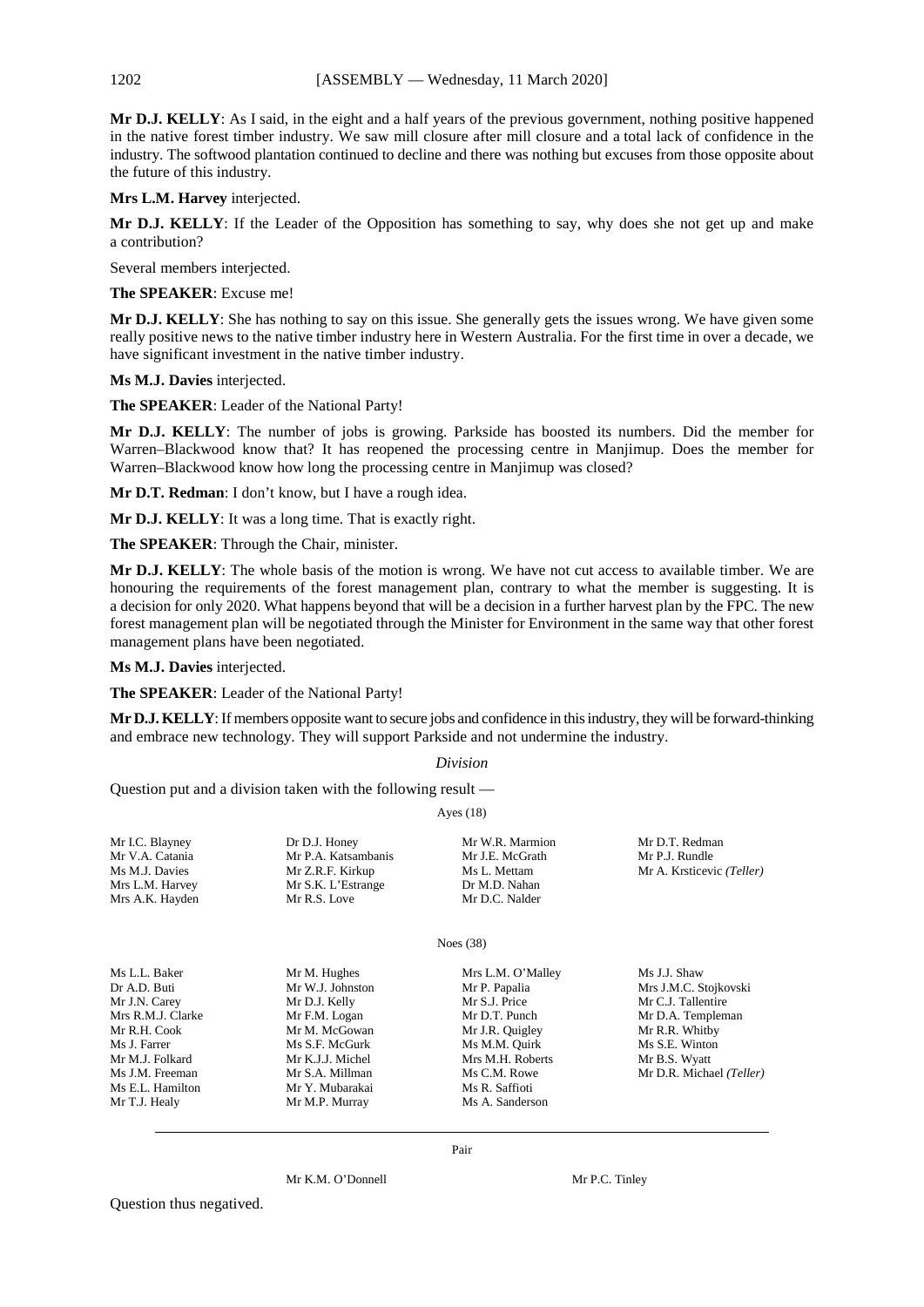**Mr D.J. KELLY**: As I said, in the eight and a half years of the previous government, nothing positive happened in the native forest timber industry. We saw mill closure after mill closure and a total lack of confidence in the industry. The softwood plantation continued to decline and there was nothing but excuses from those opposite about the future of this industry.

**Mrs L.M. Harvey** interjected.

**Mr D.J. KELLY**: If the Leader of the Opposition has something to say, why does she not get up and make a contribution?

Several members interjected.

**The SPEAKER**: Excuse me!

**Mr D.J. KELLY**: She has nothing to say on this issue. She generally gets the issues wrong. We have given some really positive news to the native timber industry here in Western Australia. For the first time in over a decade, we have significant investment in the native timber industry.

**Ms M.J. Davies** interjected.

**The SPEAKER**: Leader of the National Party!

**Mr D.J. KELLY**: The number of jobs is growing. Parkside has boosted its numbers. Did the member for Warren–Blackwood know that? It has reopened the processing centre in Manjimup. Does the member for Warren–Blackwood know how long the processing centre in Manjimup was closed?

**Mr D.T. Redman**: I don't know, but I have a rough idea.

**Mr D.J. KELLY**: It was a long time. That is exactly right.

**The SPEAKER**: Through the Chair, minister.

**Mr D.J. KELLY**: The whole basis of the motion is wrong. We have not cut access to available timber. We are honouring the requirements of the forest management plan, contrary to what the member is suggesting. It is a decision for only 2020. What happens beyond that will be a decision in a further harvest plan by the FPC. The new forest management plan will be negotiated through the Minister for Environment in the same way that other forest management plans have been negotiated.

**Ms M.J. Davies** interjected.

**The SPEAKER**: Leader of the National Party!

**Mr D.J. KELLY**: If members opposite want to secure jobs and confidence in this industry, they will be forward-thinking and embrace new technology. They will support Parkside and not undermine the industry.

*Division*

Question put and a division taken with the following result —

Ayes (18)

| | | | |
|---|---|---|---|
| Mr I.C. Blayney | Dr D.J. Honey | Mr W.R. Marmion | Mr D.T. Redman |
| Mr V.A. Catania | Mr P.A. Katsambanis | Mr J.E. McGrath | Mr P.J. Rundle |
| Ms M.J. Davies | Mr Z.R.F. Kirkup | Ms L. Mettam | Mr A. Krsticevic *(Teller)* |
| Mrs L.M. Harvey | Mr S.K. L'Estrange | Dr M.D. Nahan | |
| Mrs A.K. Hayden | Mr R.S. Love | Mr D.C. Nalder | |

Noes (38)

| | | | |
|---|---|---|---|
| Ms L.L. Baker | Mr M. Hughes | Mrs L.M. O'Malley | Ms J.J. Shaw |
| Dr A.D. Buti | Mr W.J. Johnston | Mr P. Papalia | Mrs J.M.C. Stojkovski |
| Mr J.N. Carey | Mr D.J. Kelly | Mr S.J. Price | Mr C.J. Tallentire |
| Mrs R.M.J. Clarke | Mr F.M. Logan | Mr D.T. Punch | Mr D.A. Templeman |
| Mr R.H. Cook | Mr M. McGowan | Mr J.R. Quigley | Mr R.R. Whitby |
| Ms J. Farrer | Ms S.F. McGurk | Ms M.M. Quirk | Ms S.E. Winton |
| Mr M.J. Folkard | Mr K.J.J. Michel | Mrs M.H. Roberts | Mr B.S. Wyatt |
| Ms J.M. Freeman | Mr S.A. Millman | Ms C.M. Rowe | Mr D.R. Michael *(Teller)* |
| Ms E.L. Hamilton | Mr Y. Mubarakai | Ms R. Saffioti | |
| Mr T.J. Healy | Mr M.P. Murray | Ms A. Sanderson | |

Pair

| | |
|---|---|
| Mr K.M. O'Donnell | Mr P.C. Tinley |

Question thus negatived.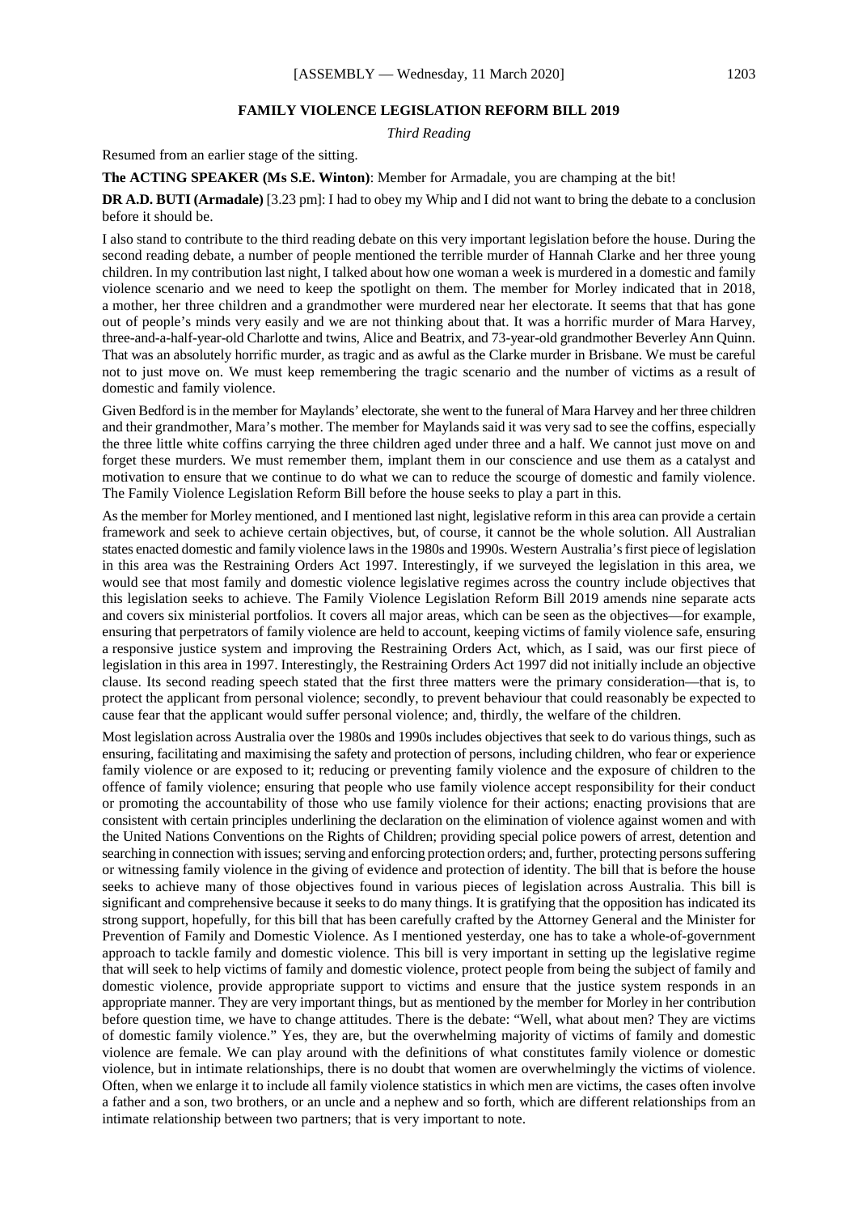## FAMILY VIOLENCE LEGISLATION REFORM BILL 2019

*Third Reading*

Resumed from an earlier stage of the sitting.

**The ACTING SPEAKER (Ms S.E. Winton)**: Member for Armadale, you are champing at the bit!

**DR A.D. BUTI (Armadale)** [3.23 pm]: I had to obey my Whip and I did not want to bring the debate to a conclusion before it should be.

I also stand to contribute to the third reading debate on this very important legislation before the house. During the second reading debate, a number of people mentioned the terrible murder of Hannah Clarke and her three young children. In my contribution last night, I talked about how one woman a week is murdered in a domestic and family violence scenario and we need to keep the spotlight on them. The member for Morley indicated that in 2018, a mother, her three children and a grandmother were murdered near her electorate. It seems that that has gone out of people's minds very easily and we are not thinking about that. It was a horrific murder of Mara Harvey, three-and-a-half-year-old Charlotte and twins, Alice and Beatrix, and 73-year-old grandmother Beverley Ann Quinn. That was an absolutely horrific murder, as tragic and as awful as the Clarke murder in Brisbane. We must be careful not to just move on. We must keep remembering the tragic scenario and the number of victims as a result of domestic and family violence.

Given Bedford is in the member for Maylands' electorate, she went to the funeral of Mara Harvey and her three children and their grandmother, Mara's mother. The member for Maylands said it was very sad to see the coffins, especially the three little white coffins carrying the three children aged under three and a half. We cannot just move on and forget these murders. We must remember them, implant them in our conscience and use them as a catalyst and motivation to ensure that we continue to do what we can to reduce the scourge of domestic and family violence. The Family Violence Legislation Reform Bill before the house seeks to play a part in this.

As the member for Morley mentioned, and I mentioned last night, legislative reform in this area can provide a certain framework and seek to achieve certain objectives, but, of course, it cannot be the whole solution. All Australian states enacted domestic and family violence laws in the 1980s and 1990s. Western Australia's first piece of legislation in this area was the Restraining Orders Act 1997. Interestingly, if we surveyed the legislation in this area, we would see that most family and domestic violence legislative regimes across the country include objectives that this legislation seeks to achieve. The Family Violence Legislation Reform Bill 2019 amends nine separate acts and covers six ministerial portfolios. It covers all major areas, which can be seen as the objectives—for example, ensuring that perpetrators of family violence are held to account, keeping victims of family violence safe, ensuring a responsive justice system and improving the Restraining Orders Act, which, as I said, was our first piece of legislation in this area in 1997. Interestingly, the Restraining Orders Act 1997 did not initially include an objective clause. Its second reading speech stated that the first three matters were the primary consideration—that is, to protect the applicant from personal violence; secondly, to prevent behaviour that could reasonably be expected to cause fear that the applicant would suffer personal violence; and, thirdly, the welfare of the children.

Most legislation across Australia over the 1980s and 1990s includes objectives that seek to do various things, such as ensuring, facilitating and maximising the safety and protection of persons, including children, who fear or experience family violence or are exposed to it; reducing or preventing family violence and the exposure of children to the offence of family violence; ensuring that people who use family violence accept responsibility for their conduct or promoting the accountability of those who use family violence for their actions; enacting provisions that are consistent with certain principles underlining the declaration on the elimination of violence against women and with the United Nations Conventions on the Rights of Children; providing special police powers of arrest, detention and searching in connection with issues; serving and enforcing protection orders; and, further, protecting persons suffering or witnessing family violence in the giving of evidence and protection of identity. The bill that is before the house seeks to achieve many of those objectives found in various pieces of legislation across Australia. This bill is significant and comprehensive because it seeks to do many things. It is gratifying that the opposition has indicated its strong support, hopefully, for this bill that has been carefully crafted by the Attorney General and the Minister for Prevention of Family and Domestic Violence. As I mentioned yesterday, one has to take a whole-of-government approach to tackle family and domestic violence. This bill is very important in setting up the legislative regime that will seek to help victims of family and domestic violence, protect people from being the subject of family and domestic violence, provide appropriate support to victims and ensure that the justice system responds in an appropriate manner. They are very important things, but as mentioned by the member for Morley in her contribution before question time, we have to change attitudes. There is the debate: "Well, what about men? They are victims of domestic family violence." Yes, they are, but the overwhelming majority of victims of family and domestic violence are female. We can play around with the definitions of what constitutes family violence or domestic violence, but in intimate relationships, there is no doubt that women are overwhelmingly the victims of violence. Often, when we enlarge it to include all family violence statistics in which men are victims, the cases often involve a father and a son, two brothers, or an uncle and a nephew and so forth, which are different relationships from an intimate relationship between two partners; that is very important to note.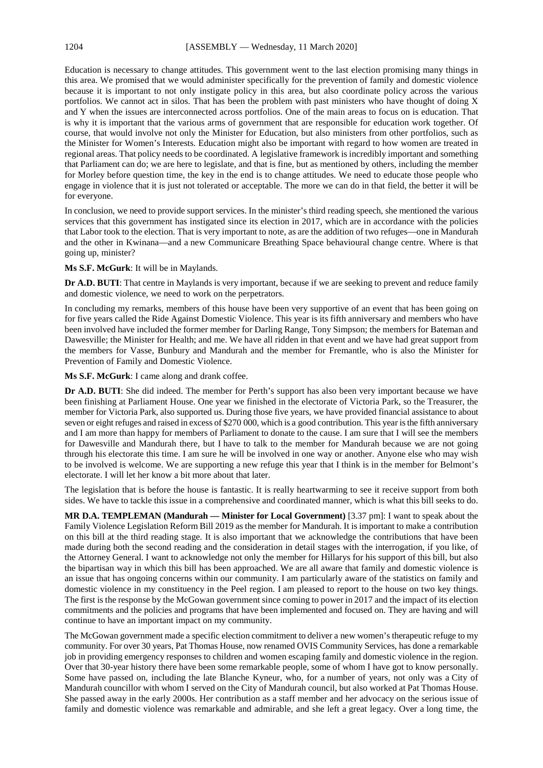Education is necessary to change attitudes. This government went to the last election promising many things in this area. We promised that we would administer specifically for the prevention of family and domestic violence because it is important to not only instigate policy in this area, but also coordinate policy across the various portfolios. We cannot act in silos. That has been the problem with past ministers who have thought of doing X and Y when the issues are interconnected across portfolios. One of the main areas to focus on is education. That is why it is important that the various arms of government that are responsible for education work together. Of course, that would involve not only the Minister for Education, but also ministers from other portfolios, such as the Minister for Women's Interests. Education might also be important with regard to how women are treated in regional areas. That policy needs to be coordinated. A legislative framework is incredibly important and something that Parliament can do; we are here to legislate, and that is fine, but as mentioned by others, including the member for Morley before question time, the key in the end is to change attitudes. We need to educate those people who engage in violence that it is just not tolerated or acceptable. The more we can do in that field, the better it will be for everyone.

In conclusion, we need to provide support services. In the minister's third reading speech, she mentioned the various services that this government has instigated since its election in 2017, which are in accordance with the policies that Labor took to the election. That is very important to note, as are the addition of two refuges—one in Mandurah and the other in Kwinana—and a new Communicare Breathing Space behavioural change centre. Where is that going up, minister?

**Ms S.F. McGurk**: It will be in Maylands.

**Dr A.D. BUTI**: That centre in Maylands is very important, because if we are seeking to prevent and reduce family and domestic violence, we need to work on the perpetrators.

In concluding my remarks, members of this house have been very supportive of an event that has been going on for five years called the Ride Against Domestic Violence. This year is its fifth anniversary and members who have been involved have included the former member for Darling Range, Tony Simpson; the members for Bateman and Dawesville; the Minister for Health; and me. We have all ridden in that event and we have had great support from the members for Vasse, Bunbury and Mandurah and the member for Fremantle, who is also the Minister for Prevention of Family and Domestic Violence.

**Ms S.F. McGurk**: I came along and drank coffee.

**Dr A.D. BUTI**: She did indeed. The member for Perth's support has also been very important because we have been finishing at Parliament House. One year we finished in the electorate of Victoria Park, so the Treasurer, the member for Victoria Park, also supported us. During those five years, we have provided financial assistance to about seven or eight refuges and raised in excess of $270 000, which is a good contribution. This year is the fifth anniversary and I am more than happy for members of Parliament to donate to the cause. I am sure that I will see the members for Dawesville and Mandurah there, but I have to talk to the member for Mandurah because we are not going through his electorate this time. I am sure he will be involved in one way or another. Anyone else who may wish to be involved is welcome. We are supporting a new refuge this year that I think is in the member for Belmont's electorate. I will let her know a bit more about that later.

The legislation that is before the house is fantastic. It is really heartwarming to see it receive support from both sides. We have to tackle this issue in a comprehensive and coordinated manner, which is what this bill seeks to do.

**MR D.A. TEMPLEMAN (Mandurah — Minister for Local Government)** [3.37 pm]: I want to speak about the Family Violence Legislation Reform Bill 2019 as the member for Mandurah. It is important to make a contribution on this bill at the third reading stage. It is also important that we acknowledge the contributions that have been made during both the second reading and the consideration in detail stages with the interrogation, if you like, of the Attorney General. I want to acknowledge not only the member for Hillarys for his support of this bill, but also the bipartisan way in which this bill has been approached. We are all aware that family and domestic violence is an issue that has ongoing concerns within our community. I am particularly aware of the statistics on family and domestic violence in my constituency in the Peel region. I am pleased to report to the house on two key things. The first is the response by the McGowan government since coming to power in 2017 and the impact of its election commitments and the policies and programs that have been implemented and focused on. They are having and will continue to have an important impact on my community.

The McGowan government made a specific election commitment to deliver a new women's therapeutic refuge to my community. For over 30 years, Pat Thomas House, now renamed OVIS Community Services, has done a remarkable job in providing emergency responses to children and women escaping family and domestic violence in the region. Over that 30-year history there have been some remarkable people, some of whom I have got to know personally. Some have passed on, including the late Blanche Kyneur, who, for a number of years, not only was a City of Mandurah councillor with whom I served on the City of Mandurah council, but also worked at Pat Thomas House. She passed away in the early 2000s. Her contribution as a staff member and her advocacy on the serious issue of family and domestic violence was remarkable and admirable, and she left a great legacy. Over a long time, the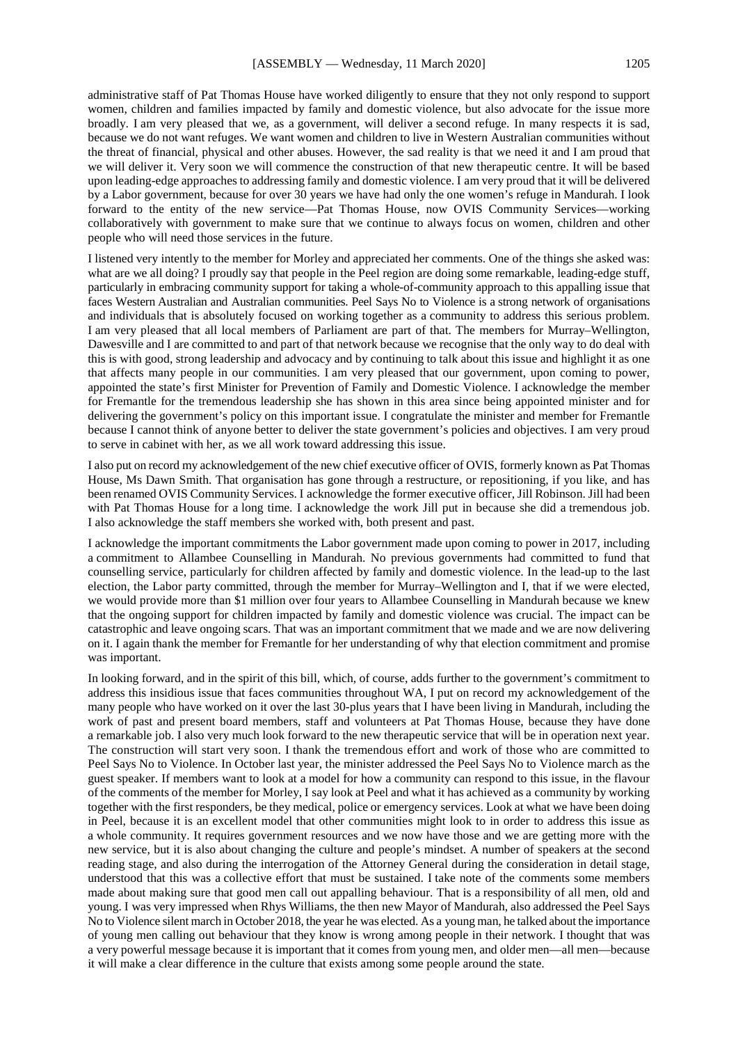administrative staff of Pat Thomas House have worked diligently to ensure that they not only respond to support women, children and families impacted by family and domestic violence, but also advocate for the issue more broadly. I am very pleased that we, as a government, will deliver a second refuge. In many respects it is sad, because we do not want refuges. We want women and children to live in Western Australian communities without the threat of financial, physical and other abuses. However, the sad reality is that we need it and I am proud that we will deliver it. Very soon we will commence the construction of that new therapeutic centre. It will be based upon leading-edge approaches to addressing family and domestic violence. I am very proud that it will be delivered by a Labor government, because for over 30 years we have had only the one women's refuge in Mandurah. I look forward to the entity of the new service—Pat Thomas House, now OVIS Community Services—working collaboratively with government to make sure that we continue to always focus on women, children and other people who will need those services in the future.

I listened very intently to the member for Morley and appreciated her comments. One of the things she asked was: what are we all doing? I proudly say that people in the Peel region are doing some remarkable, leading-edge stuff, particularly in embracing community support for taking a whole-of-community approach to this appalling issue that faces Western Australian and Australian communities. Peel Says No to Violence is a strong network of organisations and individuals that is absolutely focused on working together as a community to address this serious problem. I am very pleased that all local members of Parliament are part of that. The members for Murray–Wellington, Dawesville and I are committed to and part of that network because we recognise that the only way to do deal with this is with good, strong leadership and advocacy and by continuing to talk about this issue and highlight it as one that affects many people in our communities. I am very pleased that our government, upon coming to power, appointed the state's first Minister for Prevention of Family and Domestic Violence. I acknowledge the member for Fremantle for the tremendous leadership she has shown in this area since being appointed minister and for delivering the government's policy on this important issue. I congratulate the minister and member for Fremantle because I cannot think of anyone better to deliver the state government's policies and objectives. I am very proud to serve in cabinet with her, as we all work toward addressing this issue.

I also put on record my acknowledgement of the new chief executive officer of OVIS, formerly known as Pat Thomas House, Ms Dawn Smith. That organisation has gone through a restructure, or repositioning, if you like, and has been renamed OVIS Community Services. I acknowledge the former executive officer, Jill Robinson. Jill had been with Pat Thomas House for a long time. I acknowledge the work Jill put in because she did a tremendous job. I also acknowledge the staff members she worked with, both present and past.

I acknowledge the important commitments the Labor government made upon coming to power in 2017, including a commitment to Allambee Counselling in Mandurah. No previous governments had committed to fund that counselling service, particularly for children affected by family and domestic violence. In the lead-up to the last election, the Labor party committed, through the member for Murray–Wellington and I, that if we were elected, we would provide more than $1 million over four years to Allambee Counselling in Mandurah because we knew that the ongoing support for children impacted by family and domestic violence was crucial. The impact can be catastrophic and leave ongoing scars. That was an important commitment that we made and we are now delivering on it. I again thank the member for Fremantle for her understanding of why that election commitment and promise was important.

In looking forward, and in the spirit of this bill, which, of course, adds further to the government's commitment to address this insidious issue that faces communities throughout WA, I put on record my acknowledgement of the many people who have worked on it over the last 30-plus years that I have been living in Mandurah, including the work of past and present board members, staff and volunteers at Pat Thomas House, because they have done a remarkable job. I also very much look forward to the new therapeutic service that will be in operation next year. The construction will start very soon. I thank the tremendous effort and work of those who are committed to Peel Says No to Violence. In October last year, the minister addressed the Peel Says No to Violence march as the guest speaker. If members want to look at a model for how a community can respond to this issue, in the flavour of the comments of the member for Morley, I say look at Peel and what it has achieved as a community by working together with the first responders, be they medical, police or emergency services. Look at what we have been doing in Peel, because it is an excellent model that other communities might look to in order to address this issue as a whole community. It requires government resources and we now have those and we are getting more with the new service, but it is also about changing the culture and people's mindset. A number of speakers at the second reading stage, and also during the interrogation of the Attorney General during the consideration in detail stage, understood that this was a collective effort that must be sustained. I take note of the comments some members made about making sure that good men call out appalling behaviour. That is a responsibility of all men, old and young. I was very impressed when Rhys Williams, the then new Mayor of Mandurah, also addressed the Peel Says No to Violence silent march in October 2018, the year he was elected. As a young man, he talked about the importance of young men calling out behaviour that they know is wrong among people in their network. I thought that was a very powerful message because it is important that it comes from young men, and older men—all men—because it will make a clear difference in the culture that exists among some people around the state.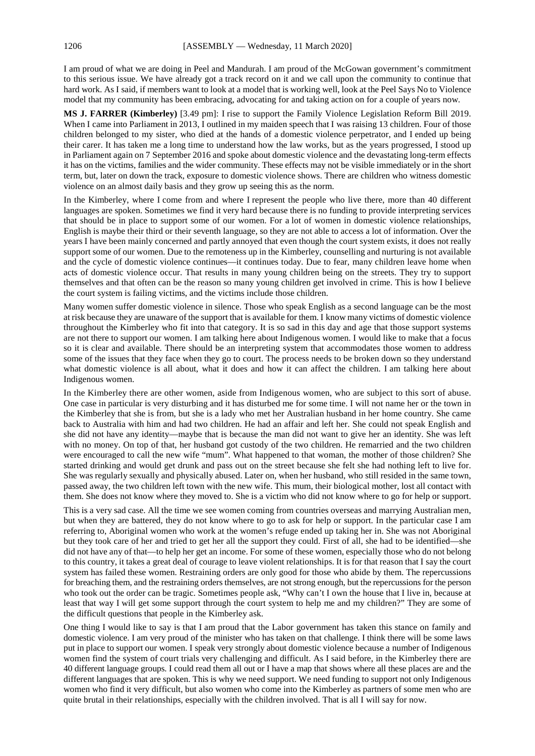I am proud of what we are doing in Peel and Mandurah. I am proud of the McGowan government's commitment to this serious issue. We have already got a track record on it and we call upon the community to continue that hard work. As I said, if members want to look at a model that is working well, look at the Peel Says No to Violence model that my community has been embracing, advocating for and taking action on for a couple of years now.

**MS J. FARRER (Kimberley)** [3.49 pm]: I rise to support the Family Violence Legislation Reform Bill 2019. When I came into Parliament in 2013, I outlined in my maiden speech that I was raising 13 children. Four of those children belonged to my sister, who died at the hands of a domestic violence perpetrator, and I ended up being their carer. It has taken me a long time to understand how the law works, but as the years progressed, I stood up in Parliament again on 7 September 2016 and spoke about domestic violence and the devastating long-term effects it has on the victims, families and the wider community. These effects may not be visible immediately or in the short term, but, later on down the track, exposure to domestic violence shows. There are children who witness domestic violence on an almost daily basis and they grow up seeing this as the norm.

In the Kimberley, where I come from and where I represent the people who live there, more than 40 different languages are spoken. Sometimes we find it very hard because there is no funding to provide interpreting services that should be in place to support some of our women. For a lot of women in domestic violence relationships, English is maybe their third or their seventh language, so they are not able to access a lot of information. Over the years I have been mainly concerned and partly annoyed that even though the court system exists, it does not really support some of our women. Due to the remoteness up in the Kimberley, counselling and nurturing is not available and the cycle of domestic violence continues—it continues today. Due to fear, many children leave home when acts of domestic violence occur. That results in many young children being on the streets. They try to support themselves and that often can be the reason so many young children get involved in crime. This is how I believe the court system is failing victims, and the victims include those children.

Many women suffer domestic violence in silence. Those who speak English as a second language can be the most at risk because they are unaware of the support that is available for them. I know many victims of domestic violence throughout the Kimberley who fit into that category. It is so sad in this day and age that those support systems are not there to support our women. I am talking here about Indigenous women. I would like to make that a focus so it is clear and available. There should be an interpreting system that accommodates those women to address some of the issues that they face when they go to court. The process needs to be broken down so they understand what domestic violence is all about, what it does and how it can affect the children. I am talking here about Indigenous women.

In the Kimberley there are other women, aside from Indigenous women, who are subject to this sort of abuse. One case in particular is very disturbing and it has disturbed me for some time. I will not name her or the town in the Kimberley that she is from, but she is a lady who met her Australian husband in her home country. She came back to Australia with him and had two children. He had an affair and left her. She could not speak English and she did not have any identity—maybe that is because the man did not want to give her an identity. She was left with no money. On top of that, her husband got custody of the two children. He remarried and the two children were encouraged to call the new wife "mum". What happened to that woman, the mother of those children? She started drinking and would get drunk and pass out on the street because she felt she had nothing left to live for. She was regularly sexually and physically abused. Later on, when her husband, who still resided in the same town, passed away, the two children left town with the new wife. This mum, their biological mother, lost all contact with them. She does not know where they moved to. She is a victim who did not know where to go for help or support.

This is a very sad case. All the time we see women coming from countries overseas and marrying Australian men, but when they are battered, they do not know where to go to ask for help or support. In the particular case I am referring to, Aboriginal women who work at the women's refuge ended up taking her in. She was not Aboriginal but they took care of her and tried to get her all the support they could. First of all, she had to be identified—she did not have any of that—to help her get an income. For some of these women, especially those who do not belong to this country, it takes a great deal of courage to leave violent relationships. It is for that reason that I say the court system has failed these women. Restraining orders are only good for those who abide by them. The repercussions for breaching them, and the restraining orders themselves, are not strong enough, but the repercussions for the person who took out the order can be tragic. Sometimes people ask, "Why can't I own the house that I live in, because at least that way I will get some support through the court system to help me and my children?" They are some of the difficult questions that people in the Kimberley ask.

One thing I would like to say is that I am proud that the Labor government has taken this stance on family and domestic violence. I am very proud of the minister who has taken on that challenge. I think there will be some laws put in place to support our women. I speak very strongly about domestic violence because a number of Indigenous women find the system of court trials very challenging and difficult. As I said before, in the Kimberley there are 40 different language groups. I could read them all out or I have a map that shows where all these places are and the different languages that are spoken. This is why we need support. We need funding to support not only Indigenous women who find it very difficult, but also women who come into the Kimberley as partners of some men who are quite brutal in their relationships, especially with the children involved. That is all I will say for now.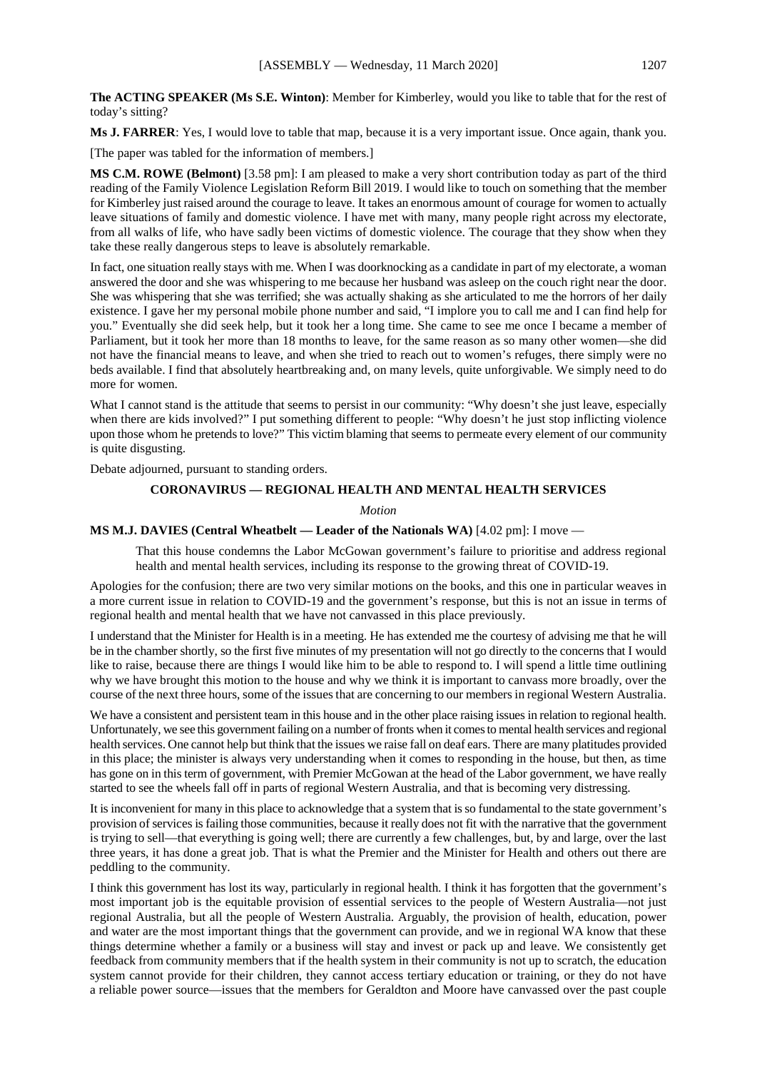**The ACTING SPEAKER (Ms S.E. Winton)**: Member for Kimberley, would you like to table that for the rest of today's sitting?

**Ms J. FARRER**: Yes, I would love to table that map, because it is a very important issue. Once again, thank you.

[The paper was tabled for the information of members.]

**MS C.M. ROWE (Belmont)** [3.58 pm]: I am pleased to make a very short contribution today as part of the third reading of the Family Violence Legislation Reform Bill 2019. I would like to touch on something that the member for Kimberley just raised around the courage to leave. It takes an enormous amount of courage for women to actually leave situations of family and domestic violence. I have met with many, many people right across my electorate, from all walks of life, who have sadly been victims of domestic violence. The courage that they show when they take these really dangerous steps to leave is absolutely remarkable.

In fact, one situation really stays with me. When I was doorknocking as a candidate in part of my electorate, a woman answered the door and she was whispering to me because her husband was asleep on the couch right near the door. She was whispering that she was terrified; she was actually shaking as she articulated to me the horrors of her daily existence. I gave her my personal mobile phone number and said, "I implore you to call me and I can find help for you." Eventually she did seek help, but it took her a long time. She came to see me once I became a member of Parliament, but it took her more than 18 months to leave, for the same reason as so many other women—she did not have the financial means to leave, and when she tried to reach out to women's refuges, there simply were no beds available. I find that absolutely heartbreaking and, on many levels, quite unforgivable. We simply need to do more for women.

What I cannot stand is the attitude that seems to persist in our community: "Why doesn't she just leave, especially when there are kids involved?" I put something different to people: "Why doesn't he just stop inflicting violence upon those whom he pretends to love?" This victim blaming that seems to permeate every element of our community is quite disgusting.

Debate adjourned, pursuant to standing orders.

## CORONAVIRUS — REGIONAL HEALTH AND MENTAL HEALTH SERVICES

*Motion*

**MS M.J. DAVIES (Central Wheatbelt — Leader of the Nationals WA)** [4.02 pm]: I move —

> That this house condemns the Labor McGowan government's failure to prioritise and address regional health and mental health services, including its response to the growing threat of COVID-19.

Apologies for the confusion; there are two very similar motions on the books, and this one in particular weaves in a more current issue in relation to COVID-19 and the government's response, but this is not an issue in terms of regional health and mental health that we have not canvassed in this place previously.

I understand that the Minister for Health is in a meeting. He has extended me the courtesy of advising me that he will be in the chamber shortly, so the first five minutes of my presentation will not go directly to the concerns that I would like to raise, because there are things I would like him to be able to respond to. I will spend a little time outlining why we have brought this motion to the house and why we think it is important to canvass more broadly, over the course of the next three hours, some of the issues that are concerning to our members in regional Western Australia.

We have a consistent and persistent team in this house and in the other place raising issues in relation to regional health. Unfortunately, we see this government failing on a number of fronts when it comes to mental health services and regional health services. One cannot help but think that the issues we raise fall on deaf ears. There are many platitudes provided in this place; the minister is always very understanding when it comes to responding in the house, but then, as time has gone on in this term of government, with Premier McGowan at the head of the Labor government, we have really started to see the wheels fall off in parts of regional Western Australia, and that is becoming very distressing.

It is inconvenient for many in this place to acknowledge that a system that is so fundamental to the state government's provision of services is failing those communities, because it really does not fit with the narrative that the government is trying to sell—that everything is going well; there are currently a few challenges, but, by and large, over the last three years, it has done a great job. That is what the Premier and the Minister for Health and others out there are peddling to the community.

I think this government has lost its way, particularly in regional health. I think it has forgotten that the government's most important job is the equitable provision of essential services to the people of Western Australia—not just regional Australia, but all the people of Western Australia. Arguably, the provision of health, education, power and water are the most important things that the government can provide, and we in regional WA know that these things determine whether a family or a business will stay and invest or pack up and leave. We consistently get feedback from community members that if the health system in their community is not up to scratch, the education system cannot provide for their children, they cannot access tertiary education or training, or they do not have a reliable power source—issues that the members for Geraldton and Moore have canvassed over the past couple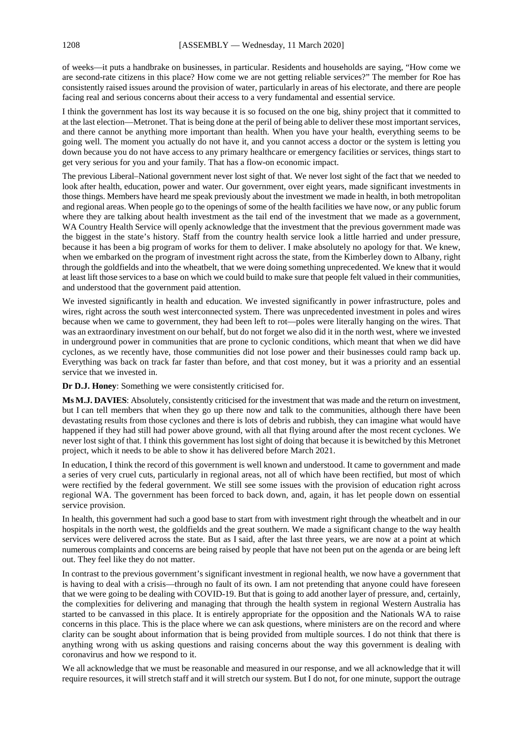of weeks—it puts a handbrake on businesses, in particular. Residents and households are saying, "How come we are second-rate citizens in this place? How come we are not getting reliable services?" The member for Roe has consistently raised issues around the provision of water, particularly in areas of his electorate, and there are people facing real and serious concerns about their access to a very fundamental and essential service.

I think the government has lost its way because it is so focused on the one big, shiny project that it committed to at the last election—Metronet. That is being done at the peril of being able to deliver these most important services, and there cannot be anything more important than health. When you have your health, everything seems to be going well. The moment you actually do not have it, and you cannot access a doctor or the system is letting you down because you do not have access to any primary healthcare or emergency facilities or services, things start to get very serious for you and your family. That has a flow-on economic impact.

The previous Liberal–National government never lost sight of that. We never lost sight of the fact that we needed to look after health, education, power and water. Our government, over eight years, made significant investments in those things. Members have heard me speak previously about the investment we made in health, in both metropolitan and regional areas. When people go to the openings of some of the health facilities we have now, or any public forum where they are talking about health investment as the tail end of the investment that we made as a government, WA Country Health Service will openly acknowledge that the investment that the previous government made was the biggest in the state's history. Staff from the country health service look a little harried and under pressure, because it has been a big program of works for them to deliver. I make absolutely no apology for that. We knew, when we embarked on the program of investment right across the state, from the Kimberley down to Albany, right through the goldfields and into the wheatbelt, that we were doing something unprecedented. We knew that it would at least lift those services to a base on which we could build to make sure that people felt valued in their communities, and understood that the government paid attention.

We invested significantly in health and education. We invested significantly in power infrastructure, poles and wires, right across the south west interconnected system. There was unprecedented investment in poles and wires because when we came to government, they had been left to rot—poles were literally hanging on the wires. That was an extraordinary investment on our behalf, but do not forget we also did it in the north west, where we invested in underground power in communities that are prone to cyclonic conditions, which meant that when we did have cyclones, as we recently have, those communities did not lose power and their businesses could ramp back up. Everything was back on track far faster than before, and that cost money, but it was a priority and an essential service that we invested in.

**Dr D.J. Honey**: Something we were consistently criticised for.

**Ms M.J. DAVIES**: Absolutely, consistently criticised for the investment that was made and the return on investment, but I can tell members that when they go up there now and talk to the communities, although there have been devastating results from those cyclones and there is lots of debris and rubbish, they can imagine what would have happened if they had still had power above ground, with all that flying around after the most recent cyclones. We never lost sight of that. I think this government has lost sight of doing that because it is bewitched by this Metronet project, which it needs to be able to show it has delivered before March 2021.

In education, I think the record of this government is well known and understood. It came to government and made a series of very cruel cuts, particularly in regional areas, not all of which have been rectified, but most of which were rectified by the federal government. We still see some issues with the provision of education right across regional WA. The government has been forced to back down, and, again, it has let people down on essential service provision.

In health, this government had such a good base to start from with investment right through the wheatbelt and in our hospitals in the north west, the goldfields and the great southern. We made a significant change to the way health services were delivered across the state. But as I said, after the last three years, we are now at a point at which numerous complaints and concerns are being raised by people that have not been put on the agenda or are being left out. They feel like they do not matter.

In contrast to the previous government's significant investment in regional health, we now have a government that is having to deal with a crisis—through no fault of its own. I am not pretending that anyone could have foreseen that we were going to be dealing with COVID-19. But that is going to add another layer of pressure, and, certainly, the complexities for delivering and managing that through the health system in regional Western Australia has started to be canvassed in this place. It is entirely appropriate for the opposition and the Nationals WA to raise concerns in this place. This is the place where we can ask questions, where ministers are on the record and where clarity can be sought about information that is being provided from multiple sources. I do not think that there is anything wrong with us asking questions and raising concerns about the way this government is dealing with coronavirus and how we respond to it.

We all acknowledge that we must be reasonable and measured in our response, and we all acknowledge that it will require resources, it will stretch staff and it will stretch our system. But I do not, for one minute, support the outrage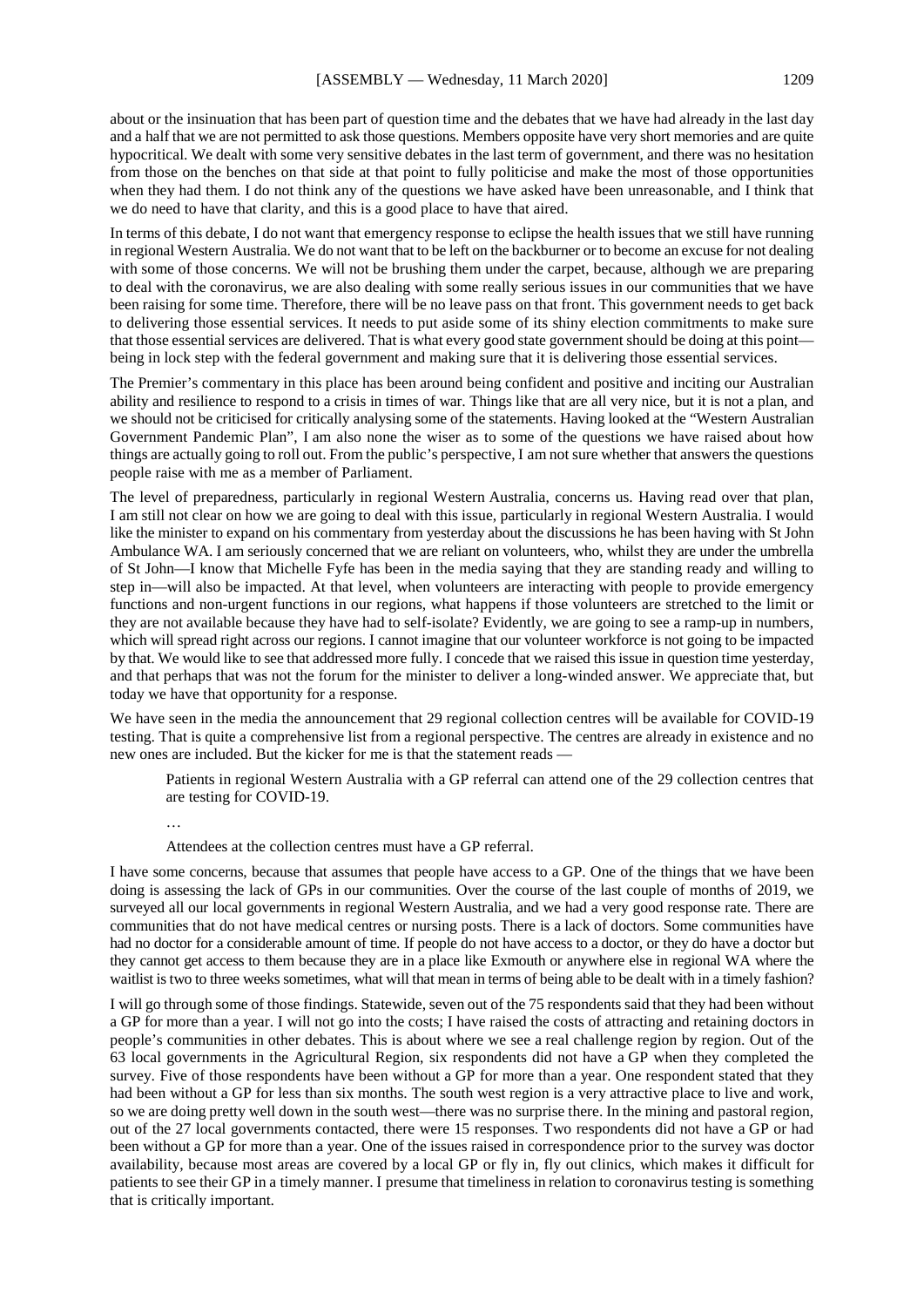about or the insinuation that has been part of question time and the debates that we have had already in the last day and a half that we are not permitted to ask those questions. Members opposite have very short memories and are quite hypocritical. We dealt with some very sensitive debates in the last term of government, and there was no hesitation from those on the benches on that side at that point to fully politicise and make the most of those opportunities when they had them. I do not think any of the questions we have asked have been unreasonable, and I think that we do need to have that clarity, and this is a good place to have that aired.

In terms of this debate, I do not want that emergency response to eclipse the health issues that we still have running in regional Western Australia. We do not want that to be left on the backburner or to become an excuse for not dealing with some of those concerns. We will not be brushing them under the carpet, because, although we are preparing to deal with the coronavirus, we are also dealing with some really serious issues in our communities that we have been raising for some time. Therefore, there will be no leave pass on that front. This government needs to get back to delivering those essential services. It needs to put aside some of its shiny election commitments to make sure that those essential services are delivered. That is what every good state government should be doing at this point—being in lock step with the federal government and making sure that it is delivering those essential services.

The Premier's commentary in this place has been around being confident and positive and inciting our Australian ability and resilience to respond to a crisis in times of war. Things like that are all very nice, but it is not a plan, and we should not be criticised for critically analysing some of the statements. Having looked at the "Western Australian Government Pandemic Plan", I am also none the wiser as to some of the questions we have raised about how things are actually going to roll out. From the public's perspective, I am not sure whether that answers the questions people raise with me as a member of Parliament.

The level of preparedness, particularly in regional Western Australia, concerns us. Having read over that plan, I am still not clear on how we are going to deal with this issue, particularly in regional Western Australia. I would like the minister to expand on his commentary from yesterday about the discussions he has been having with St John Ambulance WA. I am seriously concerned that we are reliant on volunteers, who, whilst they are under the umbrella of St John—I know that Michelle Fyfe has been in the media saying that they are standing ready and willing to step in—will also be impacted. At that level, when volunteers are interacting with people to provide emergency functions and non-urgent functions in our regions, what happens if those volunteers are stretched to the limit or they are not available because they have had to self-isolate? Evidently, we are going to see a ramp-up in numbers, which will spread right across our regions. I cannot imagine that our volunteer workforce is not going to be impacted by that. We would like to see that addressed more fully. I concede that we raised this issue in question time yesterday, and that perhaps that was not the forum for the minister to deliver a long-winded answer. We appreciate that, but today we have that opportunity for a response.

We have seen in the media the announcement that 29 regional collection centres will be available for COVID-19 testing. That is quite a comprehensive list from a regional perspective. The centres are already in existence and no new ones are included. But the kicker for me is that the statement reads —

> Patients in regional Western Australia with a GP referral can attend one of the 29 collection centres that are testing for COVID-19.
>
> …
>
> Attendees at the collection centres must have a GP referral.

I have some concerns, because that assumes that people have access to a GP. One of the things that we have been doing is assessing the lack of GPs in our communities. Over the course of the last couple of months of 2019, we surveyed all our local governments in regional Western Australia, and we had a very good response rate. There are communities that do not have medical centres or nursing posts. There is a lack of doctors. Some communities have had no doctor for a considerable amount of time. If people do not have access to a doctor, or they do have a doctor but they cannot get access to them because they are in a place like Exmouth or anywhere else in regional WA where the waitlist is two to three weeks sometimes, what will that mean in terms of being able to be dealt with in a timely fashion?

I will go through some of those findings. Statewide, seven out of the 75 respondents said that they had been without a GP for more than a year. I will not go into the costs; I have raised the costs of attracting and retaining doctors in people's communities in other debates. This is about where we see a real challenge region by region. Out of the 63 local governments in the Agricultural Region, six respondents did not have a GP when they completed the survey. Five of those respondents have been without a GP for more than a year. One respondent stated that they had been without a GP for less than six months. The south west region is a very attractive place to live and work, so we are doing pretty well down in the south west—there was no surprise there. In the mining and pastoral region, out of the 27 local governments contacted, there were 15 responses. Two respondents did not have a GP or had been without a GP for more than a year. One of the issues raised in correspondence prior to the survey was doctor availability, because most areas are covered by a local GP or fly in, fly out clinics, which makes it difficult for patients to see their GP in a timely manner. I presume that timeliness in relation to coronavirus testing is something that is critically important.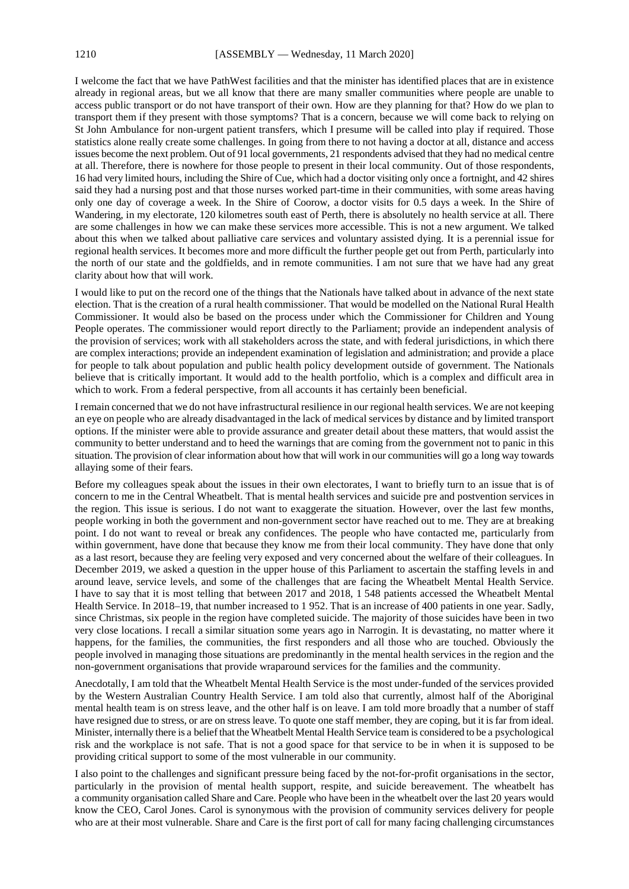I welcome the fact that we have PathWest facilities and that the minister has identified places that are in existence already in regional areas, but we all know that there are many smaller communities where people are unable to access public transport or do not have transport of their own. How are they planning for that? How do we plan to transport them if they present with those symptoms? That is a concern, because we will come back to relying on St John Ambulance for non-urgent patient transfers, which I presume will be called into play if required. Those statistics alone really create some challenges. In going from there to not having a doctor at all, distance and access issues become the next problem. Out of 91 local governments, 21 respondents advised that they had no medical centre at all. Therefore, there is nowhere for those people to present in their local community. Out of those respondents, 16 had very limited hours, including the Shire of Cue, which had a doctor visiting only once a fortnight, and 42 shires said they had a nursing post and that those nurses worked part-time in their communities, with some areas having only one day of coverage a week. In the Shire of Coorow, a doctor visits for 0.5 days a week. In the Shire of Wandering, in my electorate, 120 kilometres south east of Perth, there is absolutely no health service at all. There are some challenges in how we can make these services more accessible. This is not a new argument. We talked about this when we talked about palliative care services and voluntary assisted dying. It is a perennial issue for regional health services. It becomes more and more difficult the further people get out from Perth, particularly into the north of our state and the goldfields, and in remote communities. I am not sure that we have had any great clarity about how that will work.

I would like to put on the record one of the things that the Nationals have talked about in advance of the next state election. That is the creation of a rural health commissioner. That would be modelled on the National Rural Health Commissioner. It would also be based on the process under which the Commissioner for Children and Young People operates. The commissioner would report directly to the Parliament; provide an independent analysis of the provision of services; work with all stakeholders across the state, and with federal jurisdictions, in which there are complex interactions; provide an independent examination of legislation and administration; and provide a place for people to talk about population and public health policy development outside of government. The Nationals believe that is critically important. It would add to the health portfolio, which is a complex and difficult area in which to work. From a federal perspective, from all accounts it has certainly been beneficial.

I remain concerned that we do not have infrastructural resilience in our regional health services. We are not keeping an eye on people who are already disadvantaged in the lack of medical services by distance and by limited transport options. If the minister were able to provide assurance and greater detail about these matters, that would assist the community to better understand and to heed the warnings that are coming from the government not to panic in this situation. The provision of clear information about how that will work in our communities will go a long way towards allaying some of their fears.

Before my colleagues speak about the issues in their own electorates, I want to briefly turn to an issue that is of concern to me in the Central Wheatbelt. That is mental health services and suicide pre and postvention services in the region. This issue is serious. I do not want to exaggerate the situation. However, over the last few months, people working in both the government and non-government sector have reached out to me. They are at breaking point. I do not want to reveal or break any confidences. The people who have contacted me, particularly from within government, have done that because they know me from their local community. They have done that only as a last resort, because they are feeling very exposed and very concerned about the welfare of their colleagues. In December 2019, we asked a question in the upper house of this Parliament to ascertain the staffing levels in and around leave, service levels, and some of the challenges that are facing the Wheatbelt Mental Health Service. I have to say that it is most telling that between 2017 and 2018, 1 548 patients accessed the Wheatbelt Mental Health Service. In 2018–19, that number increased to 1 952. That is an increase of 400 patients in one year. Sadly, since Christmas, six people in the region have completed suicide. The majority of those suicides have been in two very close locations. I recall a similar situation some years ago in Narrogin. It is devastating, no matter where it happens, for the families, the communities, the first responders and all those who are touched. Obviously the people involved in managing those situations are predominantly in the mental health services in the region and the non-government organisations that provide wraparound services for the families and the community.

Anecdotally, I am told that the Wheatbelt Mental Health Service is the most under-funded of the services provided by the Western Australian Country Health Service. I am told also that currently, almost half of the Aboriginal mental health team is on stress leave, and the other half is on leave. I am told more broadly that a number of staff have resigned due to stress, or are on stress leave. To quote one staff member, they are coping, but it is far from ideal. Minister, internally there is a belief that the Wheatbelt Mental Health Service team is considered to be a psychological risk and the workplace is not safe. That is not a good space for that service to be in when it is supposed to be providing critical support to some of the most vulnerable in our community.

I also point to the challenges and significant pressure being faced by the not-for-profit organisations in the sector, particularly in the provision of mental health support, respite, and suicide bereavement. The wheatbelt has a community organisation called Share and Care. People who have been in the wheatbelt over the last 20 years would know the CEO, Carol Jones. Carol is synonymous with the provision of community services delivery for people who are at their most vulnerable. Share and Care is the first port of call for many facing challenging circumstances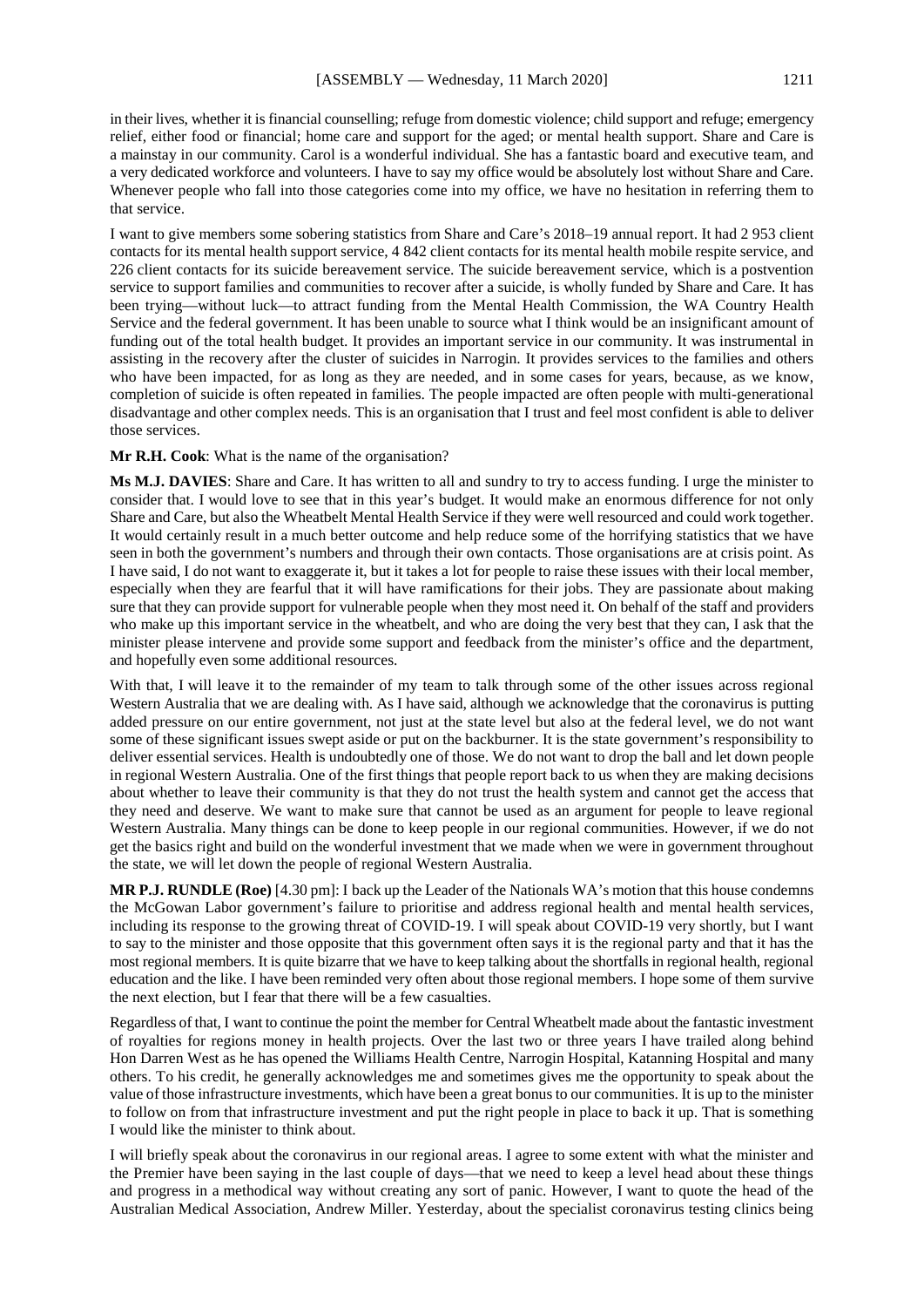in their lives, whether it is financial counselling; refuge from domestic violence; child support and refuge; emergency relief, either food or financial; home care and support for the aged; or mental health support. Share and Care is a mainstay in our community. Carol is a wonderful individual. She has a fantastic board and executive team, and a very dedicated workforce and volunteers. I have to say my office would be absolutely lost without Share and Care. Whenever people who fall into those categories come into my office, we have no hesitation in referring them to that service.

I want to give members some sobering statistics from Share and Care's 2018–19 annual report. It had 2 953 client contacts for its mental health support service, 4 842 client contacts for its mental health mobile respite service, and 226 client contacts for its suicide bereavement service. The suicide bereavement service, which is a postvention service to support families and communities to recover after a suicide, is wholly funded by Share and Care. It has been trying—without luck—to attract funding from the Mental Health Commission, the WA Country Health Service and the federal government. It has been unable to source what I think would be an insignificant amount of funding out of the total health budget. It provides an important service in our community. It was instrumental in assisting in the recovery after the cluster of suicides in Narrogin. It provides services to the families and others who have been impacted, for as long as they are needed, and in some cases for years, because, as we know, completion of suicide is often repeated in families. The people impacted are often people with multi-generational disadvantage and other complex needs. This is an organisation that I trust and feel most confident is able to deliver those services.

**Mr R.H. Cook**: What is the name of the organisation?

**Ms M.J. DAVIES**: Share and Care. It has written to all and sundry to try to access funding. I urge the minister to consider that. I would love to see that in this year's budget. It would make an enormous difference for not only Share and Care, but also the Wheatbelt Mental Health Service if they were well resourced and could work together. It would certainly result in a much better outcome and help reduce some of the horrifying statistics that we have seen in both the government's numbers and through their own contacts. Those organisations are at crisis point. As I have said, I do not want to exaggerate it, but it takes a lot for people to raise these issues with their local member, especially when they are fearful that it will have ramifications for their jobs. They are passionate about making sure that they can provide support for vulnerable people when they most need it. On behalf of the staff and providers who make up this important service in the wheatbelt, and who are doing the very best that they can, I ask that the minister please intervene and provide some support and feedback from the minister's office and the department, and hopefully even some additional resources.

With that, I will leave it to the remainder of my team to talk through some of the other issues across regional Western Australia that we are dealing with. As I have said, although we acknowledge that the coronavirus is putting added pressure on our entire government, not just at the state level but also at the federal level, we do not want some of these significant issues swept aside or put on the backburner. It is the state government's responsibility to deliver essential services. Health is undoubtedly one of those. We do not want to drop the ball and let down people in regional Western Australia. One of the first things that people report back to us when they are making decisions about whether to leave their community is that they do not trust the health system and cannot get the access that they need and deserve. We want to make sure that cannot be used as an argument for people to leave regional Western Australia. Many things can be done to keep people in our regional communities. However, if we do not get the basics right and build on the wonderful investment that we made when we were in government throughout the state, we will let down the people of regional Western Australia.

**MR P.J. RUNDLE (Roe)** [4.30 pm]: I back up the Leader of the Nationals WA's motion that this house condemns the McGowan Labor government's failure to prioritise and address regional health and mental health services, including its response to the growing threat of COVID-19. I will speak about COVID-19 very shortly, but I want to say to the minister and those opposite that this government often says it is the regional party and that it has the most regional members. It is quite bizarre that we have to keep talking about the shortfalls in regional health, regional education and the like. I have been reminded very often about those regional members. I hope some of them survive the next election, but I fear that there will be a few casualties.

Regardless of that, I want to continue the point the member for Central Wheatbelt made about the fantastic investment of royalties for regions money in health projects. Over the last two or three years I have trailed along behind Hon Darren West as he has opened the Williams Health Centre, Narrogin Hospital, Katanning Hospital and many others. To his credit, he generally acknowledges me and sometimes gives me the opportunity to speak about the value of those infrastructure investments, which have been a great bonus to our communities. It is up to the minister to follow on from that infrastructure investment and put the right people in place to back it up. That is something I would like the minister to think about.

I will briefly speak about the coronavirus in our regional areas. I agree to some extent with what the minister and the Premier have been saying in the last couple of days—that we need to keep a level head about these things and progress in a methodical way without creating any sort of panic. However, I want to quote the head of the Australian Medical Association, Andrew Miller. Yesterday, about the specialist coronavirus testing clinics being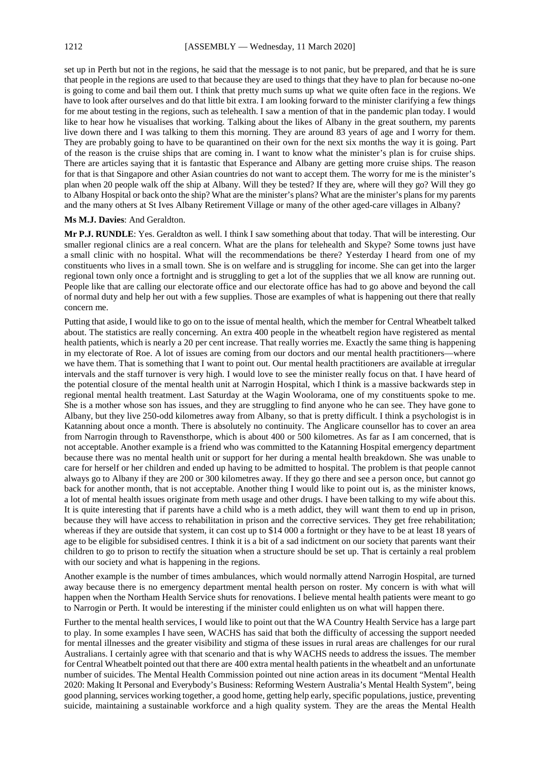set up in Perth but not in the regions, he said that the message is to not panic, but be prepared, and that he is sure that people in the regions are used to that because they are used to things that they have to plan for because no-one is going to come and bail them out. I think that pretty much sums up what we quite often face in the regions. We have to look after ourselves and do that little bit extra. I am looking forward to the minister clarifying a few things for me about testing in the regions, such as telehealth. I saw a mention of that in the pandemic plan today. I would like to hear how he visualises that working. Talking about the likes of Albany in the great southern, my parents live down there and I was talking to them this morning. They are around 83 years of age and I worry for them. They are probably going to have to be quarantined on their own for the next six months the way it is going. Part of the reason is the cruise ships that are coming in. I want to know what the minister's plan is for cruise ships. There are articles saying that it is fantastic that Esperance and Albany are getting more cruise ships. The reason for that is that Singapore and other Asian countries do not want to accept them. The worry for me is the minister's plan when 20 people walk off the ship at Albany. Will they be tested? If they are, where will they go? Will they go to Albany Hospital or back onto the ship? What are the minister's plans? What are the minister's plans for my parents and the many others at St Ives Albany Retirement Village or many of the other aged-care villages in Albany?

**Ms M.J. Davies**: And Geraldton.

**Mr P.J. RUNDLE**: Yes. Geraldton as well. I think I saw something about that today. That will be interesting. Our smaller regional clinics are a real concern. What are the plans for telehealth and Skype? Some towns just have a small clinic with no hospital. What will the recommendations be there? Yesterday I heard from one of my constituents who lives in a small town. She is on welfare and is struggling for income. She can get into the larger regional town only once a fortnight and is struggling to get a lot of the supplies that we all know are running out. People like that are calling our electorate office and our electorate office has had to go above and beyond the call of normal duty and help her out with a few supplies. Those are examples of what is happening out there that really concern me.

Putting that aside, I would like to go on to the issue of mental health, which the member for Central Wheatbelt talked about. The statistics are really concerning. An extra 400 people in the wheatbelt region have registered as mental health patients, which is nearly a 20 per cent increase. That really worries me. Exactly the same thing is happening in my electorate of Roe. A lot of issues are coming from our doctors and our mental health practitioners—where we have them. That is something that I want to point out. Our mental health practitioners are available at irregular intervals and the staff turnover is very high. I would love to see the minister really focus on that. I have heard of the potential closure of the mental health unit at Narrogin Hospital, which I think is a massive backwards step in regional mental health treatment. Last Saturday at the Wagin Woolorama, one of my constituents spoke to me. She is a mother whose son has issues, and they are struggling to find anyone who he can see. They have gone to Albany, but they live 250-odd kilometres away from Albany, so that is pretty difficult. I think a psychologist is in Katanning about once a month. There is absolutely no continuity. The Anglicare counsellor has to cover an area from Narrogin through to Ravensthorpe, which is about 400 or 500 kilometres. As far as I am concerned, that is not acceptable. Another example is a friend who was committed to the Katanning Hospital emergency department because there was no mental health unit or support for her during a mental health breakdown. She was unable to care for herself or her children and ended up having to be admitted to hospital. The problem is that people cannot always go to Albany if they are 200 or 300 kilometres away. If they go there and see a person once, but cannot go back for another month, that is not acceptable. Another thing I would like to point out is, as the minister knows, a lot of mental health issues originate from meth usage and other drugs. I have been talking to my wife about this. It is quite interesting that if parents have a child who is a meth addict, they will want them to end up in prison, because they will have access to rehabilitation in prison and the corrective services. They get free rehabilitation; whereas if they are outside that system, it can cost up to $14 000 a fortnight or they have to be at least 18 years of age to be eligible for subsidised centres. I think it is a bit of a sad indictment on our society that parents want their children to go to prison to rectify the situation when a structure should be set up. That is certainly a real problem with our society and what is happening in the regions.

Another example is the number of times ambulances, which would normally attend Narrogin Hospital, are turned away because there is no emergency department mental health person on roster. My concern is with what will happen when the Northam Health Service shuts for renovations. I believe mental health patients were meant to go to Narrogin or Perth. It would be interesting if the minister could enlighten us on what will happen there.

Further to the mental health services, I would like to point out that the WA Country Health Service has a large part to play. In some examples I have seen, WACHS has said that both the difficulty of accessing the support needed for mental illnesses and the greater visibility and stigma of these issues in rural areas are challenges for our rural Australians. I certainly agree with that scenario and that is why WACHS needs to address the issues. The member for Central Wheatbelt pointed out that there are 400 extra mental health patients in the wheatbelt and an unfortunate number of suicides. The Mental Health Commission pointed out nine action areas in its document "Mental Health 2020: Making It Personal and Everybody's Business: Reforming Western Australia's Mental Health System", being good planning, services working together, a good home, getting help early, specific populations, justice, preventing suicide, maintaining a sustainable workforce and a high quality system. They are the areas the Mental Health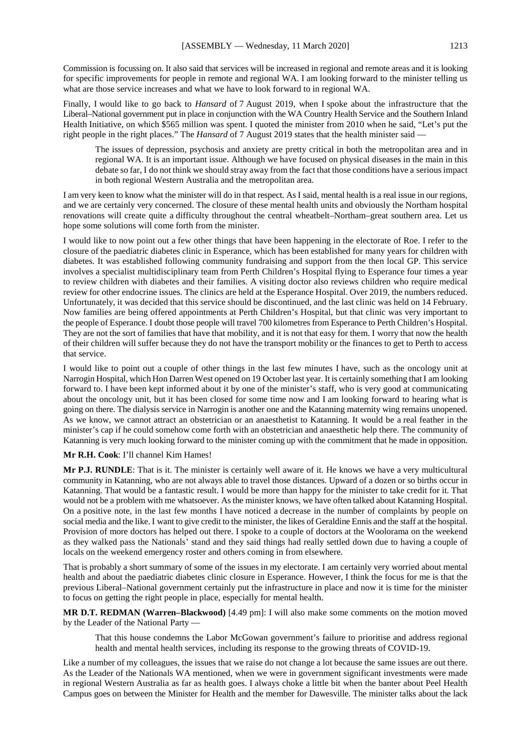Commission is focussing on. It also said that services will be increased in regional and remote areas and it is looking for specific improvements for people in remote and regional WA. I am looking forward to the minister telling us what are those service increases and what we have to look forward to in regional WA.

Finally, I would like to go back to *Hansard* of 7 August 2019, when I spoke about the infrastructure that the Liberal–National government put in place in conjunction with the WA Country Health Service and the Southern Inland Health Initiative, on which $565 million was spent. I quoted the minister from 2010 when he said, "Let's put the right people in the right places." The *Hansard* of 7 August 2019 states that the health minister said —

> The issues of depression, psychosis and anxiety are pretty critical in both the metropolitan area and in regional WA. It is an important issue. Although we have focused on physical diseases in the main in this debate so far, I do not think we should stray away from the fact that those conditions have a serious impact in both regional Western Australia and the metropolitan area.

I am very keen to know what the minister will do in that respect. As I said, mental health is a real issue in our regions, and we are certainly very concerned. The closure of these mental health units and obviously the Northam hospital renovations will create quite a difficulty throughout the central wheatbelt–Northam–great southern area. Let us hope some solutions will come forth from the minister.

I would like to now point out a few other things that have been happening in the electorate of Roe. I refer to the closure of the paediatric diabetes clinic in Esperance, which has been established for many years for children with diabetes. It was established following community fundraising and support from the then local GP. This service involves a specialist multidisciplinary team from Perth Children's Hospital flying to Esperance four times a year to review children with diabetes and their families. A visiting doctor also reviews children who require medical review for other endocrine issues. The clinics are held at the Esperance Hospital. Over 2019, the numbers reduced. Unfortunately, it was decided that this service should be discontinued, and the last clinic was held on 14 February. Now families are being offered appointments at Perth Children's Hospital, but that clinic was very important to the people of Esperance. I doubt those people will travel 700 kilometres from Esperance to Perth Children's Hospital. They are not the sort of families that have that mobility, and it is not that easy for them. I worry that now the health of their children will suffer because they do not have the transport mobility or the finances to get to Perth to access that service.

I would like to point out a couple of other things in the last few minutes I have, such as the oncology unit at Narrogin Hospital, which Hon Darren West opened on 19 October last year. It is certainly something that I am looking forward to. I have been kept informed about it by one of the minister's staff, who is very good at communicating about the oncology unit, but it has been closed for some time now and I am looking forward to hearing what is going on there. The dialysis service in Narrogin is another one and the Katanning maternity wing remains unopened. As we know, we cannot attract an obstetrician or an anaesthetist to Katanning. It would be a real feather in the minister's cap if he could somehow come forth with an obstetrician and anaesthetic help there. The community of Katanning is very much looking forward to the minister coming up with the commitment that he made in opposition.

**Mr R.H. Cook**: I'll channel Kim Hames!

**Mr P.J. RUNDLE**: That is it. The minister is certainly well aware of it. He knows we have a very multicultural community in Katanning, who are not always able to travel those distances. Upward of a dozen or so births occur in Katanning. That would be a fantastic result. I would be more than happy for the minister to take credit for it. That would not be a problem with me whatsoever. As the minister knows, we have often talked about Katanning Hospital. On a positive note, in the last few months I have noticed a decrease in the number of complaints by people on social media and the like. I want to give credit to the minister, the likes of Geraldine Ennis and the staff at the hospital. Provision of more doctors has helped out there. I spoke to a couple of doctors at the Woolorama on the weekend as they walked pass the Nationals' stand and they said things had really settled down due to having a couple of locals on the weekend emergency roster and others coming in from elsewhere.

That is probably a short summary of some of the issues in my electorate. I am certainly very worried about mental health and about the paediatric diabetes clinic closure in Esperance. However, I think the focus for me is that the previous Liberal–National government certainly put the infrastructure in place and now it is time for the minister to focus on getting the right people in place, especially for mental health.

**MR D.T. REDMAN (Warren–Blackwood)** [4.49 pm]: I will also make some comments on the motion moved by the Leader of the National Party —

> That this house condemns the Labor McGowan government's failure to prioritise and address regional health and mental health services, including its response to the growing threats of COVID-19.

Like a number of my colleagues, the issues that we raise do not change a lot because the same issues are out there. As the Leader of the Nationals WA mentioned, when we were in government significant investments were made in regional Western Australia as far as health goes. I always choke a little bit when the banter about Peel Health Campus goes on between the Minister for Health and the member for Dawesville. The minister talks about the lack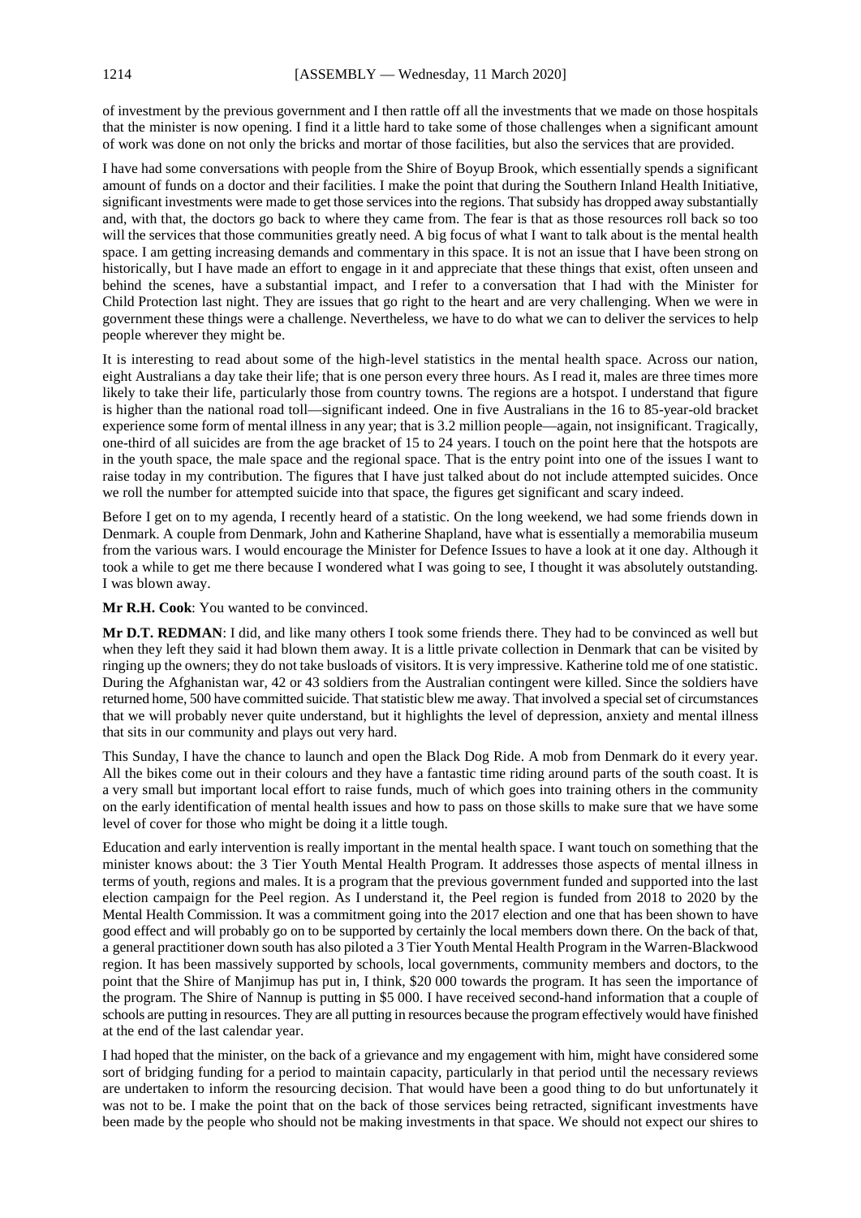of investment by the previous government and I then rattle off all the investments that we made on those hospitals that the minister is now opening. I find it a little hard to take some of those challenges when a significant amount of work was done on not only the bricks and mortar of those facilities, but also the services that are provided.

I have had some conversations with people from the Shire of Boyup Brook, which essentially spends a significant amount of funds on a doctor and their facilities. I make the point that during the Southern Inland Health Initiative, significant investments were made to get those services into the regions. That subsidy has dropped away substantially and, with that, the doctors go back to where they came from. The fear is that as those resources roll back so too will the services that those communities greatly need. A big focus of what I want to talk about is the mental health space. I am getting increasing demands and commentary in this space. It is not an issue that I have been strong on historically, but I have made an effort to engage in it and appreciate that these things that exist, often unseen and behind the scenes, have a substantial impact, and I refer to a conversation that I had with the Minister for Child Protection last night. They are issues that go right to the heart and are very challenging. When we were in government these things were a challenge. Nevertheless, we have to do what we can to deliver the services to help people wherever they might be.

It is interesting to read about some of the high-level statistics in the mental health space. Across our nation, eight Australians a day take their life; that is one person every three hours. As I read it, males are three times more likely to take their life, particularly those from country towns. The regions are a hotspot. I understand that figure is higher than the national road toll—significant indeed. One in five Australians in the 16 to 85-year-old bracket experience some form of mental illness in any year; that is 3.2 million people—again, not insignificant. Tragically, one-third of all suicides are from the age bracket of 15 to 24 years. I touch on the point here that the hotspots are in the youth space, the male space and the regional space. That is the entry point into one of the issues I want to raise today in my contribution. The figures that I have just talked about do not include attempted suicides. Once we roll the number for attempted suicide into that space, the figures get significant and scary indeed.

Before I get on to my agenda, I recently heard of a statistic. On the long weekend, we had some friends down in Denmark. A couple from Denmark, John and Katherine Shapland, have what is essentially a memorabilia museum from the various wars. I would encourage the Minister for Defence Issues to have a look at it one day. Although it took a while to get me there because I wondered what I was going to see, I thought it was absolutely outstanding. I was blown away.

**Mr R.H. Cook**: You wanted to be convinced.

**Mr D.T. REDMAN**: I did, and like many others I took some friends there. They had to be convinced as well but when they left they said it had blown them away. It is a little private collection in Denmark that can be visited by ringing up the owners; they do not take busloads of visitors. It is very impressive. Katherine told me of one statistic. During the Afghanistan war, 42 or 43 soldiers from the Australian contingent were killed. Since the soldiers have returned home, 500 have committed suicide. That statistic blew me away. That involved a special set of circumstances that we will probably never quite understand, but it highlights the level of depression, anxiety and mental illness that sits in our community and plays out very hard.

This Sunday, I have the chance to launch and open the Black Dog Ride. A mob from Denmark do it every year. All the bikes come out in their colours and they have a fantastic time riding around parts of the south coast. It is a very small but important local effort to raise funds, much of which goes into training others in the community on the early identification of mental health issues and how to pass on those skills to make sure that we have some level of cover for those who might be doing it a little tough.

Education and early intervention is really important in the mental health space. I want touch on something that the minister knows about: the 3 Tier Youth Mental Health Program. It addresses those aspects of mental illness in terms of youth, regions and males. It is a program that the previous government funded and supported into the last election campaign for the Peel region. As I understand it, the Peel region is funded from 2018 to 2020 by the Mental Health Commission. It was a commitment going into the 2017 election and one that has been shown to have good effect and will probably go on to be supported by certainly the local members down there. On the back of that, a general practitioner down south has also piloted a 3 Tier Youth Mental Health Program in the Warren-Blackwood region. It has been massively supported by schools, local governments, community members and doctors, to the point that the Shire of Manjimup has put in, I think, \$20 000 towards the program. It has seen the importance of the program. The Shire of Nannup is putting in \$5 000. I have received second-hand information that a couple of schools are putting in resources. They are all putting in resources because the program effectively would have finished at the end of the last calendar year.

I had hoped that the minister, on the back of a grievance and my engagement with him, might have considered some sort of bridging funding for a period to maintain capacity, particularly in that period until the necessary reviews are undertaken to inform the resourcing decision. That would have been a good thing to do but unfortunately it was not to be. I make the point that on the back of those services being retracted, significant investments have been made by the people who should not be making investments in that space. We should not expect our shires to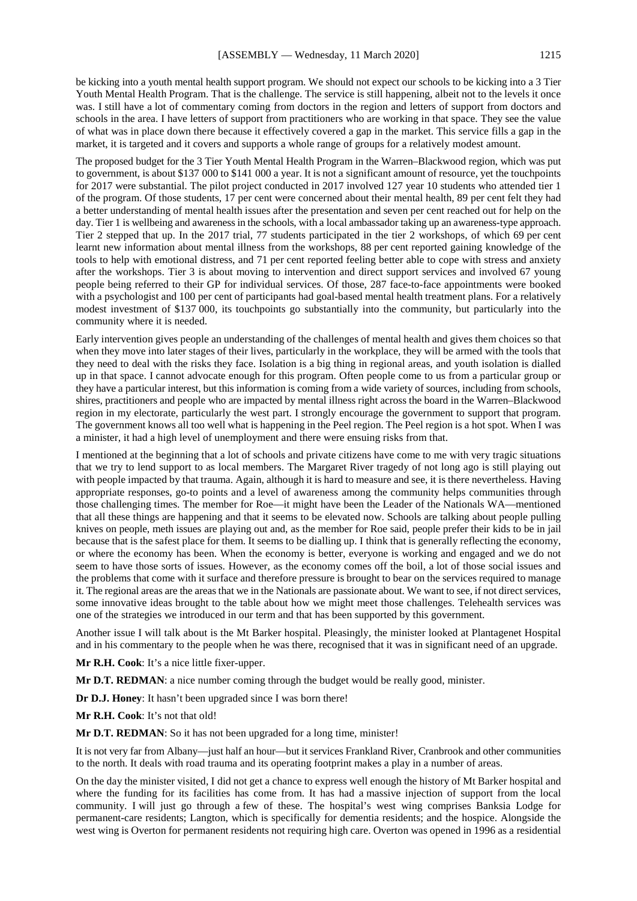be kicking into a youth mental health support program. We should not expect our schools to be kicking into a 3 Tier Youth Mental Health Program. That is the challenge. The service is still happening, albeit not to the levels it once was. I still have a lot of commentary coming from doctors in the region and letters of support from doctors and schools in the area. I have letters of support from practitioners who are working in that space. They see the value of what was in place down there because it effectively covered a gap in the market. This service fills a gap in the market, it is targeted and it covers and supports a whole range of groups for a relatively modest amount.

The proposed budget for the 3 Tier Youth Mental Health Program in the Warren–Blackwood region, which was put to government, is about $137 000 to $141 000 a year. It is not a significant amount of resource, yet the touchpoints for 2017 were substantial. The pilot project conducted in 2017 involved 127 year 10 students who attended tier 1 of the program. Of those students, 17 per cent were concerned about their mental health, 89 per cent felt they had a better understanding of mental health issues after the presentation and seven per cent reached out for help on the day. Tier 1 is wellbeing and awareness in the schools, with a local ambassador taking up an awareness-type approach. Tier 2 stepped that up. In the 2017 trial, 77 students participated in the tier 2 workshops, of which 69 per cent learnt new information about mental illness from the workshops, 88 per cent reported gaining knowledge of the tools to help with emotional distress, and 71 per cent reported feeling better able to cope with stress and anxiety after the workshops. Tier 3 is about moving to intervention and direct support services and involved 67 young people being referred to their GP for individual services. Of those, 287 face-to-face appointments were booked with a psychologist and 100 per cent of participants had goal-based mental health treatment plans. For a relatively modest investment of $137 000, its touchpoints go substantially into the community, but particularly into the community where it is needed.

Early intervention gives people an understanding of the challenges of mental health and gives them choices so that when they move into later stages of their lives, particularly in the workplace, they will be armed with the tools that they need to deal with the risks they face. Isolation is a big thing in regional areas, and youth isolation is dialled up in that space. I cannot advocate enough for this program. Often people come to us from a particular group or they have a particular interest, but this information is coming from a wide variety of sources, including from schools, shires, practitioners and people who are impacted by mental illness right across the board in the Warren–Blackwood region in my electorate, particularly the west part. I strongly encourage the government to support that program. The government knows all too well what is happening in the Peel region. The Peel region is a hot spot. When I was a minister, it had a high level of unemployment and there were ensuing risks from that.

I mentioned at the beginning that a lot of schools and private citizens have come to me with very tragic situations that we try to lend support to as local members. The Margaret River tragedy of not long ago is still playing out with people impacted by that trauma. Again, although it is hard to measure and see, it is there nevertheless. Having appropriate responses, go-to points and a level of awareness among the community helps communities through those challenging times. The member for Roe—it might have been the Leader of the Nationals WA—mentioned that all these things are happening and that it seems to be elevated now. Schools are talking about people pulling knives on people, meth issues are playing out and, as the member for Roe said, people prefer their kids to be in jail because that is the safest place for them. It seems to be dialling up. I think that is generally reflecting the economy, or where the economy has been. When the economy is better, everyone is working and engaged and we do not seem to have those sorts of issues. However, as the economy comes off the boil, a lot of those social issues and the problems that come with it surface and therefore pressure is brought to bear on the services required to manage it. The regional areas are the areas that we in the Nationals are passionate about. We want to see, if not direct services, some innovative ideas brought to the table about how we might meet those challenges. Telehealth services was one of the strategies we introduced in our term and that has been supported by this government.

Another issue I will talk about is the Mt Barker hospital. Pleasingly, the minister looked at Plantagenet Hospital and in his commentary to the people when he was there, recognised that it was in significant need of an upgrade.

**Mr R.H. Cook**: It's a nice little fixer-upper.

**Mr D.T. REDMAN**: a nice number coming through the budget would be really good, minister.

**Dr D.J. Honey**: It hasn't been upgraded since I was born there!

**Mr R.H. Cook**: It's not that old!

**Mr D.T. REDMAN**: So it has not been upgraded for a long time, minister!

It is not very far from Albany—just half an hour—but it services Frankland River, Cranbrook and other communities to the north. It deals with road trauma and its operating footprint makes a play in a number of areas.

On the day the minister visited, I did not get a chance to express well enough the history of Mt Barker hospital and where the funding for its facilities has come from. It has had a massive injection of support from the local community. I will just go through a few of these. The hospital's west wing comprises Banksia Lodge for permanent-care residents; Langton, which is specifically for dementia residents; and the hospice. Alongside the west wing is Overton for permanent residents not requiring high care. Overton was opened in 1996 as a residential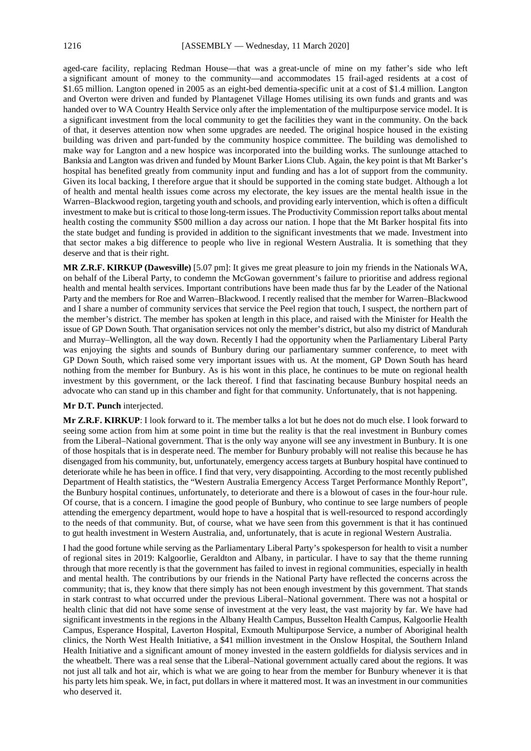aged-care facility, replacing Redman House—that was a great-uncle of mine on my father's side who left a significant amount of money to the community—and accommodates 15 frail-aged residents at a cost of $1.65 million. Langton opened in 2005 as an eight-bed dementia-specific unit at a cost of $1.4 million. Langton and Overton were driven and funded by Plantagenet Village Homes utilising its own funds and grants and was handed over to WA Country Health Service only after the implementation of the multipurpose service model. It is a significant investment from the local community to get the facilities they want in the community. On the back of that, it deserves attention now when some upgrades are needed. The original hospice housed in the existing building was driven and part-funded by the community hospice committee. The building was demolished to make way for Langton and a new hospice was incorporated into the building works. The sunlounge attached to Banksia and Langton was driven and funded by Mount Barker Lions Club. Again, the key point is that Mt Barker's hospital has benefited greatly from community input and funding and has a lot of support from the community. Given its local backing, I therefore argue that it should be supported in the coming state budget. Although a lot of health and mental health issues come across my electorate, the key issues are the mental health issue in the Warren–Blackwood region, targeting youth and schools, and providing early intervention, which is often a difficult investment to make but is critical to those long-term issues. The Productivity Commission report talks about mental health costing the community $500 million a day across our nation. I hope that the Mt Barker hospital fits into the state budget and funding is provided in addition to the significant investments that we made. Investment into that sector makes a big difference to people who live in regional Western Australia. It is something that they deserve and that is their right.

**MR Z.R.F. KIRKUP (Dawesville)** [5.07 pm]: It gives me great pleasure to join my friends in the Nationals WA, on behalf of the Liberal Party, to condemn the McGowan government's failure to prioritise and address regional health and mental health services. Important contributions have been made thus far by the Leader of the National Party and the members for Roe and Warren–Blackwood. I recently realised that the member for Warren–Blackwood and I share a number of community services that service the Peel region that touch, I suspect, the northern part of the member's district. The member has spoken at length in this place, and raised with the Minister for Health the issue of GP Down South. That organisation services not only the member's district, but also my district of Mandurah and Murray–Wellington, all the way down. Recently I had the opportunity when the Parliamentary Liberal Party was enjoying the sights and sounds of Bunbury during our parliamentary summer conference, to meet with GP Down South, which raised some very important issues with us. At the moment, GP Down South has heard nothing from the member for Bunbury. As is his wont in this place, he continues to be mute on regional health investment by this government, or the lack thereof. I find that fascinating because Bunbury hospital needs an advocate who can stand up in this chamber and fight for that community. Unfortunately, that is not happening.

**Mr D.T. Punch** interjected.

**Mr Z.R.F. KIRKUP**: I look forward to it. The member talks a lot but he does not do much else. I look forward to seeing some action from him at some point in time but the reality is that the real investment in Bunbury comes from the Liberal–National government. That is the only way anyone will see any investment in Bunbury. It is one of those hospitals that is in desperate need. The member for Bunbury probably will not realise this because he has disengaged from his community, but, unfortunately, emergency access targets at Bunbury hospital have continued to deteriorate while he has been in office. I find that very, very disappointing. According to the most recently published Department of Health statistics, the "Western Australia Emergency Access Target Performance Monthly Report", the Bunbury hospital continues, unfortunately, to deteriorate and there is a blowout of cases in the four-hour rule. Of course, that is a concern. I imagine the good people of Bunbury, who continue to see large numbers of people attending the emergency department, would hope to have a hospital that is well-resourced to respond accordingly to the needs of that community. But, of course, what we have seen from this government is that it has continued to gut health investment in Western Australia, and, unfortunately, that is acute in regional Western Australia.

I had the good fortune while serving as the Parliamentary Liberal Party's spokesperson for health to visit a number of regional sites in 2019: Kalgoorlie, Geraldton and Albany, in particular. I have to say that the theme running through that more recently is that the government has failed to invest in regional communities, especially in health and mental health. The contributions by our friends in the National Party have reflected the concerns across the community; that is, they know that there simply has not been enough investment by this government. That stands in stark contrast to what occurred under the previous Liberal–National government. There was not a hospital or health clinic that did not have some sense of investment at the very least, the vast majority by far. We have had significant investments in the regions in the Albany Health Campus, Busselton Health Campus, Kalgoorlie Health Campus, Esperance Hospital, Laverton Hospital, Exmouth Multipurpose Service, a number of Aboriginal health clinics, the North West Health Initiative, a $41 million investment in the Onslow Hospital, the Southern Inland Health Initiative and a significant amount of money invested in the eastern goldfields for dialysis services and in the wheatbelt. There was a real sense that the Liberal–National government actually cared about the regions. It was not just all talk and hot air, which is what we are going to hear from the member for Bunbury whenever it is that his party lets him speak. We, in fact, put dollars in where it mattered most. It was an investment in our communities who deserved it.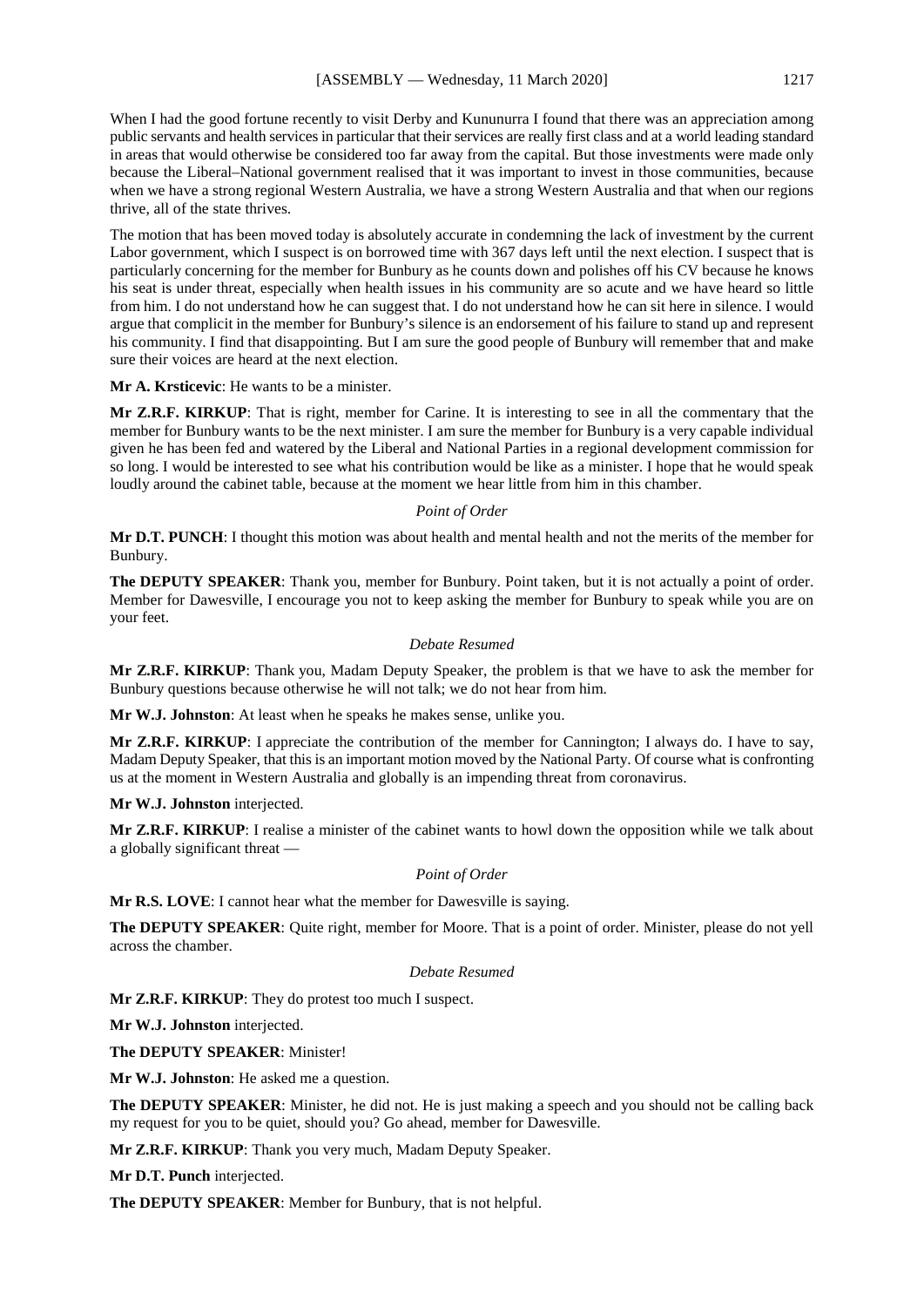When I had the good fortune recently to visit Derby and Kununurra I found that there was an appreciation among public servants and health services in particular that their services are really first class and at a world leading standard in areas that would otherwise be considered too far away from the capital. But those investments were made only because the Liberal–National government realised that it was important to invest in those communities, because when we have a strong regional Western Australia, we have a strong Western Australia and that when our regions thrive, all of the state thrives.

The motion that has been moved today is absolutely accurate in condemning the lack of investment by the current Labor government, which I suspect is on borrowed time with 367 days left until the next election. I suspect that is particularly concerning for the member for Bunbury as he counts down and polishes off his CV because he knows his seat is under threat, especially when health issues in his community are so acute and we have heard so little from him. I do not understand how he can suggest that. I do not understand how he can sit here in silence. I would argue that complicit in the member for Bunbury's silence is an endorsement of his failure to stand up and represent his community. I find that disappointing. But I am sure the good people of Bunbury will remember that and make sure their voices are heard at the next election.

**Mr A. Krsticevic**: He wants to be a minister.

**Mr Z.R.F. KIRKUP**: That is right, member for Carine. It is interesting to see in all the commentary that the member for Bunbury wants to be the next minister. I am sure the member for Bunbury is a very capable individual given he has been fed and watered by the Liberal and National Parties in a regional development commission for so long. I would be interested to see what his contribution would be like as a minister. I hope that he would speak loudly around the cabinet table, because at the moment we hear little from him in this chamber.

*Point of Order*

**Mr D.T. PUNCH**: I thought this motion was about health and mental health and not the merits of the member for Bunbury.

**The DEPUTY SPEAKER**: Thank you, member for Bunbury. Point taken, but it is not actually a point of order. Member for Dawesville, I encourage you not to keep asking the member for Bunbury to speak while you are on your feet.

*Debate Resumed*

**Mr Z.R.F. KIRKUP**: Thank you, Madam Deputy Speaker, the problem is that we have to ask the member for Bunbury questions because otherwise he will not talk; we do not hear from him.

**Mr W.J. Johnston**: At least when he speaks he makes sense, unlike you.

**Mr Z.R.F. KIRKUP**: I appreciate the contribution of the member for Cannington; I always do. I have to say, Madam Deputy Speaker, that this is an important motion moved by the National Party. Of course what is confronting us at the moment in Western Australia and globally is an impending threat from coronavirus.

**Mr W.J. Johnston** interjected.

**Mr Z.R.F. KIRKUP**: I realise a minister of the cabinet wants to howl down the opposition while we talk about a globally significant threat —

*Point of Order*

**Mr R.S. LOVE**: I cannot hear what the member for Dawesville is saying.

**The DEPUTY SPEAKER**: Quite right, member for Moore. That is a point of order. Minister, please do not yell across the chamber.

*Debate Resumed*

**Mr Z.R.F. KIRKUP**: They do protest too much I suspect.

**Mr W.J. Johnston** interjected.

**The DEPUTY SPEAKER**: Minister!

**Mr W.J. Johnston**: He asked me a question.

**The DEPUTY SPEAKER**: Minister, he did not. He is just making a speech and you should not be calling back my request for you to be quiet, should you? Go ahead, member for Dawesville.

**Mr Z.R.F. KIRKUP**: Thank you very much, Madam Deputy Speaker.

**Mr D.T. Punch** interjected.

**The DEPUTY SPEAKER**: Member for Bunbury, that is not helpful.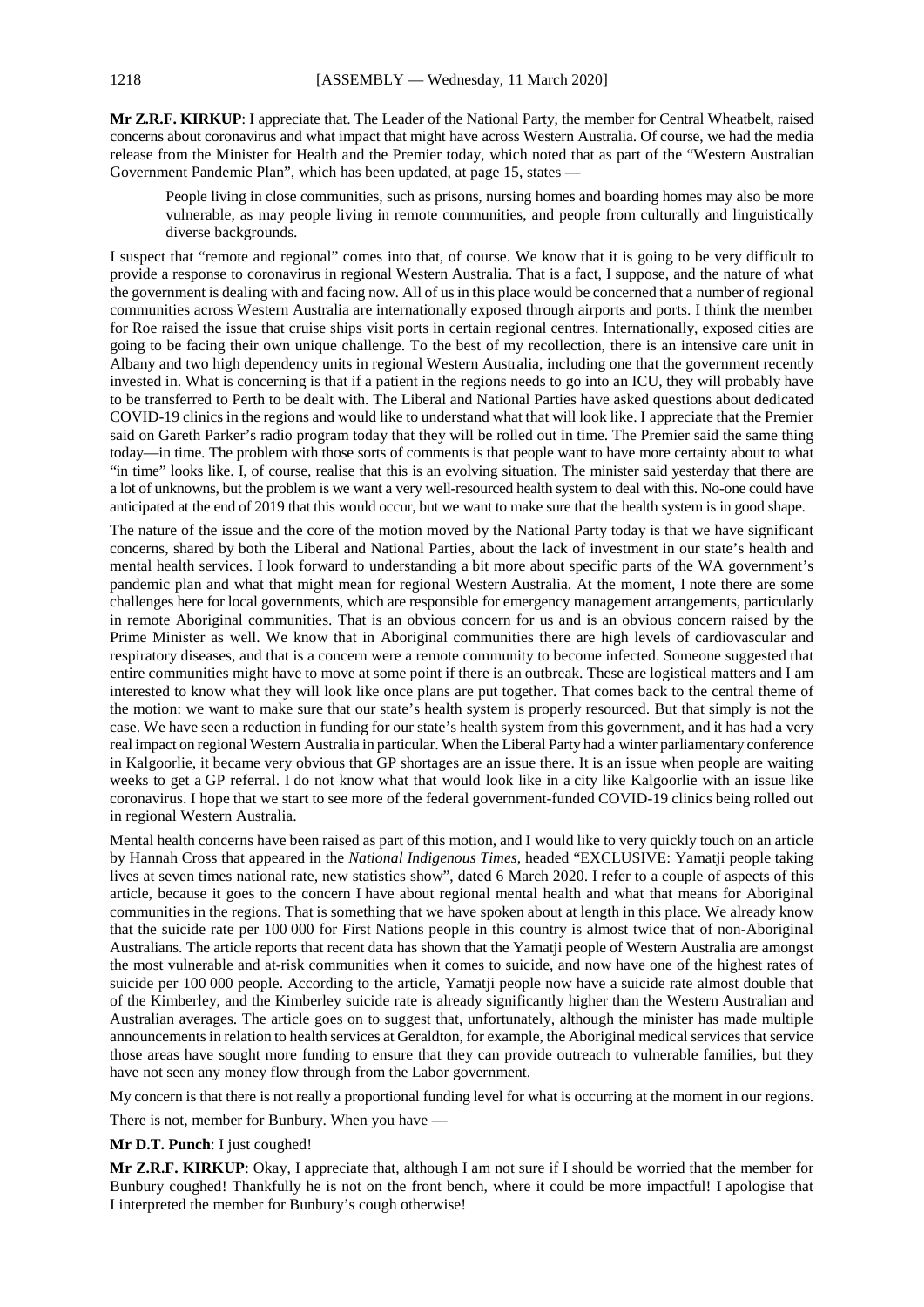**Mr Z.R.F. KIRKUP**: I appreciate that. The Leader of the National Party, the member for Central Wheatbelt, raised concerns about coronavirus and what impact that might have across Western Australia. Of course, we had the media release from the Minister for Health and the Premier today, which noted that as part of the "Western Australian Government Pandemic Plan", which has been updated, at page 15, states —

> People living in close communities, such as prisons, nursing homes and boarding homes may also be more vulnerable, as may people living in remote communities, and people from culturally and linguistically diverse backgrounds.

I suspect that "remote and regional" comes into that, of course. We know that it is going to be very difficult to provide a response to coronavirus in regional Western Australia. That is a fact, I suppose, and the nature of what the government is dealing with and facing now. All of us in this place would be concerned that a number of regional communities across Western Australia are internationally exposed through airports and ports. I think the member for Roe raised the issue that cruise ships visit ports in certain regional centres. Internationally, exposed cities are going to be facing their own unique challenge. To the best of my recollection, there is an intensive care unit in Albany and two high dependency units in regional Western Australia, including one that the government recently invested in. What is concerning is that if a patient in the regions needs to go into an ICU, they will probably have to be transferred to Perth to be dealt with. The Liberal and National Parties have asked questions about dedicated COVID-19 clinics in the regions and would like to understand what that will look like. I appreciate that the Premier said on Gareth Parker's radio program today that they will be rolled out in time. The Premier said the same thing today—in time. The problem with those sorts of comments is that people want to have more certainty about to what "in time" looks like. I, of course, realise that this is an evolving situation. The minister said yesterday that there are a lot of unknowns, but the problem is we want a very well-resourced health system to deal with this. No-one could have anticipated at the end of 2019 that this would occur, but we want to make sure that the health system is in good shape.

The nature of the issue and the core of the motion moved by the National Party today is that we have significant concerns, shared by both the Liberal and National Parties, about the lack of investment in our state's health and mental health services. I look forward to understanding a bit more about specific parts of the WA government's pandemic plan and what that might mean for regional Western Australia. At the moment, I note there are some challenges here for local governments, which are responsible for emergency management arrangements, particularly in remote Aboriginal communities. That is an obvious concern for us and is an obvious concern raised by the Prime Minister as well. We know that in Aboriginal communities there are high levels of cardiovascular and respiratory diseases, and that is a concern were a remote community to become infected. Someone suggested that entire communities might have to move at some point if there is an outbreak. These are logistical matters and I am interested to know what they will look like once plans are put together. That comes back to the central theme of the motion: we want to make sure that our state's health system is properly resourced. But that simply is not the case. We have seen a reduction in funding for our state's health system from this government, and it has had a very real impact on regional Western Australia in particular. When the Liberal Party had a winter parliamentary conference in Kalgoorlie, it became very obvious that GP shortages are an issue there. It is an issue when people are waiting weeks to get a GP referral. I do not know what that would look like in a city like Kalgoorlie with an issue like coronavirus. I hope that we start to see more of the federal government-funded COVID-19 clinics being rolled out in regional Western Australia.

Mental health concerns have been raised as part of this motion, and I would like to very quickly touch on an article by Hannah Cross that appeared in the *National Indigenous Times*, headed "EXCLUSIVE: Yamatji people taking lives at seven times national rate, new statistics show", dated 6 March 2020. I refer to a couple of aspects of this article, because it goes to the concern I have about regional mental health and what that means for Aboriginal communities in the regions. That is something that we have spoken about at length in this place. We already know that the suicide rate per 100 000 for First Nations people in this country is almost twice that of non-Aboriginal Australians. The article reports that recent data has shown that the Yamatji people of Western Australia are amongst the most vulnerable and at-risk communities when it comes to suicide, and now have one of the highest rates of suicide per 100 000 people. According to the article, Yamatji people now have a suicide rate almost double that of the Kimberley, and the Kimberley suicide rate is already significantly higher than the Western Australian and Australian averages. The article goes on to suggest that, unfortunately, although the minister has made multiple announcements in relation to health services at Geraldton, for example, the Aboriginal medical services that service those areas have sought more funding to ensure that they can provide outreach to vulnerable families, but they have not seen any money flow through from the Labor government.

My concern is that there is not really a proportional funding level for what is occurring at the moment in our regions.

There is not, member for Bunbury. When you have —

**Mr D.T. Punch**: I just coughed!

**Mr Z.R.F. KIRKUP**: Okay, I appreciate that, although I am not sure if I should be worried that the member for Bunbury coughed! Thankfully he is not on the front bench, where it could be more impactful! I apologise that I interpreted the member for Bunbury's cough otherwise!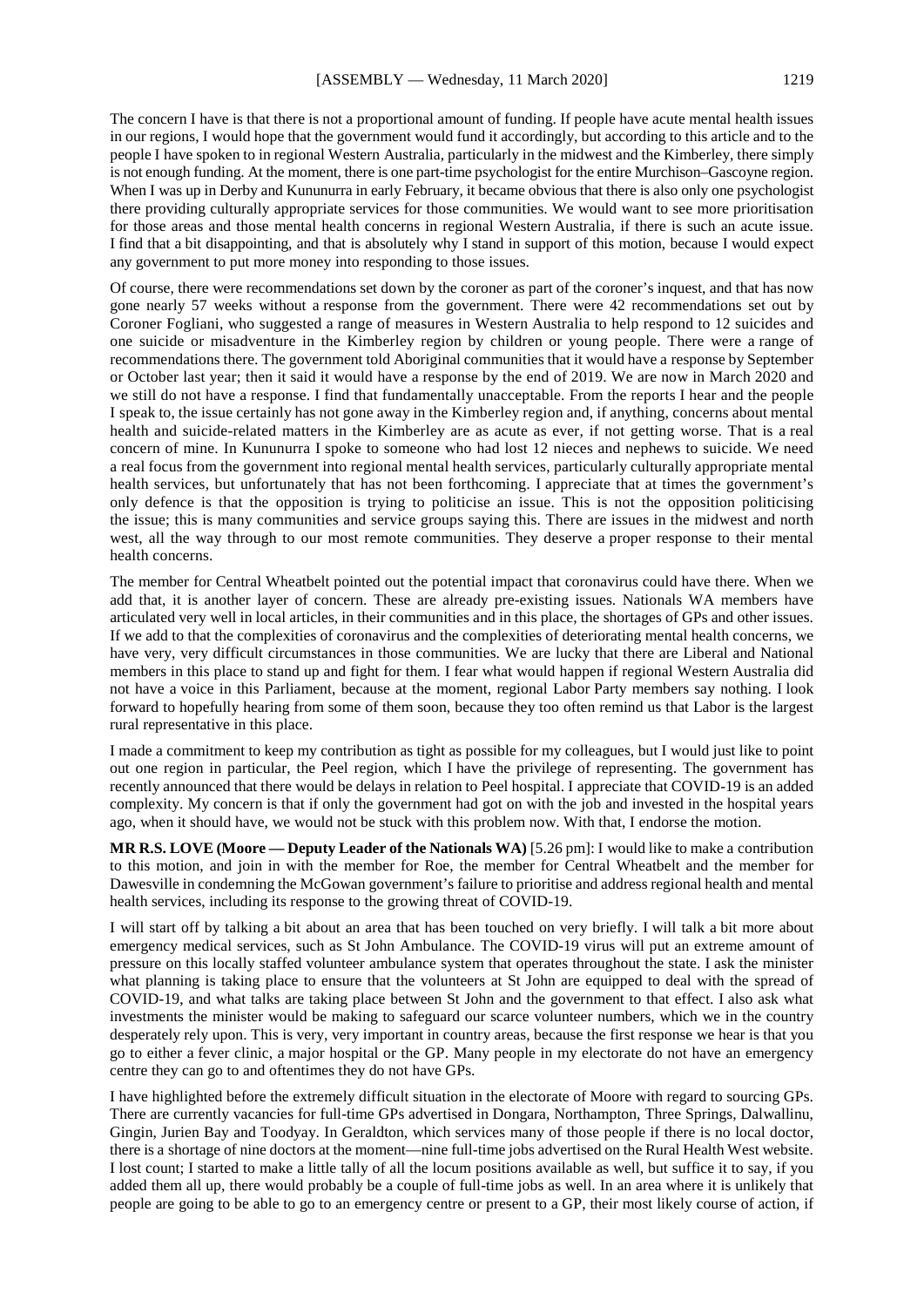The concern I have is that there is not a proportional amount of funding. If people have acute mental health issues in our regions, I would hope that the government would fund it accordingly, but according to this article and to the people I have spoken to in regional Western Australia, particularly in the midwest and the Kimberley, there simply is not enough funding. At the moment, there is one part-time psychologist for the entire Murchison–Gascoyne region. When I was up in Derby and Kununurra in early February, it became obvious that there is also only one psychologist there providing culturally appropriate services for those communities. We would want to see more prioritisation for those areas and those mental health concerns in regional Western Australia, if there is such an acute issue. I find that a bit disappointing, and that is absolutely why I stand in support of this motion, because I would expect any government to put more money into responding to those issues.

Of course, there were recommendations set down by the coroner as part of the coroner's inquest, and that has now gone nearly 57 weeks without a response from the government. There were 42 recommendations set out by Coroner Fogliani, who suggested a range of measures in Western Australia to help respond to 12 suicides and one suicide or misadventure in the Kimberley region by children or young people. There were a range of recommendations there. The government told Aboriginal communities that it would have a response by September or October last year; then it said it would have a response by the end of 2019. We are now in March 2020 and we still do not have a response. I find that fundamentally unacceptable. From the reports I hear and the people I speak to, the issue certainly has not gone away in the Kimberley region and, if anything, concerns about mental health and suicide-related matters in the Kimberley are as acute as ever, if not getting worse. That is a real concern of mine. In Kununurra I spoke to someone who had lost 12 nieces and nephews to suicide. We need a real focus from the government into regional mental health services, particularly culturally appropriate mental health services, but unfortunately that has not been forthcoming. I appreciate that at times the government's only defence is that the opposition is trying to politicise an issue. This is not the opposition politicising the issue; this is many communities and service groups saying this. There are issues in the midwest and north west, all the way through to our most remote communities. They deserve a proper response to their mental health concerns.

The member for Central Wheatbelt pointed out the potential impact that coronavirus could have there. When we add that, it is another layer of concern. These are already pre-existing issues. Nationals WA members have articulated very well in local articles, in their communities and in this place, the shortages of GPs and other issues. If we add to that the complexities of coronavirus and the complexities of deteriorating mental health concerns, we have very, very difficult circumstances in those communities. We are lucky that there are Liberal and National members in this place to stand up and fight for them. I fear what would happen if regional Western Australia did not have a voice in this Parliament, because at the moment, regional Labor Party members say nothing. I look forward to hopefully hearing from some of them soon, because they too often remind us that Labor is the largest rural representative in this place.

I made a commitment to keep my contribution as tight as possible for my colleagues, but I would just like to point out one region in particular, the Peel region, which I have the privilege of representing. The government has recently announced that there would be delays in relation to Peel hospital. I appreciate that COVID-19 is an added complexity. My concern is that if only the government had got on with the job and invested in the hospital years ago, when it should have, we would not be stuck with this problem now. With that, I endorse the motion.

**MR R.S. LOVE (Moore — Deputy Leader of the Nationals WA)** [5.26 pm]: I would like to make a contribution to this motion, and join in with the member for Roe, the member for Central Wheatbelt and the member for Dawesville in condemning the McGowan government's failure to prioritise and address regional health and mental health services, including its response to the growing threat of COVID-19.

I will start off by talking a bit about an area that has been touched on very briefly. I will talk a bit more about emergency medical services, such as St John Ambulance. The COVID-19 virus will put an extreme amount of pressure on this locally staffed volunteer ambulance system that operates throughout the state. I ask the minister what planning is taking place to ensure that the volunteers at St John are equipped to deal with the spread of COVID-19, and what talks are taking place between St John and the government to that effect. I also ask what investments the minister would be making to safeguard our scarce volunteer numbers, which we in the country desperately rely upon. This is very, very important in country areas, because the first response we hear is that you go to either a fever clinic, a major hospital or the GP. Many people in my electorate do not have an emergency centre they can go to and oftentimes they do not have GPs.

I have highlighted before the extremely difficult situation in the electorate of Moore with regard to sourcing GPs. There are currently vacancies for full-time GPs advertised in Dongara, Northampton, Three Springs, Dalwallinu, Gingin, Jurien Bay and Toodyay. In Geraldton, which services many of those people if there is no local doctor, there is a shortage of nine doctors at the moment—nine full-time jobs advertised on the Rural Health West website. I lost count; I started to make a little tally of all the locum positions available as well, but suffice it to say, if you added them all up, there would probably be a couple of full-time jobs as well. In an area where it is unlikely that people are going to be able to go to an emergency centre or present to a GP, their most likely course of action, if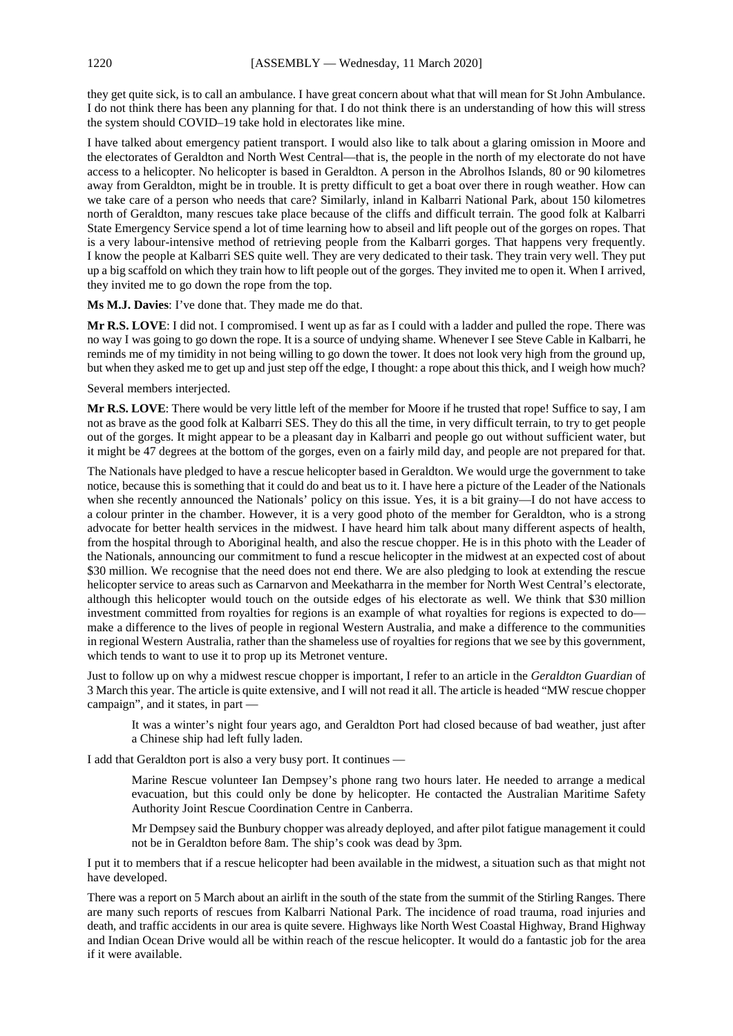they get quite sick, is to call an ambulance. I have great concern about what that will mean for St John Ambulance. I do not think there has been any planning for that. I do not think there is an understanding of how this will stress the system should COVID–19 take hold in electorates like mine.

I have talked about emergency patient transport. I would also like to talk about a glaring omission in Moore and the electorates of Geraldton and North West Central—that is, the people in the north of my electorate do not have access to a helicopter. No helicopter is based in Geraldton. A person in the Abrolhos Islands, 80 or 90 kilometres away from Geraldton, might be in trouble. It is pretty difficult to get a boat over there in rough weather. How can we take care of a person who needs that care? Similarly, inland in Kalbarri National Park, about 150 kilometres north of Geraldton, many rescues take place because of the cliffs and difficult terrain. The good folk at Kalbarri State Emergency Service spend a lot of time learning how to abseil and lift people out of the gorges on ropes. That is a very labour-intensive method of retrieving people from the Kalbarri gorges. That happens very frequently. I know the people at Kalbarri SES quite well. They are very dedicated to their task. They train very well. They put up a big scaffold on which they train how to lift people out of the gorges. They invited me to open it. When I arrived, they invited me to go down the rope from the top.

**Ms M.J. Davies**: I've done that. They made me do that.

**Mr R.S. LOVE**: I did not. I compromised. I went up as far as I could with a ladder and pulled the rope. There was no way I was going to go down the rope. It is a source of undying shame. Whenever I see Steve Cable in Kalbarri, he reminds me of my timidity in not being willing to go down the tower. It does not look very high from the ground up, but when they asked me to get up and just step off the edge, I thought: a rope about this thick, and I weigh how much?

Several members interjected.

**Mr R.S. LOVE**: There would be very little left of the member for Moore if he trusted that rope! Suffice to say, I am not as brave as the good folk at Kalbarri SES. They do this all the time, in very difficult terrain, to try to get people out of the gorges. It might appear to be a pleasant day in Kalbarri and people go out without sufficient water, but it might be 47 degrees at the bottom of the gorges, even on a fairly mild day, and people are not prepared for that.

The Nationals have pledged to have a rescue helicopter based in Geraldton. We would urge the government to take notice, because this is something that it could do and beat us to it. I have here a picture of the Leader of the Nationals when she recently announced the Nationals' policy on this issue. Yes, it is a bit grainy—I do not have access to a colour printer in the chamber. However, it is a very good photo of the member for Geraldton, who is a strong advocate for better health services in the midwest. I have heard him talk about many different aspects of health, from the hospital through to Aboriginal health, and also the rescue chopper. He is in this photo with the Leader of the Nationals, announcing our commitment to fund a rescue helicopter in the midwest at an expected cost of about $30 million. We recognise that the need does not end there. We are also pledging to look at extending the rescue helicopter service to areas such as Carnarvon and Meekatharra in the member for North West Central's electorate, although this helicopter would touch on the outside edges of his electorate as well. We think that $30 million investment committed from royalties for regions is an example of what royalties for regions is expected to do—make a difference to the lives of people in regional Western Australia, and make a difference to the communities in regional Western Australia, rather than the shameless use of royalties for regions that we see by this government, which tends to want to use it to prop up its Metronet venture.

Just to follow up on why a midwest rescue chopper is important, I refer to an article in the *Geraldton Guardian* of 3 March this year. The article is quite extensive, and I will not read it all. The article is headed "MW rescue chopper campaign", and it states, in part —

> It was a winter's night four years ago, and Geraldton Port had closed because of bad weather, just after a Chinese ship had left fully laden.

I add that Geraldton port is also a very busy port. It continues —

> Marine Rescue volunteer Ian Dempsey's phone rang two hours later. He needed to arrange a medical evacuation, but this could only be done by helicopter. He contacted the Australian Maritime Safety Authority Joint Rescue Coordination Centre in Canberra.
>
> Mr Dempsey said the Bunbury chopper was already deployed, and after pilot fatigue management it could not be in Geraldton before 8am. The ship's cook was dead by 3pm.

I put it to members that if a rescue helicopter had been available in the midwest, a situation such as that might not have developed.

There was a report on 5 March about an airlift in the south of the state from the summit of the Stirling Ranges. There are many such reports of rescues from Kalbarri National Park. The incidence of road trauma, road injuries and death, and traffic accidents in our area is quite severe. Highways like North West Coastal Highway, Brand Highway and Indian Ocean Drive would all be within reach of the rescue helicopter. It would do a fantastic job for the area if it were available.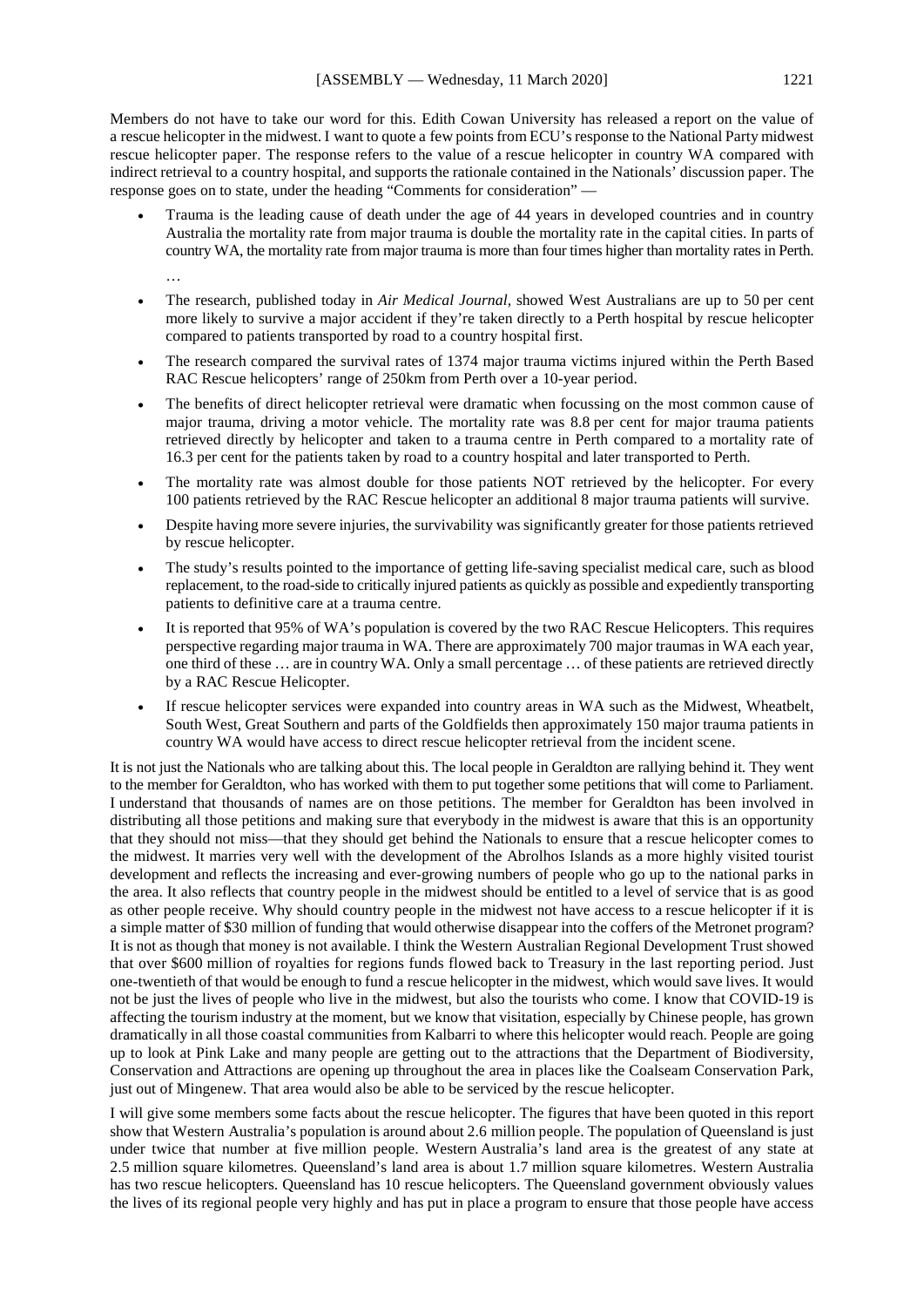Members do not have to take our word for this. Edith Cowan University has released a report on the value of a rescue helicopter in the midwest. I want to quote a few points from ECU's response to the National Party midwest rescue helicopter paper. The response refers to the value of a rescue helicopter in country WA compared with indirect retrieval to a country hospital, and supports the rationale contained in the Nationals' discussion paper. The response goes on to state, under the heading "Comments for consideration" —

- Trauma is the leading cause of death under the age of 44 years in developed countries and in country Australia the mortality rate from major trauma is double the mortality rate in the capital cities. In parts of country WA, the mortality rate from major trauma is more than four times higher than mortality rates in Perth.

 …

- The research, published today in *Air Medical Journal*, showed West Australians are up to 50 per cent more likely to survive a major accident if they're taken directly to a Perth hospital by rescue helicopter compared to patients transported by road to a country hospital first.
- The research compared the survival rates of 1374 major trauma victims injured within the Perth Based RAC Rescue helicopters' range of 250km from Perth over a 10-year period.
- The benefits of direct helicopter retrieval were dramatic when focussing on the most common cause of major trauma, driving a motor vehicle. The mortality rate was 8.8 per cent for major trauma patients retrieved directly by helicopter and taken to a trauma centre in Perth compared to a mortality rate of 16.3 per cent for the patients taken by road to a country hospital and later transported to Perth.
- The mortality rate was almost double for those patients NOT retrieved by the helicopter. For every 100 patients retrieved by the RAC Rescue helicopter an additional 8 major trauma patients will survive.
- Despite having more severe injuries, the survivability was significantly greater for those patients retrieved by rescue helicopter.
- The study's results pointed to the importance of getting life-saving specialist medical care, such as blood replacement, to the road-side to critically injured patients as quickly as possible and expediently transporting patients to definitive care at a trauma centre.
- It is reported that 95% of WA's population is covered by the two RAC Rescue Helicopters. This requires perspective regarding major trauma in WA. There are approximately 700 major traumas in WA each year, one third of these … are in country WA. Only a small percentage … of these patients are retrieved directly by a RAC Rescue Helicopter.
- If rescue helicopter services were expanded into country areas in WA such as the Midwest, Wheatbelt, South West, Great Southern and parts of the Goldfields then approximately 150 major trauma patients in country WA would have access to direct rescue helicopter retrieval from the incident scene.

It is not just the Nationals who are talking about this. The local people in Geraldton are rallying behind it. They went to the member for Geraldton, who has worked with them to put together some petitions that will come to Parliament. I understand that thousands of names are on those petitions. The member for Geraldton has been involved in distributing all those petitions and making sure that everybody in the midwest is aware that this is an opportunity that they should not miss—that they should get behind the Nationals to ensure that a rescue helicopter comes to the midwest. It marries very well with the development of the Abrolhos Islands as a more highly visited tourist development and reflects the increasing and ever-growing numbers of people who go up to the national parks in the area. It also reflects that country people in the midwest should be entitled to a level of service that is as good as other people receive. Why should country people in the midwest not have access to a rescue helicopter if it is a simple matter of $30 million of funding that would otherwise disappear into the coffers of the Metronet program? It is not as though that money is not available. I think the Western Australian Regional Development Trust showed that over $600 million of royalties for regions funds flowed back to Treasury in the last reporting period. Just one-twentieth of that would be enough to fund a rescue helicopter in the midwest, which would save lives. It would not be just the lives of people who live in the midwest, but also the tourists who come. I know that COVID-19 is affecting the tourism industry at the moment, but we know that visitation, especially by Chinese people, has grown dramatically in all those coastal communities from Kalbarri to where this helicopter would reach. People are going up to look at Pink Lake and many people are getting out to the attractions that the Department of Biodiversity, Conservation and Attractions are opening up throughout the area in places like the Coalseam Conservation Park, just out of Mingenew. That area would also be able to be serviced by the rescue helicopter.

I will give some members some facts about the rescue helicopter. The figures that have been quoted in this report show that Western Australia's population is around about 2.6 million people. The population of Queensland is just under twice that number at five million people. Western Australia's land area is the greatest of any state at 2.5 million square kilometres. Queensland's land area is about 1.7 million square kilometres. Western Australia has two rescue helicopters. Queensland has 10 rescue helicopters. The Queensland government obviously values the lives of its regional people very highly and has put in place a program to ensure that those people have access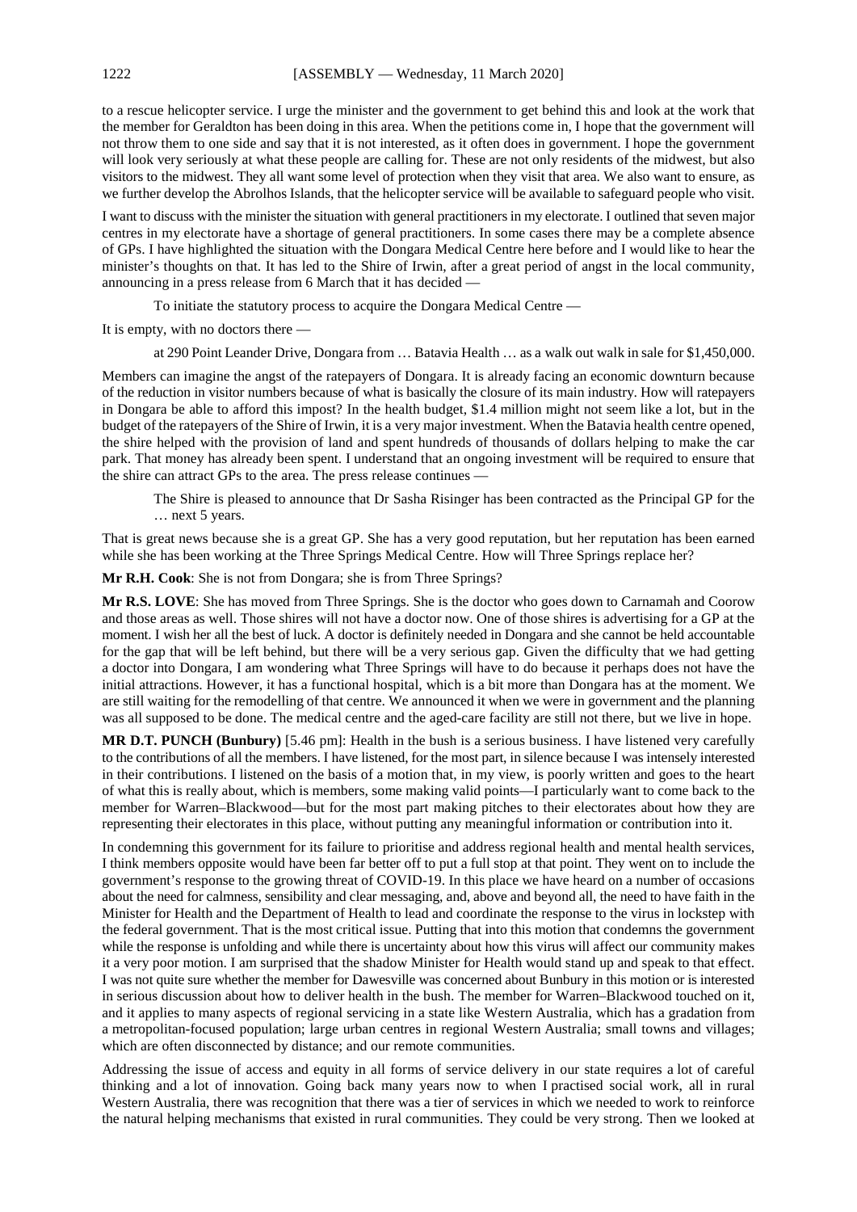to a rescue helicopter service. I urge the minister and the government to get behind this and look at the work that the member for Geraldton has been doing in this area. When the petitions come in, I hope that the government will not throw them to one side and say that it is not interested, as it often does in government. I hope the government will look very seriously at what these people are calling for. These are not only residents of the midwest, but also visitors to the midwest. They all want some level of protection when they visit that area. We also want to ensure, as we further develop the Abrolhos Islands, that the helicopter service will be available to safeguard people who visit.

I want to discuss with the minister the situation with general practitioners in my electorate. I outlined that seven major centres in my electorate have a shortage of general practitioners. In some cases there may be a complete absence of GPs. I have highlighted the situation with the Dongara Medical Centre here before and I would like to hear the minister's thoughts on that. It has led to the Shire of Irwin, after a great period of angst in the local community, announcing in a press release from 6 March that it has decided —

> To initiate the statutory process to acquire the Dongara Medical Centre —

It is empty, with no doctors there —

> at 290 Point Leander Drive, Dongara from … Batavia Health … as a walk out walk in sale for $1,450,000.

Members can imagine the angst of the ratepayers of Dongara. It is already facing an economic downturn because of the reduction in visitor numbers because of what is basically the closure of its main industry. How will ratepayers in Dongara be able to afford this impost? In the health budget, $1.4 million might not seem like a lot, but in the budget of the ratepayers of the Shire of Irwin, it is a very major investment. When the Batavia health centre opened, the shire helped with the provision of land and spent hundreds of thousands of dollars helping to make the car park. That money has already been spent. I understand that an ongoing investment will be required to ensure that the shire can attract GPs to the area. The press release continues —

> The Shire is pleased to announce that Dr Sasha Risinger has been contracted as the Principal GP for the … next 5 years.

That is great news because she is a great GP. She has a very good reputation, but her reputation has been earned while she has been working at the Three Springs Medical Centre. How will Three Springs replace her?

**Mr R.H. Cook**: She is not from Dongara; she is from Three Springs?

**Mr R.S. LOVE**: She has moved from Three Springs. She is the doctor who goes down to Carnamah and Coorow and those areas as well. Those shires will not have a doctor now. One of those shires is advertising for a GP at the moment. I wish her all the best of luck. A doctor is definitely needed in Dongara and she cannot be held accountable for the gap that will be left behind, but there will be a very serious gap. Given the difficulty that we had getting a doctor into Dongara, I am wondering what Three Springs will have to do because it perhaps does not have the initial attractions. However, it has a functional hospital, which is a bit more than Dongara has at the moment. We are still waiting for the remodelling of that centre. We announced it when we were in government and the planning was all supposed to be done. The medical centre and the aged-care facility are still not there, but we live in hope.

**MR D.T. PUNCH (Bunbury)** [5.46 pm]: Health in the bush is a serious business. I have listened very carefully to the contributions of all the members. I have listened, for the most part, in silence because I was intensely interested in their contributions. I listened on the basis of a motion that, in my view, is poorly written and goes to the heart of what this is really about, which is members, some making valid points—I particularly want to come back to the member for Warren–Blackwood—but for the most part making pitches to their electorates about how they are representing their electorates in this place, without putting any meaningful information or contribution into it.

In condemning this government for its failure to prioritise and address regional health and mental health services, I think members opposite would have been far better off to put a full stop at that point. They went on to include the government's response to the growing threat of COVID-19. In this place we have heard on a number of occasions about the need for calmness, sensibility and clear messaging, and, above and beyond all, the need to have faith in the Minister for Health and the Department of Health to lead and coordinate the response to the virus in lockstep with the federal government. That is the most critical issue. Putting that into this motion that condemns the government while the response is unfolding and while there is uncertainty about how this virus will affect our community makes it a very poor motion. I am surprised that the shadow Minister for Health would stand up and speak to that effect. I was not quite sure whether the member for Dawesville was concerned about Bunbury in this motion or is interested in serious discussion about how to deliver health in the bush. The member for Warren–Blackwood touched on it, and it applies to many aspects of regional servicing in a state like Western Australia, which has a gradation from a metropolitan-focused population; large urban centres in regional Western Australia; small towns and villages; which are often disconnected by distance; and our remote communities.

Addressing the issue of access and equity in all forms of service delivery in our state requires a lot of careful thinking and a lot of innovation. Going back many years now to when I practised social work, all in rural Western Australia, there was recognition that there was a tier of services in which we needed to work to reinforce the natural helping mechanisms that existed in rural communities. They could be very strong. Then we looked at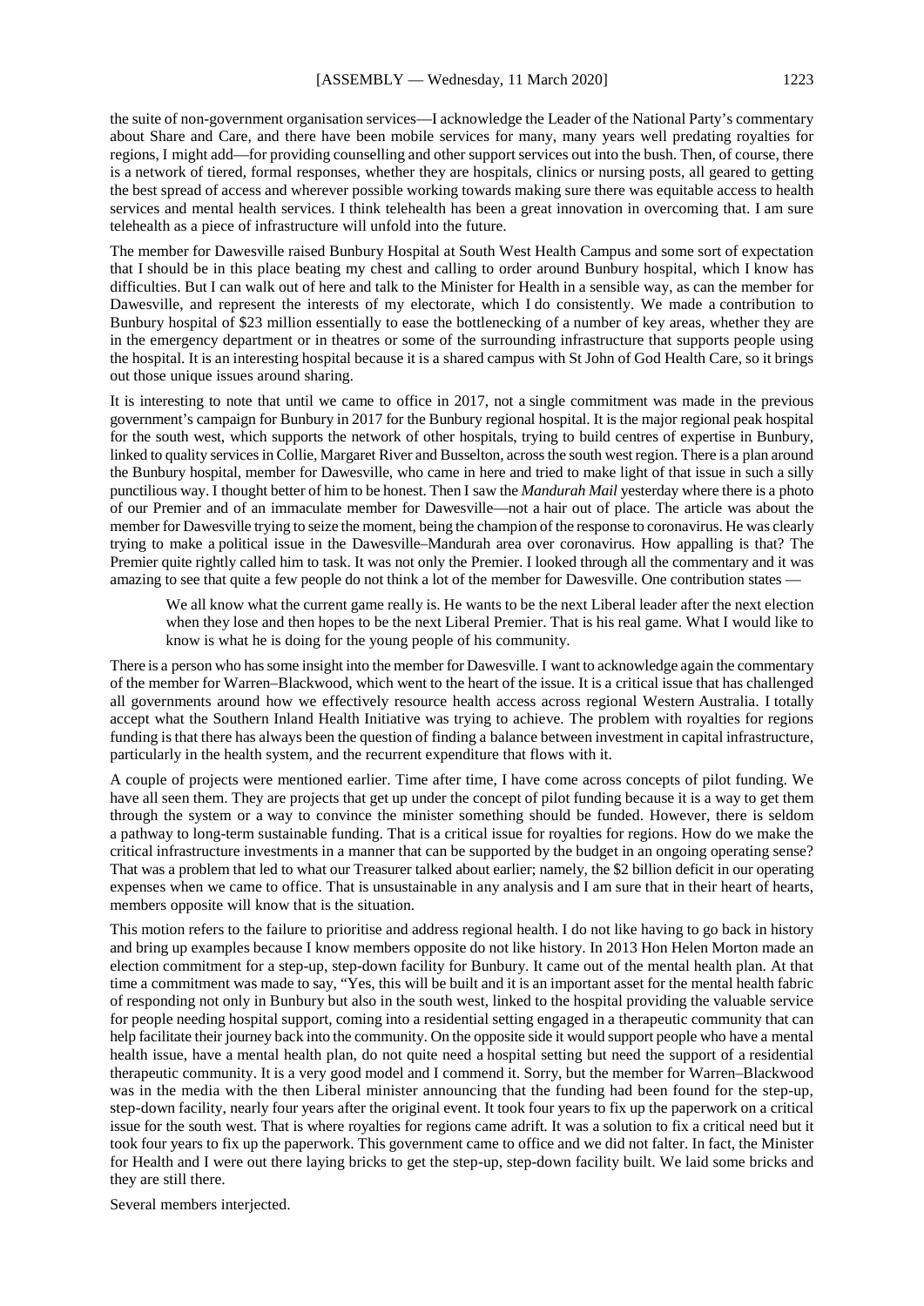the suite of non-government organisation services—I acknowledge the Leader of the National Party's commentary about Share and Care, and there have been mobile services for many, many years well predating royalties for regions, I might add—for providing counselling and other support services out into the bush. Then, of course, there is a network of tiered, formal responses, whether they are hospitals, clinics or nursing posts, all geared to getting the best spread of access and wherever possible working towards making sure there was equitable access to health services and mental health services. I think telehealth has been a great innovation in overcoming that. I am sure telehealth as a piece of infrastructure will unfold into the future.

The member for Dawesville raised Bunbury Hospital at South West Health Campus and some sort of expectation that I should be in this place beating my chest and calling to order around Bunbury hospital, which I know has difficulties. But I can walk out of here and talk to the Minister for Health in a sensible way, as can the member for Dawesville, and represent the interests of my electorate, which I do consistently. We made a contribution to Bunbury hospital of $23 million essentially to ease the bottlenecking of a number of key areas, whether they are in the emergency department or in theatres or some of the surrounding infrastructure that supports people using the hospital. It is an interesting hospital because it is a shared campus with St John of God Health Care, so it brings out those unique issues around sharing.

It is interesting to note that until we came to office in 2017, not a single commitment was made in the previous government's campaign for Bunbury in 2017 for the Bunbury regional hospital. It is the major regional peak hospital for the south west, which supports the network of other hospitals, trying to build centres of expertise in Bunbury, linked to quality services in Collie, Margaret River and Busselton, across the south west region. There is a plan around the Bunbury hospital, member for Dawesville, who came in here and tried to make light of that issue in such a silly punctilious way. I thought better of him to be honest. Then I saw the *Mandurah Mail* yesterday where there is a photo of our Premier and of an immaculate member for Dawesville—not a hair out of place. The article was about the member for Dawesville trying to seize the moment, being the champion of the response to coronavirus. He was clearly trying to make a political issue in the Dawesville–Mandurah area over coronavirus. How appalling is that? The Premier quite rightly called him to task. It was not only the Premier. I looked through all the commentary and it was amazing to see that quite a few people do not think a lot of the member for Dawesville. One contribution states —

> We all know what the current game really is. He wants to be the next Liberal leader after the next election when they lose and then hopes to be the next Liberal Premier. That is his real game. What I would like to know is what he is doing for the young people of his community.

There is a person who has some insight into the member for Dawesville. I want to acknowledge again the commentary of the member for Warren–Blackwood, which went to the heart of the issue. It is a critical issue that has challenged all governments around how we effectively resource health access across regional Western Australia. I totally accept what the Southern Inland Health Initiative was trying to achieve. The problem with royalties for regions funding is that there has always been the question of finding a balance between investment in capital infrastructure, particularly in the health system, and the recurrent expenditure that flows with it.

A couple of projects were mentioned earlier. Time after time, I have come across concepts of pilot funding. We have all seen them. They are projects that get up under the concept of pilot funding because it is a way to get them through the system or a way to convince the minister something should be funded. However, there is seldom a pathway to long-term sustainable funding. That is a critical issue for royalties for regions. How do we make the critical infrastructure investments in a manner that can be supported by the budget in an ongoing operating sense? That was a problem that led to what our Treasurer talked about earlier; namely, the $2 billion deficit in our operating expenses when we came to office. That is unsustainable in any analysis and I am sure that in their heart of hearts, members opposite will know that is the situation.

This motion refers to the failure to prioritise and address regional health. I do not like having to go back in history and bring up examples because I know members opposite do not like history. In 2013 Hon Helen Morton made an election commitment for a step-up, step-down facility for Bunbury. It came out of the mental health plan. At that time a commitment was made to say, "Yes, this will be built and it is an important asset for the mental health fabric of responding not only in Bunbury but also in the south west, linked to the hospital providing the valuable service for people needing hospital support, coming into a residential setting engaged in a therapeutic community that can help facilitate their journey back into the community. On the opposite side it would support people who have a mental health issue, have a mental health plan, do not quite need a hospital setting but need the support of a residential therapeutic community. It is a very good model and I commend it. Sorry, but the member for Warren–Blackwood was in the media with the then Liberal minister announcing that the funding had been found for the step-up, step-down facility, nearly four years after the original event. It took four years to fix up the paperwork on a critical issue for the south west. That is where royalties for regions came adrift. It was a solution to fix a critical need but it took four years to fix up the paperwork. This government came to office and we did not falter. In fact, the Minister for Health and I were out there laying bricks to get the step-up, step-down facility built. We laid some bricks and they are still there.

Several members interjected.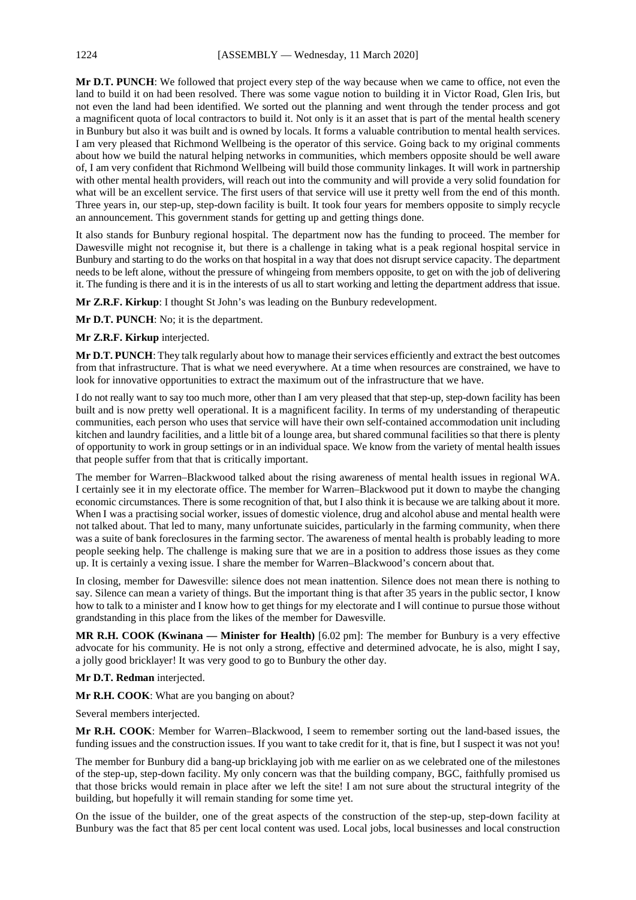**Mr D.T. PUNCH**: We followed that project every step of the way because when we came to office, not even the land to build it on had been resolved. There was some vague notion to building it in Victor Road, Glen Iris, but not even the land had been identified. We sorted out the planning and went through the tender process and got a magnificent quota of local contractors to build it. Not only is it an asset that is part of the mental health scenery in Bunbury but also it was built and is owned by locals. It forms a valuable contribution to mental health services. I am very pleased that Richmond Wellbeing is the operator of this service. Going back to my original comments about how we build the natural helping networks in communities, which members opposite should be well aware of, I am very confident that Richmond Wellbeing will build those community linkages. It will work in partnership with other mental health providers, will reach out into the community and will provide a very solid foundation for what will be an excellent service. The first users of that service will use it pretty well from the end of this month. Three years in, our step-up, step-down facility is built. It took four years for members opposite to simply recycle an announcement. This government stands for getting up and getting things done.

It also stands for Bunbury regional hospital. The department now has the funding to proceed. The member for Dawesville might not recognise it, but there is a challenge in taking what is a peak regional hospital service in Bunbury and starting to do the works on that hospital in a way that does not disrupt service capacity. The department needs to be left alone, without the pressure of whingeing from members opposite, to get on with the job of delivering it. The funding is there and it is in the interests of us all to start working and letting the department address that issue.

**Mr Z.R.F. Kirkup**: I thought St John's was leading on the Bunbury redevelopment.

**Mr D.T. PUNCH**: No; it is the department.

**Mr Z.R.F. Kirkup** interjected.

**Mr D.T. PUNCH**: They talk regularly about how to manage their services efficiently and extract the best outcomes from that infrastructure. That is what we need everywhere. At a time when resources are constrained, we have to look for innovative opportunities to extract the maximum out of the infrastructure that we have.

I do not really want to say too much more, other than I am very pleased that that step-up, step-down facility has been built and is now pretty well operational. It is a magnificent facility. In terms of my understanding of therapeutic communities, each person who uses that service will have their own self-contained accommodation unit including kitchen and laundry facilities, and a little bit of a lounge area, but shared communal facilities so that there is plenty of opportunity to work in group settings or in an individual space. We know from the variety of mental health issues that people suffer from that that is critically important.

The member for Warren–Blackwood talked about the rising awareness of mental health issues in regional WA. I certainly see it in my electorate office. The member for Warren–Blackwood put it down to maybe the changing economic circumstances. There is some recognition of that, but I also think it is because we are talking about it more. When I was a practising social worker, issues of domestic violence, drug and alcohol abuse and mental health were not talked about. That led to many, many unfortunate suicides, particularly in the farming community, when there was a suite of bank foreclosures in the farming sector. The awareness of mental health is probably leading to more people seeking help. The challenge is making sure that we are in a position to address those issues as they come up. It is certainly a vexing issue. I share the member for Warren–Blackwood's concern about that.

In closing, member for Dawesville: silence does not mean inattention. Silence does not mean there is nothing to say. Silence can mean a variety of things. But the important thing is that after 35 years in the public sector, I know how to talk to a minister and I know how to get things for my electorate and I will continue to pursue those without grandstanding in this place from the likes of the member for Dawesville.

**MR R.H. COOK (Kwinana — Minister for Health)** [6.02 pm]: The member for Bunbury is a very effective advocate for his community. He is not only a strong, effective and determined advocate, he is also, might I say, a jolly good bricklayer! It was very good to go to Bunbury the other day.

**Mr D.T. Redman** interjected.

**Mr R.H. COOK**: What are you banging on about?

Several members interjected.

**Mr R.H. COOK**: Member for Warren–Blackwood, I seem to remember sorting out the land-based issues, the funding issues and the construction issues. If you want to take credit for it, that is fine, but I suspect it was not you!

The member for Bunbury did a bang-up bricklaying job with me earlier on as we celebrated one of the milestones of the step-up, step-down facility. My only concern was that the building company, BGC, faithfully promised us that those bricks would remain in place after we left the site! I am not sure about the structural integrity of the building, but hopefully it will remain standing for some time yet.

On the issue of the builder, one of the great aspects of the construction of the step-up, step-down facility at Bunbury was the fact that 85 per cent local content was used. Local jobs, local businesses and local construction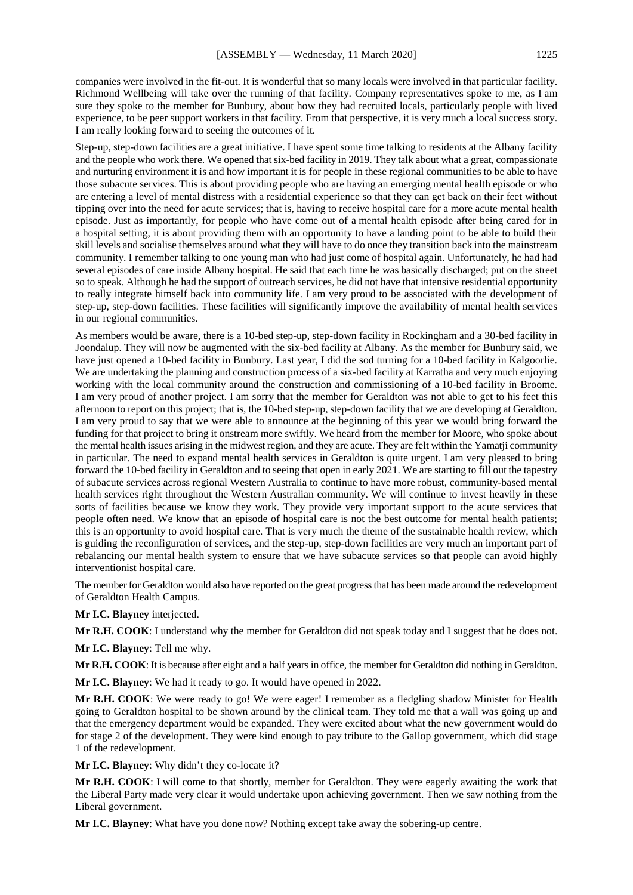companies were involved in the fit-out. It is wonderful that so many locals were involved in that particular facility. Richmond Wellbeing will take over the running of that facility. Company representatives spoke to me, as I am sure they spoke to the member for Bunbury, about how they had recruited locals, particularly people with lived experience, to be peer support workers in that facility. From that perspective, it is very much a local success story. I am really looking forward to seeing the outcomes of it.

Step-up, step-down facilities are a great initiative. I have spent some time talking to residents at the Albany facility and the people who work there. We opened that six-bed facility in 2019. They talk about what a great, compassionate and nurturing environment it is and how important it is for people in these regional communities to be able to have those subacute services. This is about providing people who are having an emerging mental health episode or who are entering a level of mental distress with a residential experience so that they can get back on their feet without tipping over into the need for acute services; that is, having to receive hospital care for a more acute mental health episode. Just as importantly, for people who have come out of a mental health episode after being cared for in a hospital setting, it is about providing them with an opportunity to have a landing point to be able to build their skill levels and socialise themselves around what they will have to do once they transition back into the mainstream community. I remember talking to one young man who had just come of hospital again. Unfortunately, he had had several episodes of care inside Albany hospital. He said that each time he was basically discharged; put on the street so to speak. Although he had the support of outreach services, he did not have that intensive residential opportunity to really integrate himself back into community life. I am very proud to be associated with the development of step-up, step-down facilities. These facilities will significantly improve the availability of mental health services in our regional communities.

As members would be aware, there is a 10-bed step-up, step-down facility in Rockingham and a 30-bed facility in Joondalup. They will now be augmented with the six-bed facility at Albany. As the member for Bunbury said, we have just opened a 10-bed facility in Bunbury. Last year, I did the sod turning for a 10-bed facility in Kalgoorlie. We are undertaking the planning and construction process of a six-bed facility at Karratha and very much enjoying working with the local community around the construction and commissioning of a 10-bed facility in Broome. I am very proud of another project. I am sorry that the member for Geraldton was not able to get to his feet this afternoon to report on this project; that is, the 10-bed step-up, step-down facility that we are developing at Geraldton. I am very proud to say that we were able to announce at the beginning of this year we would bring forward the funding for that project to bring it onstream more swiftly. We heard from the member for Moore, who spoke about the mental health issues arising in the midwest region, and they are acute. They are felt within the Yamatji community in particular. The need to expand mental health services in Geraldton is quite urgent. I am very pleased to bring forward the 10-bed facility in Geraldton and to seeing that open in early 2021. We are starting to fill out the tapestry of subacute services across regional Western Australia to continue to have more robust, community-based mental health services right throughout the Western Australian community. We will continue to invest heavily in these sorts of facilities because we know they work. They provide very important support to the acute services that people often need. We know that an episode of hospital care is not the best outcome for mental health patients; this is an opportunity to avoid hospital care. That is very much the theme of the sustainable health review, which is guiding the reconfiguration of services, and the step-up, step-down facilities are very much an important part of rebalancing our mental health system to ensure that we have subacute services so that people can avoid highly interventionist hospital care.

The member for Geraldton would also have reported on the great progress that has been made around the redevelopment of Geraldton Health Campus.

**Mr I.C. Blayney** interjected.

**Mr R.H. COOK**: I understand why the member for Geraldton did not speak today and I suggest that he does not.

**Mr I.C. Blayney**: Tell me why.

**Mr R.H. COOK**: It is because after eight and a half years in office, the member for Geraldton did nothing in Geraldton.

**Mr I.C. Blayney**: We had it ready to go. It would have opened in 2022.

**Mr R.H. COOK**: We were ready to go! We were eager! I remember as a fledgling shadow Minister for Health going to Geraldton hospital to be shown around by the clinical team. They told me that a wall was going up and that the emergency department would be expanded. They were excited about what the new government would do for stage 2 of the development. They were kind enough to pay tribute to the Gallop government, which did stage 1 of the redevelopment.

**Mr I.C. Blayney**: Why didn't they co-locate it?

**Mr R.H. COOK**: I will come to that shortly, member for Geraldton. They were eagerly awaiting the work that the Liberal Party made very clear it would undertake upon achieving government. Then we saw nothing from the Liberal government.

**Mr I.C. Blayney**: What have you done now? Nothing except take away the sobering-up centre.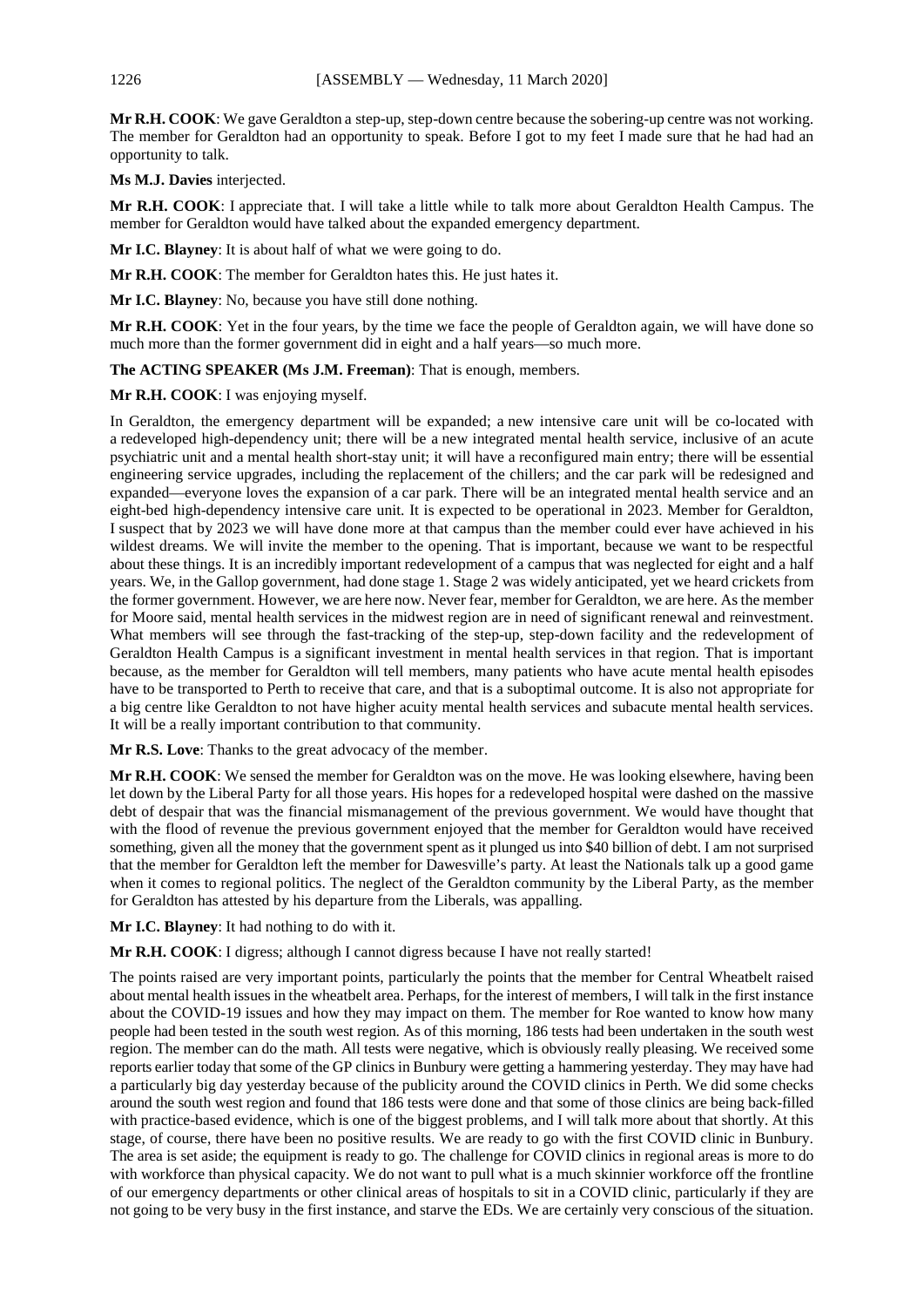**Mr R.H. COOK**: We gave Geraldton a step-up, step-down centre because the sobering-up centre was not working. The member for Geraldton had an opportunity to speak. Before I got to my feet I made sure that he had had an opportunity to talk.

**Ms M.J. Davies** interjected.

**Mr R.H. COOK**: I appreciate that. I will take a little while to talk more about Geraldton Health Campus. The member for Geraldton would have talked about the expanded emergency department.

**Mr I.C. Blayney**: It is about half of what we were going to do.

**Mr R.H. COOK**: The member for Geraldton hates this. He just hates it.

**Mr I.C. Blayney**: No, because you have still done nothing.

**Mr R.H. COOK**: Yet in the four years, by the time we face the people of Geraldton again, we will have done so much more than the former government did in eight and a half years—so much more.

**The ACTING SPEAKER (Ms J.M. Freeman)**: That is enough, members.

**Mr R.H. COOK**: I was enjoying myself.

In Geraldton, the emergency department will be expanded; a new intensive care unit will be co-located with a redeveloped high-dependency unit; there will be a new integrated mental health service, inclusive of an acute psychiatric unit and a mental health short-stay unit; it will have a reconfigured main entry; there will be essential engineering service upgrades, including the replacement of the chillers; and the car park will be redesigned and expanded—everyone loves the expansion of a car park. There will be an integrated mental health service and an eight-bed high-dependency intensive care unit. It is expected to be operational in 2023. Member for Geraldton, I suspect that by 2023 we will have done more at that campus than the member could ever have achieved in his wildest dreams. We will invite the member to the opening. That is important, because we want to be respectful about these things. It is an incredibly important redevelopment of a campus that was neglected for eight and a half years. We, in the Gallop government, had done stage 1. Stage 2 was widely anticipated, yet we heard crickets from the former government. However, we are here now. Never fear, member for Geraldton, we are here. As the member for Moore said, mental health services in the midwest region are in need of significant renewal and reinvestment. What members will see through the fast-tracking of the step-up, step-down facility and the redevelopment of Geraldton Health Campus is a significant investment in mental health services in that region. That is important because, as the member for Geraldton will tell members, many patients who have acute mental health episodes have to be transported to Perth to receive that care, and that is a suboptimal outcome. It is also not appropriate for a big centre like Geraldton to not have higher acuity mental health services and subacute mental health services. It will be a really important contribution to that community.

**Mr R.S. Love**: Thanks to the great advocacy of the member.

**Mr R.H. COOK**: We sensed the member for Geraldton was on the move. He was looking elsewhere, having been let down by the Liberal Party for all those years. His hopes for a redeveloped hospital were dashed on the massive debt of despair that was the financial mismanagement of the previous government. We would have thought that with the flood of revenue the previous government enjoyed that the member for Geraldton would have received something, given all the money that the government spent as it plunged us into $40 billion of debt. I am not surprised that the member for Geraldton left the member for Dawesville's party. At least the Nationals talk up a good game when it comes to regional politics. The neglect of the Geraldton community by the Liberal Party, as the member for Geraldton has attested by his departure from the Liberals, was appalling.

**Mr I.C. Blayney**: It had nothing to do with it.

**Mr R.H. COOK**: I digress; although I cannot digress because I have not really started!

The points raised are very important points, particularly the points that the member for Central Wheatbelt raised about mental health issues in the wheatbelt area. Perhaps, for the interest of members, I will talk in the first instance about the COVID-19 issues and how they may impact on them. The member for Roe wanted to know how many people had been tested in the south west region. As of this morning, 186 tests had been undertaken in the south west region. The member can do the math. All tests were negative, which is obviously really pleasing. We received some reports earlier today that some of the GP clinics in Bunbury were getting a hammering yesterday. They may have had a particularly big day yesterday because of the publicity around the COVID clinics in Perth. We did some checks around the south west region and found that 186 tests were done and that some of those clinics are being back-filled with practice-based evidence, which is one of the biggest problems, and I will talk more about that shortly. At this stage, of course, there have been no positive results. We are ready to go with the first COVID clinic in Bunbury. The area is set aside; the equipment is ready to go. The challenge for COVID clinics in regional areas is more to do with workforce than physical capacity. We do not want to pull what is a much skinnier workforce off the frontline of our emergency departments or other clinical areas of hospitals to sit in a COVID clinic, particularly if they are not going to be very busy in the first instance, and starve the EDs. We are certainly very conscious of the situation.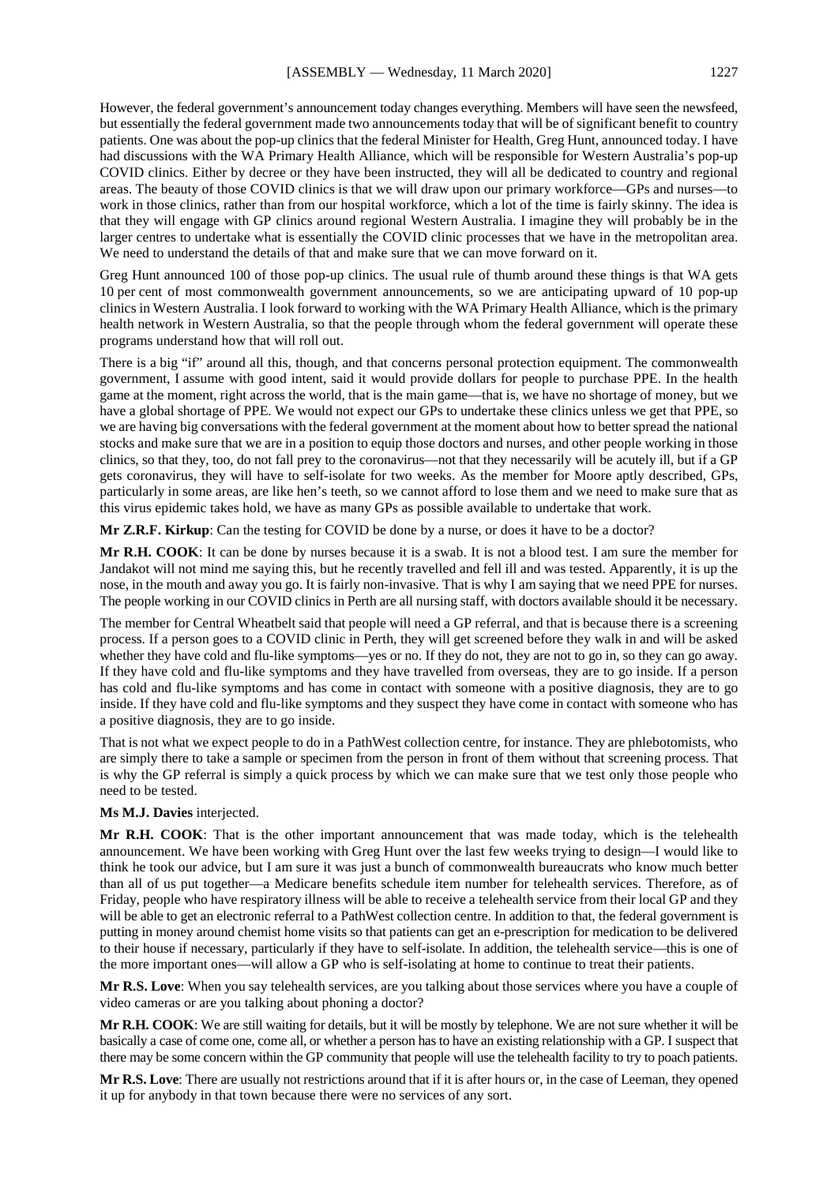However, the federal government's announcement today changes everything. Members will have seen the newsfeed, but essentially the federal government made two announcements today that will be of significant benefit to country patients. One was about the pop-up clinics that the federal Minister for Health, Greg Hunt, announced today. I have had discussions with the WA Primary Health Alliance, which will be responsible for Western Australia's pop-up COVID clinics. Either by decree or they have been instructed, they will all be dedicated to country and regional areas. The beauty of those COVID clinics is that we will draw upon our primary workforce—GPs and nurses—to work in those clinics, rather than from our hospital workforce, which a lot of the time is fairly skinny. The idea is that they will engage with GP clinics around regional Western Australia. I imagine they will probably be in the larger centres to undertake what is essentially the COVID clinic processes that we have in the metropolitan area. We need to understand the details of that and make sure that we can move forward on it.

Greg Hunt announced 100 of those pop-up clinics. The usual rule of thumb around these things is that WA gets 10 per cent of most commonwealth government announcements, so we are anticipating upward of 10 pop-up clinics in Western Australia. I look forward to working with the WA Primary Health Alliance, which is the primary health network in Western Australia, so that the people through whom the federal government will operate these programs understand how that will roll out.

There is a big "if" around all this, though, and that concerns personal protection equipment. The commonwealth government, I assume with good intent, said it would provide dollars for people to purchase PPE. In the health game at the moment, right across the world, that is the main game—that is, we have no shortage of money, but we have a global shortage of PPE. We would not expect our GPs to undertake these clinics unless we get that PPE, so we are having big conversations with the federal government at the moment about how to better spread the national stocks and make sure that we are in a position to equip those doctors and nurses, and other people working in those clinics, so that they, too, do not fall prey to the coronavirus—not that they necessarily will be acutely ill, but if a GP gets coronavirus, they will have to self-isolate for two weeks. As the member for Moore aptly described, GPs, particularly in some areas, are like hen's teeth, so we cannot afford to lose them and we need to make sure that as this virus epidemic takes hold, we have as many GPs as possible available to undertake that work.

**Mr Z.R.F. Kirkup**: Can the testing for COVID be done by a nurse, or does it have to be a doctor?

**Mr R.H. COOK**: It can be done by nurses because it is a swab. It is not a blood test. I am sure the member for Jandakot will not mind me saying this, but he recently travelled and fell ill and was tested. Apparently, it is up the nose, in the mouth and away you go. It is fairly non-invasive. That is why I am saying that we need PPE for nurses. The people working in our COVID clinics in Perth are all nursing staff, with doctors available should it be necessary.

The member for Central Wheatbelt said that people will need a GP referral, and that is because there is a screening process. If a person goes to a COVID clinic in Perth, they will get screened before they walk in and will be asked whether they have cold and flu-like symptoms—yes or no. If they do not, they are not to go in, so they can go away. If they have cold and flu-like symptoms and they have travelled from overseas, they are to go inside. If a person has cold and flu-like symptoms and has come in contact with someone with a positive diagnosis, they are to go inside. If they have cold and flu-like symptoms and they suspect they have come in contact with someone who has a positive diagnosis, they are to go inside.

That is not what we expect people to do in a PathWest collection centre, for instance. They are phlebotomists, who are simply there to take a sample or specimen from the person in front of them without that screening process. That is why the GP referral is simply a quick process by which we can make sure that we test only those people who need to be tested.

**Ms M.J. Davies** interjected.

**Mr R.H. COOK**: That is the other important announcement that was made today, which is the telehealth announcement. We have been working with Greg Hunt over the last few weeks trying to design—I would like to think he took our advice, but I am sure it was just a bunch of commonwealth bureaucrats who know much better than all of us put together—a Medicare benefits schedule item number for telehealth services. Therefore, as of Friday, people who have respiratory illness will be able to receive a telehealth service from their local GP and they will be able to get an electronic referral to a PathWest collection centre. In addition to that, the federal government is putting in money around chemist home visits so that patients can get an e-prescription for medication to be delivered to their house if necessary, particularly if they have to self-isolate. In addition, the telehealth service—this is one of the more important ones—will allow a GP who is self-isolating at home to continue to treat their patients.

**Mr R.S. Love**: When you say telehealth services, are you talking about those services where you have a couple of video cameras or are you talking about phoning a doctor?

**Mr R.H. COOK**: We are still waiting for details, but it will be mostly by telephone. We are not sure whether it will be basically a case of come one, come all, or whether a person has to have an existing relationship with a GP. I suspect that there may be some concern within the GP community that people will use the telehealth facility to try to poach patients.

**Mr R.S. Love**: There are usually not restrictions around that if it is after hours or, in the case of Leeman, they opened it up for anybody in that town because there were no services of any sort.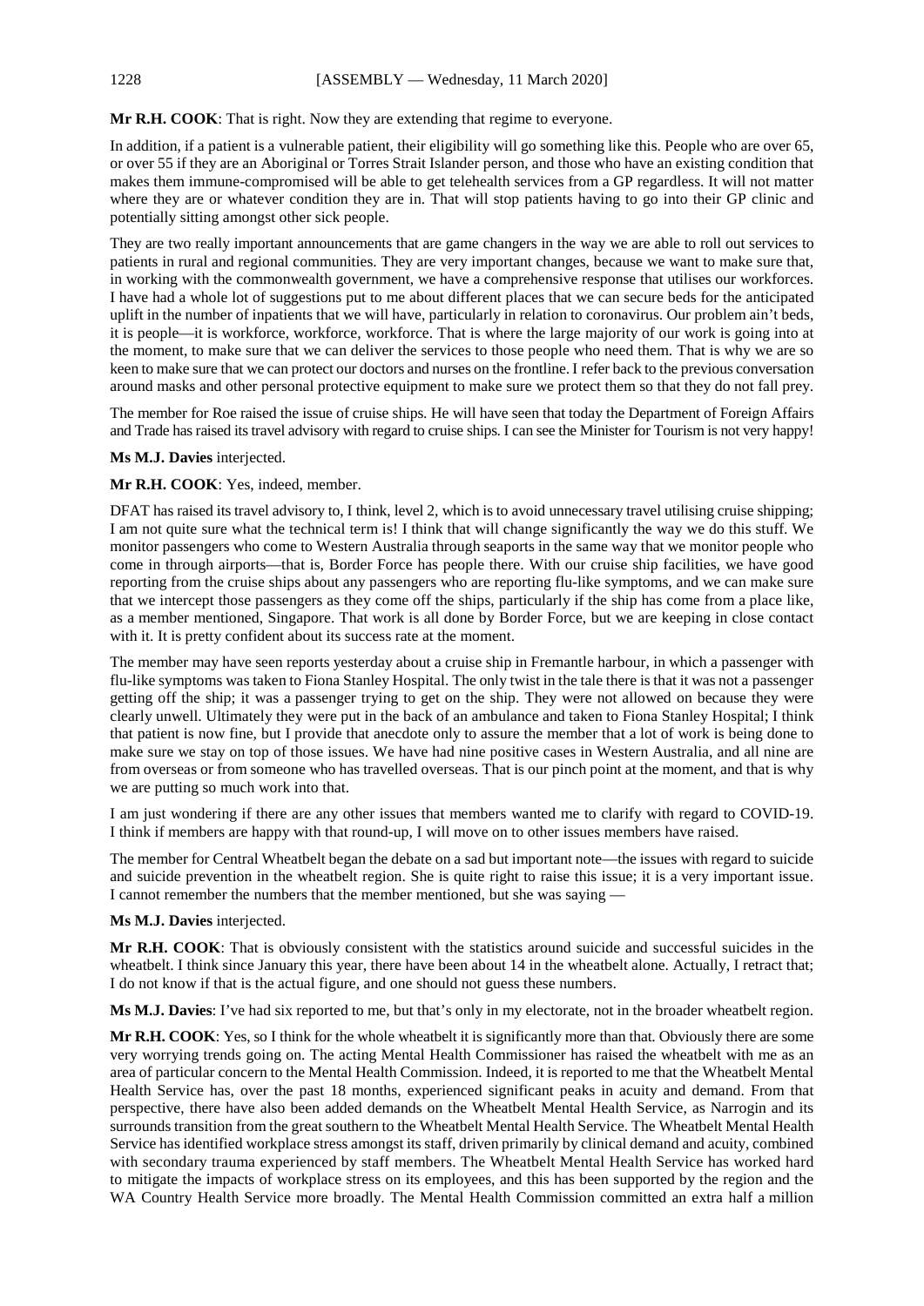**Mr R.H. COOK**: That is right. Now they are extending that regime to everyone.

In addition, if a patient is a vulnerable patient, their eligibility will go something like this. People who are over 65, or over 55 if they are an Aboriginal or Torres Strait Islander person, and those who have an existing condition that makes them immune-compromised will be able to get telehealth services from a GP regardless. It will not matter where they are or whatever condition they are in. That will stop patients having to go into their GP clinic and potentially sitting amongst other sick people.

They are two really important announcements that are game changers in the way we are able to roll out services to patients in rural and regional communities. They are very important changes, because we want to make sure that, in working with the commonwealth government, we have a comprehensive response that utilises our workforces. I have had a whole lot of suggestions put to me about different places that we can secure beds for the anticipated uplift in the number of inpatients that we will have, particularly in relation to coronavirus. Our problem ain't beds, it is people—it is workforce, workforce, workforce. That is where the large majority of our work is going into at the moment, to make sure that we can deliver the services to those people who need them. That is why we are so keen to make sure that we can protect our doctors and nurses on the frontline. I refer back to the previous conversation around masks and other personal protective equipment to make sure we protect them so that they do not fall prey.

The member for Roe raised the issue of cruise ships. He will have seen that today the Department of Foreign Affairs and Trade has raised its travel advisory with regard to cruise ships. I can see the Minister for Tourism is not very happy!

**Ms M.J. Davies** interjected.

**Mr R.H. COOK**: Yes, indeed, member.

DFAT has raised its travel advisory to, I think, level 2, which is to avoid unnecessary travel utilising cruise shipping; I am not quite sure what the technical term is! I think that will change significantly the way we do this stuff. We monitor passengers who come to Western Australia through seaports in the same way that we monitor people who come in through airports—that is, Border Force has people there. With our cruise ship facilities, we have good reporting from the cruise ships about any passengers who are reporting flu-like symptoms, and we can make sure that we intercept those passengers as they come off the ships, particularly if the ship has come from a place like, as a member mentioned, Singapore. That work is all done by Border Force, but we are keeping in close contact with it. It is pretty confident about its success rate at the moment.

The member may have seen reports yesterday about a cruise ship in Fremantle harbour, in which a passenger with flu-like symptoms was taken to Fiona Stanley Hospital. The only twist in the tale there is that it was not a passenger getting off the ship; it was a passenger trying to get on the ship. They were not allowed on because they were clearly unwell. Ultimately they were put in the back of an ambulance and taken to Fiona Stanley Hospital; I think that patient is now fine, but I provide that anecdote only to assure the member that a lot of work is being done to make sure we stay on top of those issues. We have had nine positive cases in Western Australia, and all nine are from overseas or from someone who has travelled overseas. That is our pinch point at the moment, and that is why we are putting so much work into that.

I am just wondering if there are any other issues that members wanted me to clarify with regard to COVID-19. I think if members are happy with that round-up, I will move on to other issues members have raised.

The member for Central Wheatbelt began the debate on a sad but important note—the issues with regard to suicide and suicide prevention in the wheatbelt region. She is quite right to raise this issue; it is a very important issue. I cannot remember the numbers that the member mentioned, but she was saying —

**Ms M.J. Davies** interjected.

**Mr R.H. COOK**: That is obviously consistent with the statistics around suicide and successful suicides in the wheatbelt. I think since January this year, there have been about 14 in the wheatbelt alone. Actually, I retract that; I do not know if that is the actual figure, and one should not guess these numbers.

**Ms M.J. Davies**: I've had six reported to me, but that's only in my electorate, not in the broader wheatbelt region.

**Mr R.H. COOK**: Yes, so I think for the whole wheatbelt it is significantly more than that. Obviously there are some very worrying trends going on. The acting Mental Health Commissioner has raised the wheatbelt with me as an area of particular concern to the Mental Health Commission. Indeed, it is reported to me that the Wheatbelt Mental Health Service has, over the past 18 months, experienced significant peaks in acuity and demand. From that perspective, there have also been added demands on the Wheatbelt Mental Health Service, as Narrogin and its surrounds transition from the great southern to the Wheatbelt Mental Health Service. The Wheatbelt Mental Health Service has identified workplace stress amongst its staff, driven primarily by clinical demand and acuity, combined with secondary trauma experienced by staff members. The Wheatbelt Mental Health Service has worked hard to mitigate the impacts of workplace stress on its employees, and this has been supported by the region and the WA Country Health Service more broadly. The Mental Health Commission committed an extra half a million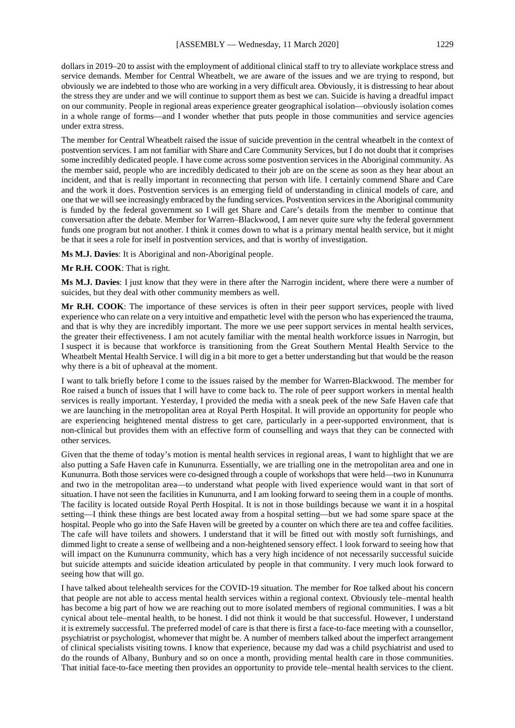dollars in 2019–20 to assist with the employment of additional clinical staff to try to alleviate workplace stress and service demands. Member for Central Wheatbelt, we are aware of the issues and we are trying to respond, but obviously we are indebted to those who are working in a very difficult area. Obviously, it is distressing to hear about the stress they are under and we will continue to support them as best we can. Suicide is having a dreadful impact on our community. People in regional areas experience greater geographical isolation—obviously isolation comes in a whole range of forms—and I wonder whether that puts people in those communities and service agencies under extra stress.

The member for Central Wheatbelt raised the issue of suicide prevention in the central wheatbelt in the context of postvention services. I am not familiar with Share and Care Community Services, but I do not doubt that it comprises some incredibly dedicated people. I have come across some postvention services in the Aboriginal community. As the member said, people who are incredibly dedicated to their job are on the scene as soon as they hear about an incident, and that is really important in reconnecting that person with life. I certainly commend Share and Care and the work it does. Postvention services is an emerging field of understanding in clinical models of care, and one that we will see increasingly embraced by the funding services. Postvention services in the Aboriginal community is funded by the federal government so I will get Share and Care's details from the member to continue that conversation after the debate. Member for Warren–Blackwood, I am never quite sure why the federal government funds one program but not another. I think it comes down to what is a primary mental health service, but it might be that it sees a role for itself in postvention services, and that is worthy of investigation.

**Ms M.J. Davies**: It is Aboriginal and non-Aboriginal people.

**Mr R.H. COOK**: That is right.

**Ms M.J. Davies**: I just know that they were in there after the Narrogin incident, where there were a number of suicides, but they deal with other community members as well.

**Mr R.H. COOK**: The importance of these services is often in their peer support services, people with lived experience who can relate on a very intuitive and empathetic level with the person who has experienced the trauma, and that is why they are incredibly important. The more we use peer support services in mental health services, the greater their effectiveness. I am not acutely familiar with the mental health workforce issues in Narrogin, but I suspect it is because that workforce is transitioning from the Great Southern Mental Health Service to the Wheatbelt Mental Health Service. I will dig in a bit more to get a better understanding but that would be the reason why there is a bit of upheaval at the moment.

I want to talk briefly before I come to the issues raised by the member for Warren-Blackwood. The member for Roe raised a bunch of issues that I will have to come back to. The role of peer support workers in mental health services is really important. Yesterday, I provided the media with a sneak peek of the new Safe Haven cafe that we are launching in the metropolitan area at Royal Perth Hospital. It will provide an opportunity for people who are experiencing heightened mental distress to get care, particularly in a peer-supported environment, that is non-clinical but provides them with an effective form of counselling and ways that they can be connected with other services.

Given that the theme of today's motion is mental health services in regional areas, I want to highlight that we are also putting a Safe Haven cafe in Kununurra. Essentially, we are trialling one in the metropolitan area and one in Kununurra. Both those services were co-designed through a couple of workshops that were held—two in Kununurra and two in the metropolitan area—to understand what people with lived experience would want in that sort of situation. I have not seen the facilities in Kununurra, and I am looking forward to seeing them in a couple of months. The facility is located outside Royal Perth Hospital. It is not in those buildings because we want it in a hospital setting—I think these things are best located away from a hospital setting—but we had some spare space at the hospital. People who go into the Safe Haven will be greeted by a counter on which there are tea and coffee facilities. The cafe will have toilets and showers. I understand that it will be fitted out with mostly soft furnishings, and dimmed light to create a sense of wellbeing and a non-heightened sensory effect. I look forward to seeing how that will impact on the Kununurra community, which has a very high incidence of not necessarily successful suicide but suicide attempts and suicide ideation articulated by people in that community. I very much look forward to seeing how that will go.

I have talked about telehealth services for the COVID-19 situation. The member for Roe talked about his concern that people are not able to access mental health services within a regional context. Obviously tele–mental health has become a big part of how we are reaching out to more isolated members of regional communities. I was a bit cynical about tele–mental health, to be honest. I did not think it would be that successful. However, I understand it is extremely successful. The preferred model of care is that there is first a face-to-face meeting with a counsellor, psychiatrist or psychologist, whomever that might be. A number of members talked about the imperfect arrangement of clinical specialists visiting towns. I know that experience, because my dad was a child psychiatrist and used to do the rounds of Albany, Bunbury and so on once a month, providing mental health care in those communities. That initial face-to-face meeting then provides an opportunity to provide tele–mental health services to the client.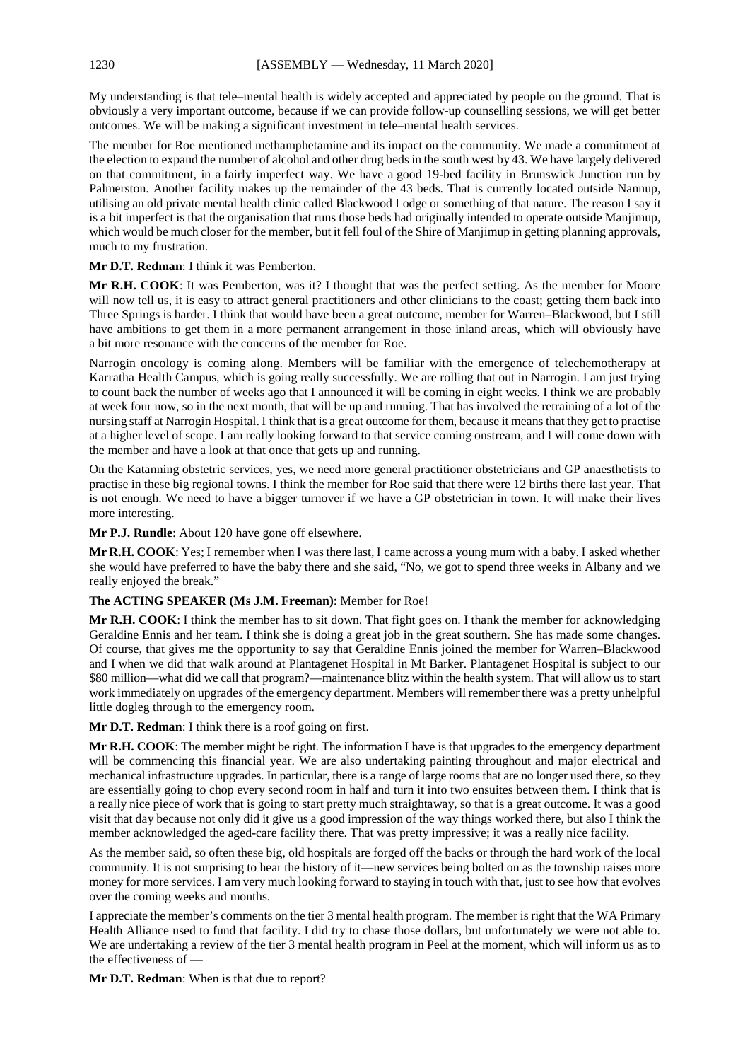My understanding is that tele–mental health is widely accepted and appreciated by people on the ground. That is obviously a very important outcome, because if we can provide follow-up counselling sessions, we will get better outcomes. We will be making a significant investment in tele–mental health services.

The member for Roe mentioned methamphetamine and its impact on the community. We made a commitment at the election to expand the number of alcohol and other drug beds in the south west by 43. We have largely delivered on that commitment, in a fairly imperfect way. We have a good 19-bed facility in Brunswick Junction run by Palmerston. Another facility makes up the remainder of the 43 beds. That is currently located outside Nannup, utilising an old private mental health clinic called Blackwood Lodge or something of that nature. The reason I say it is a bit imperfect is that the organisation that runs those beds had originally intended to operate outside Manjimup, which would be much closer for the member, but it fell foul of the Shire of Manjimup in getting planning approvals, much to my frustration.

**Mr D.T. Redman**: I think it was Pemberton.

**Mr R.H. COOK**: It was Pemberton, was it? I thought that was the perfect setting. As the member for Moore will now tell us, it is easy to attract general practitioners and other clinicians to the coast; getting them back into Three Springs is harder. I think that would have been a great outcome, member for Warren–Blackwood, but I still have ambitions to get them in a more permanent arrangement in those inland areas, which will obviously have a bit more resonance with the concerns of the member for Roe.

Narrogin oncology is coming along. Members will be familiar with the emergence of telechemotherapy at Karratha Health Campus, which is going really successfully. We are rolling that out in Narrogin. I am just trying to count back the number of weeks ago that I announced it will be coming in eight weeks. I think we are probably at week four now, so in the next month, that will be up and running. That has involved the retraining of a lot of the nursing staff at Narrogin Hospital. I think that is a great outcome for them, because it means that they get to practise at a higher level of scope. I am really looking forward to that service coming onstream, and I will come down with the member and have a look at that once that gets up and running.

On the Katanning obstetric services, yes, we need more general practitioner obstetricians and GP anaesthetists to practise in these big regional towns. I think the member for Roe said that there were 12 births there last year. That is not enough. We need to have a bigger turnover if we have a GP obstetrician in town. It will make their lives more interesting.

**Mr P.J. Rundle**: About 120 have gone off elsewhere.

**Mr R.H. COOK**: Yes; I remember when I was there last, I came across a young mum with a baby. I asked whether she would have preferred to have the baby there and she said, "No, we got to spend three weeks in Albany and we really enjoyed the break."

**The ACTING SPEAKER (Ms J.M. Freeman)**: Member for Roe!

**Mr R.H. COOK**: I think the member has to sit down. That fight goes on. I thank the member for acknowledging Geraldine Ennis and her team. I think she is doing a great job in the great southern. She has made some changes. Of course, that gives me the opportunity to say that Geraldine Ennis joined the member for Warren–Blackwood and I when we did that walk around at Plantagenet Hospital in Mt Barker. Plantagenet Hospital is subject to our $80 million—what did we call that program?—maintenance blitz within the health system. That will allow us to start work immediately on upgrades of the emergency department. Members will remember there was a pretty unhelpful little dogleg through to the emergency room.

**Mr D.T. Redman**: I think there is a roof going on first.

**Mr R.H. COOK**: The member might be right. The information I have is that upgrades to the emergency department will be commencing this financial year. We are also undertaking painting throughout and major electrical and mechanical infrastructure upgrades. In particular, there is a range of large rooms that are no longer used there, so they are essentially going to chop every second room in half and turn it into two ensuites between them. I think that is a really nice piece of work that is going to start pretty much straightaway, so that is a great outcome. It was a good visit that day because not only did it give us a good impression of the way things worked there, but also I think the member acknowledged the aged-care facility there. That was pretty impressive; it was a really nice facility.

As the member said, so often these big, old hospitals are forged off the backs or through the hard work of the local community. It is not surprising to hear the history of it—new services being bolted on as the township raises more money for more services. I am very much looking forward to staying in touch with that, just to see how that evolves over the coming weeks and months.

I appreciate the member's comments on the tier 3 mental health program. The member is right that the WA Primary Health Alliance used to fund that facility. I did try to chase those dollars, but unfortunately we were not able to. We are undertaking a review of the tier 3 mental health program in Peel at the moment, which will inform us as to the effectiveness of —

**Mr D.T. Redman**: When is that due to report?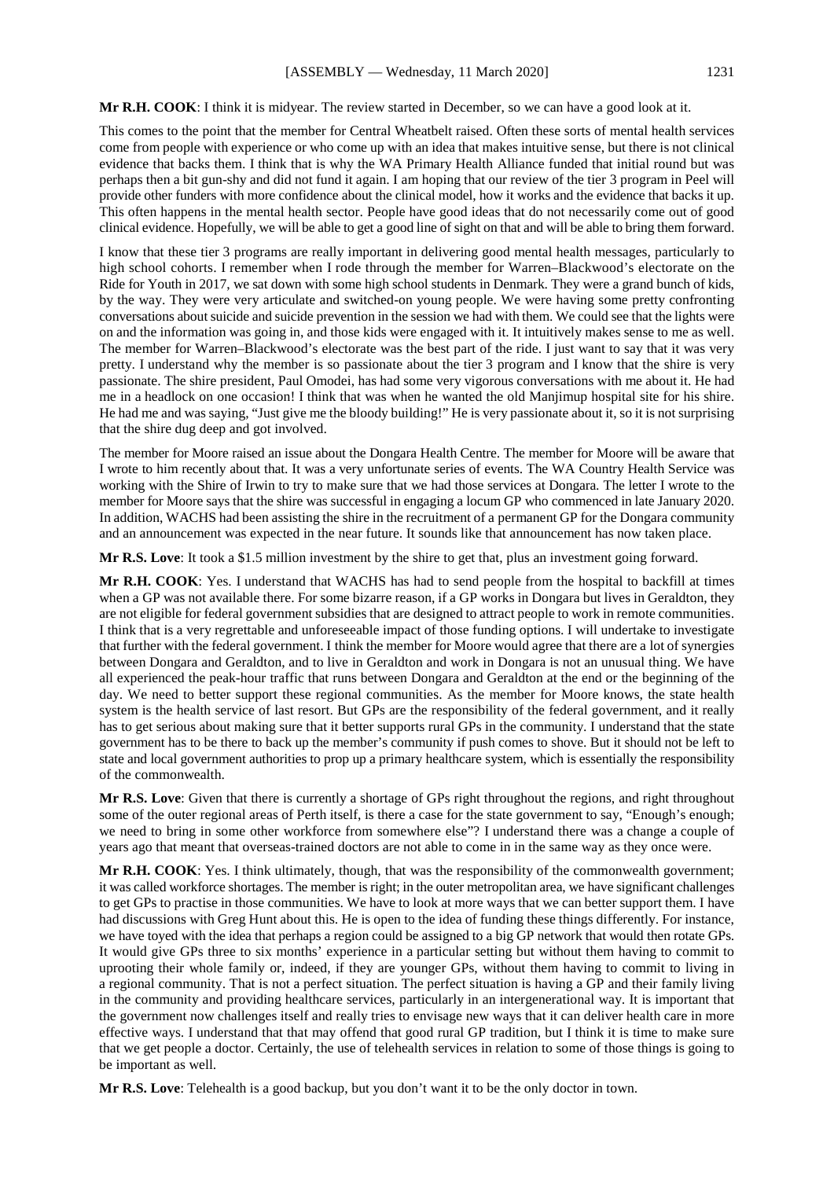**Mr R.H. COOK**: I think it is midyear. The review started in December, so we can have a good look at it.

This comes to the point that the member for Central Wheatbelt raised. Often these sorts of mental health services come from people with experience or who come up with an idea that makes intuitive sense, but there is not clinical evidence that backs them. I think that is why the WA Primary Health Alliance funded that initial round but was perhaps then a bit gun-shy and did not fund it again. I am hoping that our review of the tier 3 program in Peel will provide other funders with more confidence about the clinical model, how it works and the evidence that backs it up. This often happens in the mental health sector. People have good ideas that do not necessarily come out of good clinical evidence. Hopefully, we will be able to get a good line of sight on that and will be able to bring them forward.

I know that these tier 3 programs are really important in delivering good mental health messages, particularly to high school cohorts. I remember when I rode through the member for Warren–Blackwood's electorate on the Ride for Youth in 2017, we sat down with some high school students in Denmark. They were a grand bunch of kids, by the way. They were very articulate and switched-on young people. We were having some pretty confronting conversations about suicide and suicide prevention in the session we had with them. We could see that the lights were on and the information was going in, and those kids were engaged with it. It intuitively makes sense to me as well. The member for Warren–Blackwood's electorate was the best part of the ride. I just want to say that it was very pretty. I understand why the member is so passionate about the tier 3 program and I know that the shire is very passionate. The shire president, Paul Omodei, has had some very vigorous conversations with me about it. He had me in a headlock on one occasion! I think that was when he wanted the old Manjimup hospital site for his shire. He had me and was saying, "Just give me the bloody building!" He is very passionate about it, so it is not surprising that the shire dug deep and got involved.

The member for Moore raised an issue about the Dongara Health Centre. The member for Moore will be aware that I wrote to him recently about that. It was a very unfortunate series of events. The WA Country Health Service was working with the Shire of Irwin to try to make sure that we had those services at Dongara. The letter I wrote to the member for Moore says that the shire was successful in engaging a locum GP who commenced in late January 2020. In addition, WACHS had been assisting the shire in the recruitment of a permanent GP for the Dongara community and an announcement was expected in the near future. It sounds like that announcement has now taken place.

**Mr R.S. Love**: It took a $1.5 million investment by the shire to get that, plus an investment going forward.

**Mr R.H. COOK**: Yes. I understand that WACHS has had to send people from the hospital to backfill at times when a GP was not available there. For some bizarre reason, if a GP works in Dongara but lives in Geraldton, they are not eligible for federal government subsidies that are designed to attract people to work in remote communities. I think that is a very regrettable and unforeseeable impact of those funding options. I will undertake to investigate that further with the federal government. I think the member for Moore would agree that there are a lot of synergies between Dongara and Geraldton, and to live in Geraldton and work in Dongara is not an unusual thing. We have all experienced the peak-hour traffic that runs between Dongara and Geraldton at the end or the beginning of the day. We need to better support these regional communities. As the member for Moore knows, the state health system is the health service of last resort. But GPs are the responsibility of the federal government, and it really has to get serious about making sure that it better supports rural GPs in the community. I understand that the state government has to be there to back up the member's community if push comes to shove. But it should not be left to state and local government authorities to prop up a primary healthcare system, which is essentially the responsibility of the commonwealth.

**Mr R.S. Love**: Given that there is currently a shortage of GPs right throughout the regions, and right throughout some of the outer regional areas of Perth itself, is there a case for the state government to say, "Enough's enough; we need to bring in some other workforce from somewhere else"? I understand there was a change a couple of years ago that meant that overseas-trained doctors are not able to come in in the same way as they once were.

**Mr R.H. COOK**: Yes. I think ultimately, though, that was the responsibility of the commonwealth government; it was called workforce shortages. The member is right; in the outer metropolitan area, we have significant challenges to get GPs to practise in those communities. We have to look at more ways that we can better support them. I have had discussions with Greg Hunt about this. He is open to the idea of funding these things differently. For instance, we have toyed with the idea that perhaps a region could be assigned to a big GP network that would then rotate GPs. It would give GPs three to six months' experience in a particular setting but without them having to commit to uprooting their whole family or, indeed, if they are younger GPs, without them having to commit to living in a regional community. That is not a perfect situation. The perfect situation is having a GP and their family living in the community and providing healthcare services, particularly in an intergenerational way. It is important that the government now challenges itself and really tries to envisage new ways that it can deliver health care in more effective ways. I understand that that may offend that good rural GP tradition, but I think it is time to make sure that we get people a doctor. Certainly, the use of telehealth services in relation to some of those things is going to be important as well.

**Mr R.S. Love**: Telehealth is a good backup, but you don't want it to be the only doctor in town.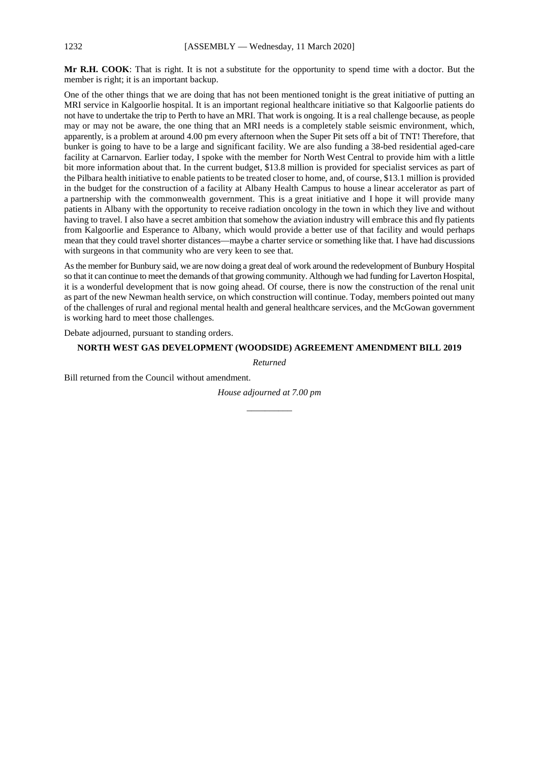**Mr R.H. COOK**: That is right. It is not a substitute for the opportunity to spend time with a doctor. But the member is right; it is an important backup.

One of the other things that we are doing that has not been mentioned tonight is the great initiative of putting an MRI service in Kalgoorlie hospital. It is an important regional healthcare initiative so that Kalgoorlie patients do not have to undertake the trip to Perth to have an MRI. That work is ongoing. It is a real challenge because, as people may or may not be aware, the one thing that an MRI needs is a completely stable seismic environment, which, apparently, is a problem at around 4.00 pm every afternoon when the Super Pit sets off a bit of TNT! Therefore, that bunker is going to have to be a large and significant facility. We are also funding a 38-bed residential aged-care facility at Carnarvon. Earlier today, I spoke with the member for North West Central to provide him with a little bit more information about that. In the current budget, $13.8 million is provided for specialist services as part of the Pilbara health initiative to enable patients to be treated closer to home, and, of course, $13.1 million is provided in the budget for the construction of a facility at Albany Health Campus to house a linear accelerator as part of a partnership with the commonwealth government. This is a great initiative and I hope it will provide many patients in Albany with the opportunity to receive radiation oncology in the town in which they live and without having to travel. I also have a secret ambition that somehow the aviation industry will embrace this and fly patients from Kalgoorlie and Esperance to Albany, which would provide a better use of that facility and would perhaps mean that they could travel shorter distances—maybe a charter service or something like that. I have had discussions with surgeons in that community who are very keen to see that.

As the member for Bunbury said, we are now doing a great deal of work around the redevelopment of Bunbury Hospital so that it can continue to meet the demands of that growing community. Although we had funding for Laverton Hospital, it is a wonderful development that is now going ahead. Of course, there is now the construction of the renal unit as part of the new Newman health service, on which construction will continue. Today, members pointed out many of the challenges of rural and regional mental health and general healthcare services, and the McGowan government is working hard to meet those challenges.

Debate adjourned, pursuant to standing orders.

## NORTH WEST GAS DEVELOPMENT (WOODSIDE) AGREEMENT AMENDMENT BILL 2019

*Returned*

Bill returned from the Council without amendment.

*House adjourned at 7.00 pm*

\_\_\_\_\_\_\_\_\_\_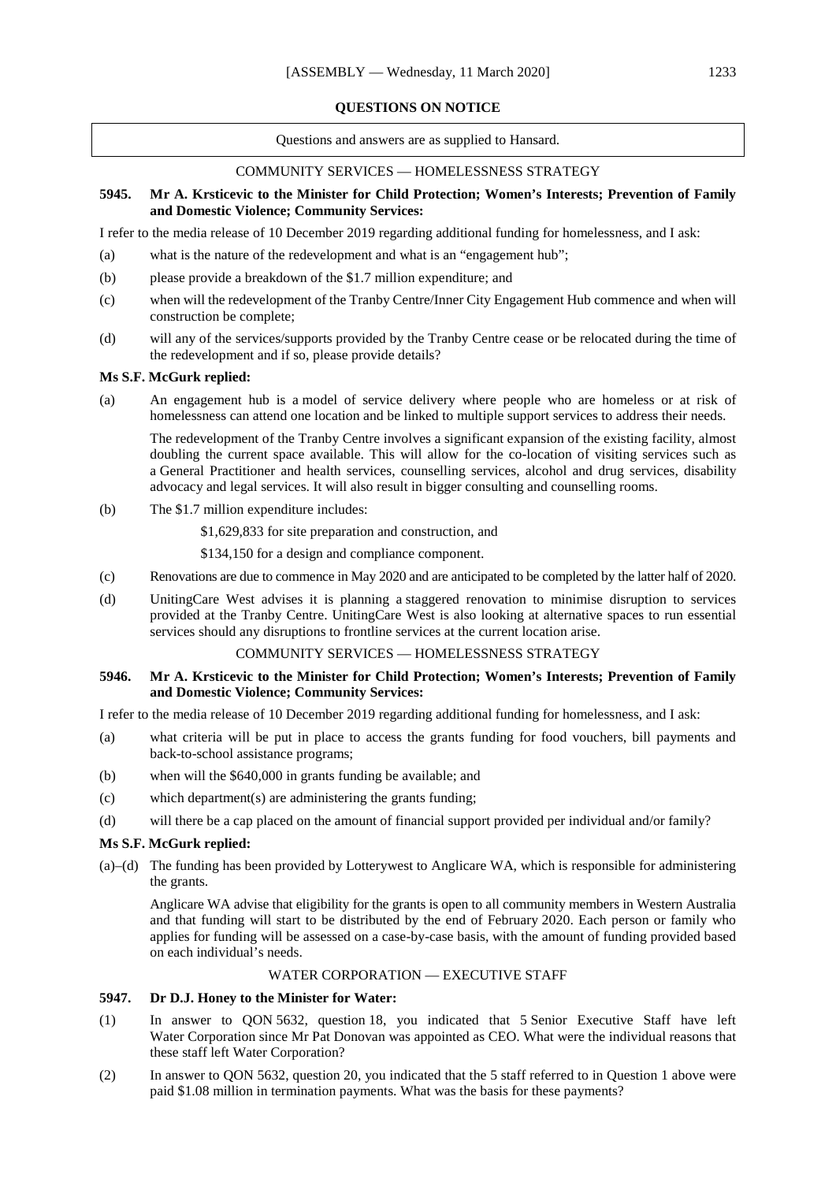## QUESTIONS ON NOTICE

Questions and answers are as supplied to Hansard.

### COMMUNITY SERVICES — HOMELESSNESS STRATEGY

**5945. Mr A. Krsticevic to the Minister for Child Protection; Women's Interests; Prevention of Family and Domestic Violence; Community Services:**

I refer to the media release of 10 December 2019 regarding additional funding for homelessness, and I ask:

(a) what is the nature of the redevelopment and what is an "engagement hub";

(b) please provide a breakdown of the $1.7 million expenditure; and

(c) when will the redevelopment of the Tranby Centre/Inner City Engagement Hub commence and when will construction be complete;

(d) will any of the services/supports provided by the Tranby Centre cease or be relocated during the time of the redevelopment and if so, please provide details?

**Ms S.F. McGurk replied:**

(a) An engagement hub is a model of service delivery where people who are homeless or at risk of homelessness can attend one location and be linked to multiple support services to address their needs.

The redevelopment of the Tranby Centre involves a significant expansion of the existing facility, almost doubling the current space available. This will allow for the co-location of visiting services such as a General Practitioner and health services, counselling services, alcohol and drug services, disability advocacy and legal services. It will also result in bigger consulting and counselling rooms.

(b) The $1.7 million expenditure includes:

$1,629,833 for site preparation and construction, and

$134,150 for a design and compliance component.

(c) Renovations are due to commence in May 2020 and are anticipated to be completed by the latter half of 2020.

(d) UnitingCare West advises it is planning a staggered renovation to minimise disruption to services provided at the Tranby Centre. UnitingCare West is also looking at alternative spaces to run essential services should any disruptions to frontline services at the current location arise.

### COMMUNITY SERVICES — HOMELESSNESS STRATEGY

**5946. Mr A. Krsticevic to the Minister for Child Protection; Women's Interests; Prevention of Family and Domestic Violence; Community Services:**

I refer to the media release of 10 December 2019 regarding additional funding for homelessness, and I ask:

(a) what criteria will be put in place to access the grants funding for food vouchers, bill payments and back-to-school assistance programs;

(b) when will the $640,000 in grants funding be available; and

(c) which department(s) are administering the grants funding;

(d) will there be a cap placed on the amount of financial support provided per individual and/or family?

**Ms S.F. McGurk replied:**

(a)–(d) The funding has been provided by Lotterywest to Anglicare WA, which is responsible for administering the grants.

Anglicare WA advise that eligibility for the grants is open to all community members in Western Australia and that funding will start to be distributed by the end of February 2020. Each person or family who applies for funding will be assessed on a case-by-case basis, with the amount of funding provided based on each individual's needs.

### WATER CORPORATION — EXECUTIVE STAFF

**5947. Dr D.J. Honey to the Minister for Water:**

(1) In answer to QON 5632, question 18, you indicated that 5 Senior Executive Staff have left Water Corporation since Mr Pat Donovan was appointed as CEO. What were the individual reasons that these staff left Water Corporation?

(2) In answer to QON 5632, question 20, you indicated that the 5 staff referred to in Question 1 above were paid $1.08 million in termination payments. What was the basis for these payments?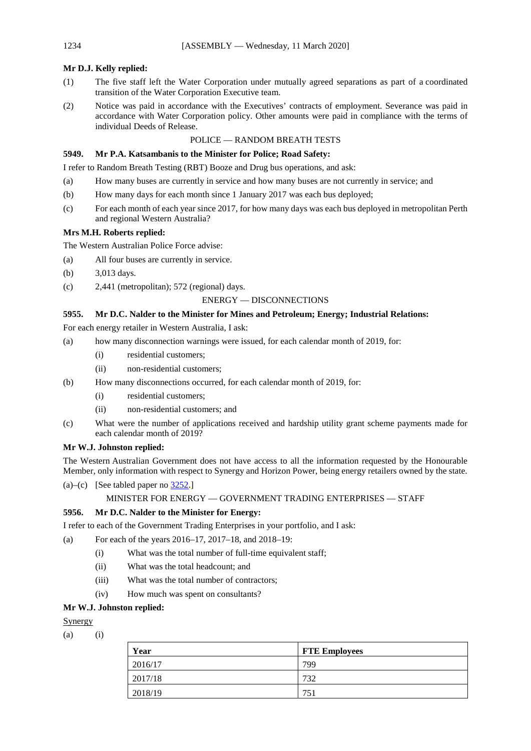**Mr D.J. Kelly replied:**

(1) The five staff left the Water Corporation under mutually agreed separations as part of a coordinated transition of the Water Corporation Executive team.

(2) Notice was paid in accordance with the Executives' contracts of employment. Severance was paid in accordance with Water Corporation policy. Other amounts were paid in compliance with the terms of individual Deeds of Release.

POLICE — RANDOM BREATH TESTS

**5949. Mr P.A. Katsambanis to the Minister for Police; Road Safety:**

I refer to Random Breath Testing (RBT) Booze and Drug bus operations, and ask:

(a) How many buses are currently in service and how many buses are not currently in service; and

(b) How many days for each month since 1 January 2017 was each bus deployed;

(c) For each month of each year since 2017, for how many days was each bus deployed in metropolitan Perth and regional Western Australia?

**Mrs M.H. Roberts replied:**

The Western Australian Police Force advise:

(a) All four buses are currently in service.

(b) 3,013 days.

(c) 2,441 (metropolitan); 572 (regional) days.

ENERGY — DISCONNECTIONS

**5955. Mr D.C. Nalder to the Minister for Mines and Petroleum; Energy; Industrial Relations:**

For each energy retailer in Western Australia, I ask:

(a) how many disconnection warnings were issued, for each calendar month of 2019, for:
  (i) residential customers;
  (ii) non-residential customers;

(b) How many disconnections occurred, for each calendar month of 2019, for:
  (i) residential customers;
  (ii) non-residential customers; and

(c) What were the number of applications received and hardship utility grant scheme payments made for each calendar month of 2019?

**Mr W.J. Johnston replied:**

The Western Australian Government does not have access to all the information requested by the Honourable Member, only information with respect to Synergy and Horizon Power, being energy retailers owned by the state.

(a)–(c) [See tabled paper no 3252.]

MINISTER FOR ENERGY — GOVERNMENT TRADING ENTERPRISES — STAFF

**5956. Mr D.C. Nalder to the Minister for Energy:**

I refer to each of the Government Trading Enterprises in your portfolio, and I ask:

(a) For each of the years 2016–17, 2017–18, and 2018–19:
  (i) What was the total number of full-time equivalent staff;
  (ii) What was the total headcount; and
  (iii) What was the total number of contractors;
  (iv) How much was spent on consultants?

**Mr W.J. Johnston replied:**

Synergy

(a) (i)

| Year | FTE Employees |
|---|---|
| 2016/17 | 799 |
| 2017/18 | 732 |
| 2018/19 | 751 |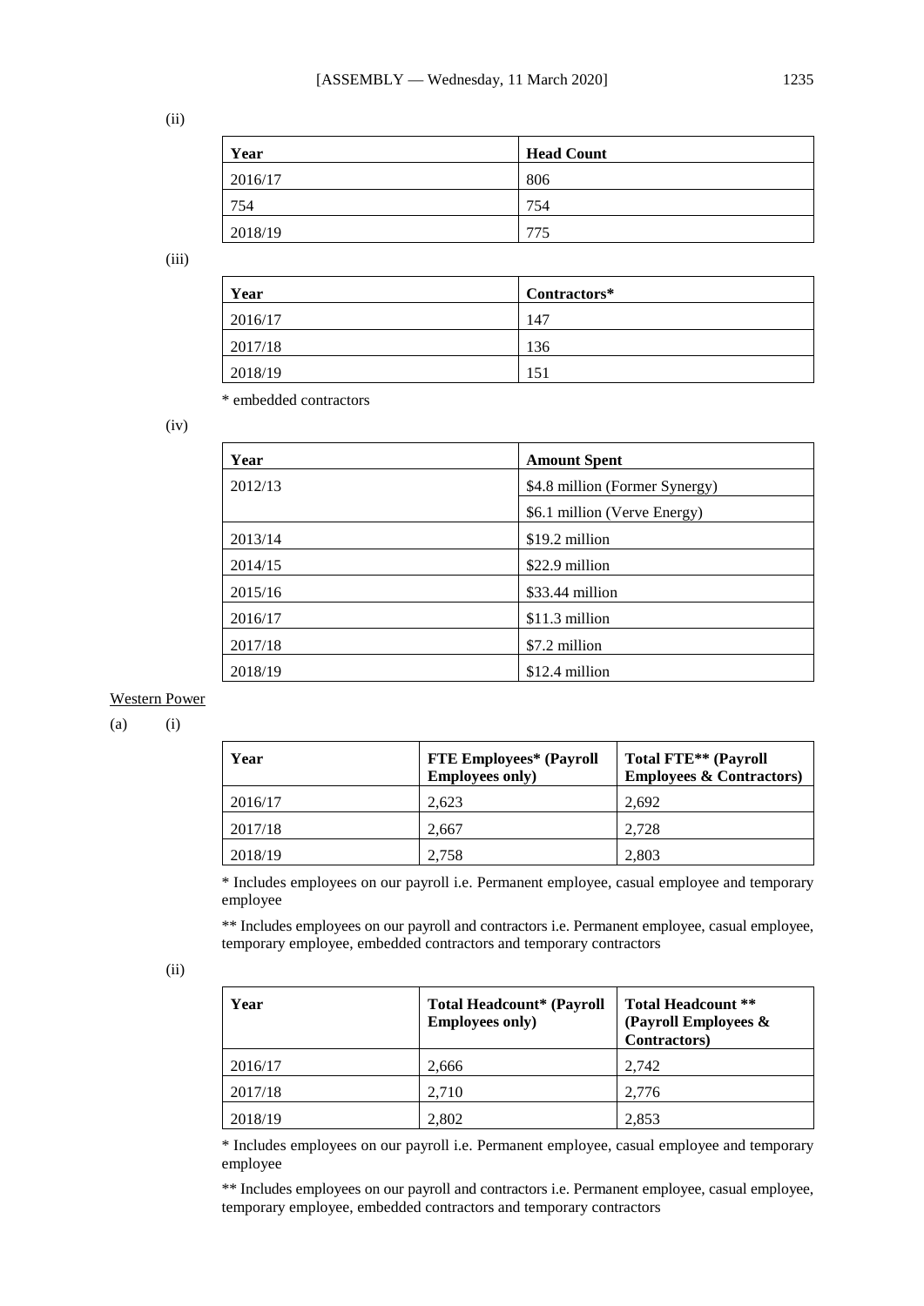(ii)

| Year | Head Count |
|---|---|
| 2016/17 | 806 |
| 754 | 754 |
| 2018/19 | 775 |

(iii)

| Year | Contractors* |
|---|---|
| 2016/17 | 147 |
| 2017/18 | 136 |
| 2018/19 | 151 |

* embedded contractors

(iv)

| Year | Amount Spent |
|---|---|
| 2012/13 | $4.8 million (Former Synergy) |
| | $6.1 million (Verve Energy) |
| 2013/14 | $19.2 million |
| 2014/15 | $22.9 million |
| 2015/16 | $33.44 million |
| 2016/17 | $11.3 million |
| 2017/18 | $7.2 million |
| 2018/19 | $12.4 million |

Western Power

(a) (i)

| Year | FTE Employees* (Payroll Employees only) | Total FTE** (Payroll Employees & Contractors) |
|---|---|---|
| 2016/17 | 2,623 | 2,692 |
| 2017/18 | 2,667 | 2,728 |
| 2018/19 | 2,758 | 2,803 |

* Includes employees on our payroll i.e. Permanent employee, casual employee and temporary employee

** Includes employees on our payroll and contractors i.e. Permanent employee, casual employee, temporary employee, embedded contractors and temporary contractors

(ii)

| Year | Total Headcount* (Payroll Employees only) | Total Headcount ** (Payroll Employees & Contractors) |
|---|---|---|
| 2016/17 | 2,666 | 2,742 |
| 2017/18 | 2,710 | 2,776 |
| 2018/19 | 2,802 | 2,853 |

* Includes employees on our payroll i.e. Permanent employee, casual employee and temporary employee

** Includes employees on our payroll and contractors i.e. Permanent employee, casual employee, temporary employee, embedded contractors and temporary contractors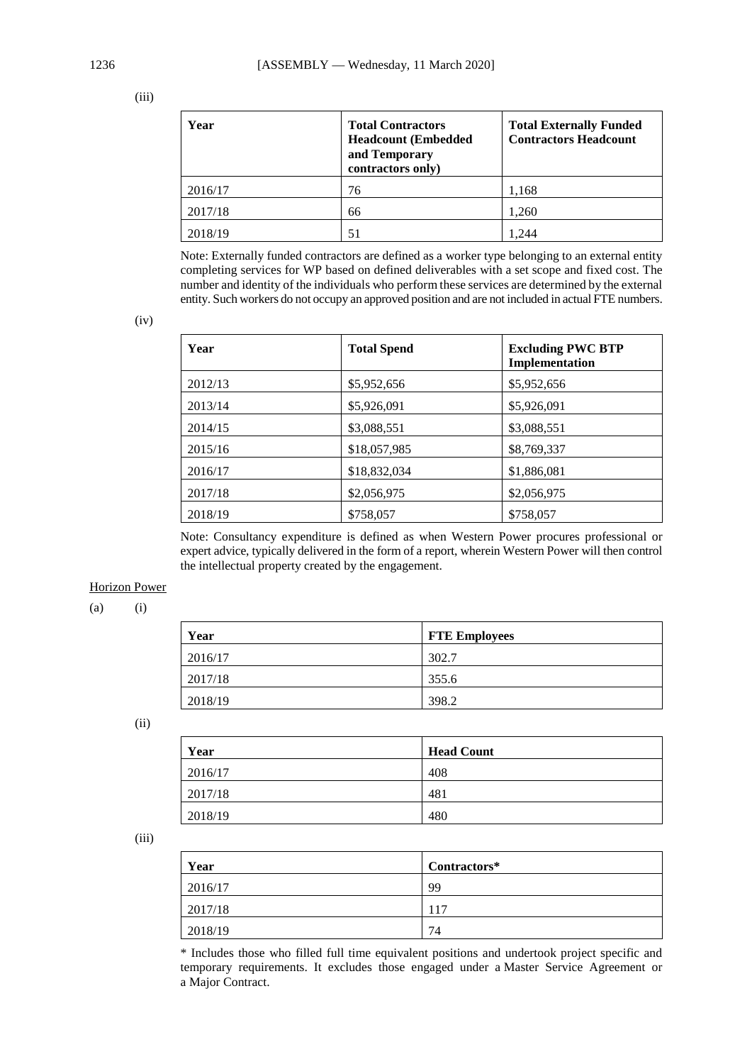(iii)

| Year | Total Contractors Headcount (Embedded and Temporary contractors only) | Total Externally Funded Contractors Headcount |
|---|---|---|
| 2016/17 | 76 | 1,168 |
| 2017/18 | 66 | 1,260 |
| 2018/19 | 51 | 1,244 |

Note: Externally funded contractors are defined as a worker type belonging to an external entity completing services for WP based on defined deliverables with a set scope and fixed cost. The number and identity of the individuals who perform these services are determined by the external entity. Such workers do not occupy an approved position and are not included in actual FTE numbers.

(iv)

| Year | Total Spend | Excluding PWC BTP Implementation |
|---|---|---|
| 2012/13 | $5,952,656 | $5,952,656 |
| 2013/14 | $5,926,091 | $5,926,091 |
| 2014/15 | $3,088,551 | $3,088,551 |
| 2015/16 | $18,057,985 | $8,769,337 |
| 2016/17 | $18,832,034 | $1,886,081 |
| 2017/18 | $2,056,975 | $2,056,975 |
| 2018/19 | $758,057 | $758,057 |

Note: Consultancy expenditure is defined as when Western Power procures professional or expert advice, typically delivered in the form of a report, wherein Western Power will then control the intellectual property created by the engagement.

Horizon Power

(a) (i)

| Year | FTE Employees |
|---|---|
| 2016/17 | 302.7 |
| 2017/18 | 355.6 |
| 2018/19 | 398.2 |

(ii)

| Year | Head Count |
|---|---|
| 2016/17 | 408 |
| 2017/18 | 481 |
| 2018/19 | 480 |

(iii)

| Year | Contractors* |
|---|---|
| 2016/17 | 99 |
| 2017/18 | 117 |
| 2018/19 | 74 |

* Includes those who filled full time equivalent positions and undertook project specific and temporary requirements. It excludes those engaged under a Master Service Agreement or a Major Contract.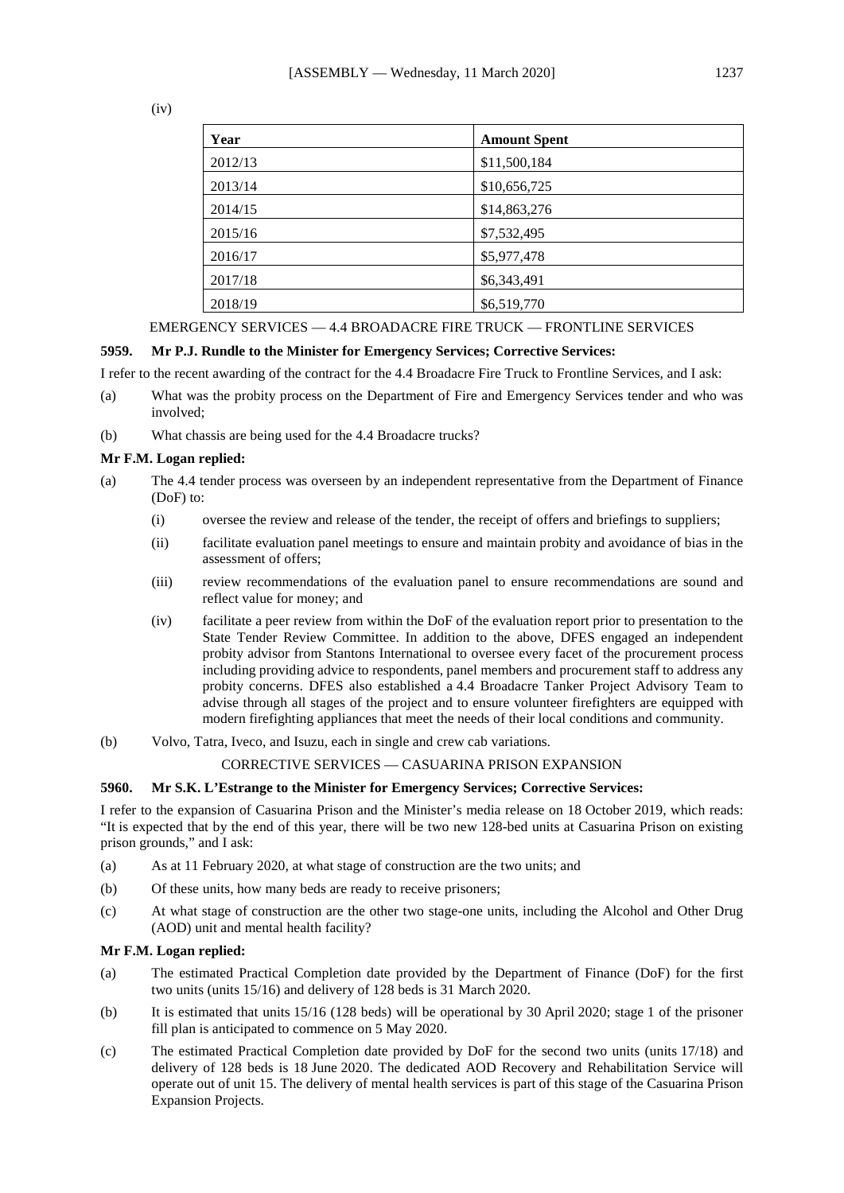(iv)

| Year | Amount Spent |
|---|---|
| 2012/13 | $11,500,184 |
| 2013/14 | $10,656,725 |
| 2014/15 | $14,863,276 |
| 2015/16 | $7,532,495 |
| 2016/17 | $5,977,478 |
| 2017/18 | $6,343,491 |
| 2018/19 | $6,519,770 |

EMERGENCY SERVICES — 4.4 BROADACRE FIRE TRUCK — FRONTLINE SERVICES

**5959. Mr P.J. Rundle to the Minister for Emergency Services; Corrective Services:**

I refer to the recent awarding of the contract for the 4.4 Broadacre Fire Truck to Frontline Services, and I ask:

(a) What was the probity process on the Department of Fire and Emergency Services tender and who was involved;

(b) What chassis are being used for the 4.4 Broadacre trucks?

**Mr F.M. Logan replied:**

(a) The 4.4 tender process was overseen by an independent representative from the Department of Finance (DoF) to:

  (i) oversee the review and release of the tender, the receipt of offers and briefings to suppliers;

  (ii) facilitate evaluation panel meetings to ensure and maintain probity and avoidance of bias in the assessment of offers;

  (iii) review recommendations of the evaluation panel to ensure recommendations are sound and reflect value for money; and

  (iv) facilitate a peer review from within the DoF of the evaluation report prior to presentation to the State Tender Review Committee. In addition to the above, DFES engaged an independent probity advisor from Stantons International to oversee every facet of the procurement process including providing advice to respondents, panel members and procurement staff to address any probity concerns. DFES also established a 4.4 Broadacre Tanker Project Advisory Team to advise through all stages of the project and to ensure volunteer firefighters are equipped with modern firefighting appliances that meet the needs of their local conditions and community.

(b) Volvo, Tatra, Iveco, and Isuzu, each in single and crew cab variations.

CORRECTIVE SERVICES — CASUARINA PRISON EXPANSION

**5960. Mr S.K. L'Estrange to the Minister for Emergency Services; Corrective Services:**

I refer to the expansion of Casuarina Prison and the Minister's media release on 18 October 2019, which reads: "It is expected that by the end of this year, there will be two new 128-bed units at Casuarina Prison on existing prison grounds," and I ask:

(a) As at 11 February 2020, at what stage of construction are the two units; and

(b) Of these units, how many beds are ready to receive prisoners;

(c) At what stage of construction are the other two stage-one units, including the Alcohol and Other Drug (AOD) unit and mental health facility?

**Mr F.M. Logan replied:**

(a) The estimated Practical Completion date provided by the Department of Finance (DoF) for the first two units (units 15/16) and delivery of 128 beds is 31 March 2020.

(b) It is estimated that units 15/16 (128 beds) will be operational by 30 April 2020; stage 1 of the prisoner fill plan is anticipated to commence on 5 May 2020.

(c) The estimated Practical Completion date provided by DoF for the second two units (units 17/18) and delivery of 128 beds is 18 June 2020. The dedicated AOD Recovery and Rehabilitation Service will operate out of unit 15. The delivery of mental health services is part of this stage of the Casuarina Prison Expansion Projects.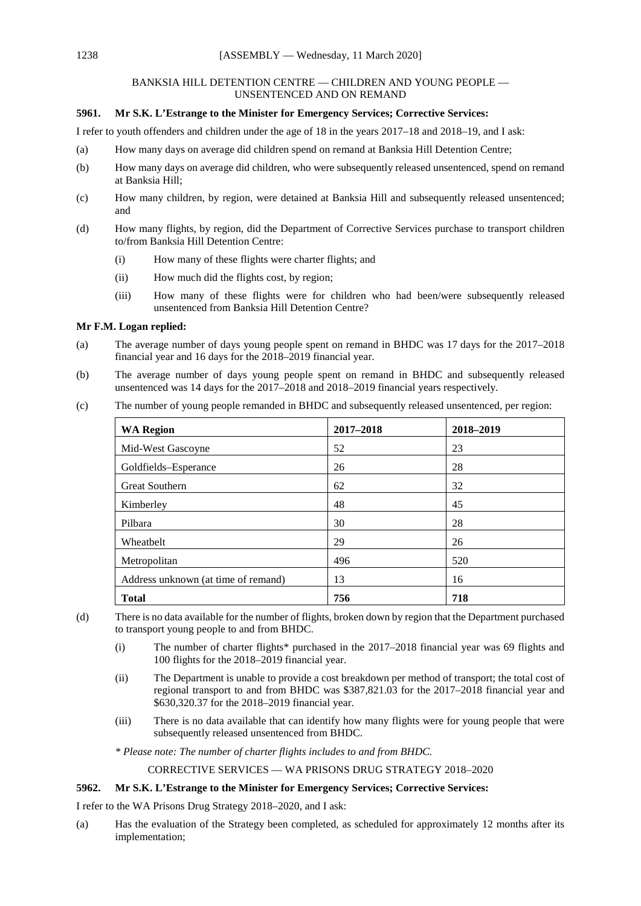BANKSIA HILL DETENTION CENTRE — CHILDREN AND YOUNG PEOPLE — UNSENTENCED AND ON REMAND

**5961. Mr S.K. L'Estrange to the Minister for Emergency Services; Corrective Services:**

I refer to youth offenders and children under the age of 18 in the years 2017–18 and 2018–19, and I ask:

(a) How many days on average did children spend on remand at Banksia Hill Detention Centre;

(b) How many days on average did children, who were subsequently released unsentenced, spend on remand at Banksia Hill;

(c) How many children, by region, were detained at Banksia Hill and subsequently released unsentenced; and

(d) How many flights, by region, did the Department of Corrective Services purchase to transport children to/from Banksia Hill Detention Centre:

(i) How many of these flights were charter flights; and

(ii) How much did the flights cost, by region;

(iii) How many of these flights were for children who had been/were subsequently released unsentenced from Banksia Hill Detention Centre?

**Mr F.M. Logan replied:**

(a) The average number of days young people spent on remand in BHDC was 17 days for the 2017–2018 financial year and 16 days for the 2018–2019 financial year.

(b) The average number of days young people spent on remand in BHDC and subsequently released unsentenced was 14 days for the 2017–2018 and 2018–2019 financial years respectively.

(c) The number of young people remanded in BHDC and subsequently released unsentenced, per region:

| WA Region | 2017–2018 | 2018–2019 |
|---|---|---|
| Mid-West Gascoyne | 52 | 23 |
| Goldfields–Esperance | 26 | 28 |
| Great Southern | 62 | 32 |
| Kimberley | 48 | 45 |
| Pilbara | 30 | 28 |
| Wheatbelt | 29 | 26 |
| Metropolitan | 496 | 520 |
| Address unknown (at time of remand) | 13 | 16 |
| **Total** | **756** | **718** |

(d) There is no data available for the number of flights, broken down by region that the Department purchased to transport young people to and from BHDC.

(i) The number of charter flights* purchased in the 2017–2018 financial year was 69 flights and 100 flights for the 2018–2019 financial year.

(ii) The Department is unable to provide a cost breakdown per method of transport; the total cost of regional transport to and from BHDC was $387,821.03 for the 2017–2018 financial year and $630,320.37 for the 2018–2019 financial year.

(iii) There is no data available that can identify how many flights were for young people that were subsequently released unsentenced from BHDC.

*\* Please note: The number of charter flights includes to and from BHDC.*

CORRECTIVE SERVICES — WA PRISONS DRUG STRATEGY 2018–2020

**5962. Mr S.K. L'Estrange to the Minister for Emergency Services; Corrective Services:**

I refer to the WA Prisons Drug Strategy 2018–2020, and I ask:

(a) Has the evaluation of the Strategy been completed, as scheduled for approximately 12 months after its implementation;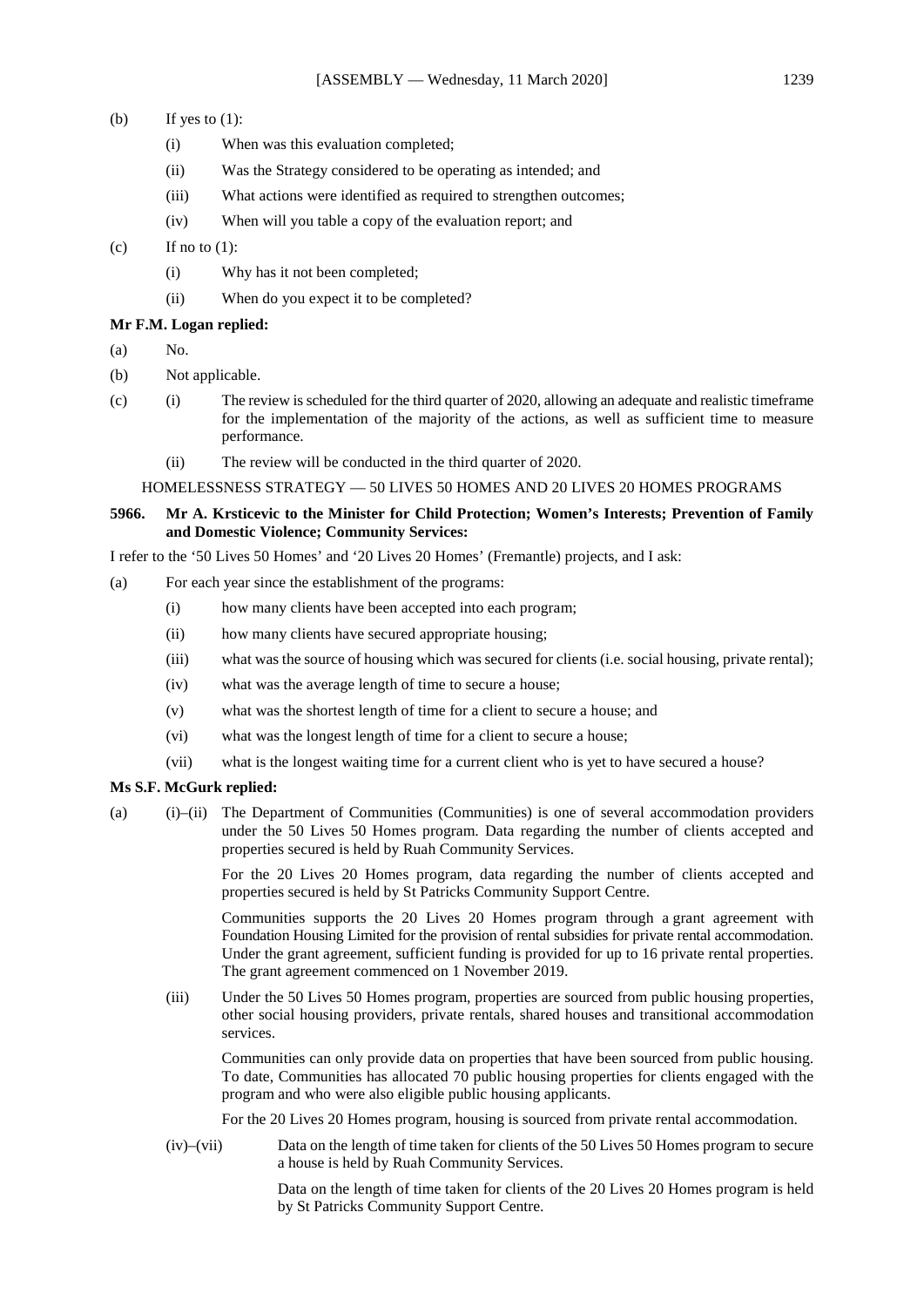(b) If yes to (1):

    (i) When was this evaluation completed;

    (ii) Was the Strategy considered to be operating as intended; and

    (iii) What actions were identified as required to strengthen outcomes;

    (iv) When will you table a copy of the evaluation report; and

(c) If no to (1):

    (i) Why has it not been completed;

    (ii) When do you expect it to be completed?

**Mr F.M. Logan replied:**

(a) No.

(b) Not applicable.

(c) (i) The review is scheduled for the third quarter of 2020, allowing an adequate and realistic timeframe for the implementation of the majority of the actions, as well as sufficient time to measure performance.

    (ii) The review will be conducted in the third quarter of 2020.

HOMELESSNESS STRATEGY — 50 LIVES 50 HOMES AND 20 LIVES 20 HOMES PROGRAMS

**5966. Mr A. Krsticevic to the Minister for Child Protection; Women's Interests; Prevention of Family and Domestic Violence; Community Services:**

I refer to the '50 Lives 50 Homes' and '20 Lives 20 Homes' (Fremantle) projects, and I ask:

(a) For each year since the establishment of the programs:

    (i) how many clients have been accepted into each program;

    (ii) how many clients have secured appropriate housing;

    (iii) what was the source of housing which was secured for clients (i.e. social housing, private rental);

    (iv) what was the average length of time to secure a house;

    (v) what was the shortest length of time for a client to secure a house; and

    (vi) what was the longest length of time for a client to secure a house;

    (vii) what is the longest waiting time for a current client who is yet to have secured a house?

**Ms S.F. McGurk replied:**

(a) (i)–(ii) The Department of Communities (Communities) is one of several accommodation providers under the 50 Lives 50 Homes program. Data regarding the number of clients accepted and properties secured is held by Ruah Community Services.

For the 20 Lives 20 Homes program, data regarding the number of clients accepted and properties secured is held by St Patricks Community Support Centre.

Communities supports the 20 Lives 20 Homes program through a grant agreement with Foundation Housing Limited for the provision of rental subsidies for private rental accommodation. Under the grant agreement, sufficient funding is provided for up to 16 private rental properties. The grant agreement commenced on 1 November 2019.

(iii) Under the 50 Lives 50 Homes program, properties are sourced from public housing properties, other social housing providers, private rentals, shared houses and transitional accommodation services.

Communities can only provide data on properties that have been sourced from public housing. To date, Communities has allocated 70 public housing properties for clients engaged with the program and who were also eligible public housing applicants.

For the 20 Lives 20 Homes program, housing is sourced from private rental accommodation.

(iv)–(vii) Data on the length of time taken for clients of the 50 Lives 50 Homes program to secure a house is held by Ruah Community Services.

Data on the length of time taken for clients of the 20 Lives 20 Homes program is held by St Patricks Community Support Centre.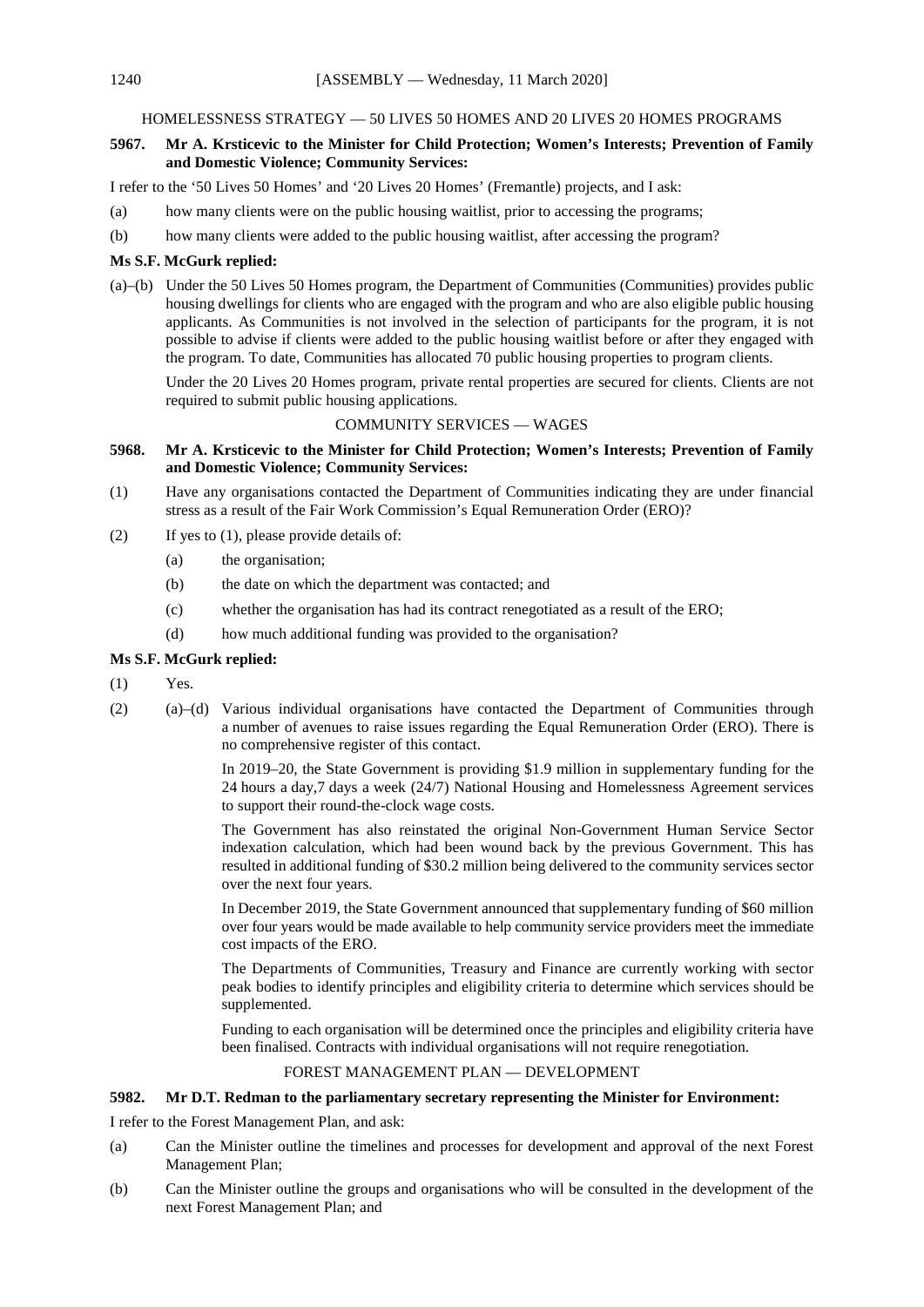HOMELESSNESS STRATEGY — 50 LIVES 50 HOMES AND 20 LIVES 20 HOMES PROGRAMS

**5967. Mr A. Krsticevic to the Minister for Child Protection; Women's Interests; Prevention of Family and Domestic Violence; Community Services:**

I refer to the '50 Lives 50 Homes' and '20 Lives 20 Homes' (Fremantle) projects, and I ask:

(a) how many clients were on the public housing waitlist, prior to accessing the programs;

(b) how many clients were added to the public housing waitlist, after accessing the program?

**Ms S.F. McGurk replied:**

(a)–(b) Under the 50 Lives 50 Homes program, the Department of Communities (Communities) provides public housing dwellings for clients who are engaged with the program and who are also eligible public housing applicants. As Communities is not involved in the selection of participants for the program, it is not possible to advise if clients were added to the public housing waitlist before or after they engaged with the program. To date, Communities has allocated 70 public housing properties to program clients.

Under the 20 Lives 20 Homes program, private rental properties are secured for clients. Clients are not required to submit public housing applications.

COMMUNITY SERVICES — WAGES

**5968. Mr A. Krsticevic to the Minister for Child Protection; Women's Interests; Prevention of Family and Domestic Violence; Community Services:**

(1) Have any organisations contacted the Department of Communities indicating they are under financial stress as a result of the Fair Work Commission's Equal Remuneration Order (ERO)?

(2) If yes to (1), please provide details of:

  (a) the organisation;

  (b) the date on which the department was contacted; and

  (c) whether the organisation has had its contract renegotiated as a result of the ERO;

  (d) how much additional funding was provided to the organisation?

**Ms S.F. McGurk replied:**

(1) Yes.

(2) (a)–(d) Various individual organisations have contacted the Department of Communities through a number of avenues to raise issues regarding the Equal Remuneration Order (ERO). There is no comprehensive register of this contact.

In 2019–20, the State Government is providing $1.9 million in supplementary funding for the 24 hours a day,7 days a week (24/7) National Housing and Homelessness Agreement services to support their round-the-clock wage costs.

The Government has also reinstated the original Non-Government Human Service Sector indexation calculation, which had been wound back by the previous Government. This has resulted in additional funding of $30.2 million being delivered to the community services sector over the next four years.

In December 2019, the State Government announced that supplementary funding of $60 million over four years would be made available to help community service providers meet the immediate cost impacts of the ERO.

The Departments of Communities, Treasury and Finance are currently working with sector peak bodies to identify principles and eligibility criteria to determine which services should be supplemented.

Funding to each organisation will be determined once the principles and eligibility criteria have been finalised. Contracts with individual organisations will not require renegotiation.

FOREST MANAGEMENT PLAN — DEVELOPMENT

**5982. Mr D.T. Redman to the parliamentary secretary representing the Minister for Environment:**

I refer to the Forest Management Plan, and ask:

(a) Can the Minister outline the timelines and processes for development and approval of the next Forest Management Plan;

(b) Can the Minister outline the groups and organisations who will be consulted in the development of the next Forest Management Plan; and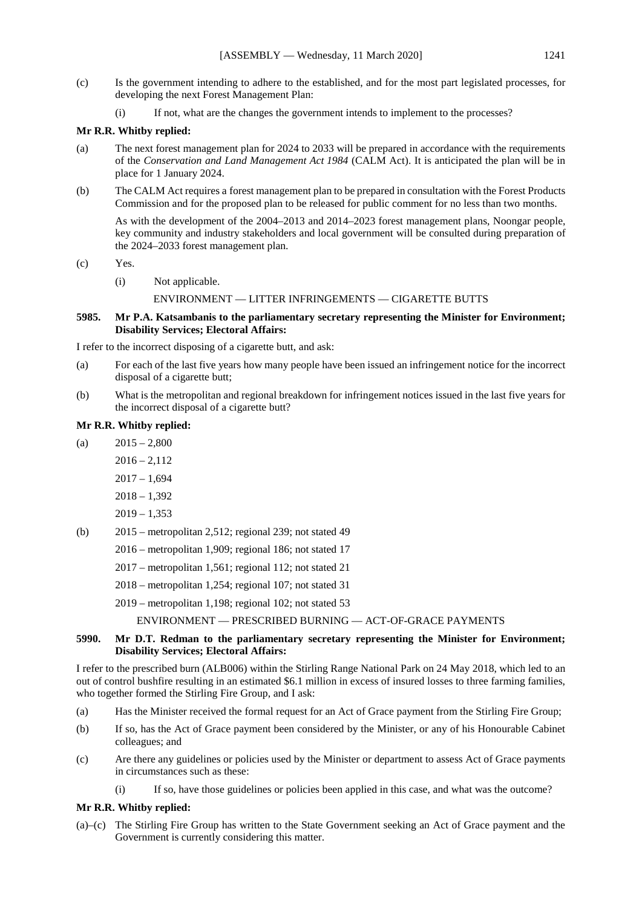(c) Is the government intending to adhere to the established, and for the most part legislated processes, for developing the next Forest Management Plan:

  (i) If not, what are the changes the government intends to implement to the processes?

**Mr R.R. Whitby replied:**

(a) The next forest management plan for 2024 to 2033 will be prepared in accordance with the requirements of the *Conservation and Land Management Act 1984* (CALM Act). It is anticipated the plan will be in place for 1 January 2024.

(b) The CALM Act requires a forest management plan to be prepared in consultation with the Forest Products Commission and for the proposed plan to be released for public comment for no less than two months.

As with the development of the 2004–2013 and 2014–2023 forest management plans, Noongar people, key community and industry stakeholders and local government will be consulted during preparation of the 2024–2033 forest management plan.

(c) Yes.

  (i) Not applicable.

### ENVIRONMENT — LITTER INFRINGEMENTS — CIGARETTE BUTTS

**5985. Mr P.A. Katsambanis to the parliamentary secretary representing the Minister for Environment; Disability Services; Electoral Affairs:**

I refer to the incorrect disposing of a cigarette butt, and ask:

(a) For each of the last five years how many people have been issued an infringement notice for the incorrect disposal of a cigarette butt;

(b) What is the metropolitan and regional breakdown for infringement notices issued in the last five years for the incorrect disposal of a cigarette butt?

**Mr R.R. Whitby replied:**

(a) 2015 – 2,800

2016 – 2,112

2017 – 1,694

2018 – 1,392

2019 – 1,353

(b) 2015 – metropolitan 2,512; regional 239; not stated 49

2016 – metropolitan 1,909; regional 186; not stated 17

2017 – metropolitan 1,561; regional 112; not stated 21

2018 – metropolitan 1,254; regional 107; not stated 31

2019 – metropolitan 1,198; regional 102; not stated 53

### ENVIRONMENT — PRESCRIBED BURNING — ACT-OF-GRACE PAYMENTS

**5990. Mr D.T. Redman to the parliamentary secretary representing the Minister for Environment; Disability Services; Electoral Affairs:**

I refer to the prescribed burn (ALB006) within the Stirling Range National Park on 24 May 2018, which led to an out of control bushfire resulting in an estimated $6.1 million in excess of insured losses to three farming families, who together formed the Stirling Fire Group, and I ask:

(a) Has the Minister received the formal request for an Act of Grace payment from the Stirling Fire Group;

(b) If so, has the Act of Grace payment been considered by the Minister, or any of his Honourable Cabinet colleagues; and

(c) Are there any guidelines or policies used by the Minister or department to assess Act of Grace payments in circumstances such as these:

  (i) If so, have those guidelines or policies been applied in this case, and what was the outcome?

**Mr R.R. Whitby replied:**

(a)–(c) The Stirling Fire Group has written to the State Government seeking an Act of Grace payment and the Government is currently considering this matter.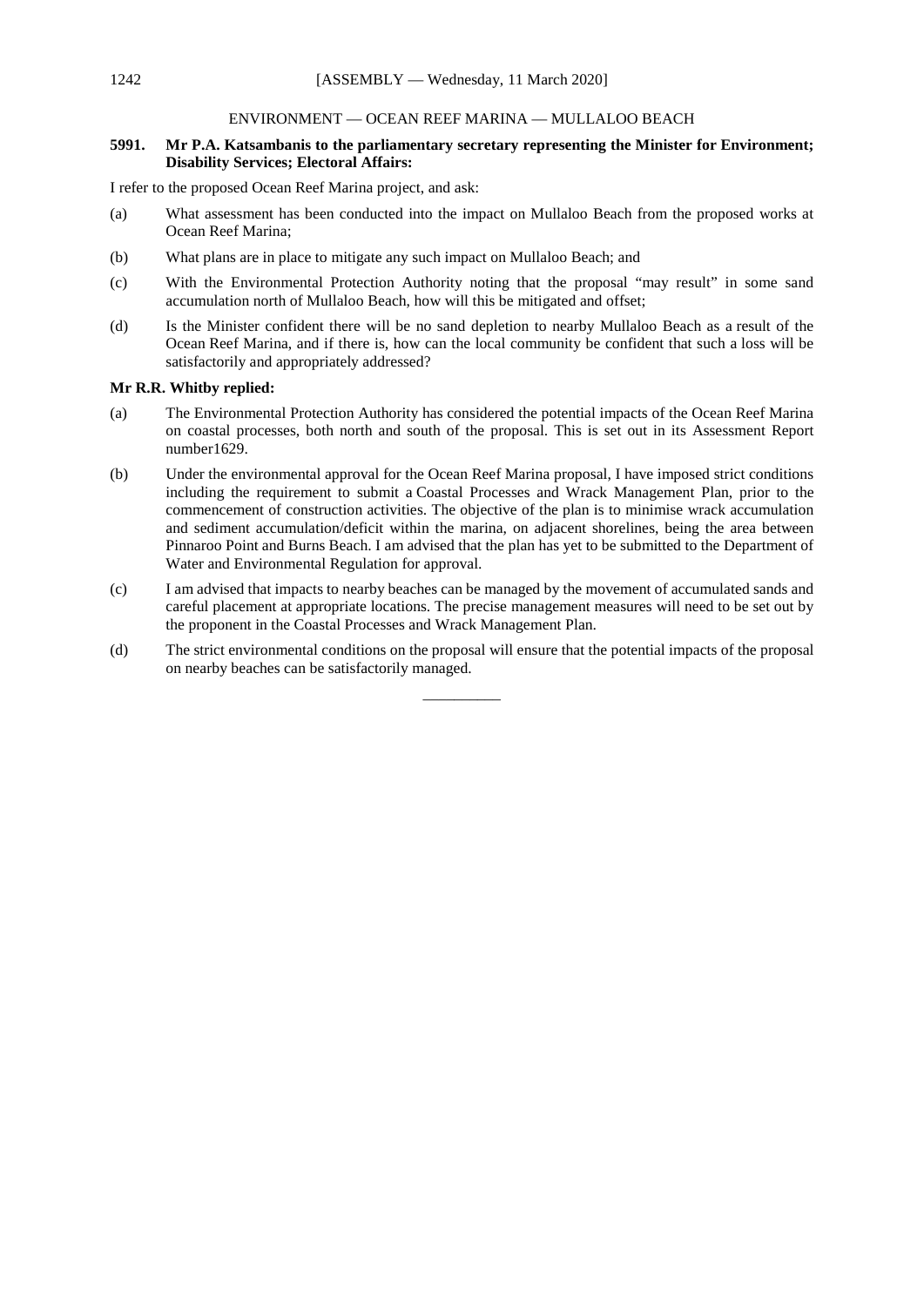ENVIRONMENT — OCEAN REEF MARINA — MULLALOO BEACH

**5991. Mr P.A. Katsambanis to the parliamentary secretary representing the Minister for Environment; Disability Services; Electoral Affairs:**

I refer to the proposed Ocean Reef Marina project, and ask:

(a) What assessment has been conducted into the impact on Mullaloo Beach from the proposed works at Ocean Reef Marina;

(b) What plans are in place to mitigate any such impact on Mullaloo Beach; and

(c) With the Environmental Protection Authority noting that the proposal "may result" in some sand accumulation north of Mullaloo Beach, how will this be mitigated and offset;

(d) Is the Minister confident there will be no sand depletion to nearby Mullaloo Beach as a result of the Ocean Reef Marina, and if there is, how can the local community be confident that such a loss will be satisfactorily and appropriately addressed?

**Mr R.R. Whitby replied:**

(a) The Environmental Protection Authority has considered the potential impacts of the Ocean Reef Marina on coastal processes, both north and south of the proposal. This is set out in its Assessment Report number1629.

(b) Under the environmental approval for the Ocean Reef Marina proposal, I have imposed strict conditions including the requirement to submit a Coastal Processes and Wrack Management Plan, prior to the commencement of construction activities. The objective of the plan is to minimise wrack accumulation and sediment accumulation/deficit within the marina, on adjacent shorelines, being the area between Pinnaroo Point and Burns Beach. I am advised that the plan has yet to be submitted to the Department of Water and Environmental Regulation for approval.

(c) I am advised that impacts to nearby beaches can be managed by the movement of accumulated sands and careful placement at appropriate locations. The precise management measures will need to be set out by the proponent in the Coastal Processes and Wrack Management Plan.

(d) The strict environmental conditions on the proposal will ensure that the potential impacts of the proposal on nearby beaches can be satisfactorily managed.